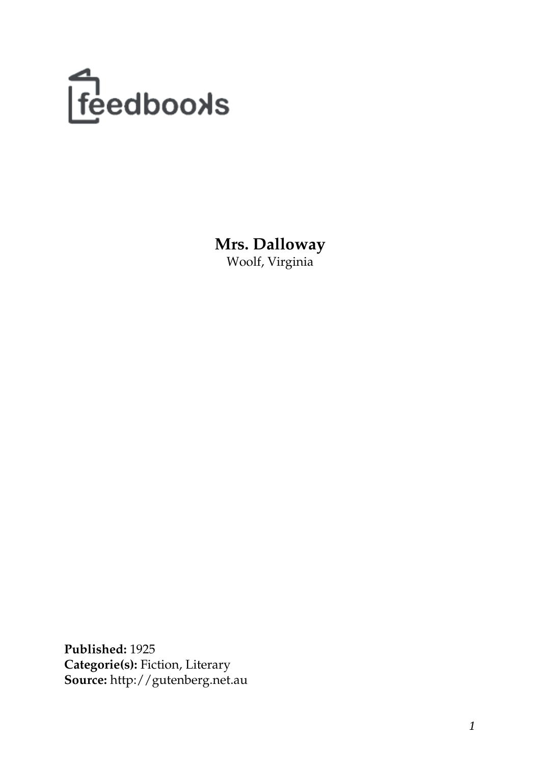feedbooks

# Mrs. Dalloway

Woolf, Virginia

**Published:** 1925
**Categorie(s):** Fiction, Literary
**Source:** http://gutenberg.net.au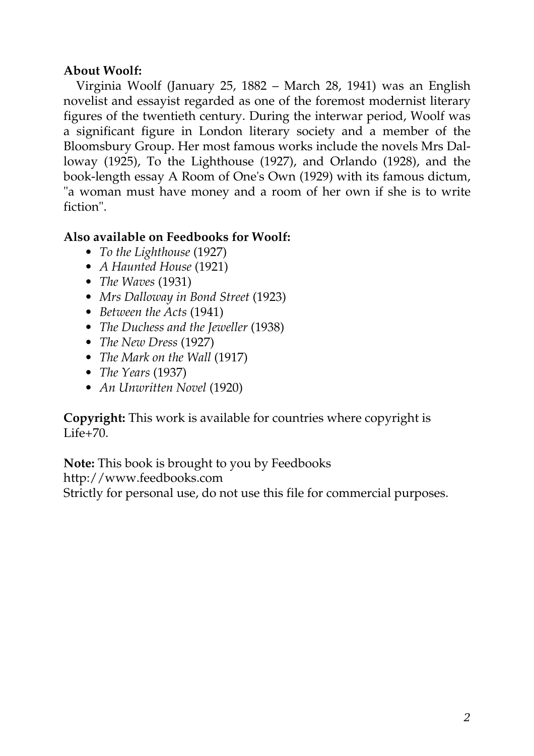**About Woolf:**

Virginia Woolf (January 25, 1882 – March 28, 1941) was an English novelist and essayist regarded as one of the foremost modernist literary figures of the twentieth century. During the interwar period, Woolf was a significant figure in London literary society and a member of the Bloomsbury Group. Her most famous works include the novels Mrs Dalloway (1925), To the Lighthouse (1927), and Orlando (1928), and the book-length essay A Room of One's Own (1929) with its famous dictum, "a woman must have money and a room of her own if she is to write fiction".

**Also available on Feedbooks for Woolf:**

- *To the Lighthouse* (1927)
- *A Haunted House* (1921)
- *The Waves* (1931)
- *Mrs Dalloway in Bond Street* (1923)
- *Between the Acts* (1941)
- *The Duchess and the Jeweller* (1938)
- *The New Dress* (1927)
- *The Mark on the Wall* (1917)
- *The Years* (1937)
- *An Unwritten Novel* (1920)

**Copyright:** This work is available for countries where copyright is Life+70.

**Note:** This book is brought to you by Feedbooks
http://www.feedbooks.com
Strictly for personal use, do not use this file for commercial purposes.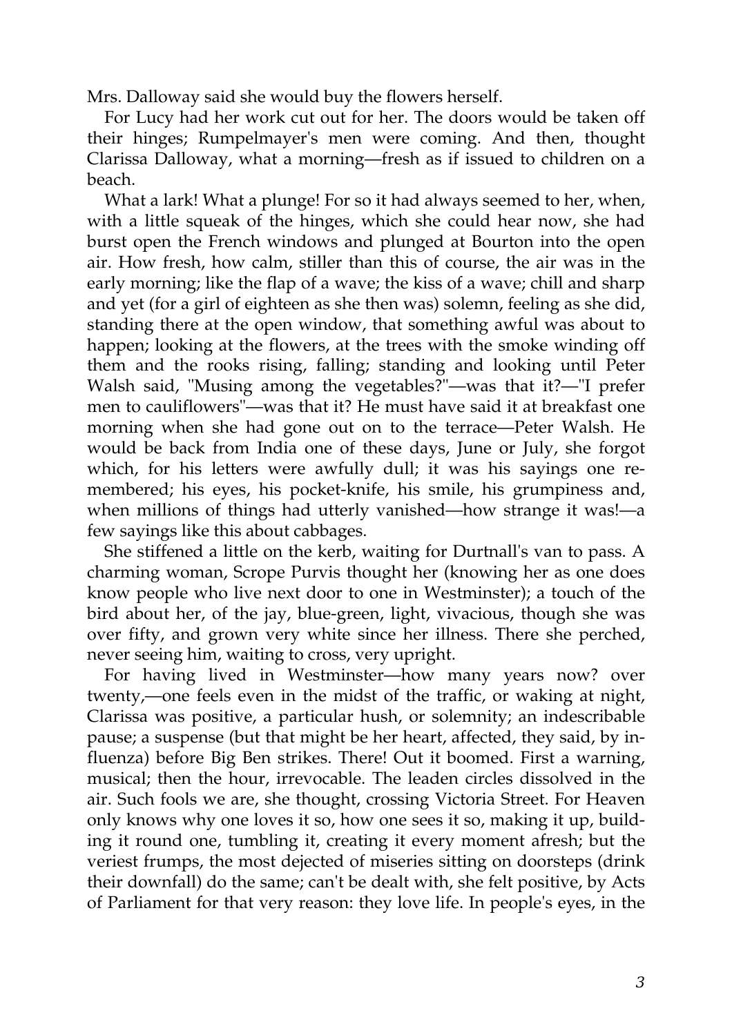Mrs. Dalloway said she would buy the flowers herself.

For Lucy had her work cut out for her. The doors would be taken off their hinges; Rumpelmayer's men were coming. And then, thought Clarissa Dalloway, what a morning—fresh as if issued to children on a beach.

What a lark! What a plunge! For so it had always seemed to her, when, with a little squeak of the hinges, which she could hear now, she had burst open the French windows and plunged at Bourton into the open air. How fresh, how calm, stiller than this of course, the air was in the early morning; like the flap of a wave; the kiss of a wave; chill and sharp and yet (for a girl of eighteen as she then was) solemn, feeling as she did, standing there at the open window, that something awful was about to happen; looking at the flowers, at the trees with the smoke winding off them and the rooks rising, falling; standing and looking until Peter Walsh said, "Musing among the vegetables?"—was that it?—"I prefer men to cauliflowers"—was that it? He must have said it at breakfast one morning when she had gone out on to the terrace—Peter Walsh. He would be back from India one of these days, June or July, she forgot which, for his letters were awfully dull; it was his sayings one remembered; his eyes, his pocket-knife, his smile, his grumpiness and, when millions of things had utterly vanished—how strange it was!—a few sayings like this about cabbages.

She stiffened a little on the kerb, waiting for Durtnall's van to pass. A charming woman, Scrope Purvis thought her (knowing her as one does know people who live next door to one in Westminster); a touch of the bird about her, of the jay, blue-green, light, vivacious, though she was over fifty, and grown very white since her illness. There she perched, never seeing him, waiting to cross, very upright.

For having lived in Westminster—how many years now? over twenty,—one feels even in the midst of the traffic, or waking at night, Clarissa was positive, a particular hush, or solemnity; an indescribable pause; a suspense (but that might be her heart, affected, they said, by influenza) before Big Ben strikes. There! Out it boomed. First a warning, musical; then the hour, irrevocable. The leaden circles dissolved in the air. Such fools we are, she thought, crossing Victoria Street. For Heaven only knows why one loves it so, how one sees it so, making it up, building it round one, tumbling it, creating it every moment afresh; but the veriest frumps, the most dejected of miseries sitting on doorsteps (drink their downfall) do the same; can't be dealt with, she felt positive, by Acts of Parliament for that very reason: they love life. In people's eyes, in the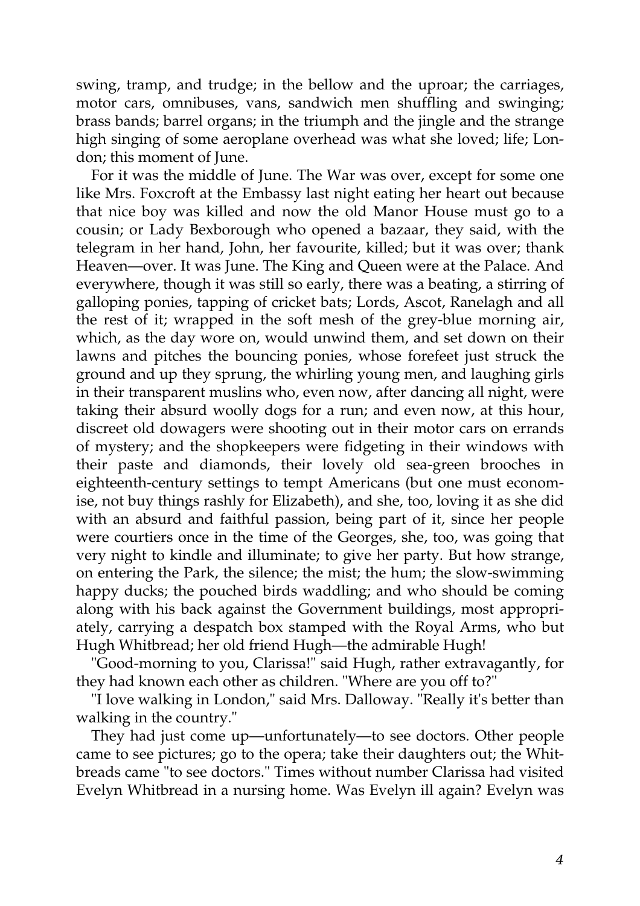swing, tramp, and trudge; in the bellow and the uproar; the carriages, motor cars, omnibuses, vans, sandwich men shuffling and swinging; brass bands; barrel organs; in the triumph and the jingle and the strange high singing of some aeroplane overhead was what she loved; life; London; this moment of June.

For it was the middle of June. The War was over, except for some one like Mrs. Foxcroft at the Embassy last night eating her heart out because that nice boy was killed and now the old Manor House must go to a cousin; or Lady Bexborough who opened a bazaar, they said, with the telegram in her hand, John, her favourite, killed; but it was over; thank Heaven—over. It was June. The King and Queen were at the Palace. And everywhere, though it was still so early, there was a beating, a stirring of galloping ponies, tapping of cricket bats; Lords, Ascot, Ranelagh and all the rest of it; wrapped in the soft mesh of the grey-blue morning air, which, as the day wore on, would unwind them, and set down on their lawns and pitches the bouncing ponies, whose forefeet just struck the ground and up they sprung, the whirling young men, and laughing girls in their transparent muslins who, even now, after dancing all night, were taking their absurd woolly dogs for a run; and even now, at this hour, discreet old dowagers were shooting out in their motor cars on errands of mystery; and the shopkeepers were fidgeting in their windows with their paste and diamonds, their lovely old sea-green brooches in eighteenth-century settings to tempt Americans (but one must economise, not buy things rashly for Elizabeth), and she, too, loving it as she did with an absurd and faithful passion, being part of it, since her people were courtiers once in the time of the Georges, she, too, was going that very night to kindle and illuminate; to give her party. But how strange, on entering the Park, the silence; the mist; the hum; the slow-swimming happy ducks; the pouched birds waddling; and who should be coming along with his back against the Government buildings, most appropriately, carrying a despatch box stamped with the Royal Arms, who but Hugh Whitbread; her old friend Hugh—the admirable Hugh!

"Good-morning to you, Clarissa!" said Hugh, rather extravagantly, for they had known each other as children. "Where are you off to?"

"I love walking in London," said Mrs. Dalloway. "Really it's better than walking in the country."

They had just come up—unfortunately—to see doctors. Other people came to see pictures; go to the opera; take their daughters out; the Whitbreads came "to see doctors." Times without number Clarissa had visited Evelyn Whitbread in a nursing home. Was Evelyn ill again? Evelyn was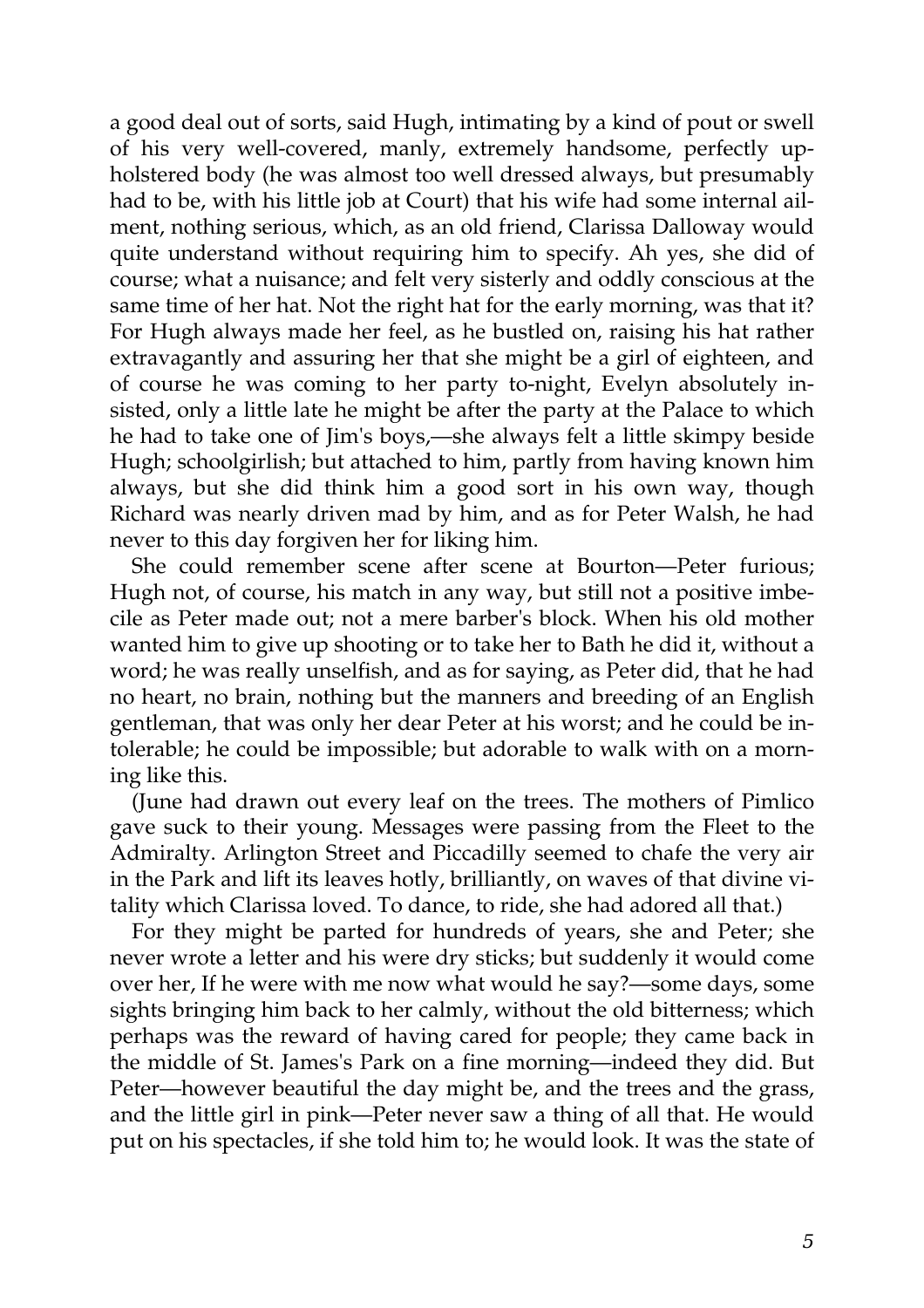a good deal out of sorts, said Hugh, intimating by a kind of pout or swell of his very well-covered, manly, extremely handsome, perfectly upholstered body (he was almost too well dressed always, but presumably had to be, with his little job at Court) that his wife had some internal ailment, nothing serious, which, as an old friend, Clarissa Dalloway would quite understand without requiring him to specify. Ah yes, she did of course; what a nuisance; and felt very sisterly and oddly conscious at the same time of her hat. Not the right hat for the early morning, was that it? For Hugh always made her feel, as he bustled on, raising his hat rather extravagantly and assuring her that she might be a girl of eighteen, and of course he was coming to her party to-night, Evelyn absolutely insisted, only a little late he might be after the party at the Palace to which he had to take one of Jim's boys,—she always felt a little skimpy beside Hugh; schoolgirlish; but attached to him, partly from having known him always, but she did think him a good sort in his own way, though Richard was nearly driven mad by him, and as for Peter Walsh, he had never to this day forgiven her for liking him.

She could remember scene after scene at Bourton—Peter furious; Hugh not, of course, his match in any way, but still not a positive imbecile as Peter made out; not a mere barber's block. When his old mother wanted him to give up shooting or to take her to Bath he did it, without a word; he was really unselfish, and as for saying, as Peter did, that he had no heart, no brain, nothing but the manners and breeding of an English gentleman, that was only her dear Peter at his worst; and he could be intolerable; he could be impossible; but adorable to walk with on a morning like this.

(June had drawn out every leaf on the trees. The mothers of Pimlico gave suck to their young. Messages were passing from the Fleet to the Admiralty. Arlington Street and Piccadilly seemed to chafe the very air in the Park and lift its leaves hotly, brilliantly, on waves of that divine vitality which Clarissa loved. To dance, to ride, she had adored all that.)

For they might be parted for hundreds of years, she and Peter; she never wrote a letter and his were dry sticks; but suddenly it would come over her, If he were with me now what would he say?—some days, some sights bringing him back to her calmly, without the old bitterness; which perhaps was the reward of having cared for people; they came back in the middle of St. James's Park on a fine morning—indeed they did. But Peter—however beautiful the day might be, and the trees and the grass, and the little girl in pink—Peter never saw a thing of all that. He would put on his spectacles, if she told him to; he would look. It was the state of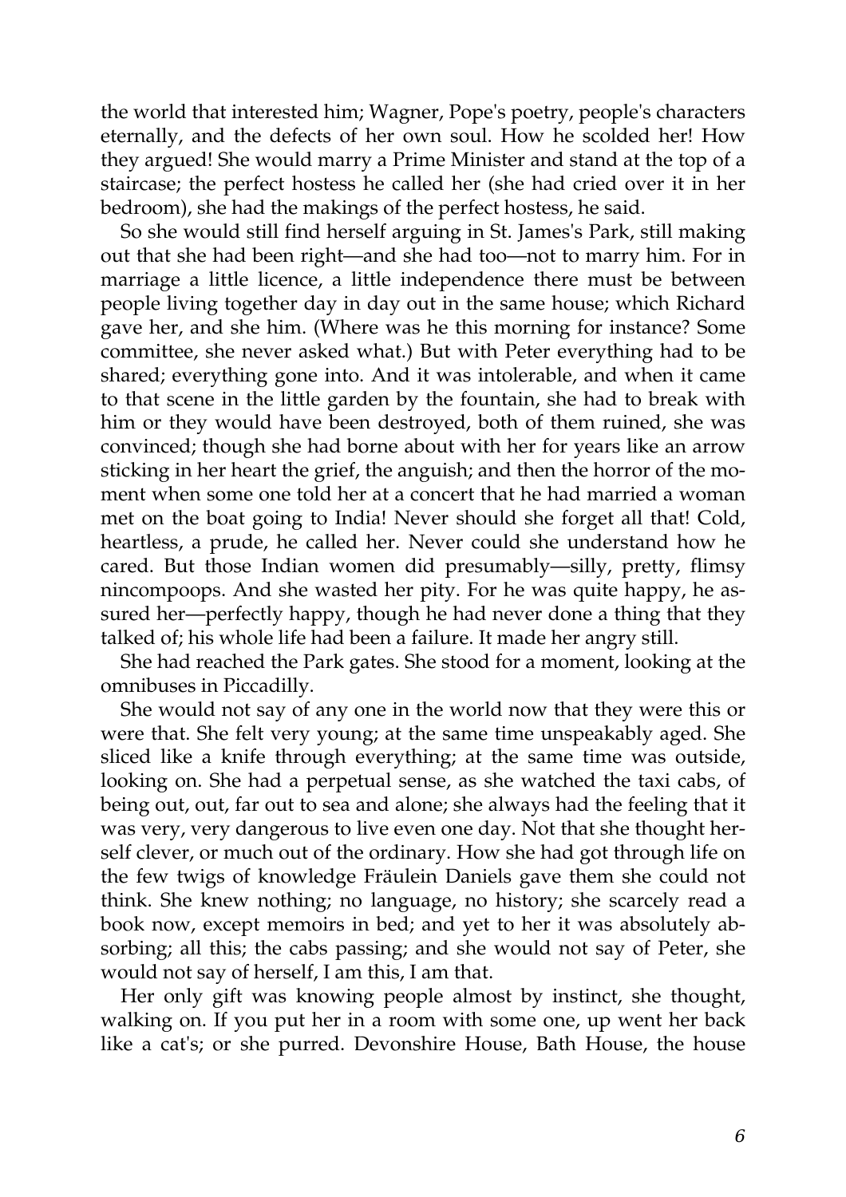the world that interested him; Wagner, Pope's poetry, people's characters eternally, and the defects of her own soul. How he scolded her! How they argued! She would marry a Prime Minister and stand at the top of a staircase; the perfect hostess he called her (she had cried over it in her bedroom), she had the makings of the perfect hostess, he said.

So she would still find herself arguing in St. James's Park, still making out that she had been right—and she had too—not to marry him. For in marriage a little licence, a little independence there must be between people living together day in day out in the same house; which Richard gave her, and she him. (Where was he this morning for instance? Some committee, she never asked what.) But with Peter everything had to be shared; everything gone into. And it was intolerable, and when it came to that scene in the little garden by the fountain, she had to break with him or they would have been destroyed, both of them ruined, she was convinced; though she had borne about with her for years like an arrow sticking in her heart the grief, the anguish; and then the horror of the moment when some one told her at a concert that he had married a woman met on the boat going to India! Never should she forget all that! Cold, heartless, a prude, he called her. Never could she understand how he cared. But those Indian women did presumably—silly, pretty, flimsy nincompoops. And she wasted her pity. For he was quite happy, he assured her—perfectly happy, though he had never done a thing that they talked of; his whole life had been a failure. It made her angry still.

She had reached the Park gates. She stood for a moment, looking at the omnibuses in Piccadilly.

She would not say of any one in the world now that they were this or were that. She felt very young; at the same time unspeakably aged. She sliced like a knife through everything; at the same time was outside, looking on. She had a perpetual sense, as she watched the taxi cabs, of being out, out, far out to sea and alone; she always had the feeling that it was very, very dangerous to live even one day. Not that she thought herself clever, or much out of the ordinary. How she had got through life on the few twigs of knowledge Fräulein Daniels gave them she could not think. She knew nothing; no language, no history; she scarcely read a book now, except memoirs in bed; and yet to her it was absolutely absorbing; all this; the cabs passing; and she would not say of Peter, she would not say of herself, I am this, I am that.

Her only gift was knowing people almost by instinct, she thought, walking on. If you put her in a room with some one, up went her back like a cat's; or she purred. Devonshire House, Bath House, the house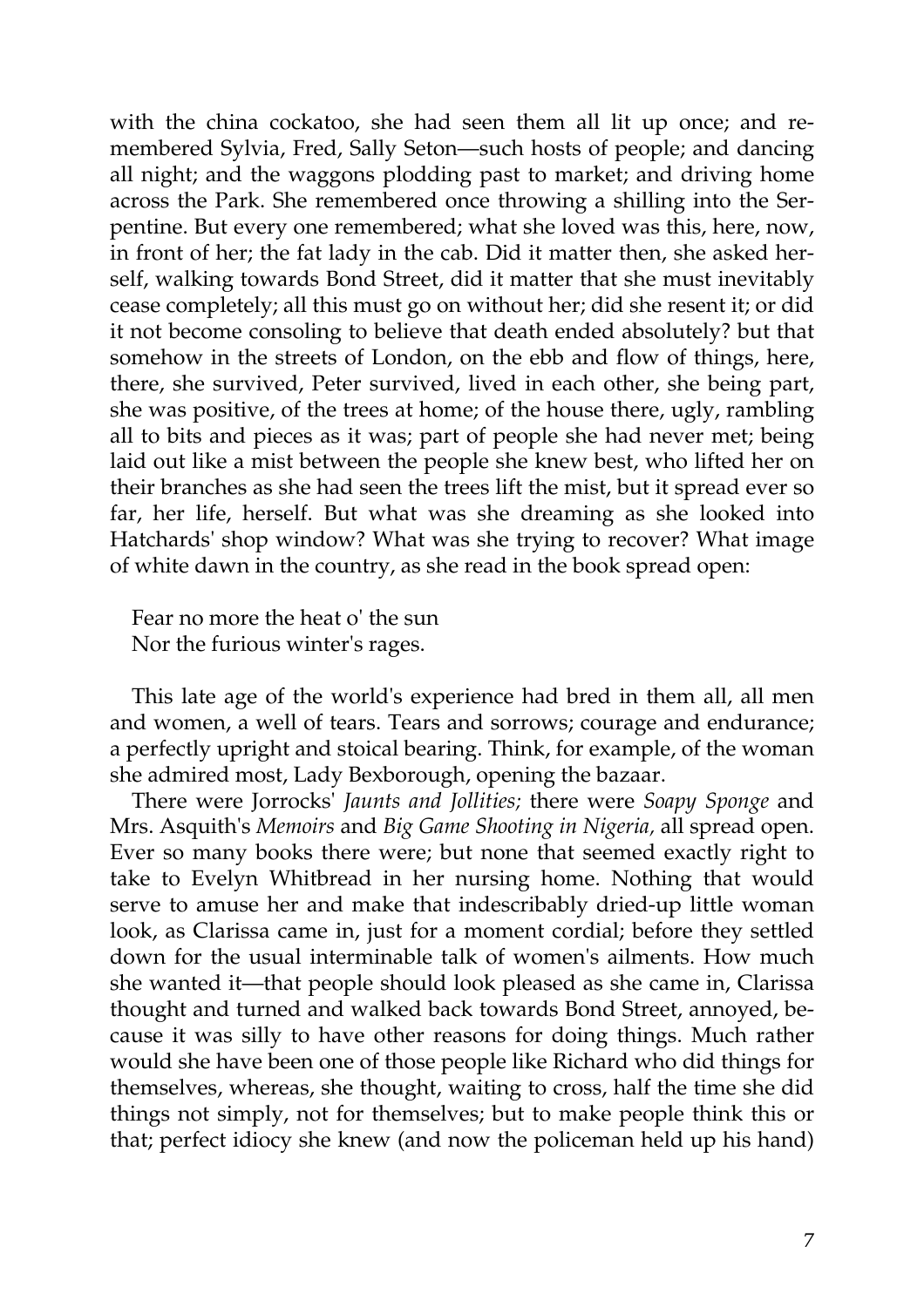with the china cockatoo, she had seen them all lit up once; and remembered Sylvia, Fred, Sally Seton—such hosts of people; and dancing all night; and the waggons plodding past to market; and driving home across the Park. She remembered once throwing a shilling into the Serpentine. But every one remembered; what she loved was this, here, now, in front of her; the fat lady in the cab. Did it matter then, she asked herself, walking towards Bond Street, did it matter that she must inevitably cease completely; all this must go on without her; did she resent it; or did it not become consoling to believe that death ended absolutely? but that somehow in the streets of London, on the ebb and flow of things, here, there, she survived, Peter survived, lived in each other, she being part, she was positive, of the trees at home; of the house there, ugly, rambling all to bits and pieces as it was; part of people she had never met; being laid out like a mist between the people she knew best, who lifted her on their branches as she had seen the trees lift the mist, but it spread ever so far, her life, herself. But what was she dreaming as she looked into Hatchards' shop window? What was she trying to recover? What image of white dawn in the country, as she read in the book spread open:

Fear no more the heat o' the sun
Nor the furious winter's rages.

This late age of the world's experience had bred in them all, all men and women, a well of tears. Tears and sorrows; courage and endurance; a perfectly upright and stoical bearing. Think, for example, of the woman she admired most, Lady Bexborough, opening the bazaar.

There were Jorrocks' *Jaunts and Jollities;* there were *Soapy Sponge* and Mrs. Asquith's *Memoirs* and *Big Game Shooting in Nigeria,* all spread open. Ever so many books there were; but none that seemed exactly right to take to Evelyn Whitbread in her nursing home. Nothing that would serve to amuse her and make that indescribably dried-up little woman look, as Clarissa came in, just for a moment cordial; before they settled down for the usual interminable talk of women's ailments. How much she wanted it—that people should look pleased as she came in, Clarissa thought and turned and walked back towards Bond Street, annoyed, because it was silly to have other reasons for doing things. Much rather would she have been one of those people like Richard who did things for themselves, whereas, she thought, waiting to cross, half the time she did things not simply, not for themselves; but to make people think this or that; perfect idiocy she knew (and now the policeman held up his hand)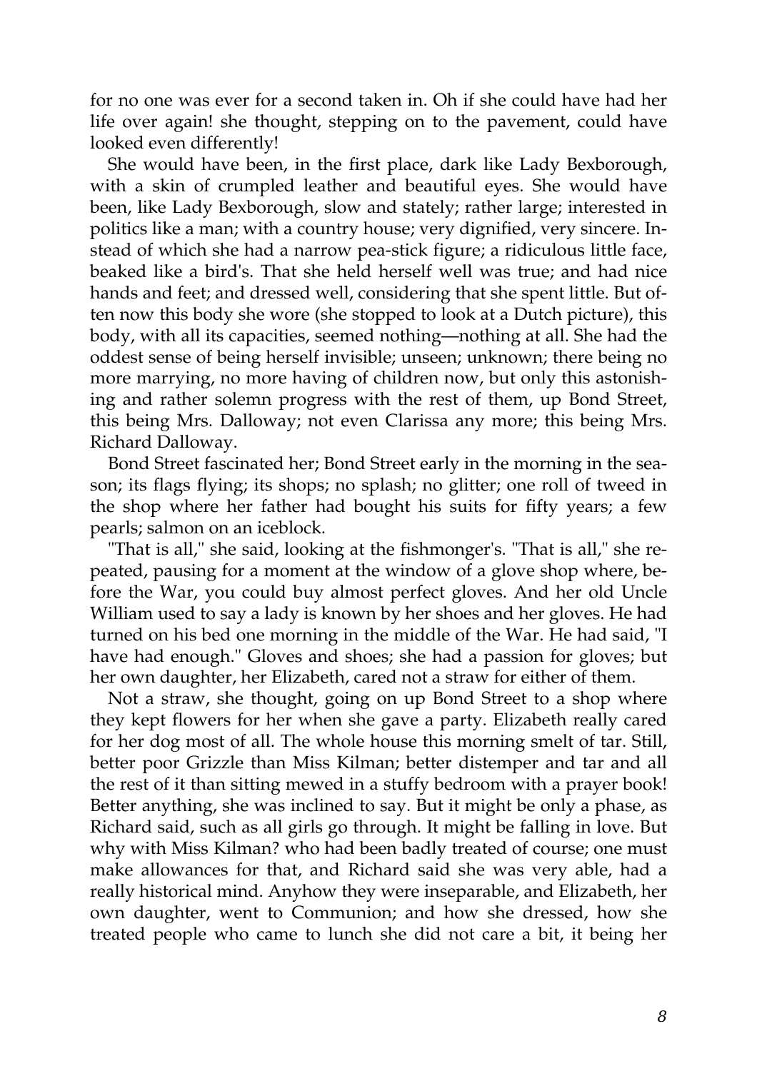for no one was ever for a second taken in. Oh if she could have had her life over again! she thought, stepping on to the pavement, could have looked even differently!

She would have been, in the first place, dark like Lady Bexborough, with a skin of crumpled leather and beautiful eyes. She would have been, like Lady Bexborough, slow and stately; rather large; interested in politics like a man; with a country house; very dignified, very sincere. Instead of which she had a narrow pea-stick figure; a ridiculous little face, beaked like a bird's. That she held herself well was true; and had nice hands and feet; and dressed well, considering that she spent little. But often now this body she wore (she stopped to look at a Dutch picture), this body, with all its capacities, seemed nothing—nothing at all. She had the oddest sense of being herself invisible; unseen; unknown; there being no more marrying, no more having of children now, but only this astonishing and rather solemn progress with the rest of them, up Bond Street, this being Mrs. Dalloway; not even Clarissa any more; this being Mrs. Richard Dalloway.

Bond Street fascinated her; Bond Street early in the morning in the season; its flags flying; its shops; no splash; no glitter; one roll of tweed in the shop where her father had bought his suits for fifty years; a few pearls; salmon on an iceblock.

"That is all," she said, looking at the fishmonger's. "That is all," she repeated, pausing for a moment at the window of a glove shop where, before the War, you could buy almost perfect gloves. And her old Uncle William used to say a lady is known by her shoes and her gloves. He had turned on his bed one morning in the middle of the War. He had said, "I have had enough." Gloves and shoes; she had a passion for gloves; but her own daughter, her Elizabeth, cared not a straw for either of them.

Not a straw, she thought, going on up Bond Street to a shop where they kept flowers for her when she gave a party. Elizabeth really cared for her dog most of all. The whole house this morning smelt of tar. Still, better poor Grizzle than Miss Kilman; better distemper and tar and all the rest of it than sitting mewed in a stuffy bedroom with a prayer book! Better anything, she was inclined to say. But it might be only a phase, as Richard said, such as all girls go through. It might be falling in love. But why with Miss Kilman? who had been badly treated of course; one must make allowances for that, and Richard said she was very able, had a really historical mind. Anyhow they were inseparable, and Elizabeth, her own daughter, went to Communion; and how she dressed, how she treated people who came to lunch she did not care a bit, it being her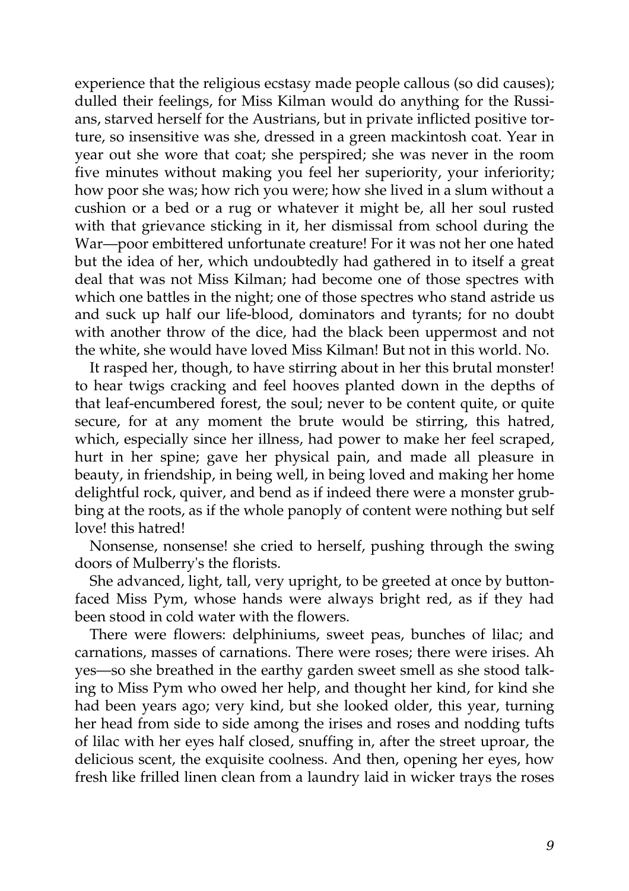experience that the religious ecstasy made people callous (so did causes); dulled their feelings, for Miss Kilman would do anything for the Russians, starved herself for the Austrians, but in private inflicted positive torture, so insensitive was she, dressed in a green mackintosh coat. Year in year out she wore that coat; she perspired; she was never in the room five minutes without making you feel her superiority, your inferiority; how poor she was; how rich you were; how she lived in a slum without a cushion or a bed or a rug or whatever it might be, all her soul rusted with that grievance sticking in it, her dismissal from school during the War—poor embittered unfortunate creature! For it was not her one hated but the idea of her, which undoubtedly had gathered in to itself a great deal that was not Miss Kilman; had become one of those spectres with which one battles in the night; one of those spectres who stand astride us and suck up half our life-blood, dominators and tyrants; for no doubt with another throw of the dice, had the black been uppermost and not the white, she would have loved Miss Kilman! But not in this world. No.

It rasped her, though, to have stirring about in her this brutal monster! to hear twigs cracking and feel hooves planted down in the depths of that leaf-encumbered forest, the soul; never to be content quite, or quite secure, for at any moment the brute would be stirring, this hatred, which, especially since her illness, had power to make her feel scraped, hurt in her spine; gave her physical pain, and made all pleasure in beauty, in friendship, in being well, in being loved and making her home delightful rock, quiver, and bend as if indeed there were a monster grubbing at the roots, as if the whole panoply of content were nothing but self love! this hatred!

Nonsense, nonsense! she cried to herself, pushing through the swing doors of Mulberry's the florists.

She advanced, light, tall, very upright, to be greeted at once by button-faced Miss Pym, whose hands were always bright red, as if they had been stood in cold water with the flowers.

There were flowers: delphiniums, sweet peas, bunches of lilac; and carnations, masses of carnations. There were roses; there were irises. Ah yes—so she breathed in the earthy garden sweet smell as she stood talking to Miss Pym who owed her help, and thought her kind, for kind she had been years ago; very kind, but she looked older, this year, turning her head from side to side among the irises and roses and nodding tufts of lilac with her eyes half closed, snuffing in, after the street uproar, the delicious scent, the exquisite coolness. And then, opening her eyes, how fresh like frilled linen clean from a laundry laid in wicker trays the roses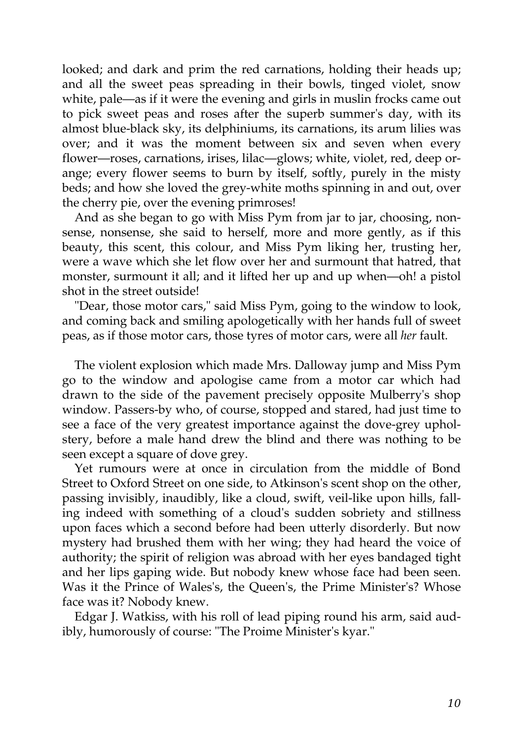looked; and dark and prim the red carnations, holding their heads up; and all the sweet peas spreading in their bowls, tinged violet, snow white, pale—as if it were the evening and girls in muslin frocks came out to pick sweet peas and roses after the superb summer's day, with its almost blue-black sky, its delphiniums, its carnations, its arum lilies was over; and it was the moment between six and seven when every flower—roses, carnations, irises, lilac—glows; white, violet, red, deep orange; every flower seems to burn by itself, softly, purely in the misty beds; and how she loved the grey-white moths spinning in and out, over the cherry pie, over the evening primroses!

And as she began to go with Miss Pym from jar to jar, choosing, nonsense, nonsense, she said to herself, more and more gently, as if this beauty, this scent, this colour, and Miss Pym liking her, trusting her, were a wave which she let flow over her and surmount that hatred, that monster, surmount it all; and it lifted her up and up when—oh! a pistol shot in the street outside!

"Dear, those motor cars," said Miss Pym, going to the window to look, and coming back and smiling apologetically with her hands full of sweet peas, as if those motor cars, those tyres of motor cars, were all *her* fault.

The violent explosion which made Mrs. Dalloway jump and Miss Pym go to the window and apologise came from a motor car which had drawn to the side of the pavement precisely opposite Mulberry's shop window. Passers-by who, of course, stopped and stared, had just time to see a face of the very greatest importance against the dove-grey upholstery, before a male hand drew the blind and there was nothing to be seen except a square of dove grey.

Yet rumours were at once in circulation from the middle of Bond Street to Oxford Street on one side, to Atkinson's scent shop on the other, passing invisibly, inaudibly, like a cloud, swift, veil-like upon hills, falling indeed with something of a cloud's sudden sobriety and stillness upon faces which a second before had been utterly disorderly. But now mystery had brushed them with her wing; they had heard the voice of authority; the spirit of religion was abroad with her eyes bandaged tight and her lips gaping wide. But nobody knew whose face had been seen. Was it the Prince of Wales's, the Queen's, the Prime Minister's? Whose face was it? Nobody knew.

Edgar J. Watkiss, with his roll of lead piping round his arm, said audibly, humorously of course: "The Proime Minister's kyar."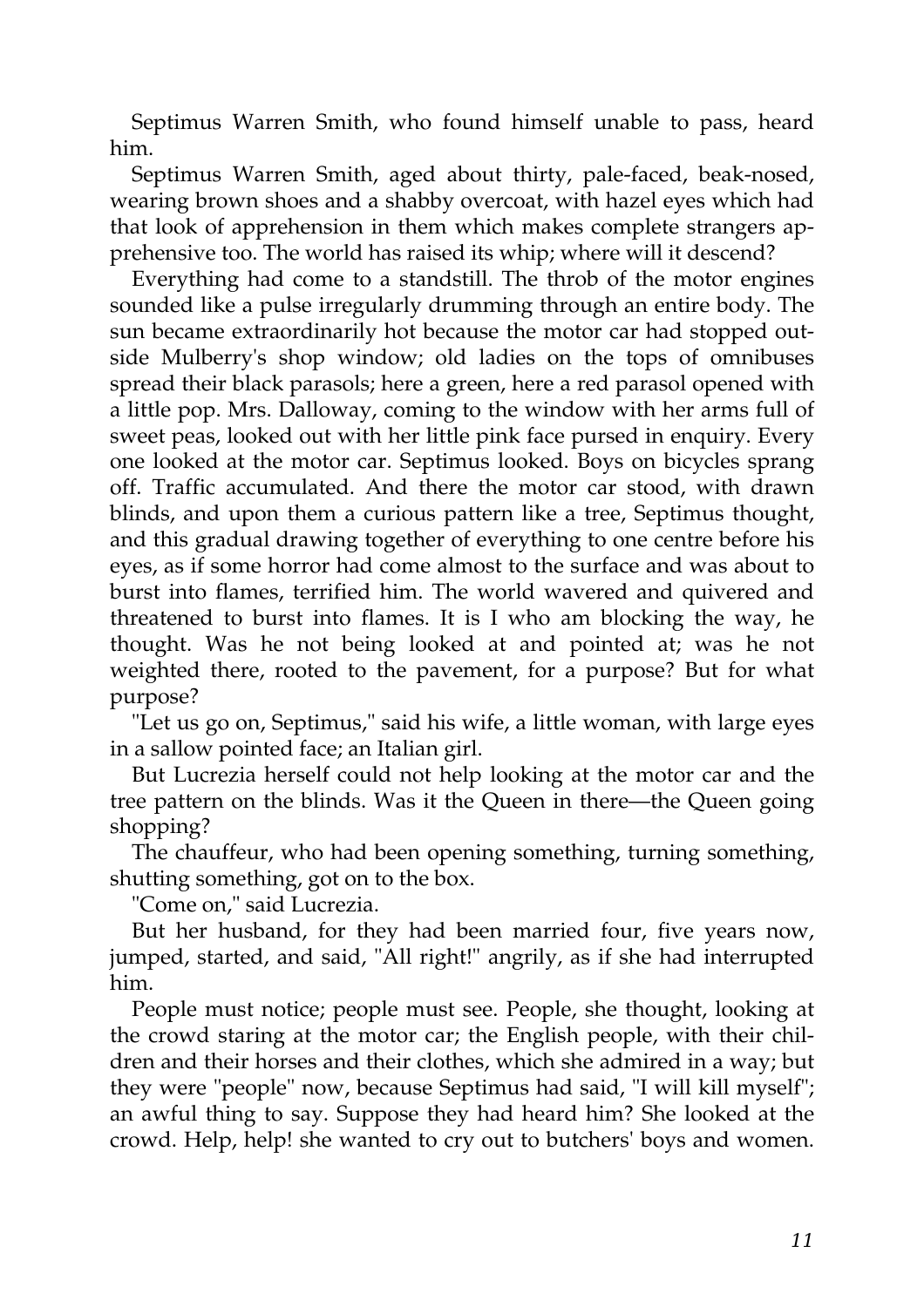Septimus Warren Smith, who found himself unable to pass, heard him.

Septimus Warren Smith, aged about thirty, pale-faced, beak-nosed, wearing brown shoes and a shabby overcoat, with hazel eyes which had that look of apprehension in them which makes complete strangers apprehensive too. The world has raised its whip; where will it descend?

Everything had come to a standstill. The throb of the motor engines sounded like a pulse irregularly drumming through an entire body. The sun became extraordinarily hot because the motor car had stopped outside Mulberry's shop window; old ladies on the tops of omnibuses spread their black parasols; here a green, here a red parasol opened with a little pop. Mrs. Dalloway, coming to the window with her arms full of sweet peas, looked out with her little pink face pursed in enquiry. Every one looked at the motor car. Septimus looked. Boys on bicycles sprang off. Traffic accumulated. And there the motor car stood, with drawn blinds, and upon them a curious pattern like a tree, Septimus thought, and this gradual drawing together of everything to one centre before his eyes, as if some horror had come almost to the surface and was about to burst into flames, terrified him. The world wavered and quivered and threatened to burst into flames. It is I who am blocking the way, he thought. Was he not being looked at and pointed at; was he not weighted there, rooted to the pavement, for a purpose? But for what purpose?

"Let us go on, Septimus," said his wife, a little woman, with large eyes in a sallow pointed face; an Italian girl.

But Lucrezia herself could not help looking at the motor car and the tree pattern on the blinds. Was it the Queen in there—the Queen going shopping?

The chauffeur, who had been opening something, turning something, shutting something, got on to the box.

"Come on," said Lucrezia.

But her husband, for they had been married four, five years now, jumped, started, and said, "All right!" angrily, as if she had interrupted him.

People must notice; people must see. People, she thought, looking at the crowd staring at the motor car; the English people, with their children and their horses and their clothes, which she admired in a way; but they were "people" now, because Septimus had said, "I will kill myself"; an awful thing to say. Suppose they had heard him? She looked at the crowd. Help, help! she wanted to cry out to butchers' boys and women.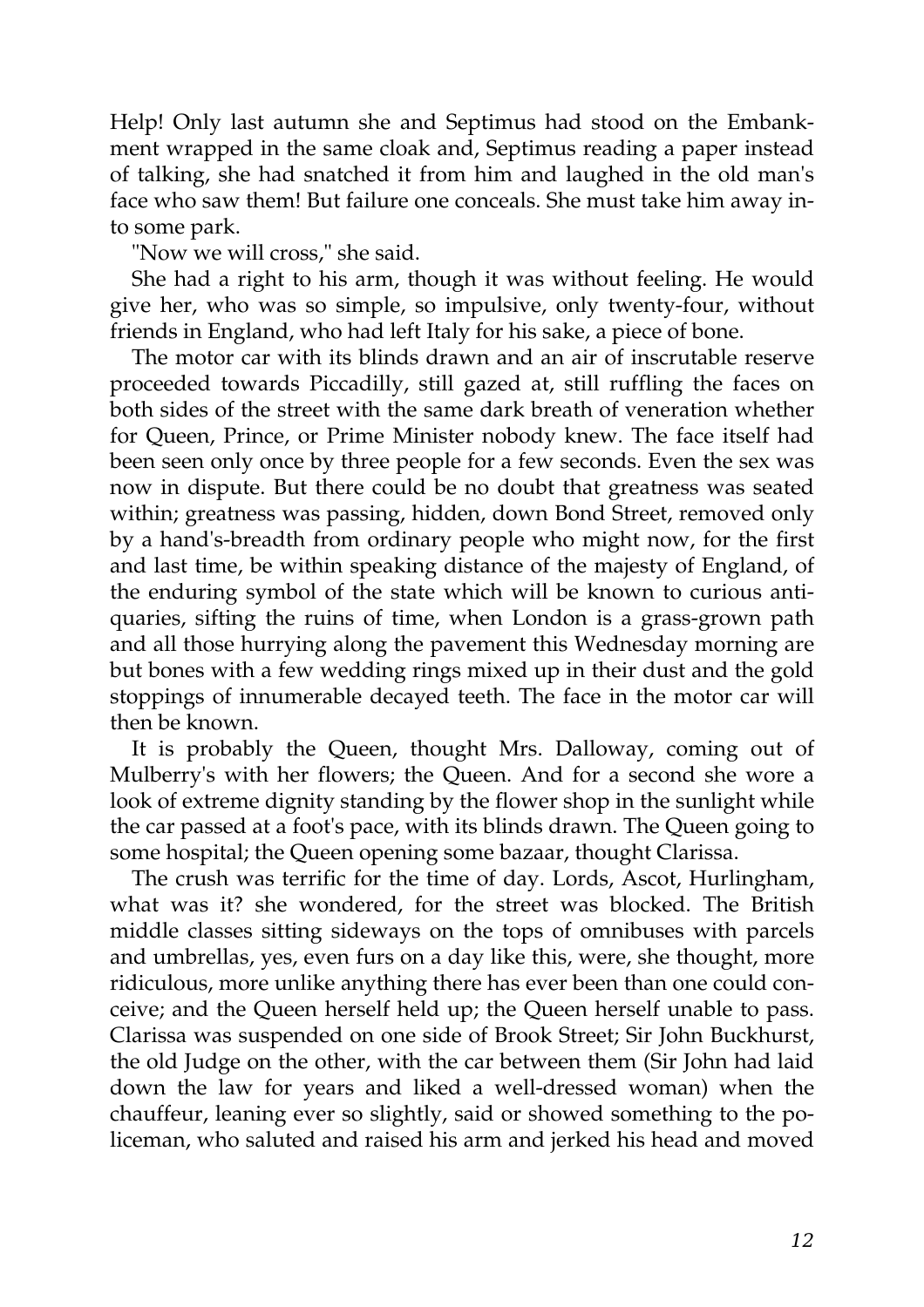Help! Only last autumn she and Septimus had stood on the Embankment wrapped in the same cloak and, Septimus reading a paper instead of talking, she had snatched it from him and laughed in the old man's face who saw them! But failure one conceals. She must take him away into some park.

"Now we will cross," she said.

She had a right to his arm, though it was without feeling. He would give her, who was so simple, so impulsive, only twenty-four, without friends in England, who had left Italy for his sake, a piece of bone.

The motor car with its blinds drawn and an air of inscrutable reserve proceeded towards Piccadilly, still gazed at, still ruffling the faces on both sides of the street with the same dark breath of veneration whether for Queen, Prince, or Prime Minister nobody knew. The face itself had been seen only once by three people for a few seconds. Even the sex was now in dispute. But there could be no doubt that greatness was seated within; greatness was passing, hidden, down Bond Street, removed only by a hand's-breadth from ordinary people who might now, for the first and last time, be within speaking distance of the majesty of England, of the enduring symbol of the state which will be known to curious antiquaries, sifting the ruins of time, when London is a grass-grown path and all those hurrying along the pavement this Wednesday morning are but bones with a few wedding rings mixed up in their dust and the gold stoppings of innumerable decayed teeth. The face in the motor car will then be known.

It is probably the Queen, thought Mrs. Dalloway, coming out of Mulberry's with her flowers; the Queen. And for a second she wore a look of extreme dignity standing by the flower shop in the sunlight while the car passed at a foot's pace, with its blinds drawn. The Queen going to some hospital; the Queen opening some bazaar, thought Clarissa.

The crush was terrific for the time of day. Lords, Ascot, Hurlingham, what was it? she wondered, for the street was blocked. The British middle classes sitting sideways on the tops of omnibuses with parcels and umbrellas, yes, even furs on a day like this, were, she thought, more ridiculous, more unlike anything there has ever been than one could conceive; and the Queen herself held up; the Queen herself unable to pass. Clarissa was suspended on one side of Brook Street; Sir John Buckhurst, the old Judge on the other, with the car between them (Sir John had laid down the law for years and liked a well-dressed woman) when the chauffeur, leaning ever so slightly, said or showed something to the policeman, who saluted and raised his arm and jerked his head and moved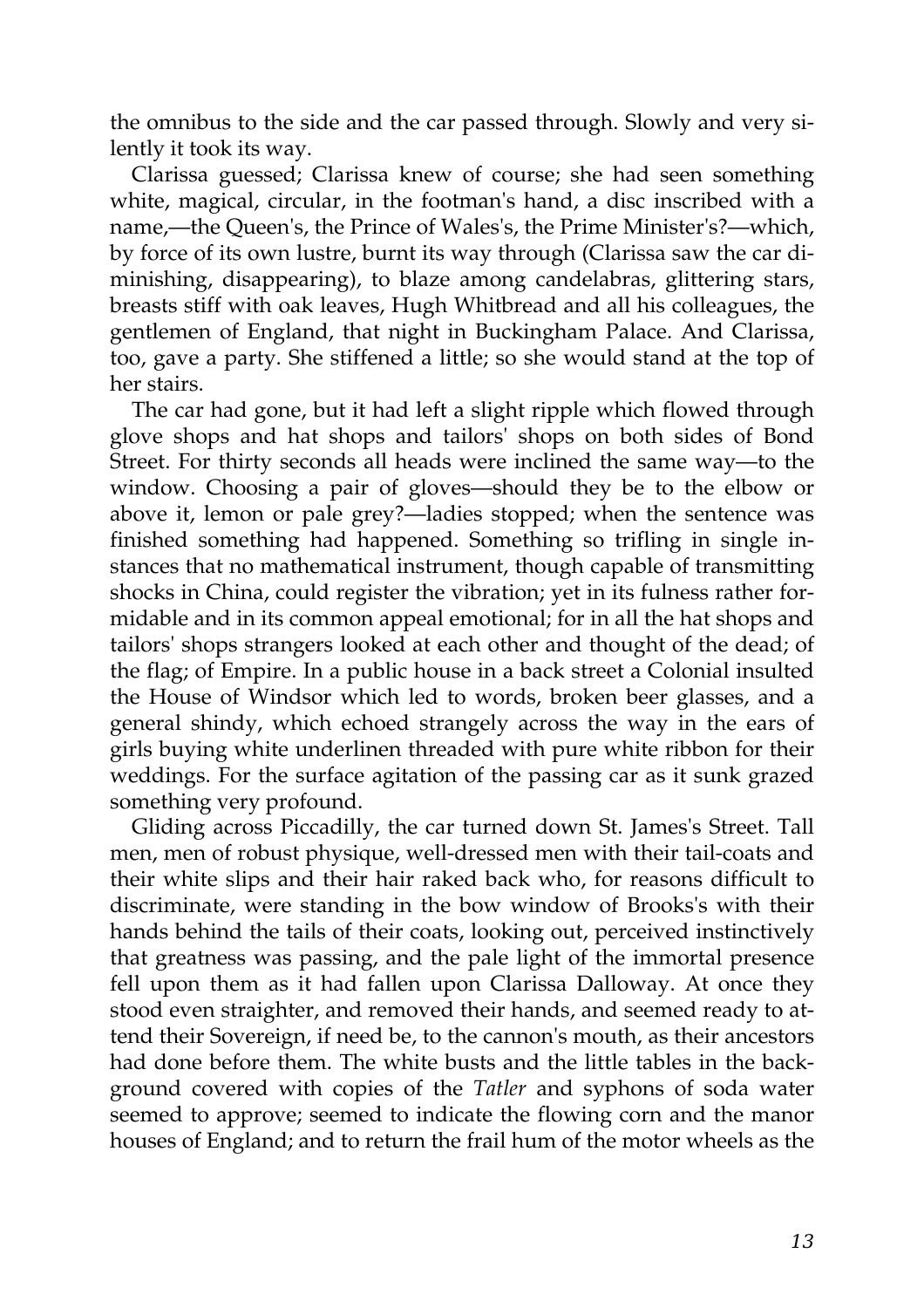the omnibus to the side and the car passed through. Slowly and very silently it took its way.

Clarissa guessed; Clarissa knew of course; she had seen something white, magical, circular, in the footman's hand, a disc inscribed with a name,—the Queen's, the Prince of Wales's, the Prime Minister's?—which, by force of its own lustre, burnt its way through (Clarissa saw the car diminishing, disappearing), to blaze among candelabras, glittering stars, breasts stiff with oak leaves, Hugh Whitbread and all his colleagues, the gentlemen of England, that night in Buckingham Palace. And Clarissa, too, gave a party. She stiffened a little; so she would stand at the top of her stairs.

The car had gone, but it had left a slight ripple which flowed through glove shops and hat shops and tailors' shops on both sides of Bond Street. For thirty seconds all heads were inclined the same way—to the window. Choosing a pair of gloves—should they be to the elbow or above it, lemon or pale grey?—ladies stopped; when the sentence was finished something had happened. Something so trifling in single instances that no mathematical instrument, though capable of transmitting shocks in China, could register the vibration; yet in its fulness rather formidable and in its common appeal emotional; for in all the hat shops and tailors' shops strangers looked at each other and thought of the dead; of the flag; of Empire. In a public house in a back street a Colonial insulted the House of Windsor which led to words, broken beer glasses, and a general shindy, which echoed strangely across the way in the ears of girls buying white underlinen threaded with pure white ribbon for their weddings. For the surface agitation of the passing car as it sunk grazed something very profound.

Gliding across Piccadilly, the car turned down St. James's Street. Tall men, men of robust physique, well-dressed men with their tail-coats and their white slips and their hair raked back who, for reasons difficult to discriminate, were standing in the bow window of Brooks's with their hands behind the tails of their coats, looking out, perceived instinctively that greatness was passing, and the pale light of the immortal presence fell upon them as it had fallen upon Clarissa Dalloway. At once they stood even straighter, and removed their hands, and seemed ready to attend their Sovereign, if need be, to the cannon's mouth, as their ancestors had done before them. The white busts and the little tables in the background covered with copies of the *Tatler* and syphons of soda water seemed to approve; seemed to indicate the flowing corn and the manor houses of England; and to return the frail hum of the motor wheels as the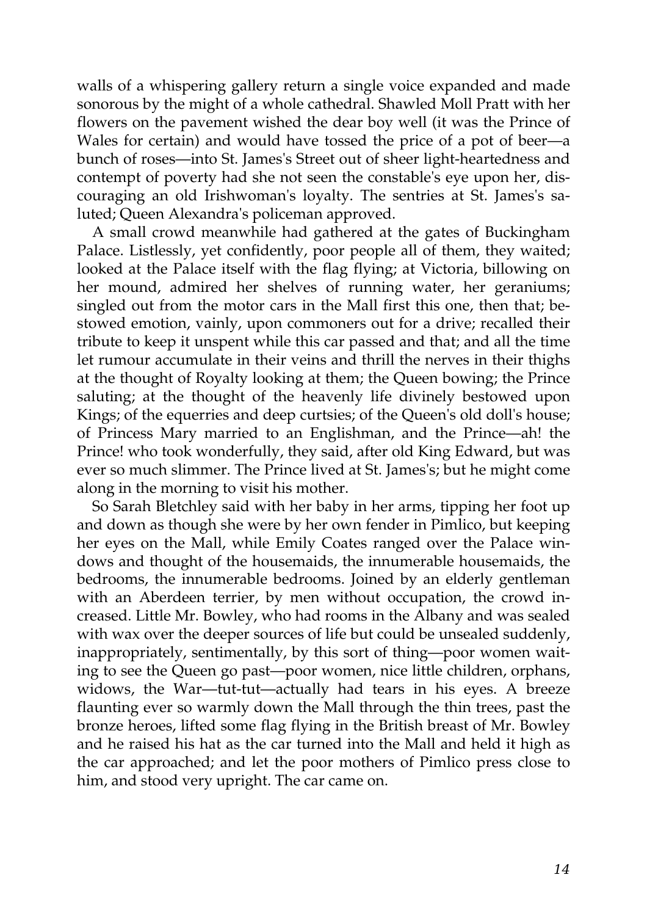walls of a whispering gallery return a single voice expanded and made sonorous by the might of a whole cathedral. Shawled Moll Pratt with her flowers on the pavement wished the dear boy well (it was the Prince of Wales for certain) and would have tossed the price of a pot of beer—a bunch of roses—into St. James's Street out of sheer light-heartedness and contempt of poverty had she not seen the constable's eye upon her, discouraging an old Irishwoman's loyalty. The sentries at St. James's saluted; Queen Alexandra's policeman approved.

A small crowd meanwhile had gathered at the gates of Buckingham Palace. Listlessly, yet confidently, poor people all of them, they waited; looked at the Palace itself with the flag flying; at Victoria, billowing on her mound, admired her shelves of running water, her geraniums; singled out from the motor cars in the Mall first this one, then that; bestowed emotion, vainly, upon commoners out for a drive; recalled their tribute to keep it unspent while this car passed and that; and all the time let rumour accumulate in their veins and thrill the nerves in their thighs at the thought of Royalty looking at them; the Queen bowing; the Prince saluting; at the thought of the heavenly life divinely bestowed upon Kings; of the equerries and deep curtsies; of the Queen's old doll's house; of Princess Mary married to an Englishman, and the Prince—ah! the Prince! who took wonderfully, they said, after old King Edward, but was ever so much slimmer. The Prince lived at St. James's; but he might come along in the morning to visit his mother.

So Sarah Bletchley said with her baby in her arms, tipping her foot up and down as though she were by her own fender in Pimlico, but keeping her eyes on the Mall, while Emily Coates ranged over the Palace windows and thought of the housemaids, the innumerable housemaids, the bedrooms, the innumerable bedrooms. Joined by an elderly gentleman with an Aberdeen terrier, by men without occupation, the crowd increased. Little Mr. Bowley, who had rooms in the Albany and was sealed with wax over the deeper sources of life but could be unsealed suddenly, inappropriately, sentimentally, by this sort of thing—poor women waiting to see the Queen go past—poor women, nice little children, orphans, widows, the War—tut-tut—actually had tears in his eyes. A breeze flaunting ever so warmly down the Mall through the thin trees, past the bronze heroes, lifted some flag flying in the British breast of Mr. Bowley and he raised his hat as the car turned into the Mall and held it high as the car approached; and let the poor mothers of Pimlico press close to him, and stood very upright. The car came on.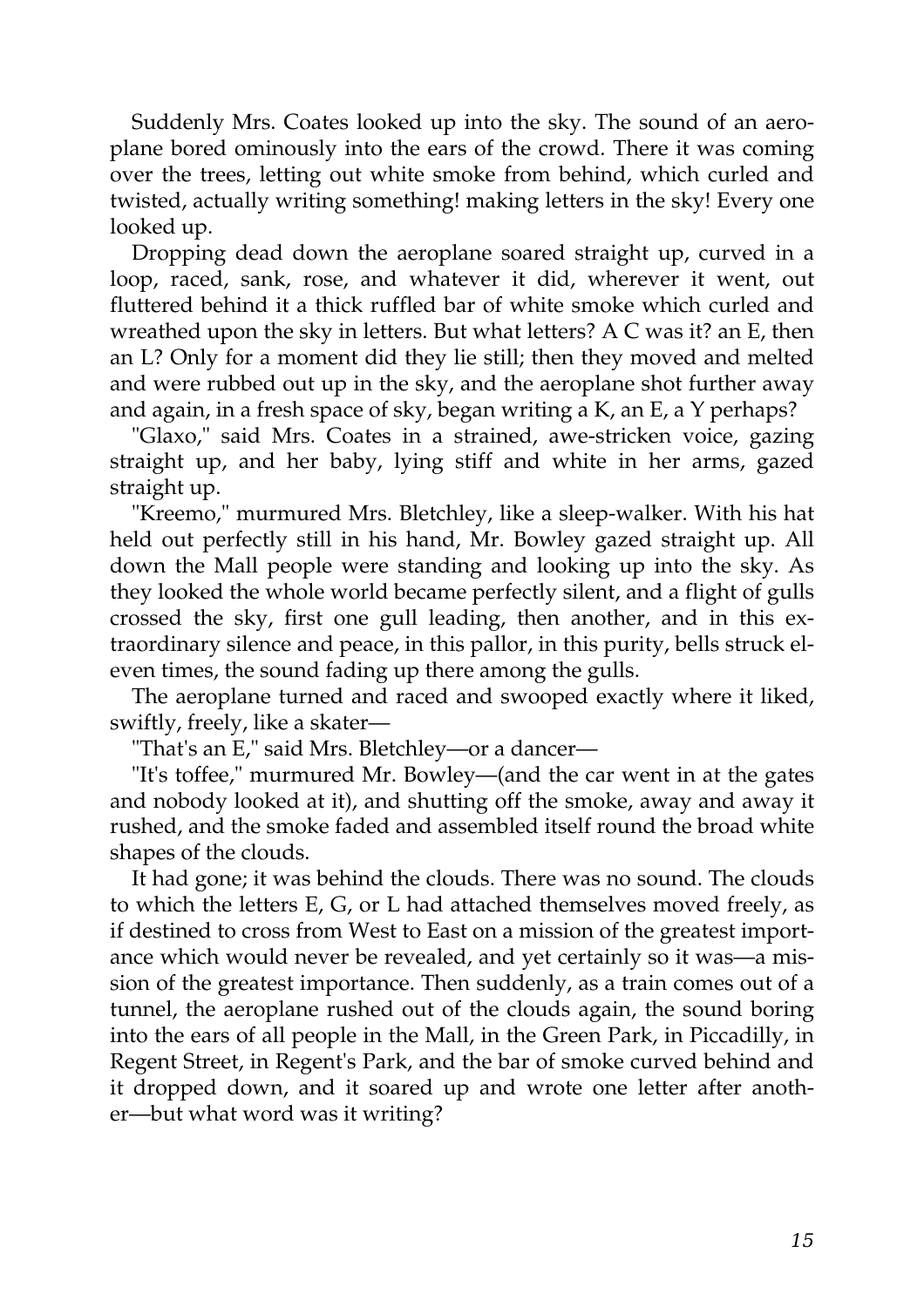Suddenly Mrs. Coates looked up into the sky. The sound of an aeroplane bored ominously into the ears of the crowd. There it was coming over the trees, letting out white smoke from behind, which curled and twisted, actually writing something! making letters in the sky! Every one looked up.

Dropping dead down the aeroplane soared straight up, curved in a loop, raced, sank, rose, and whatever it did, wherever it went, out fluttered behind it a thick ruffled bar of white smoke which curled and wreathed upon the sky in letters. But what letters? A C was it? an E, then an L? Only for a moment did they lie still; then they moved and melted and were rubbed out up in the sky, and the aeroplane shot further away and again, in a fresh space of sky, began writing a K, an E, a Y perhaps?

"Glaxo," said Mrs. Coates in a strained, awe-stricken voice, gazing straight up, and her baby, lying stiff and white in her arms, gazed straight up.

"Kreemo," murmured Mrs. Bletchley, like a sleep-walker. With his hat held out perfectly still in his hand, Mr. Bowley gazed straight up. All down the Mall people were standing and looking up into the sky. As they looked the whole world became perfectly silent, and a flight of gulls crossed the sky, first one gull leading, then another, and in this extraordinary silence and peace, in this pallor, in this purity, bells struck eleven times, the sound fading up there among the gulls.

The aeroplane turned and raced and swooped exactly where it liked, swiftly, freely, like a skater—

"That's an E," said Mrs. Bletchley—or a dancer—

"It's toffee," murmured Mr. Bowley—(and the car went in at the gates and nobody looked at it), and shutting off the smoke, away and away it rushed, and the smoke faded and assembled itself round the broad white shapes of the clouds.

It had gone; it was behind the clouds. There was no sound. The clouds to which the letters E, G, or L had attached themselves moved freely, as if destined to cross from West to East on a mission of the greatest importance which would never be revealed, and yet certainly so it was—a mission of the greatest importance. Then suddenly, as a train comes out of a tunnel, the aeroplane rushed out of the clouds again, the sound boring into the ears of all people in the Mall, in the Green Park, in Piccadilly, in Regent Street, in Regent's Park, and the bar of smoke curved behind and it dropped down, and it soared up and wrote one letter after another—but what word was it writing?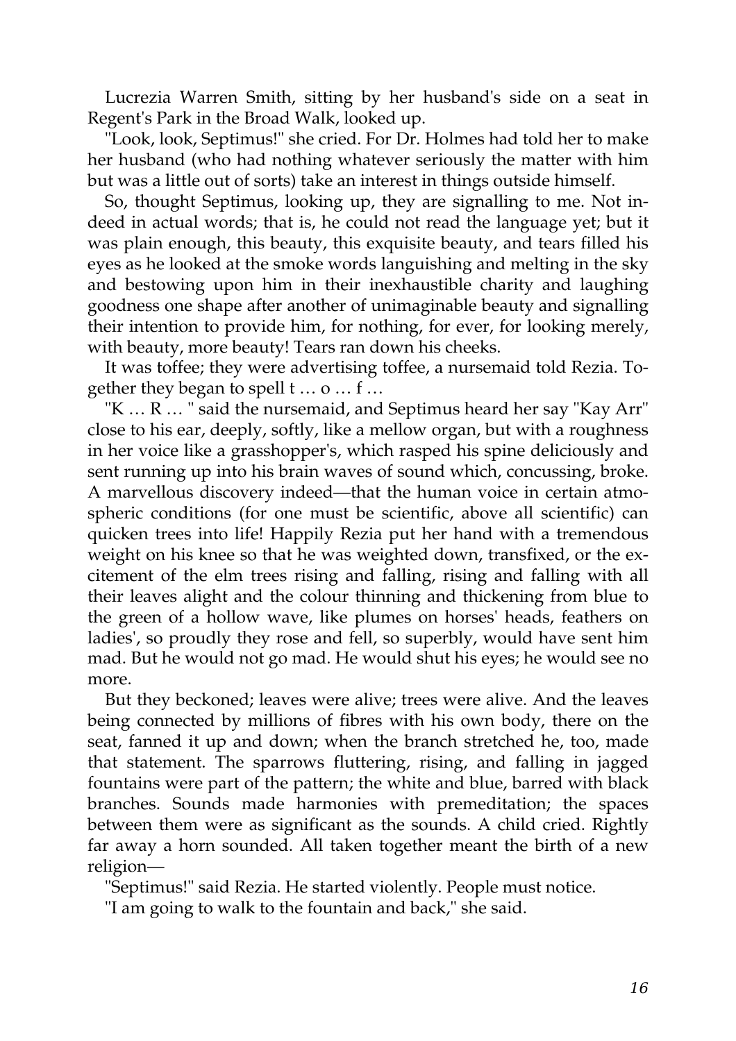Lucrezia Warren Smith, sitting by her husband's side on a seat in Regent's Park in the Broad Walk, looked up.

"Look, look, Septimus!" she cried. For Dr. Holmes had told her to make her husband (who had nothing whatever seriously the matter with him but was a little out of sorts) take an interest in things outside himself.

So, thought Septimus, looking up, they are signalling to me. Not indeed in actual words; that is, he could not read the language yet; but it was plain enough, this beauty, this exquisite beauty, and tears filled his eyes as he looked at the smoke words languishing and melting in the sky and bestowing upon him in their inexhaustible charity and laughing goodness one shape after another of unimaginable beauty and signalling their intention to provide him, for nothing, for ever, for looking merely, with beauty, more beauty! Tears ran down his cheeks.

It was toffee; they were advertising toffee, a nursemaid told Rezia. Together they began to spell t … o … f …

"K … R … " said the nursemaid, and Septimus heard her say "Kay Arr" close to his ear, deeply, softly, like a mellow organ, but with a roughness in her voice like a grasshopper's, which rasped his spine deliciously and sent running up into his brain waves of sound which, concussing, broke. A marvellous discovery indeed—that the human voice in certain atmospheric conditions (for one must be scientific, above all scientific) can quicken trees into life! Happily Rezia put her hand with a tremendous weight on his knee so that he was weighted down, transfixed, or the excitement of the elm trees rising and falling, rising and falling with all their leaves alight and the colour thinning and thickening from blue to the green of a hollow wave, like plumes on horses' heads, feathers on ladies', so proudly they rose and fell, so superbly, would have sent him mad. But he would not go mad. He would shut his eyes; he would see no more.

But they beckoned; leaves were alive; trees were alive. And the leaves being connected by millions of fibres with his own body, there on the seat, fanned it up and down; when the branch stretched he, too, made that statement. The sparrows fluttering, rising, and falling in jagged fountains were part of the pattern; the white and blue, barred with black branches. Sounds made harmonies with premeditation; the spaces between them were as significant as the sounds. A child cried. Rightly far away a horn sounded. All taken together meant the birth of a new religion—

"Septimus!" said Rezia. He started violently. People must notice.

"I am going to walk to the fountain and back," she said.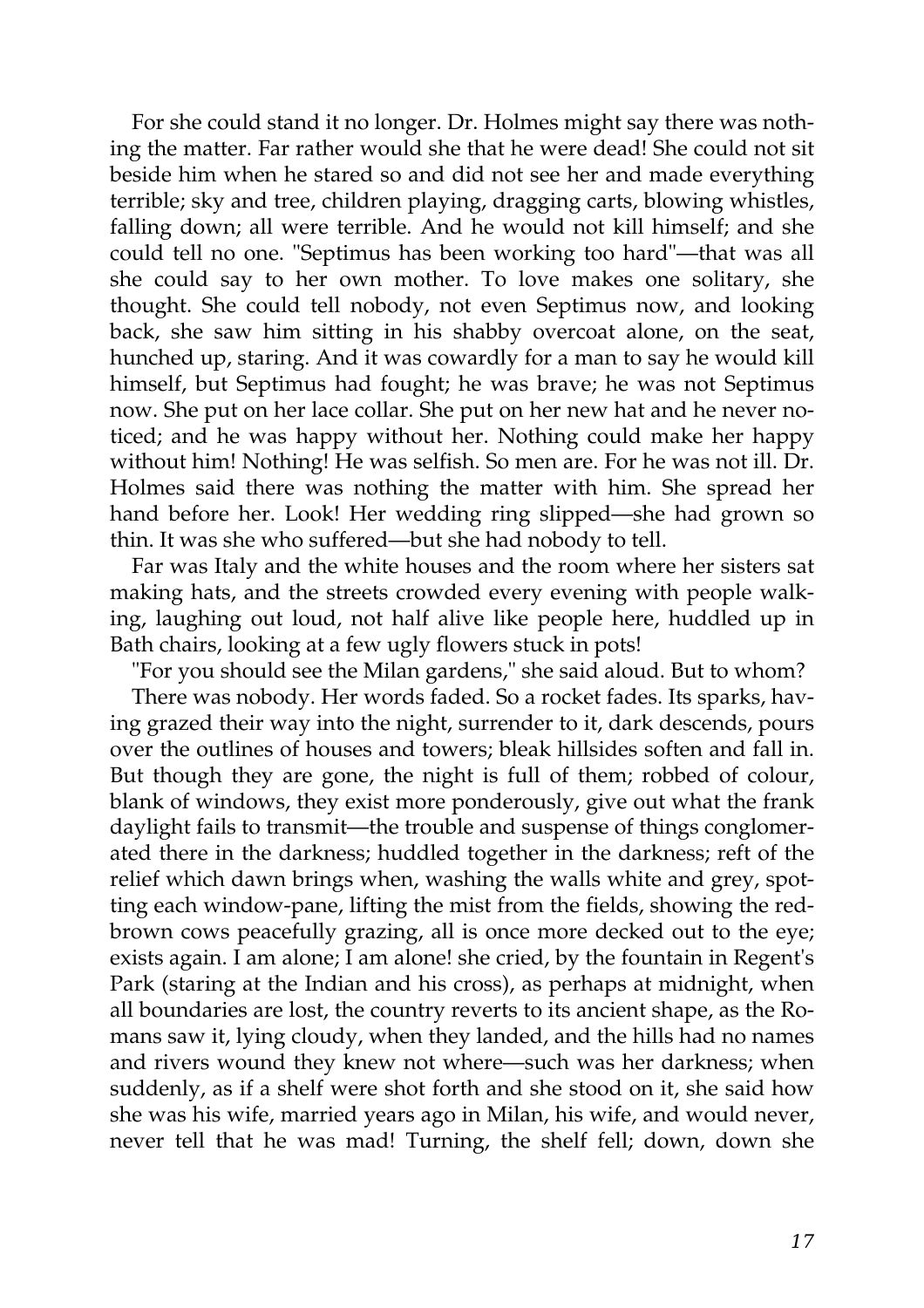For she could stand it no longer. Dr. Holmes might say there was nothing the matter. Far rather would she that he were dead! She could not sit beside him when he stared so and did not see her and made everything terrible; sky and tree, children playing, dragging carts, blowing whistles, falling down; all were terrible. And he would not kill himself; and she could tell no one. "Septimus has been working too hard"—that was all she could say to her own mother. To love makes one solitary, she thought. She could tell nobody, not even Septimus now, and looking back, she saw him sitting in his shabby overcoat alone, on the seat, hunched up, staring. And it was cowardly for a man to say he would kill himself, but Septimus had fought; he was brave; he was not Septimus now. She put on her lace collar. She put on her new hat and he never noticed; and he was happy without her. Nothing could make her happy without him! Nothing! He was selfish. So men are. For he was not ill. Dr. Holmes said there was nothing the matter with him. She spread her hand before her. Look! Her wedding ring slipped—she had grown so thin. It was she who suffered—but she had nobody to tell.

Far was Italy and the white houses and the room where her sisters sat making hats, and the streets crowded every evening with people walking, laughing out loud, not half alive like people here, huddled up in Bath chairs, looking at a few ugly flowers stuck in pots!

"For you should see the Milan gardens," she said aloud. But to whom?

There was nobody. Her words faded. So a rocket fades. Its sparks, having grazed their way into the night, surrender to it, dark descends, pours over the outlines of houses and towers; bleak hillsides soften and fall in. But though they are gone, the night is full of them; robbed of colour, blank of windows, they exist more ponderously, give out what the frank daylight fails to transmit—the trouble and suspense of things conglomerated there in the darkness; huddled together in the darkness; reft of the relief which dawn brings when, washing the walls white and grey, spotting each window-pane, lifting the mist from the fields, showing the red-brown cows peacefully grazing, all is once more decked out to the eye; exists again. I am alone; I am alone! she cried, by the fountain in Regent's Park (staring at the Indian and his cross), as perhaps at midnight, when all boundaries are lost, the country reverts to its ancient shape, as the Romans saw it, lying cloudy, when they landed, and the hills had no names and rivers wound they knew not where—such was her darkness; when suddenly, as if a shelf were shot forth and she stood on it, she said how she was his wife, married years ago in Milan, his wife, and would never, never tell that he was mad! Turning, the shelf fell; down, down she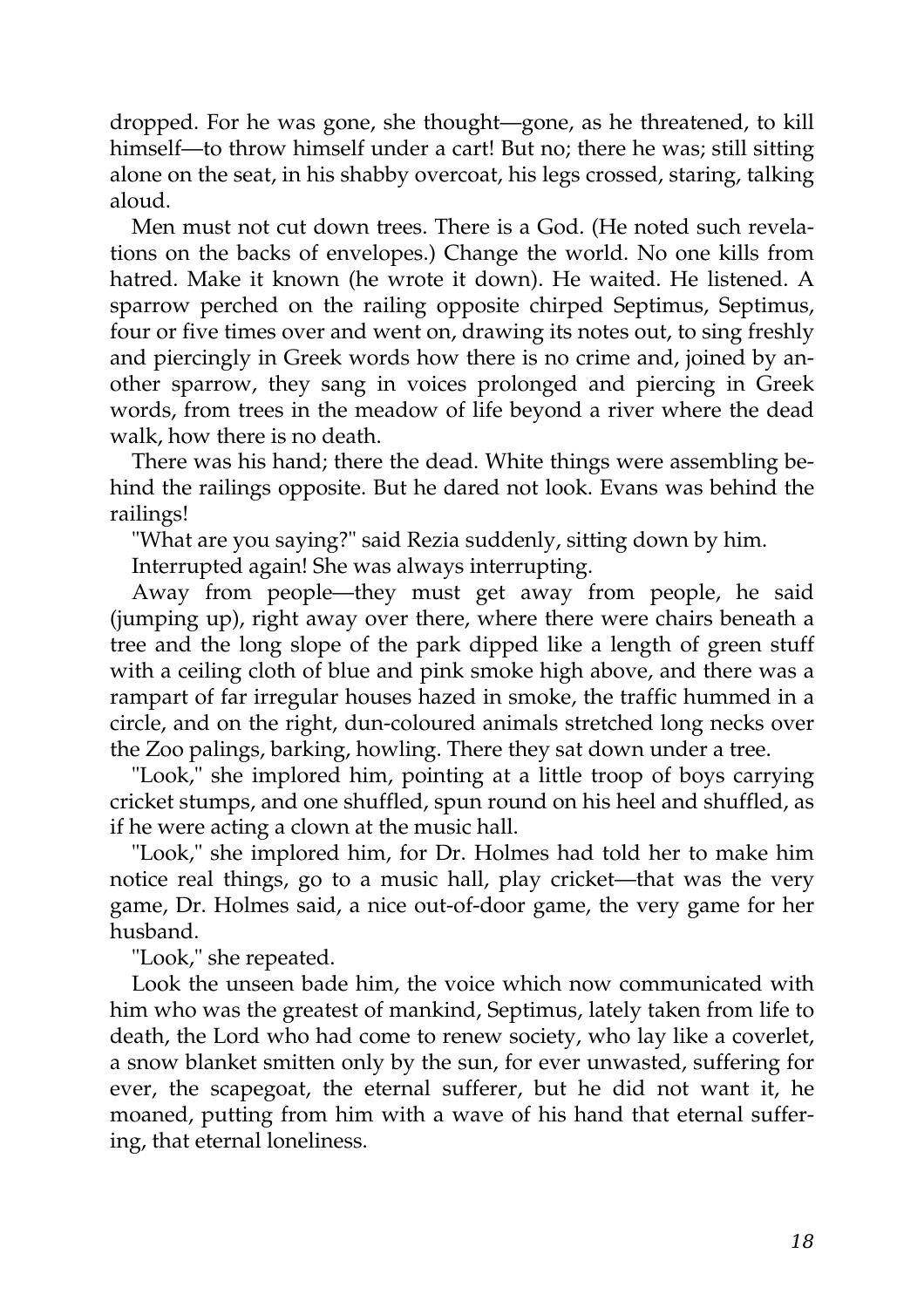dropped. For he was gone, she thought—gone, as he threatened, to kill himself—to throw himself under a cart! But no; there he was; still sitting alone on the seat, in his shabby overcoat, his legs crossed, staring, talking aloud.

Men must not cut down trees. There is a God. (He noted such revelations on the backs of envelopes.) Change the world. No one kills from hatred. Make it known (he wrote it down). He waited. He listened. A sparrow perched on the railing opposite chirped Septimus, Septimus, four or five times over and went on, drawing its notes out, to sing freshly and piercingly in Greek words how there is no crime and, joined by another sparrow, they sang in voices prolonged and piercing in Greek words, from trees in the meadow of life beyond a river where the dead walk, how there is no death.

There was his hand; there the dead. White things were assembling behind the railings opposite. But he dared not look. Evans was behind the railings!

"What are you saying?" said Rezia suddenly, sitting down by him.

Interrupted again! She was always interrupting.

Away from people—they must get away from people, he said (jumping up), right away over there, where there were chairs beneath a tree and the long slope of the park dipped like a length of green stuff with a ceiling cloth of blue and pink smoke high above, and there was a rampart of far irregular houses hazed in smoke, the traffic hummed in a circle, and on the right, dun-coloured animals stretched long necks over the Zoo palings, barking, howling. There they sat down under a tree.

"Look," she implored him, pointing at a little troop of boys carrying cricket stumps, and one shuffled, spun round on his heel and shuffled, as if he were acting a clown at the music hall.

"Look," she implored him, for Dr. Holmes had told her to make him notice real things, go to a music hall, play cricket—that was the very game, Dr. Holmes said, a nice out-of-door game, the very game for her husband.

"Look," she repeated.

Look the unseen bade him, the voice which now communicated with him who was the greatest of mankind, Septimus, lately taken from life to death, the Lord who had come to renew society, who lay like a coverlet, a snow blanket smitten only by the sun, for ever unwasted, suffering for ever, the scapegoat, the eternal sufferer, but he did not want it, he moaned, putting from him with a wave of his hand that eternal suffering, that eternal loneliness.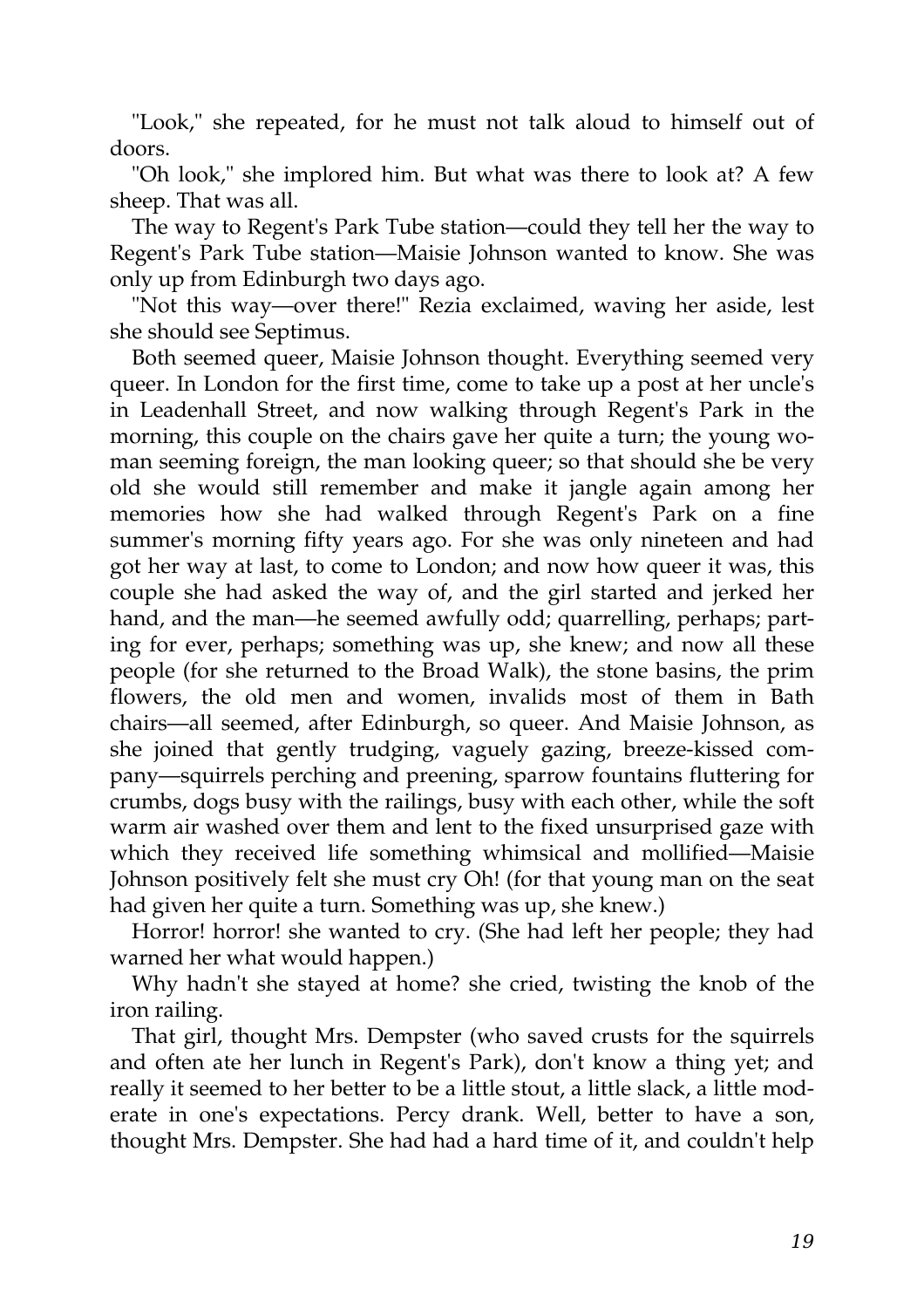"Look," she repeated, for he must not talk aloud to himself out of doors.

"Oh look," she implored him. But what was there to look at? A few sheep. That was all.

The way to Regent's Park Tube station—could they tell her the way to Regent's Park Tube station—Maisie Johnson wanted to know. She was only up from Edinburgh two days ago.

"Not this way—over there!" Rezia exclaimed, waving her aside, lest she should see Septimus.

Both seemed queer, Maisie Johnson thought. Everything seemed very queer. In London for the first time, come to take up a post at her uncle's in Leadenhall Street, and now walking through Regent's Park in the morning, this couple on the chairs gave her quite a turn; the young woman seeming foreign, the man looking queer; so that should she be very old she would still remember and make it jangle again among her memories how she had walked through Regent's Park on a fine summer's morning fifty years ago. For she was only nineteen and had got her way at last, to come to London; and now how queer it was, this couple she had asked the way of, and the girl started and jerked her hand, and the man—he seemed awfully odd; quarrelling, perhaps; parting for ever, perhaps; something was up, she knew; and now all these people (for she returned to the Broad Walk), the stone basins, the prim flowers, the old men and women, invalids most of them in Bath chairs—all seemed, after Edinburgh, so queer. And Maisie Johnson, as she joined that gently trudging, vaguely gazing, breeze-kissed company—squirrels perching and preening, sparrow fountains fluttering for crumbs, dogs busy with the railings, busy with each other, while the soft warm air washed over them and lent to the fixed unsurprised gaze with which they received life something whimsical and mollified—Maisie Johnson positively felt she must cry Oh! (for that young man on the seat had given her quite a turn. Something was up, she knew.)

Horror! horror! she wanted to cry. (She had left her people; they had warned her what would happen.)

Why hadn't she stayed at home? she cried, twisting the knob of the iron railing.

That girl, thought Mrs. Dempster (who saved crusts for the squirrels and often ate her lunch in Regent's Park), don't know a thing yet; and really it seemed to her better to be a little stout, a little slack, a little moderate in one's expectations. Percy drank. Well, better to have a son, thought Mrs. Dempster. She had had a hard time of it, and couldn't help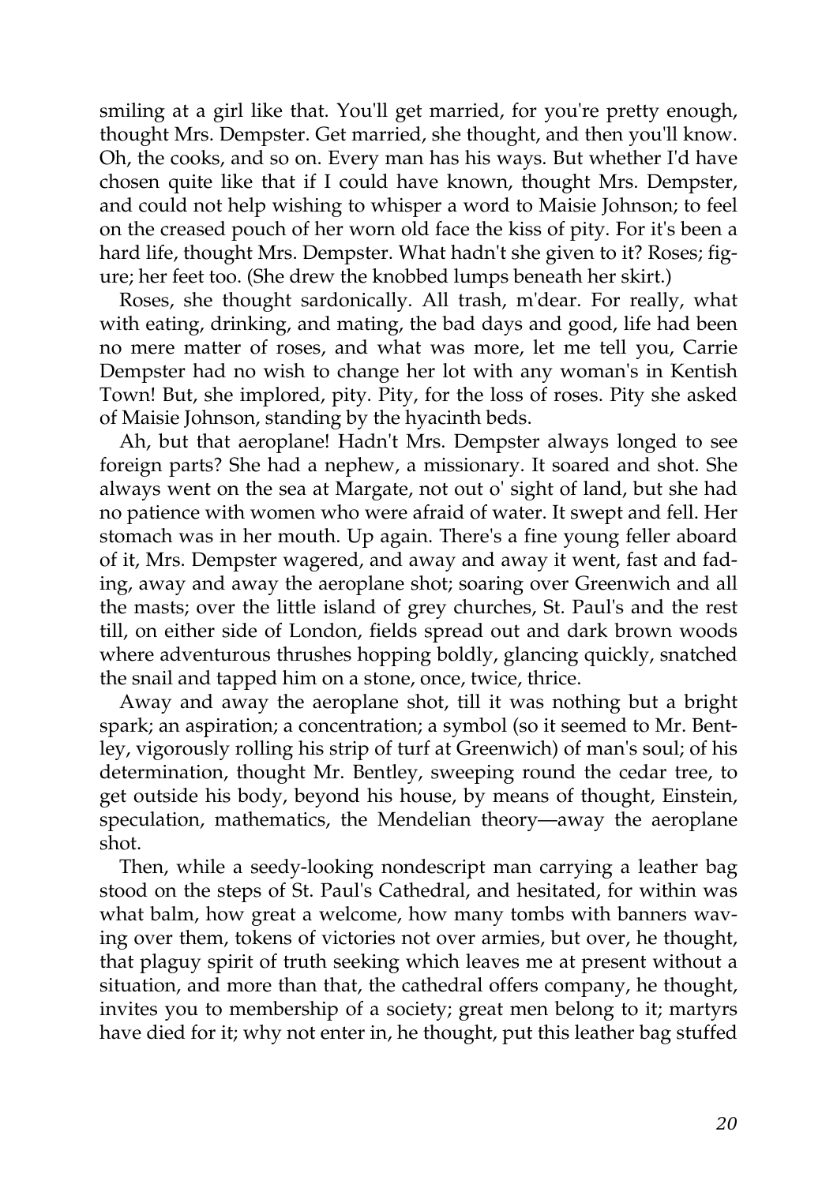smiling at a girl like that. You'll get married, for you're pretty enough, thought Mrs. Dempster. Get married, she thought, and then you'll know. Oh, the cooks, and so on. Every man has his ways. But whether I'd have chosen quite like that if I could have known, thought Mrs. Dempster, and could not help wishing to whisper a word to Maisie Johnson; to feel on the creased pouch of her worn old face the kiss of pity. For it's been a hard life, thought Mrs. Dempster. What hadn't she given to it? Roses; figure; her feet too. (She drew the knobbed lumps beneath her skirt.)

Roses, she thought sardonically. All trash, m'dear. For really, what with eating, drinking, and mating, the bad days and good, life had been no mere matter of roses, and what was more, let me tell you, Carrie Dempster had no wish to change her lot with any woman's in Kentish Town! But, she implored, pity. Pity, for the loss of roses. Pity she asked of Maisie Johnson, standing by the hyacinth beds.

Ah, but that aeroplane! Hadn't Mrs. Dempster always longed to see foreign parts? She had a nephew, a missionary. It soared and shot. She always went on the sea at Margate, not out o' sight of land, but she had no patience with women who were afraid of water. It swept and fell. Her stomach was in her mouth. Up again. There's a fine young feller aboard of it, Mrs. Dempster wagered, and away and away it went, fast and fading, away and away the aeroplane shot; soaring over Greenwich and all the masts; over the little island of grey churches, St. Paul's and the rest till, on either side of London, fields spread out and dark brown woods where adventurous thrushes hopping boldly, glancing quickly, snatched the snail and tapped him on a stone, once, twice, thrice.

Away and away the aeroplane shot, till it was nothing but a bright spark; an aspiration; a concentration; a symbol (so it seemed to Mr. Bentley, vigorously rolling his strip of turf at Greenwich) of man's soul; of his determination, thought Mr. Bentley, sweeping round the cedar tree, to get outside his body, beyond his house, by means of thought, Einstein, speculation, mathematics, the Mendelian theory—away the aeroplane shot.

Then, while a seedy-looking nondescript man carrying a leather bag stood on the steps of St. Paul's Cathedral, and hesitated, for within was what balm, how great a welcome, how many tombs with banners waving over them, tokens of victories not over armies, but over, he thought, that plaguy spirit of truth seeking which leaves me at present without a situation, and more than that, the cathedral offers company, he thought, invites you to membership of a society; great men belong to it; martyrs have died for it; why not enter in, he thought, put this leather bag stuffed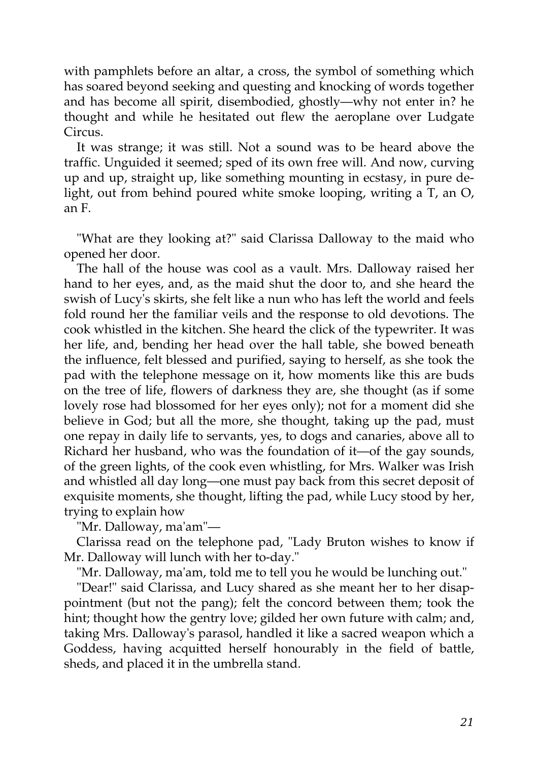with pamphlets before an altar, a cross, the symbol of something which has soared beyond seeking and questing and knocking of words together and has become all spirit, disembodied, ghostly—why not enter in? he thought and while he hesitated out flew the aeroplane over Ludgate Circus.

It was strange; it was still. Not a sound was to be heard above the traffic. Unguided it seemed; sped of its own free will. And now, curving up and up, straight up, like something mounting in ecstasy, in pure delight, out from behind poured white smoke looping, writing a T, an O, an F.

"What are they looking at?" said Clarissa Dalloway to the maid who opened her door.

The hall of the house was cool as a vault. Mrs. Dalloway raised her hand to her eyes, and, as the maid shut the door to, and she heard the swish of Lucy's skirts, she felt like a nun who has left the world and feels fold round her the familiar veils and the response to old devotions. The cook whistled in the kitchen. She heard the click of the typewriter. It was her life, and, bending her head over the hall table, she bowed beneath the influence, felt blessed and purified, saying to herself, as she took the pad with the telephone message on it, how moments like this are buds on the tree of life, flowers of darkness they are, she thought (as if some lovely rose had blossomed for her eyes only); not for a moment did she believe in God; but all the more, she thought, taking up the pad, must one repay in daily life to servants, yes, to dogs and canaries, above all to Richard her husband, who was the foundation of it—of the gay sounds, of the green lights, of the cook even whistling, for Mrs. Walker was Irish and whistled all day long—one must pay back from this secret deposit of exquisite moments, she thought, lifting the pad, while Lucy stood by her, trying to explain how

"Mr. Dalloway, ma'am"—

Clarissa read on the telephone pad, "Lady Bruton wishes to know if Mr. Dalloway will lunch with her to-day."

"Mr. Dalloway, ma'am, told me to tell you he would be lunching out."

"Dear!" said Clarissa, and Lucy shared as she meant her to her disappointment (but not the pang); felt the concord between them; took the hint; thought how the gentry love; gilded her own future with calm; and, taking Mrs. Dalloway's parasol, handled it like a sacred weapon which a Goddess, having acquitted herself honourably in the field of battle, sheds, and placed it in the umbrella stand.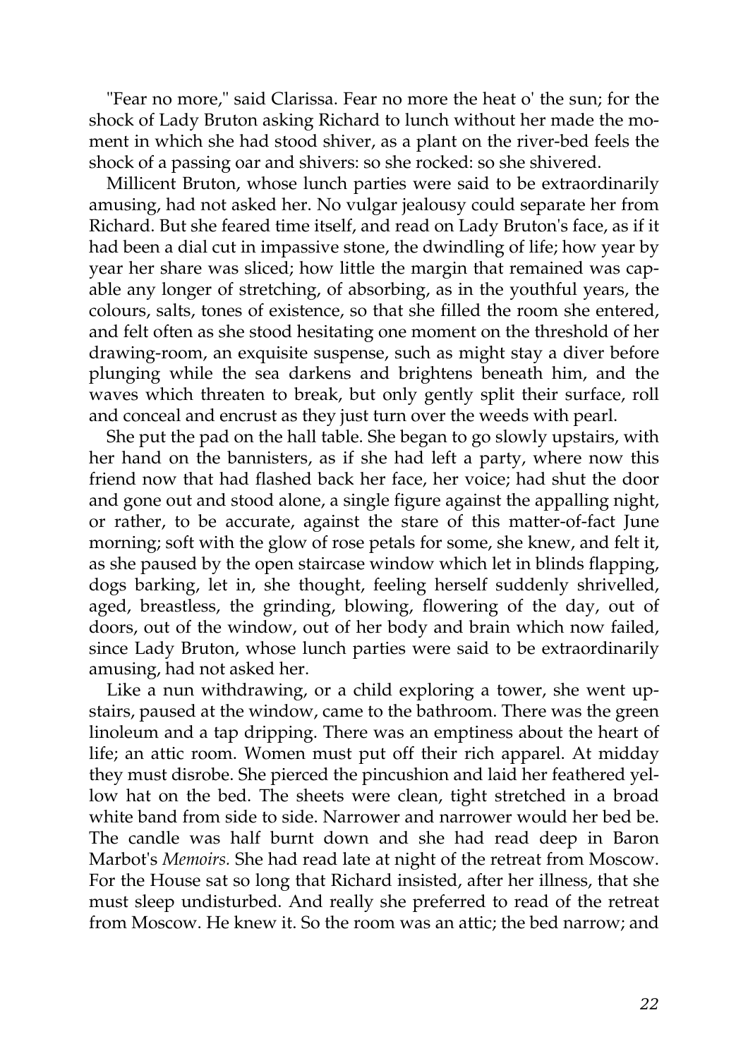"Fear no more," said Clarissa. Fear no more the heat o' the sun; for the shock of Lady Bruton asking Richard to lunch without her made the moment in which she had stood shiver, as a plant on the river-bed feels the shock of a passing oar and shivers: so she rocked: so she shivered.

Millicent Bruton, whose lunch parties were said to be extraordinarily amusing, had not asked her. No vulgar jealousy could separate her from Richard. But she feared time itself, and read on Lady Bruton's face, as if it had been a dial cut in impassive stone, the dwindling of life; how year by year her share was sliced; how little the margin that remained was capable any longer of stretching, of absorbing, as in the youthful years, the colours, salts, tones of existence, so that she filled the room she entered, and felt often as she stood hesitating one moment on the threshold of her drawing-room, an exquisite suspense, such as might stay a diver before plunging while the sea darkens and brightens beneath him, and the waves which threaten to break, but only gently split their surface, roll and conceal and encrust as they just turn over the weeds with pearl.

She put the pad on the hall table. She began to go slowly upstairs, with her hand on the bannisters, as if she had left a party, where now this friend now that had flashed back her face, her voice; had shut the door and gone out and stood alone, a single figure against the appalling night, or rather, to be accurate, against the stare of this matter-of-fact June morning; soft with the glow of rose petals for some, she knew, and felt it, as she paused by the open staircase window which let in blinds flapping, dogs barking, let in, she thought, feeling herself suddenly shrivelled, aged, breastless, the grinding, blowing, flowering of the day, out of doors, out of the window, out of her body and brain which now failed, since Lady Bruton, whose lunch parties were said to be extraordinarily amusing, had not asked her.

Like a nun withdrawing, or a child exploring a tower, she went upstairs, paused at the window, came to the bathroom. There was the green linoleum and a tap dripping. There was an emptiness about the heart of life; an attic room. Women must put off their rich apparel. At midday they must disrobe. She pierced the pincushion and laid her feathered yellow hat on the bed. The sheets were clean, tight stretched in a broad white band from side to side. Narrower and narrower would her bed be. The candle was half burnt down and she had read deep in Baron Marbot's *Memoirs*. She had read late at night of the retreat from Moscow. For the House sat so long that Richard insisted, after her illness, that she must sleep undisturbed. And really she preferred to read of the retreat from Moscow. He knew it. So the room was an attic; the bed narrow; and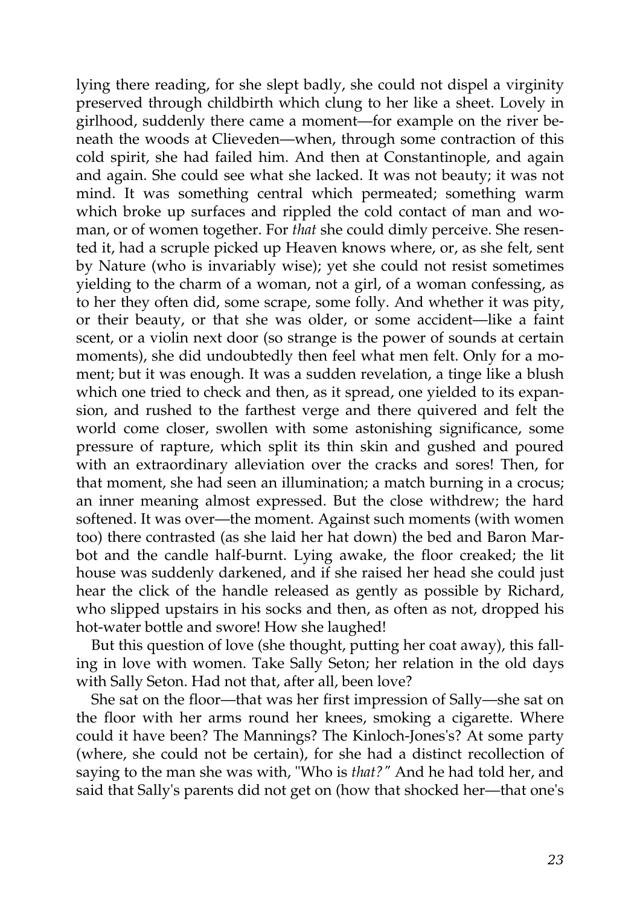lying there reading, for she slept badly, she could not dispel a virginity preserved through childbirth which clung to her like a sheet. Lovely in girlhood, suddenly there came a moment—for example on the river beneath the woods at Clieveden—when, through some contraction of this cold spirit, she had failed him. And then at Constantinople, and again and again. She could see what she lacked. It was not beauty; it was not mind. It was something central which permeated; something warm which broke up surfaces and rippled the cold contact of man and woman, or of women together. For *that* she could dimly perceive. She resented it, had a scruple picked up Heaven knows where, or, as she felt, sent by Nature (who is invariably wise); yet she could not resist sometimes yielding to the charm of a woman, not a girl, of a woman confessing, as to her they often did, some scrape, some folly. And whether it was pity, or their beauty, or that she was older, or some accident—like a faint scent, or a violin next door (so strange is the power of sounds at certain moments), she did undoubtedly then feel what men felt. Only for a moment; but it was enough. It was a sudden revelation, a tinge like a blush which one tried to check and then, as it spread, one yielded to its expansion, and rushed to the farthest verge and there quivered and felt the world come closer, swollen with some astonishing significance, some pressure of rapture, which split its thin skin and gushed and poured with an extraordinary alleviation over the cracks and sores! Then, for that moment, she had seen an illumination; a match burning in a crocus; an inner meaning almost expressed. But the close withdrew; the hard softened. It was over—the moment. Against such moments (with women too) there contrasted (as she laid her hat down) the bed and Baron Marbot and the candle half-burnt. Lying awake, the floor creaked; the lit house was suddenly darkened, and if she raised her head she could just hear the click of the handle released as gently as possible by Richard, who slipped upstairs in his socks and then, as often as not, dropped his hot-water bottle and swore! How she laughed!

But this question of love (she thought, putting her coat away), this falling in love with women. Take Sally Seton; her relation in the old days with Sally Seton. Had not that, after all, been love?

She sat on the floor—that was her first impression of Sally—she sat on the floor with her arms round her knees, smoking a cigarette. Where could it have been? The Mannings? The Kinloch-Jones's? At some party (where, she could not be certain), for she had a distinct recollection of saying to the man she was with, "Who is *that?*" And he had told her, and said that Sally's parents did not get on (how that shocked her—that one's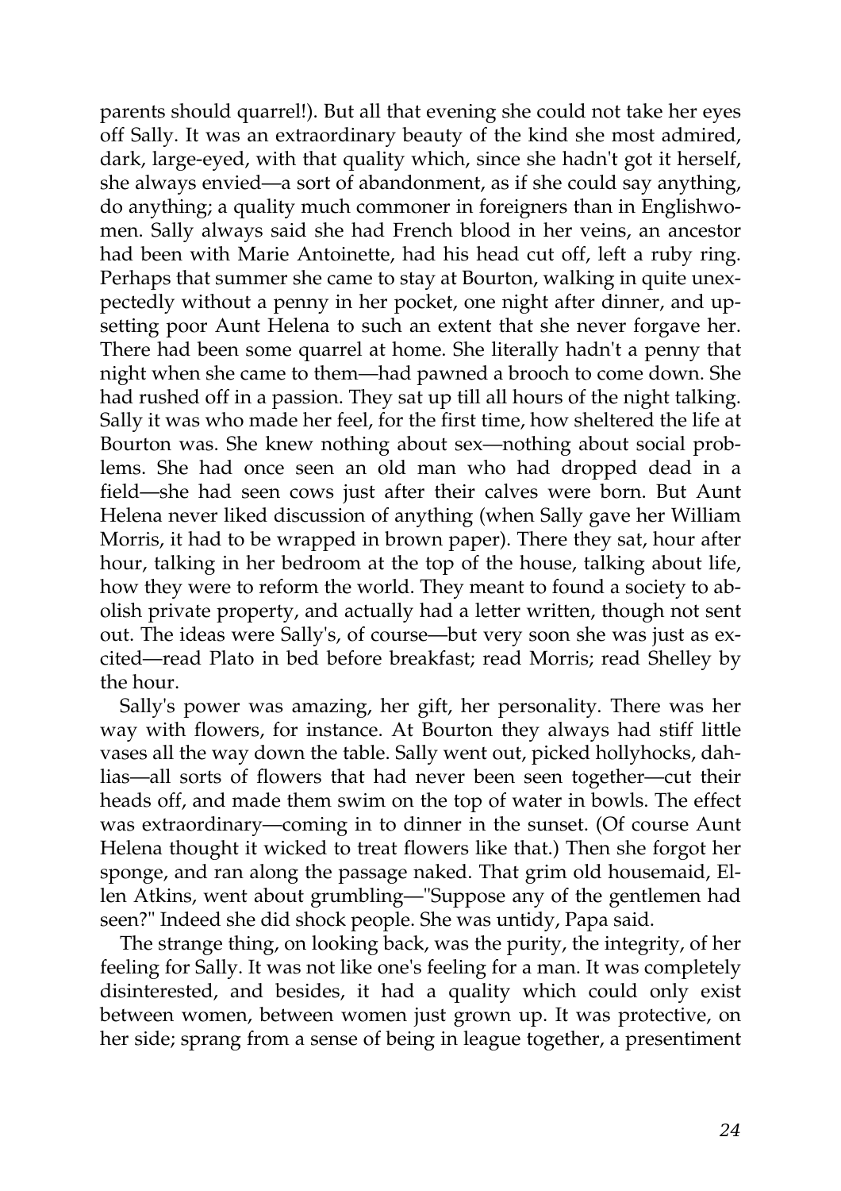parents should quarrel!). But all that evening she could not take her eyes off Sally. It was an extraordinary beauty of the kind she most admired, dark, large-eyed, with that quality which, since she hadn't got it herself, she always envied—a sort of abandonment, as if she could say anything, do anything; a quality much commoner in foreigners than in Englishwomen. Sally always said she had French blood in her veins, an ancestor had been with Marie Antoinette, had his head cut off, left a ruby ring. Perhaps that summer she came to stay at Bourton, walking in quite unexpectedly without a penny in her pocket, one night after dinner, and upsetting poor Aunt Helena to such an extent that she never forgave her. There had been some quarrel at home. She literally hadn't a penny that night when she came to them—had pawned a brooch to come down. She had rushed off in a passion. They sat up till all hours of the night talking. Sally it was who made her feel, for the first time, how sheltered the life at Bourton was. She knew nothing about sex—nothing about social problems. She had once seen an old man who had dropped dead in a field—she had seen cows just after their calves were born. But Aunt Helena never liked discussion of anything (when Sally gave her William Morris, it had to be wrapped in brown paper). There they sat, hour after hour, talking in her bedroom at the top of the house, talking about life, how they were to reform the world. They meant to found a society to abolish private property, and actually had a letter written, though not sent out. The ideas were Sally's, of course—but very soon she was just as excited—read Plato in bed before breakfast; read Morris; read Shelley by the hour.

Sally's power was amazing, her gift, her personality. There was her way with flowers, for instance. At Bourton they always had stiff little vases all the way down the table. Sally went out, picked hollyhocks, dahlias—all sorts of flowers that had never been seen together—cut their heads off, and made them swim on the top of water in bowls. The effect was extraordinary—coming in to dinner in the sunset. (Of course Aunt Helena thought it wicked to treat flowers like that.) Then she forgot her sponge, and ran along the passage naked. That grim old housemaid, Ellen Atkins, went about grumbling—"Suppose any of the gentlemen had seen?" Indeed she did shock people. She was untidy, Papa said.

The strange thing, on looking back, was the purity, the integrity, of her feeling for Sally. It was not like one's feeling for a man. It was completely disinterested, and besides, it had a quality which could only exist between women, between women just grown up. It was protective, on her side; sprang from a sense of being in league together, a presentiment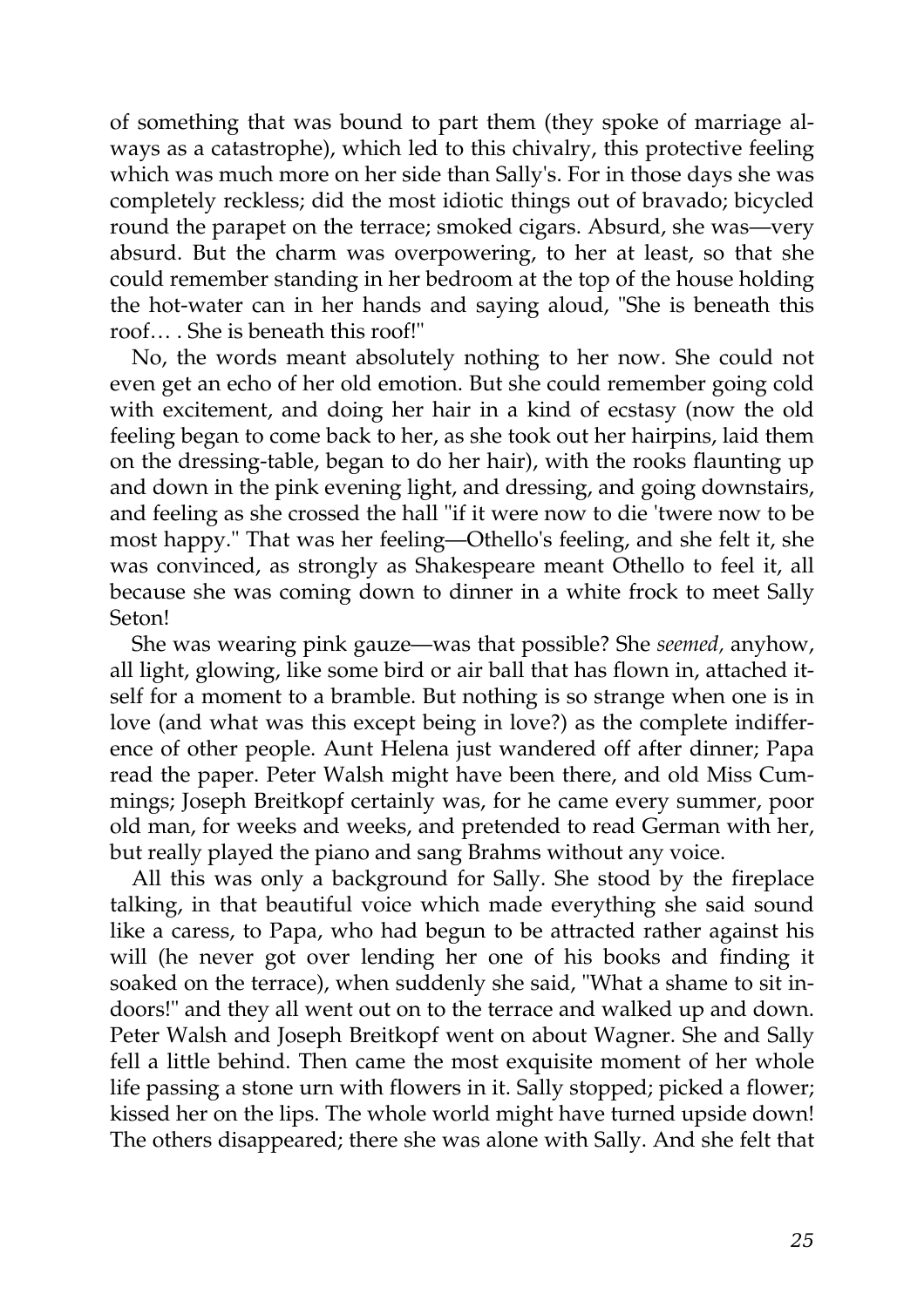of something that was bound to part them (they spoke of marriage always as a catastrophe), which led to this chivalry, this protective feeling which was much more on her side than Sally's. For in those days she was completely reckless; did the most idiotic things out of bravado; bicycled round the parapet on the terrace; smoked cigars. Absurd, she was—very absurd. But the charm was overpowering, to her at least, so that she could remember standing in her bedroom at the top of the house holding the hot-water can in her hands and saying aloud, "She is beneath this roof… . She is beneath this roof!"

No, the words meant absolutely nothing to her now. She could not even get an echo of her old emotion. But she could remember going cold with excitement, and doing her hair in a kind of ecstasy (now the old feeling began to come back to her, as she took out her hairpins, laid them on the dressing-table, began to do her hair), with the rooks flaunting up and down in the pink evening light, and dressing, and going downstairs, and feeling as she crossed the hall "if it were now to die 'twere now to be most happy." That was her feeling—Othello's feeling, and she felt it, she was convinced, as strongly as Shakespeare meant Othello to feel it, all because she was coming down to dinner in a white frock to meet Sally Seton!

She was wearing pink gauze—was that possible? She *seemed*, anyhow, all light, glowing, like some bird or air ball that has flown in, attached itself for a moment to a bramble. But nothing is so strange when one is in love (and what was this except being in love?) as the complete indifference of other people. Aunt Helena just wandered off after dinner; Papa read the paper. Peter Walsh might have been there, and old Miss Cummings; Joseph Breitkopf certainly was, for he came every summer, poor old man, for weeks and weeks, and pretended to read German with her, but really played the piano and sang Brahms without any voice.

All this was only a background for Sally. She stood by the fireplace talking, in that beautiful voice which made everything she said sound like a caress, to Papa, who had begun to be attracted rather against his will (he never got over lending her one of his books and finding it soaked on the terrace), when suddenly she said, "What a shame to sit indoors!" and they all went out on to the terrace and walked up and down. Peter Walsh and Joseph Breitkopf went on about Wagner. She and Sally fell a little behind. Then came the most exquisite moment of her whole life passing a stone urn with flowers in it. Sally stopped; picked a flower; kissed her on the lips. The whole world might have turned upside down! The others disappeared; there she was alone with Sally. And she felt that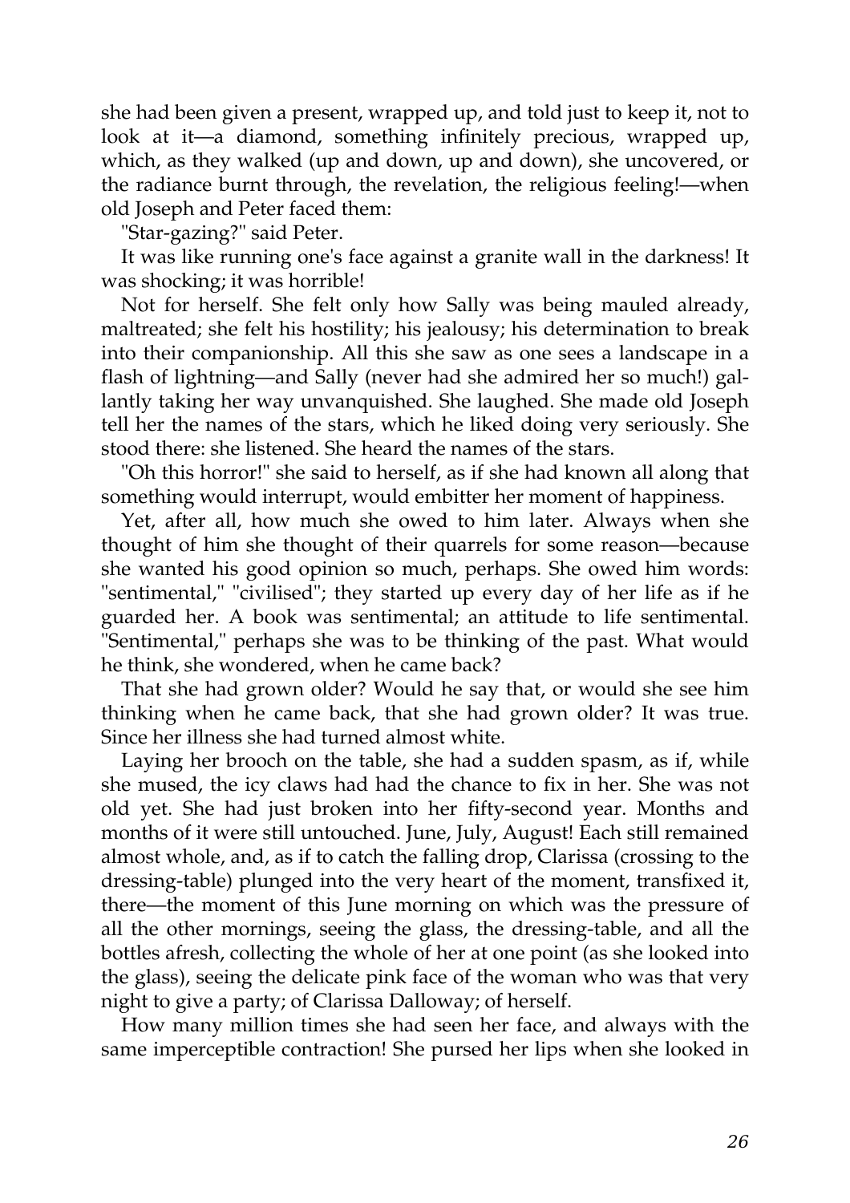she had been given a present, wrapped up, and told just to keep it, not to look at it—a diamond, something infinitely precious, wrapped up, which, as they walked (up and down, up and down), she uncovered, or the radiance burnt through, the revelation, the religious feeling!—when old Joseph and Peter faced them:

"Star-gazing?" said Peter.

It was like running one's face against a granite wall in the darkness! It was shocking; it was horrible!

Not for herself. She felt only how Sally was being mauled already, maltreated; she felt his hostility; his jealousy; his determination to break into their companionship. All this she saw as one sees a landscape in a flash of lightning—and Sally (never had she admired her so much!) gallantly taking her way unvanquished. She laughed. She made old Joseph tell her the names of the stars, which he liked doing very seriously. She stood there: she listened. She heard the names of the stars.

"Oh this horror!" she said to herself, as if she had known all along that something would interrupt, would embitter her moment of happiness.

Yet, after all, how much she owed to him later. Always when she thought of him she thought of their quarrels for some reason—because she wanted his good opinion so much, perhaps. She owed him words: "sentimental," "civilised"; they started up every day of her life as if he guarded her. A book was sentimental; an attitude to life sentimental. "Sentimental," perhaps she was to be thinking of the past. What would he think, she wondered, when he came back?

That she had grown older? Would he say that, or would she see him thinking when he came back, that she had grown older? It was true. Since her illness she had turned almost white.

Laying her brooch on the table, she had a sudden spasm, as if, while she mused, the icy claws had had the chance to fix in her. She was not old yet. She had just broken into her fifty-second year. Months and months of it were still untouched. June, July, August! Each still remained almost whole, and, as if to catch the falling drop, Clarissa (crossing to the dressing-table) plunged into the very heart of the moment, transfixed it, there—the moment of this June morning on which was the pressure of all the other mornings, seeing the glass, the dressing-table, and all the bottles afresh, collecting the whole of her at one point (as she looked into the glass), seeing the delicate pink face of the woman who was that very night to give a party; of Clarissa Dalloway; of herself.

How many million times she had seen her face, and always with the same imperceptible contraction! She pursed her lips when she looked in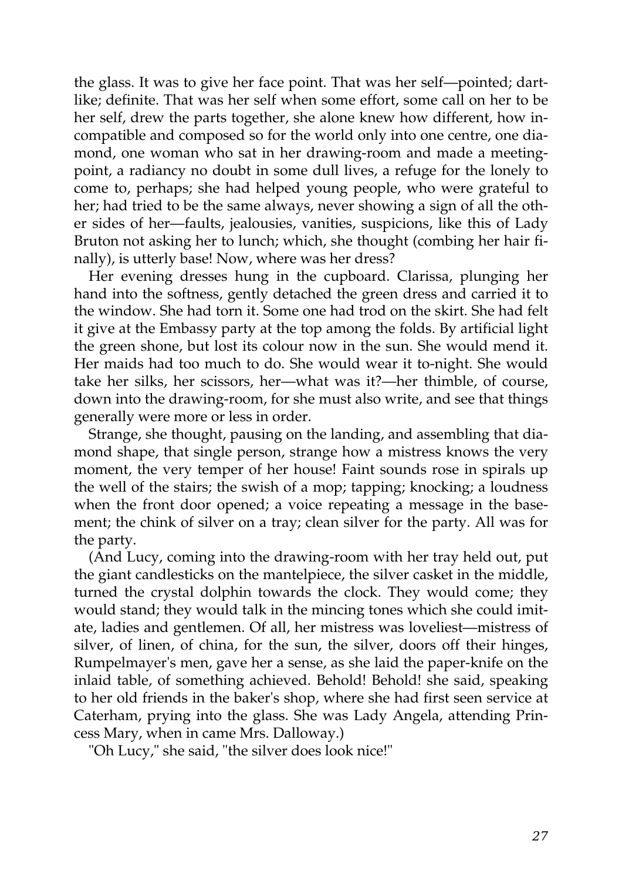the glass. It was to give her face point. That was her self—pointed; dartlike; definite. That was her self when some effort, some call on her to be her self, drew the parts together, she alone knew how different, how incompatible and composed so for the world only into one centre, one diamond, one woman who sat in her drawing-room and made a meeting-point, a radiancy no doubt in some dull lives, a refuge for the lonely to come to, perhaps; she had helped young people, who were grateful to her; had tried to be the same always, never showing a sign of all the other sides of her—faults, jealousies, vanities, suspicions, like this of Lady Bruton not asking her to lunch; which, she thought (combing her hair finally), is utterly base! Now, where was her dress?

Her evening dresses hung in the cupboard. Clarissa, plunging her hand into the softness, gently detached the green dress and carried it to the window. She had torn it. Some one had trod on the skirt. She had felt it give at the Embassy party at the top among the folds. By artificial light the green shone, but lost its colour now in the sun. She would mend it. Her maids had too much to do. She would wear it to-night. She would take her silks, her scissors, her—what was it?—her thimble, of course, down into the drawing-room, for she must also write, and see that things generally were more or less in order.

Strange, she thought, pausing on the landing, and assembling that diamond shape, that single person, strange how a mistress knows the very moment, the very temper of her house! Faint sounds rose in spirals up the well of the stairs; the swish of a mop; tapping; knocking; a loudness when the front door opened; a voice repeating a message in the basement; the chink of silver on a tray; clean silver for the party. All was for the party.

(And Lucy, coming into the drawing-room with her tray held out, put the giant candlesticks on the mantelpiece, the silver casket in the middle, turned the crystal dolphin towards the clock. They would come; they would stand; they would talk in the mincing tones which she could imitate, ladies and gentlemen. Of all, her mistress was loveliest—mistress of silver, of linen, of china, for the sun, the silver, doors off their hinges, Rumpelmayer's men, gave her a sense, as she laid the paper-knife on the inlaid table, of something achieved. Behold! Behold! she said, speaking to her old friends in the baker's shop, where she had first seen service at Caterham, prying into the glass. She was Lady Angela, attending Princess Mary, when in came Mrs. Dalloway.)

"Oh Lucy," she said, "the silver does look nice!"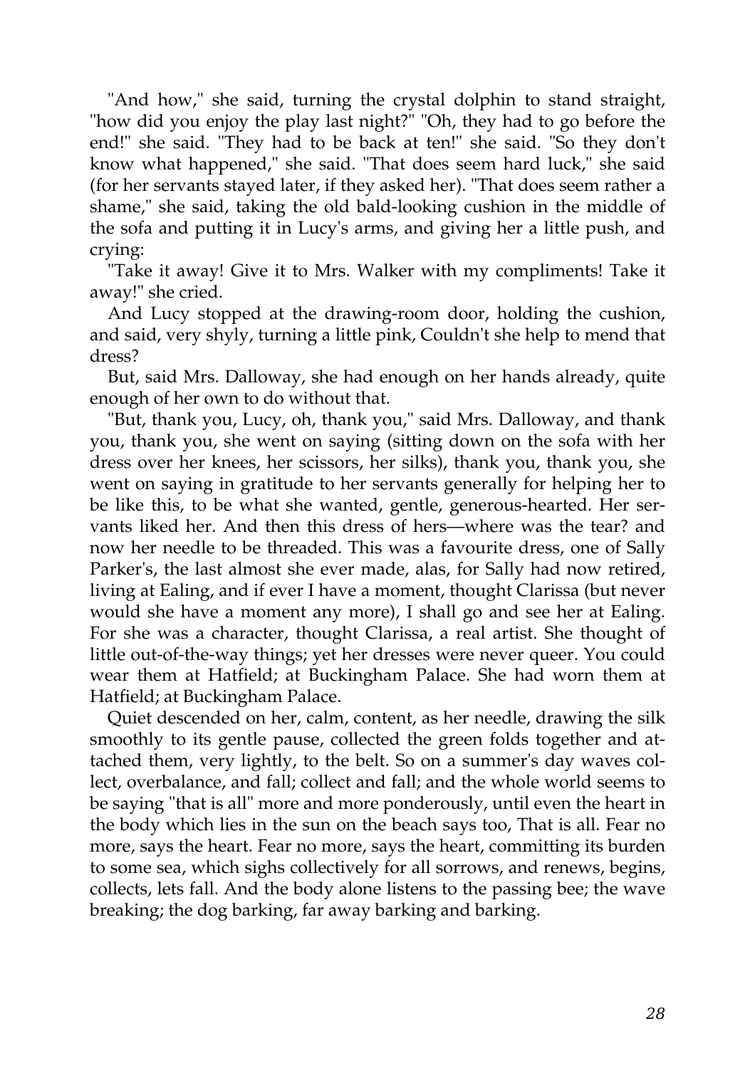"And how," she said, turning the crystal dolphin to stand straight, "how did you enjoy the play last night?" "Oh, they had to go before the end!" she said. "They had to be back at ten!" she said. "So they don't know what happened," she said. "That does seem hard luck," she said (for her servants stayed later, if they asked her). "That does seem rather a shame," she said, taking the old bald-looking cushion in the middle of the sofa and putting it in Lucy's arms, and giving her a little push, and crying:

"Take it away! Give it to Mrs. Walker with my compliments! Take it away!" she cried.

And Lucy stopped at the drawing-room door, holding the cushion, and said, very shyly, turning a little pink, Couldn't she help to mend that dress?

But, said Mrs. Dalloway, she had enough on her hands already, quite enough of her own to do without that.

"But, thank you, Lucy, oh, thank you," said Mrs. Dalloway, and thank you, thank you, she went on saying (sitting down on the sofa with her dress over her knees, her scissors, her silks), thank you, thank you, she went on saying in gratitude to her servants generally for helping her to be like this, to be what she wanted, gentle, generous-hearted. Her servants liked her. And then this dress of hers—where was the tear? and now her needle to be threaded. This was a favourite dress, one of Sally Parker's, the last almost she ever made, alas, for Sally had now retired, living at Ealing, and if ever I have a moment, thought Clarissa (but never would she have a moment any more), I shall go and see her at Ealing. For she was a character, thought Clarissa, a real artist. She thought of little out-of-the-way things; yet her dresses were never queer. You could wear them at Hatfield; at Buckingham Palace. She had worn them at Hatfield; at Buckingham Palace.

Quiet descended on her, calm, content, as her needle, drawing the silk smoothly to its gentle pause, collected the green folds together and attached them, very lightly, to the belt. So on a summer's day waves collect, overbalance, and fall; collect and fall; and the whole world seems to be saying "that is all" more and more ponderously, until even the heart in the body which lies in the sun on the beach says too, That is all. Fear no more, says the heart. Fear no more, says the heart, committing its burden to some sea, which sighs collectively for all sorrows, and renews, begins, collects, lets fall. And the body alone listens to the passing bee; the wave breaking; the dog barking, far away barking and barking.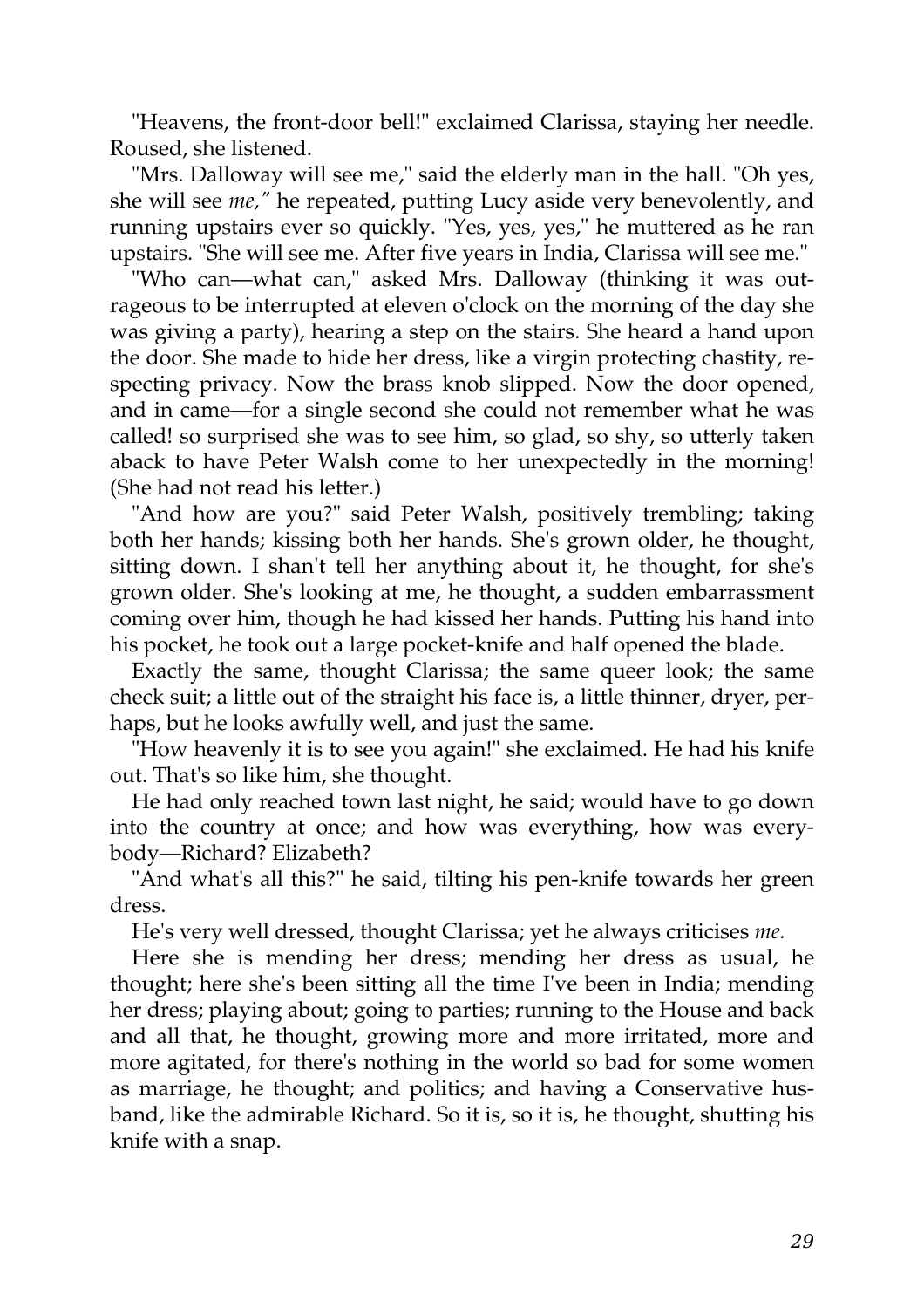"Heavens, the front-door bell!" exclaimed Clarissa, staying her needle. Roused, she listened.

"Mrs. Dalloway will see me," said the elderly man in the hall. "Oh yes, she will see *me,"* he repeated, putting Lucy aside very benevolently, and running upstairs ever so quickly. "Yes, yes, yes," he muttered as he ran upstairs. "She will see me. After five years in India, Clarissa will see me."

"Who can—what can," asked Mrs. Dalloway (thinking it was outrageous to be interrupted at eleven o'clock on the morning of the day she was giving a party), hearing a step on the stairs. She heard a hand upon the door. She made to hide her dress, like a virgin protecting chastity, respecting privacy. Now the brass knob slipped. Now the door opened, and in came—for a single second she could not remember what he was called! so surprised she was to see him, so glad, so shy, so utterly taken aback to have Peter Walsh come to her unexpectedly in the morning! (She had not read his letter.)

"And how are you?" said Peter Walsh, positively trembling; taking both her hands; kissing both her hands. She's grown older, he thought, sitting down. I shan't tell her anything about it, he thought, for she's grown older. She's looking at me, he thought, a sudden embarrassment coming over him, though he had kissed her hands. Putting his hand into his pocket, he took out a large pocket-knife and half opened the blade.

Exactly the same, thought Clarissa; the same queer look; the same check suit; a little out of the straight his face is, a little thinner, dryer, perhaps, but he looks awfully well, and just the same.

"How heavenly it is to see you again!" she exclaimed. He had his knife out. That's so like him, she thought.

He had only reached town last night, he said; would have to go down into the country at once; and how was everything, how was everybody—Richard? Elizabeth?

"And what's all this?" he said, tilting his pen-knife towards her green dress.

He's very well dressed, thought Clarissa; yet he always criticises *me.*

Here she is mending her dress; mending her dress as usual, he thought; here she's been sitting all the time I've been in India; mending her dress; playing about; going to parties; running to the House and back and all that, he thought, growing more and more irritated, more and more agitated, for there's nothing in the world so bad for some women as marriage, he thought; and politics; and having a Conservative husband, like the admirable Richard. So it is, so it is, he thought, shutting his knife with a snap.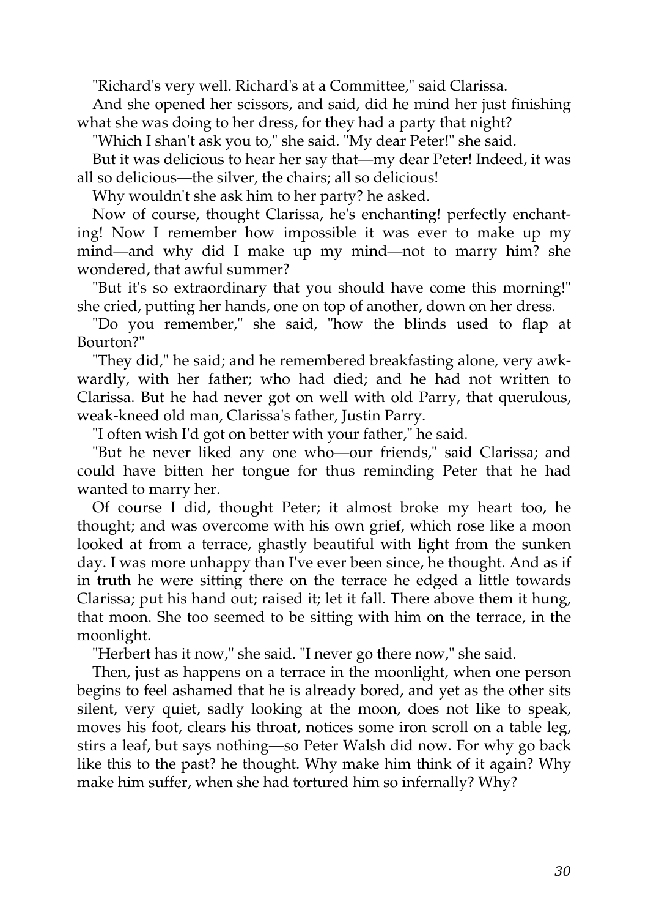"Richard's very well. Richard's at a Committee," said Clarissa.

And she opened her scissors, and said, did he mind her just finishing what she was doing to her dress, for they had a party that night?

"Which I shan't ask you to," she said. "My dear Peter!" she said.

But it was delicious to hear her say that—my dear Peter! Indeed, it was all so delicious—the silver, the chairs; all so delicious!

Why wouldn't she ask him to her party? he asked.

Now of course, thought Clarissa, he's enchanting! perfectly enchanting! Now I remember how impossible it was ever to make up my mind—and why did I make up my mind—not to marry him? she wondered, that awful summer?

"But it's so extraordinary that you should have come this morning!" she cried, putting her hands, one on top of another, down on her dress.

"Do you remember," she said, "how the blinds used to flap at Bourton?"

"They did," he said; and he remembered breakfasting alone, very awkwardly, with her father; who had died; and he had not written to Clarissa. But he had never got on well with old Parry, that querulous, weak-kneed old man, Clarissa's father, Justin Parry.

"I often wish I'd got on better with your father," he said.

"But he never liked any one who—our friends," said Clarissa; and could have bitten her tongue for thus reminding Peter that he had wanted to marry her.

Of course I did, thought Peter; it almost broke my heart too, he thought; and was overcome with his own grief, which rose like a moon looked at from a terrace, ghastly beautiful with light from the sunken day. I was more unhappy than I've ever been since, he thought. And as if in truth he were sitting there on the terrace he edged a little towards Clarissa; put his hand out; raised it; let it fall. There above them it hung, that moon. She too seemed to be sitting with him on the terrace, in the moonlight.

"Herbert has it now," she said. "I never go there now," she said.

Then, just as happens on a terrace in the moonlight, when one person begins to feel ashamed that he is already bored, and yet as the other sits silent, very quiet, sadly looking at the moon, does not like to speak, moves his foot, clears his throat, notices some iron scroll on a table leg, stirs a leaf, but says nothing—so Peter Walsh did now. For why go back like this to the past? he thought. Why make him think of it again? Why make him suffer, when she had tortured him so infernally? Why?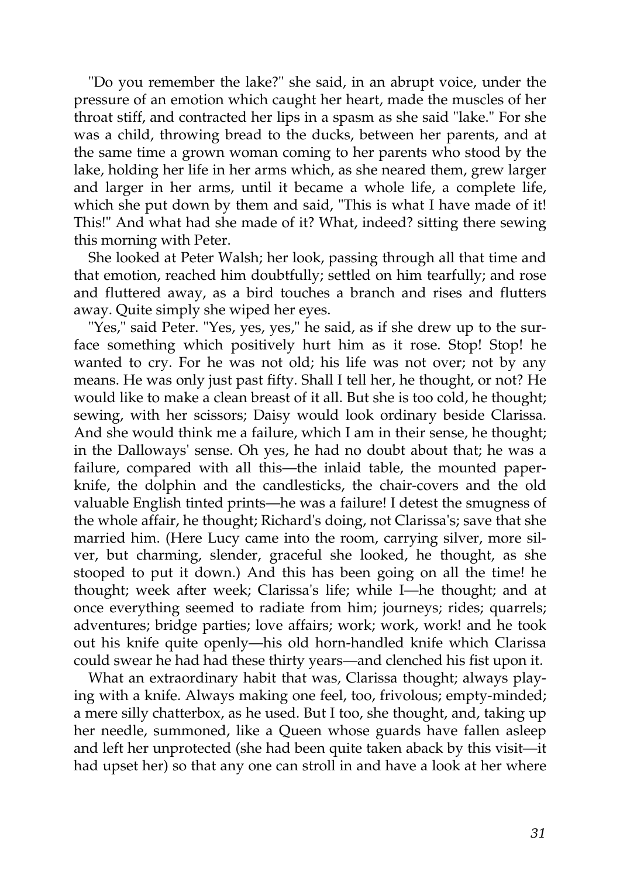"Do you remember the lake?" she said, in an abrupt voice, under the pressure of an emotion which caught her heart, made the muscles of her throat stiff, and contracted her lips in a spasm as she said "lake." For she was a child, throwing bread to the ducks, between her parents, and at the same time a grown woman coming to her parents who stood by the lake, holding her life in her arms which, as she neared them, grew larger and larger in her arms, until it became a whole life, a complete life, which she put down by them and said, "This is what I have made of it! This!" And what had she made of it? What, indeed? sitting there sewing this morning with Peter.

She looked at Peter Walsh; her look, passing through all that time and that emotion, reached him doubtfully; settled on him tearfully; and rose and fluttered away, as a bird touches a branch and rises and flutters away. Quite simply she wiped her eyes.

"Yes," said Peter. "Yes, yes, yes," he said, as if she drew up to the surface something which positively hurt him as it rose. Stop! Stop! he wanted to cry. For he was not old; his life was not over; not by any means. He was only just past fifty. Shall I tell her, he thought, or not? He would like to make a clean breast of it all. But she is too cold, he thought; sewing, with her scissors; Daisy would look ordinary beside Clarissa. And she would think me a failure, which I am in their sense, he thought; in the Dalloways' sense. Oh yes, he had no doubt about that; he was a failure, compared with all this—the inlaid table, the mounted paper-knife, the dolphin and the candlesticks, the chair-covers and the old valuable English tinted prints—he was a failure! I detest the smugness of the whole affair, he thought; Richard's doing, not Clarissa's; save that she married him. (Here Lucy came into the room, carrying silver, more silver, but charming, slender, graceful she looked, he thought, as she stooped to put it down.) And this has been going on all the time! he thought; week after week; Clarissa's life; while I—he thought; and at once everything seemed to radiate from him; journeys; rides; quarrels; adventures; bridge parties; love affairs; work; work, work! and he took out his knife quite openly—his old horn-handled knife which Clarissa could swear he had had these thirty years—and clenched his fist upon it.

What an extraordinary habit that was, Clarissa thought; always playing with a knife. Always making one feel, too, frivolous; empty-minded; a mere silly chatterbox, as he used. But I too, she thought, and, taking up her needle, summoned, like a Queen whose guards have fallen asleep and left her unprotected (she had been quite taken aback by this visit—it had upset her) so that any one can stroll in and have a look at her where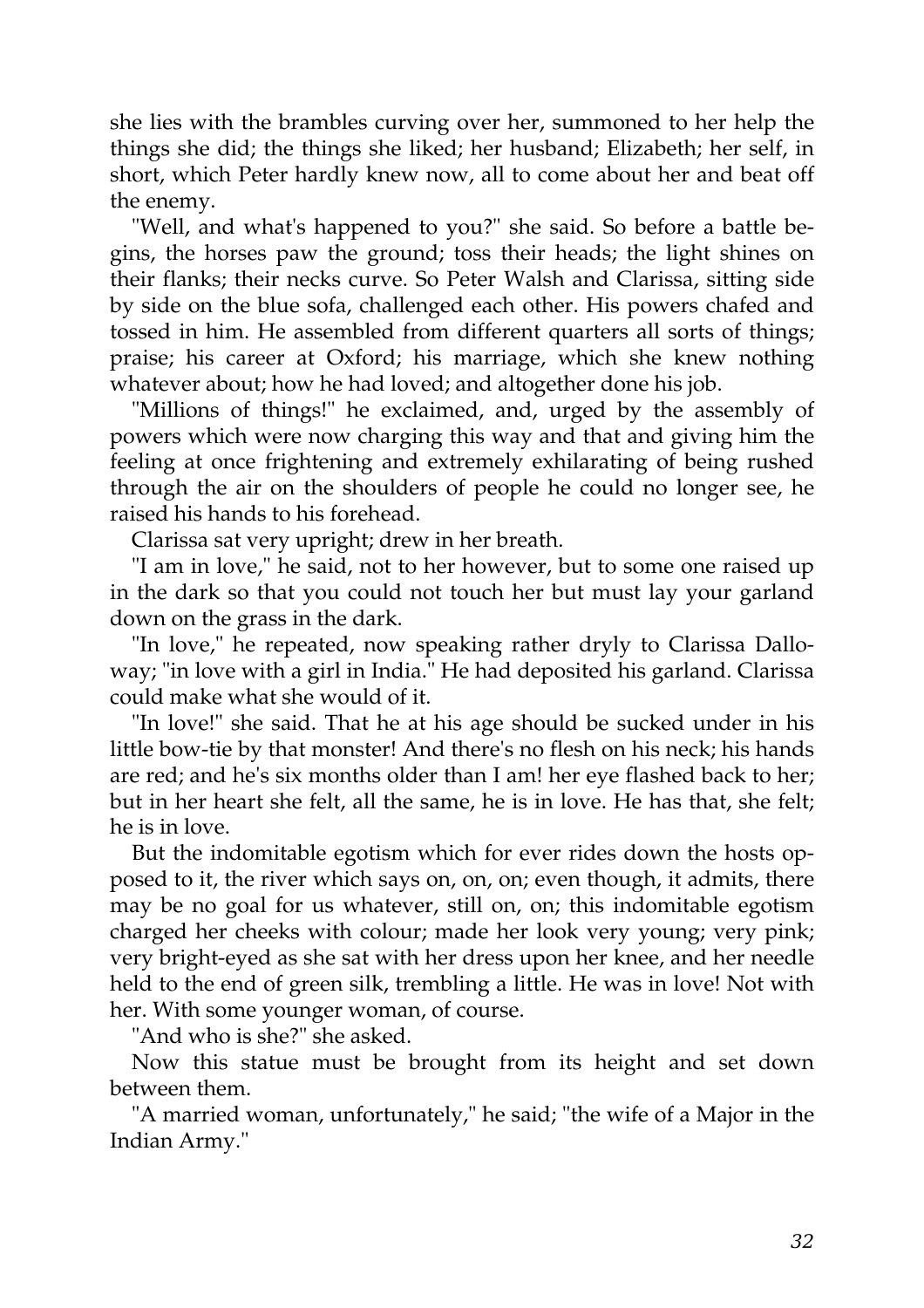she lies with the brambles curving over her, summoned to her help the things she did; the things she liked; her husband; Elizabeth; her self, in short, which Peter hardly knew now, all to come about her and beat off the enemy.

"Well, and what's happened to you?" she said. So before a battle begins, the horses paw the ground; toss their heads; the light shines on their flanks; their necks curve. So Peter Walsh and Clarissa, sitting side by side on the blue sofa, challenged each other. His powers chafed and tossed in him. He assembled from different quarters all sorts of things; praise; his career at Oxford; his marriage, which she knew nothing whatever about; how he had loved; and altogether done his job.

"Millions of things!" he exclaimed, and, urged by the assembly of powers which were now charging this way and that and giving him the feeling at once frightening and extremely exhilarating of being rushed through the air on the shoulders of people he could no longer see, he raised his hands to his forehead.

Clarissa sat very upright; drew in her breath.

"I am in love," he said, not to her however, but to some one raised up in the dark so that you could not touch her but must lay your garland down on the grass in the dark.

"In love," he repeated, now speaking rather dryly to Clarissa Dalloway; "in love with a girl in India." He had deposited his garland. Clarissa could make what she would of it.

"In love!" she said. That he at his age should be sucked under in his little bow-tie by that monster! And there's no flesh on his neck; his hands are red; and he's six months older than I am! her eye flashed back to her; but in her heart she felt, all the same, he is in love. He has that, she felt; he is in love.

But the indomitable egotism which for ever rides down the hosts opposed to it, the river which says on, on, on; even though, it admits, there may be no goal for us whatever, still on, on; this indomitable egotism charged her cheeks with colour; made her look very young; very pink; very bright-eyed as she sat with her dress upon her knee, and her needle held to the end of green silk, trembling a little. He was in love! Not with her. With some younger woman, of course.

"And who is she?" she asked.

Now this statue must be brought from its height and set down between them.

"A married woman, unfortunately," he said; "the wife of a Major in the Indian Army."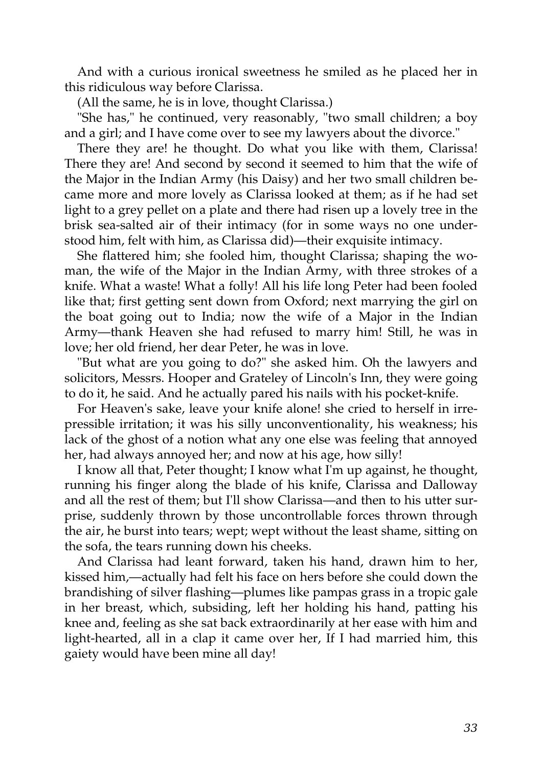And with a curious ironical sweetness he smiled as he placed her in this ridiculous way before Clarissa.

(All the same, he is in love, thought Clarissa.)

"She has," he continued, very reasonably, "two small children; a boy and a girl; and I have come over to see my lawyers about the divorce."

There they are! he thought. Do what you like with them, Clarissa! There they are! And second by second it seemed to him that the wife of the Major in the Indian Army (his Daisy) and her two small children became more and more lovely as Clarissa looked at them; as if he had set light to a grey pellet on a plate and there had risen up a lovely tree in the brisk sea-salted air of their intimacy (for in some ways no one understood him, felt with him, as Clarissa did)—their exquisite intimacy.

She flattered him; she fooled him, thought Clarissa; shaping the woman, the wife of the Major in the Indian Army, with three strokes of a knife. What a waste! What a folly! All his life long Peter had been fooled like that; first getting sent down from Oxford; next marrying the girl on the boat going out to India; now the wife of a Major in the Indian Army—thank Heaven she had refused to marry him! Still, he was in love; her old friend, her dear Peter, he was in love.

"But what are you going to do?" she asked him. Oh the lawyers and solicitors, Messrs. Hooper and Grateley of Lincoln's Inn, they were going to do it, he said. And he actually pared his nails with his pocket-knife.

For Heaven's sake, leave your knife alone! she cried to herself in irrepressible irritation; it was his silly unconventionality, his weakness; his lack of the ghost of a notion what any one else was feeling that annoyed her, had always annoyed her; and now at his age, how silly!

I know all that, Peter thought; I know what I'm up against, he thought, running his finger along the blade of his knife, Clarissa and Dalloway and all the rest of them; but I'll show Clarissa—and then to his utter surprise, suddenly thrown by those uncontrollable forces thrown through the air, he burst into tears; wept; wept without the least shame, sitting on the sofa, the tears running down his cheeks.

And Clarissa had leant forward, taken his hand, drawn him to her, kissed him,—actually had felt his face on hers before she could down the brandishing of silver flashing—plumes like pampas grass in a tropic gale in her breast, which, subsiding, left her holding his hand, patting his knee and, feeling as she sat back extraordinarily at her ease with him and light-hearted, all in a clap it came over her, If I had married him, this gaiety would have been mine all day!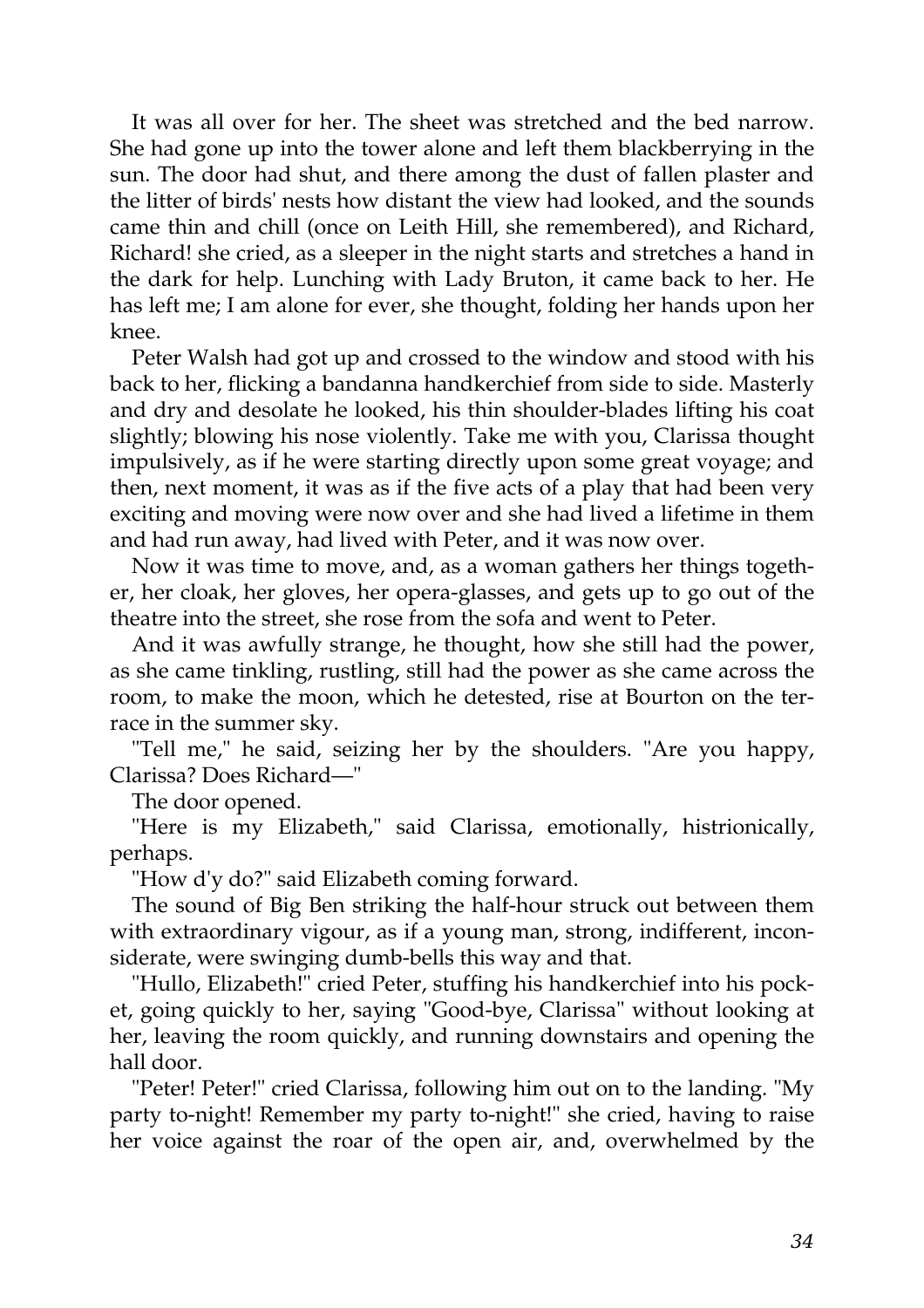It was all over for her. The sheet was stretched and the bed narrow. She had gone up into the tower alone and left them blackberrying in the sun. The door had shut, and there among the dust of fallen plaster and the litter of birds' nests how distant the view had looked, and the sounds came thin and chill (once on Leith Hill, she remembered), and Richard, Richard! she cried, as a sleeper in the night starts and stretches a hand in the dark for help. Lunching with Lady Bruton, it came back to her. He has left me; I am alone for ever, she thought, folding her hands upon her knee.

Peter Walsh had got up and crossed to the window and stood with his back to her, flicking a bandanna handkerchief from side to side. Masterly and dry and desolate he looked, his thin shoulder-blades lifting his coat slightly; blowing his nose violently. Take me with you, Clarissa thought impulsively, as if he were starting directly upon some great voyage; and then, next moment, it was as if the five acts of a play that had been very exciting and moving were now over and she had lived a lifetime in them and had run away, had lived with Peter, and it was now over.

Now it was time to move, and, as a woman gathers her things together, her cloak, her gloves, her opera-glasses, and gets up to go out of the theatre into the street, she rose from the sofa and went to Peter.

And it was awfully strange, he thought, how she still had the power, as she came tinkling, rustling, still had the power as she came across the room, to make the moon, which he detested, rise at Bourton on the terrace in the summer sky.

"Tell me," he said, seizing her by the shoulders. "Are you happy, Clarissa? Does Richard—"

The door opened.

"Here is my Elizabeth," said Clarissa, emotionally, histrionically, perhaps.

"How d'y do?" said Elizabeth coming forward.

The sound of Big Ben striking the half-hour struck out between them with extraordinary vigour, as if a young man, strong, indifferent, inconsiderate, were swinging dumb-bells this way and that.

"Hullo, Elizabeth!" cried Peter, stuffing his handkerchief into his pocket, going quickly to her, saying "Good-bye, Clarissa" without looking at her, leaving the room quickly, and running downstairs and opening the hall door.

"Peter! Peter!" cried Clarissa, following him out on to the landing. "My party to-night! Remember my party to-night!" she cried, having to raise her voice against the roar of the open air, and, overwhelmed by the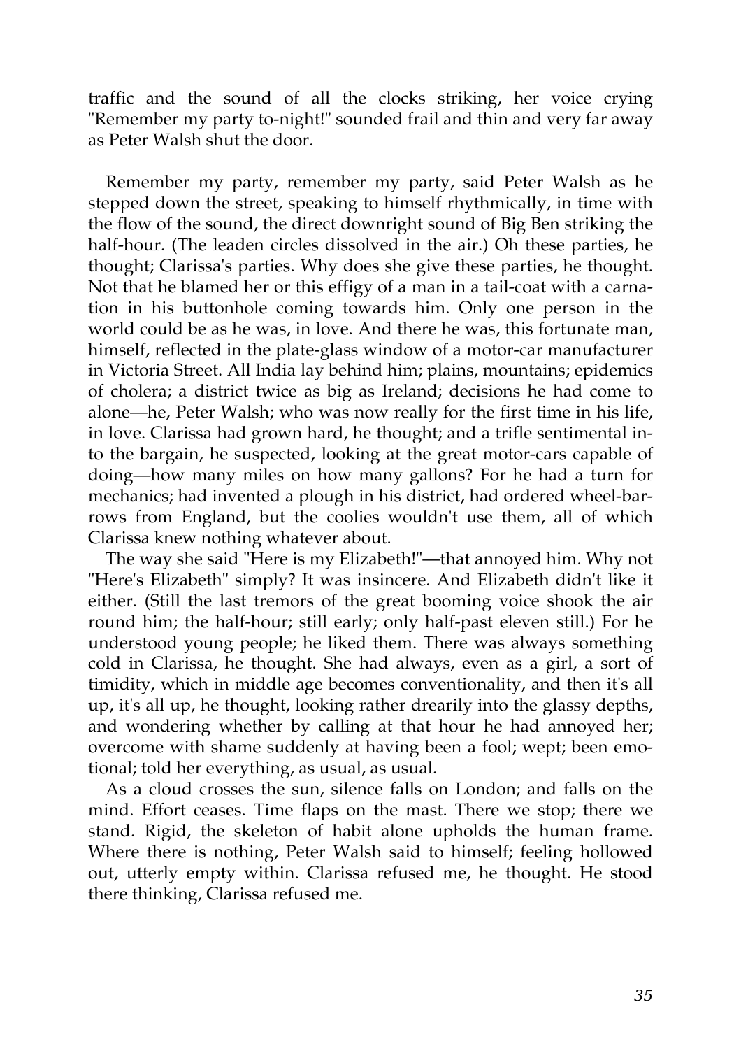traffic and the sound of all the clocks striking, her voice crying "Remember my party to-night!" sounded frail and thin and very far away as Peter Walsh shut the door.

Remember my party, remember my party, said Peter Walsh as he stepped down the street, speaking to himself rhythmically, in time with the flow of the sound, the direct downright sound of Big Ben striking the half-hour. (The leaden circles dissolved in the air.) Oh these parties, he thought; Clarissa's parties. Why does she give these parties, he thought. Not that he blamed her or this effigy of a man in a tail-coat with a carnation in his buttonhole coming towards him. Only one person in the world could be as he was, in love. And there he was, this fortunate man, himself, reflected in the plate-glass window of a motor-car manufacturer in Victoria Street. All India lay behind him; plains, mountains; epidemics of cholera; a district twice as big as Ireland; decisions he had come to alone—he, Peter Walsh; who was now really for the first time in his life, in love. Clarissa had grown hard, he thought; and a trifle sentimental into the bargain, he suspected, looking at the great motor-cars capable of doing—how many miles on how many gallons? For he had a turn for mechanics; had invented a plough in his district, had ordered wheel-barrows from England, but the coolies wouldn't use them, all of which Clarissa knew nothing whatever about.

The way she said "Here is my Elizabeth!"—that annoyed him. Why not "Here's Elizabeth" simply? It was insincere. And Elizabeth didn't like it either. (Still the last tremors of the great booming voice shook the air round him; the half-hour; still early; only half-past eleven still.) For he understood young people; he liked them. There was always something cold in Clarissa, he thought. She had always, even as a girl, a sort of timidity, which in middle age becomes conventionality, and then it's all up, it's all up, he thought, looking rather drearily into the glassy depths, and wondering whether by calling at that hour he had annoyed her; overcome with shame suddenly at having been a fool; wept; been emotional; told her everything, as usual, as usual.

As a cloud crosses the sun, silence falls on London; and falls on the mind. Effort ceases. Time flaps on the mast. There we stop; there we stand. Rigid, the skeleton of habit alone upholds the human frame. Where there is nothing, Peter Walsh said to himself; feeling hollowed out, utterly empty within. Clarissa refused me, he thought. He stood there thinking, Clarissa refused me.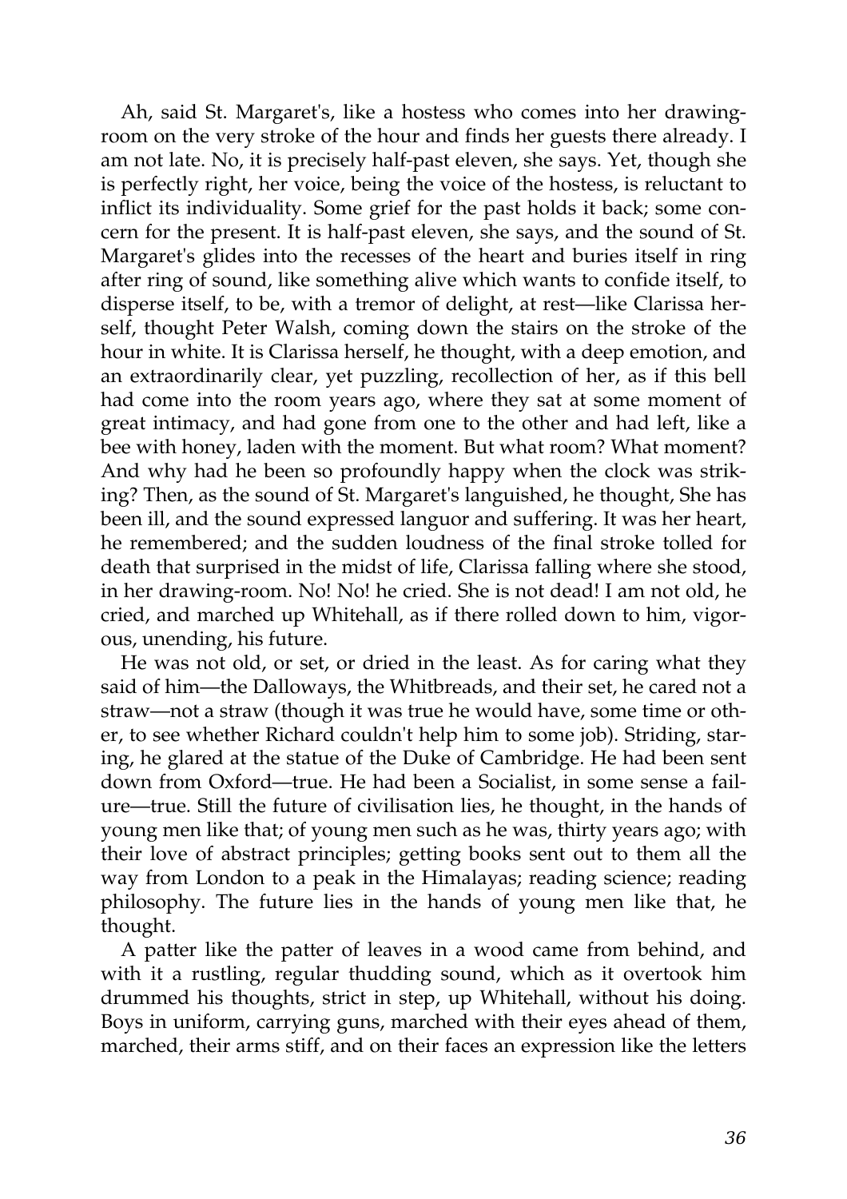Ah, said St. Margaret's, like a hostess who comes into her drawing-room on the very stroke of the hour and finds her guests there already. I am not late. No, it is precisely half-past eleven, she says. Yet, though she is perfectly right, her voice, being the voice of the hostess, is reluctant to inflict its individuality. Some grief for the past holds it back; some concern for the present. It is half-past eleven, she says, and the sound of St. Margaret's glides into the recesses of the heart and buries itself in ring after ring of sound, like something alive which wants to confide itself, to disperse itself, to be, with a tremor of delight, at rest—like Clarissa herself, thought Peter Walsh, coming down the stairs on the stroke of the hour in white. It is Clarissa herself, he thought, with a deep emotion, and an extraordinarily clear, yet puzzling, recollection of her, as if this bell had come into the room years ago, where they sat at some moment of great intimacy, and had gone from one to the other and had left, like a bee with honey, laden with the moment. But what room? What moment? And why had he been so profoundly happy when the clock was striking? Then, as the sound of St. Margaret's languished, he thought, She has been ill, and the sound expressed languor and suffering. It was her heart, he remembered; and the sudden loudness of the final stroke tolled for death that surprised in the midst of life, Clarissa falling where she stood, in her drawing-room. No! No! he cried. She is not dead! I am not old, he cried, and marched up Whitehall, as if there rolled down to him, vigorous, unending, his future.

He was not old, or set, or dried in the least. As for caring what they said of him—the Dalloways, the Whitbreads, and their set, he cared not a straw—not a straw (though it was true he would have, some time or other, to see whether Richard couldn't help him to some job). Striding, staring, he glared at the statue of the Duke of Cambridge. He had been sent down from Oxford—true. He had been a Socialist, in some sense a failure—true. Still the future of civilisation lies, he thought, in the hands of young men like that; of young men such as he was, thirty years ago; with their love of abstract principles; getting books sent out to them all the way from London to a peak in the Himalayas; reading science; reading philosophy. The future lies in the hands of young men like that, he thought.

A patter like the patter of leaves in a wood came from behind, and with it a rustling, regular thudding sound, which as it overtook him drummed his thoughts, strict in step, up Whitehall, without his doing. Boys in uniform, carrying guns, marched with their eyes ahead of them, marched, their arms stiff, and on their faces an expression like the letters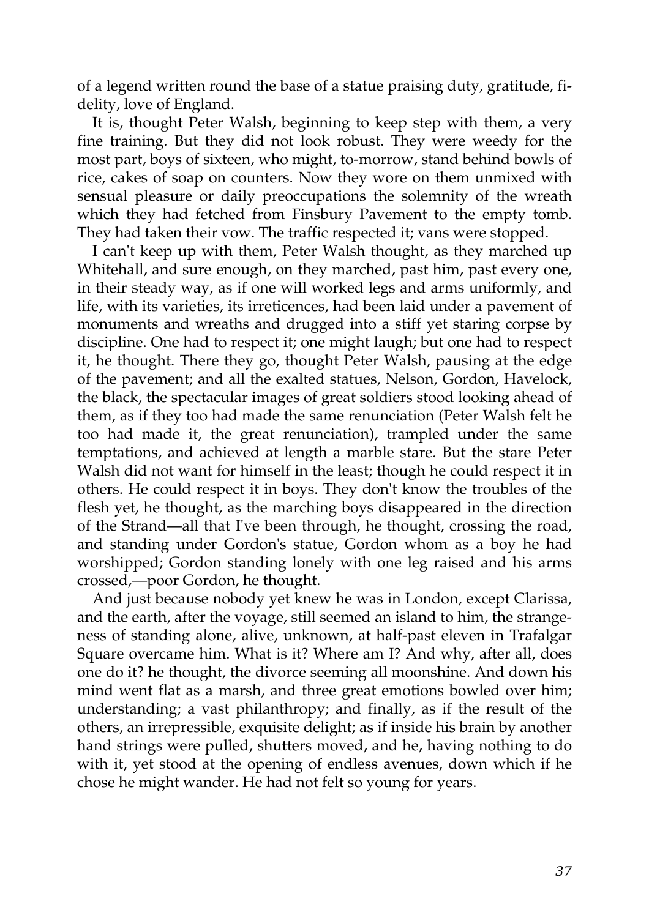of a legend written round the base of a statue praising duty, gratitude, fidelity, love of England.

It is, thought Peter Walsh, beginning to keep step with them, a very fine training. But they did not look robust. They were weedy for the most part, boys of sixteen, who might, to-morrow, stand behind bowls of rice, cakes of soap on counters. Now they wore on them unmixed with sensual pleasure or daily preoccupations the solemnity of the wreath which they had fetched from Finsbury Pavement to the empty tomb. They had taken their vow. The traffic respected it; vans were stopped.

I can't keep up with them, Peter Walsh thought, as they marched up Whitehall, and sure enough, on they marched, past him, past every one, in their steady way, as if one will worked legs and arms uniformly, and life, with its varieties, its irreticences, had been laid under a pavement of monuments and wreaths and drugged into a stiff yet staring corpse by discipline. One had to respect it; one might laugh; but one had to respect it, he thought. There they go, thought Peter Walsh, pausing at the edge of the pavement; and all the exalted statues, Nelson, Gordon, Havelock, the black, the spectacular images of great soldiers stood looking ahead of them, as if they too had made the same renunciation (Peter Walsh felt he too had made it, the great renunciation), trampled under the same temptations, and achieved at length a marble stare. But the stare Peter Walsh did not want for himself in the least; though he could respect it in others. He could respect it in boys. They don't know the troubles of the flesh yet, he thought, as the marching boys disappeared in the direction of the Strand—all that I've been through, he thought, crossing the road, and standing under Gordon's statue, Gordon whom as a boy he had worshipped; Gordon standing lonely with one leg raised and his arms crossed,—poor Gordon, he thought.

And just because nobody yet knew he was in London, except Clarissa, and the earth, after the voyage, still seemed an island to him, the strangeness of standing alone, alive, unknown, at half-past eleven in Trafalgar Square overcame him. What is it? Where am I? And why, after all, does one do it? he thought, the divorce seeming all moonshine. And down his mind went flat as a marsh, and three great emotions bowled over him; understanding; a vast philanthropy; and finally, as if the result of the others, an irrepressible, exquisite delight; as if inside his brain by another hand strings were pulled, shutters moved, and he, having nothing to do with it, yet stood at the opening of endless avenues, down which if he chose he might wander. He had not felt so young for years.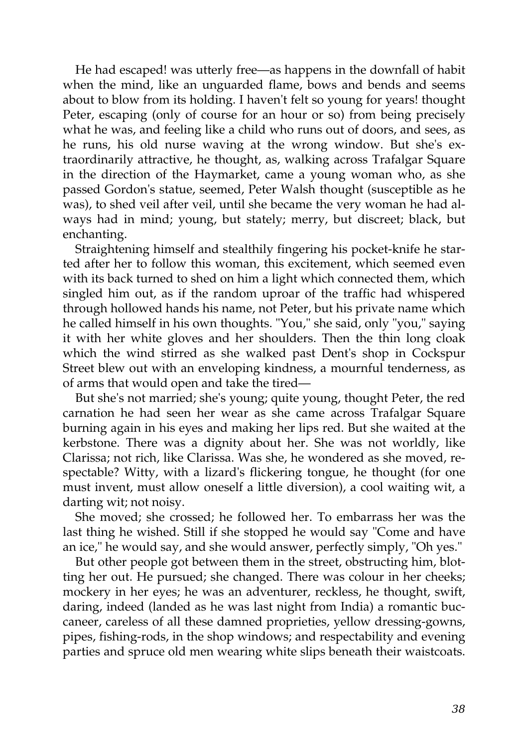He had escaped! was utterly free—as happens in the downfall of habit when the mind, like an unguarded flame, bows and bends and seems about to blow from its holding. I haven't felt so young for years! thought Peter, escaping (only of course for an hour or so) from being precisely what he was, and feeling like a child who runs out of doors, and sees, as he runs, his old nurse waving at the wrong window. But she's extraordinarily attractive, he thought, as, walking across Trafalgar Square in the direction of the Haymarket, came a young woman who, as she passed Gordon's statue, seemed, Peter Walsh thought (susceptible as he was), to shed veil after veil, until she became the very woman he had always had in mind; young, but stately; merry, but discreet; black, but enchanting.

Straightening himself and stealthily fingering his pocket-knife he started after her to follow this woman, this excitement, which seemed even with its back turned to shed on him a light which connected them, which singled him out, as if the random uproar of the traffic had whispered through hollowed hands his name, not Peter, but his private name which he called himself in his own thoughts. "You," she said, only "you," saying it with her white gloves and her shoulders. Then the thin long cloak which the wind stirred as she walked past Dent's shop in Cockspur Street blew out with an enveloping kindness, a mournful tenderness, as of arms that would open and take the tired—

But she's not married; she's young; quite young, thought Peter, the red carnation he had seen her wear as she came across Trafalgar Square burning again in his eyes and making her lips red. But she waited at the kerbstone. There was a dignity about her. She was not worldly, like Clarissa; not rich, like Clarissa. Was she, he wondered as she moved, respectable? Witty, with a lizard's flickering tongue, he thought (for one must invent, must allow oneself a little diversion), a cool waiting wit, a darting wit; not noisy.

She moved; she crossed; he followed her. To embarrass her was the last thing he wished. Still if she stopped he would say "Come and have an ice," he would say, and she would answer, perfectly simply, "Oh yes."

But other people got between them in the street, obstructing him, blotting her out. He pursued; she changed. There was colour in her cheeks; mockery in her eyes; he was an adventurer, reckless, he thought, swift, daring, indeed (landed as he was last night from India) a romantic buccaneer, careless of all these damned proprieties, yellow dressing-gowns, pipes, fishing-rods, in the shop windows; and respectability and evening parties and spruce old men wearing white slips beneath their waistcoats.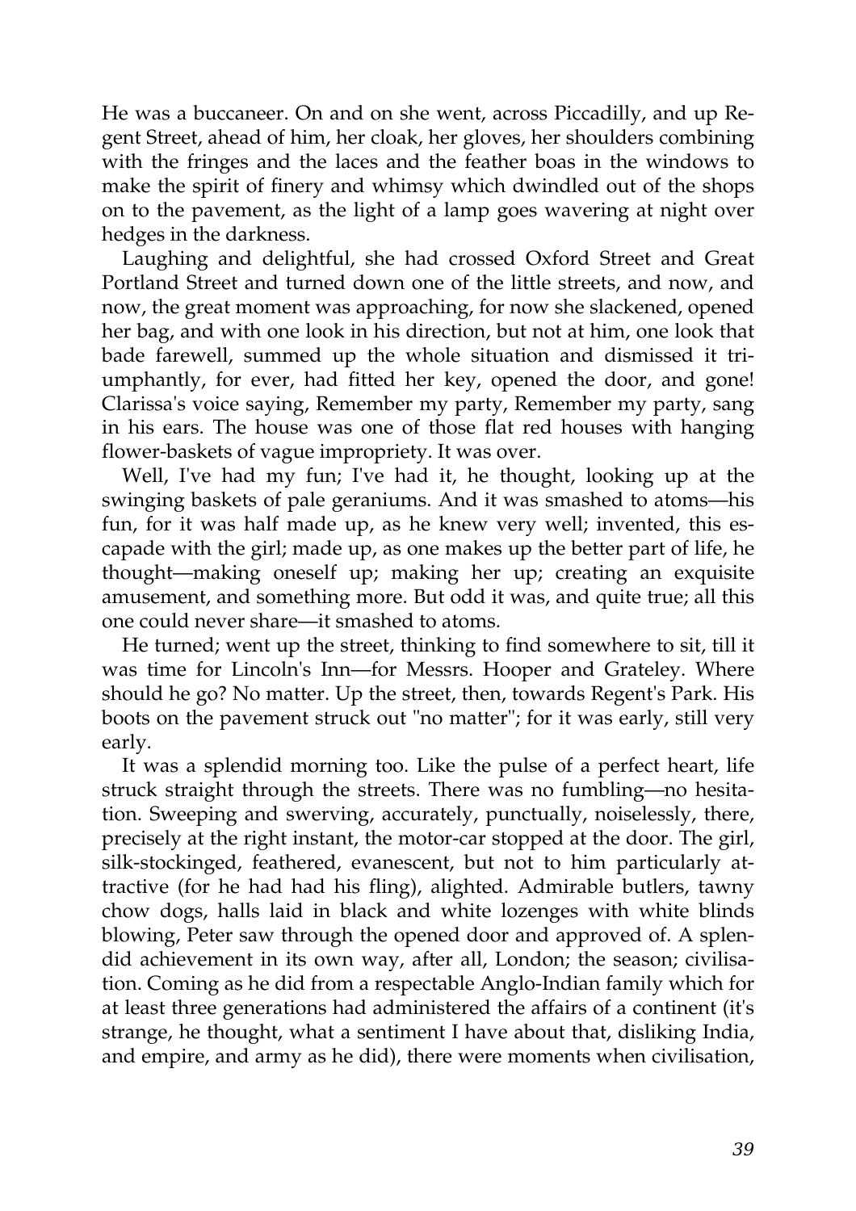He was a buccaneer. On and on she went, across Piccadilly, and up Regent Street, ahead of him, her cloak, her gloves, her shoulders combining with the fringes and the laces and the feather boas in the windows to make the spirit of finery and whimsy which dwindled out of the shops on to the pavement, as the light of a lamp goes wavering at night over hedges in the darkness.

Laughing and delightful, she had crossed Oxford Street and Great Portland Street and turned down one of the little streets, and now, and now, the great moment was approaching, for now she slackened, opened her bag, and with one look in his direction, but not at him, one look that bade farewell, summed up the whole situation and dismissed it triumphantly, for ever, had fitted her key, opened the door, and gone! Clarissa's voice saying, Remember my party, Remember my party, sang in his ears. The house was one of those flat red houses with hanging flower-baskets of vague impropriety. It was over.

Well, I've had my fun; I've had it, he thought, looking up at the swinging baskets of pale geraniums. And it was smashed to atoms—his fun, for it was half made up, as he knew very well; invented, this escapade with the girl; made up, as one makes up the better part of life, he thought—making oneself up; making her up; creating an exquisite amusement, and something more. But odd it was, and quite true; all this one could never share—it smashed to atoms.

He turned; went up the street, thinking to find somewhere to sit, till it was time for Lincoln's Inn—for Messrs. Hooper and Grateley. Where should he go? No matter. Up the street, then, towards Regent's Park. His boots on the pavement struck out "no matter"; for it was early, still very early.

It was a splendid morning too. Like the pulse of a perfect heart, life struck straight through the streets. There was no fumbling—no hesitation. Sweeping and swerving, accurately, punctually, noiselessly, there, precisely at the right instant, the motor-car stopped at the door. The girl, silk-stockinged, feathered, evanescent, but not to him particularly attractive (for he had had his fling), alighted. Admirable butlers, tawny chow dogs, halls laid in black and white lozenges with white blinds blowing, Peter saw through the opened door and approved of. A splendid achievement in its own way, after all, London; the season; civilisation. Coming as he did from a respectable Anglo-Indian family which for at least three generations had administered the affairs of a continent (it's strange, he thought, what a sentiment I have about that, disliking India, and empire, and army as he did), there were moments when civilisation,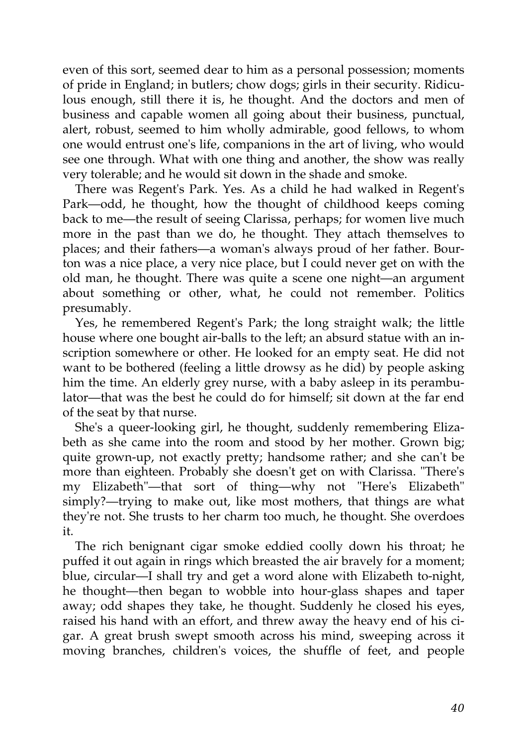even of this sort, seemed dear to him as a personal possession; moments of pride in England; in butlers; chow dogs; girls in their security. Ridiculous enough, still there it is, he thought. And the doctors and men of business and capable women all going about their business, punctual, alert, robust, seemed to him wholly admirable, good fellows, to whom one would entrust one's life, companions in the art of living, who would see one through. What with one thing and another, the show was really very tolerable; and he would sit down in the shade and smoke.

There was Regent's Park. Yes. As a child he had walked in Regent's Park—odd, he thought, how the thought of childhood keeps coming back to me—the result of seeing Clarissa, perhaps; for women live much more in the past than we do, he thought. They attach themselves to places; and their fathers—a woman's always proud of her father. Bourton was a nice place, a very nice place, but I could never get on with the old man, he thought. There was quite a scene one night—an argument about something or other, what, he could not remember. Politics presumably.

Yes, he remembered Regent's Park; the long straight walk; the little house where one bought air-balls to the left; an absurd statue with an inscription somewhere or other. He looked for an empty seat. He did not want to be bothered (feeling a little drowsy as he did) by people asking him the time. An elderly grey nurse, with a baby asleep in its perambulator—that was the best he could do for himself; sit down at the far end of the seat by that nurse.

She's a queer-looking girl, he thought, suddenly remembering Elizabeth as she came into the room and stood by her mother. Grown big; quite grown-up, not exactly pretty; handsome rather; and she can't be more than eighteen. Probably she doesn't get on with Clarissa. "There's my Elizabeth"—that sort of thing—why not "Here's Elizabeth" simply?—trying to make out, like most mothers, that things are what they're not. She trusts to her charm too much, he thought. She overdoes it.

The rich benignant cigar smoke eddied coolly down his throat; he puffed it out again in rings which breasted the air bravely for a moment; blue, circular—I shall try and get a word alone with Elizabeth to-night, he thought—then began to wobble into hour-glass shapes and taper away; odd shapes they take, he thought. Suddenly he closed his eyes, raised his hand with an effort, and threw away the heavy end of his cigar. A great brush swept smooth across his mind, sweeping across it moving branches, children's voices, the shuffle of feet, and people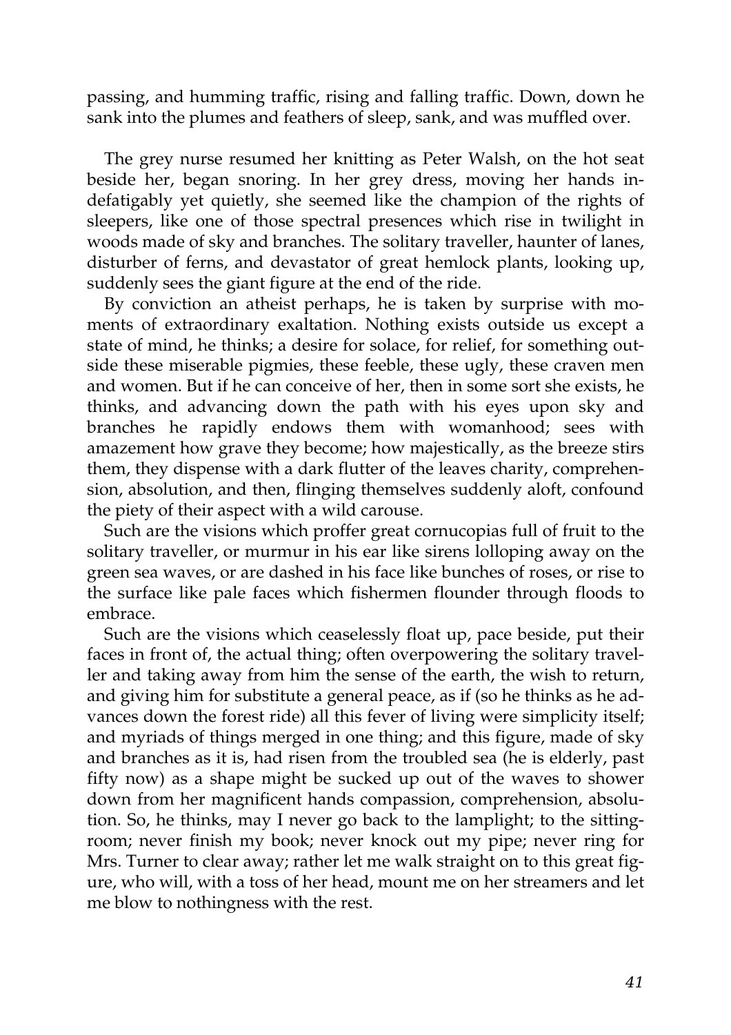passing, and humming traffic, rising and falling traffic. Down, down he sank into the plumes and feathers of sleep, sank, and was muffled over.

The grey nurse resumed her knitting as Peter Walsh, on the hot seat beside her, began snoring. In her grey dress, moving her hands indefatigably yet quietly, she seemed like the champion of the rights of sleepers, like one of those spectral presences which rise in twilight in woods made of sky and branches. The solitary traveller, haunter of lanes, disturber of ferns, and devastator of great hemlock plants, looking up, suddenly sees the giant figure at the end of the ride.

By conviction an atheist perhaps, he is taken by surprise with moments of extraordinary exaltation. Nothing exists outside us except a state of mind, he thinks; a desire for solace, for relief, for something outside these miserable pigmies, these feeble, these ugly, these craven men and women. But if he can conceive of her, then in some sort she exists, he thinks, and advancing down the path with his eyes upon sky and branches he rapidly endows them with womanhood; sees with amazement how grave they become; how majestically, as the breeze stirs them, they dispense with a dark flutter of the leaves charity, comprehension, absolution, and then, flinging themselves suddenly aloft, confound the piety of their aspect with a wild carouse.

Such are the visions which proffer great cornucopias full of fruit to the solitary traveller, or murmur in his ear like sirens lolloping away on the green sea waves, or are dashed in his face like bunches of roses, or rise to the surface like pale faces which fishermen flounder through floods to embrace.

Such are the visions which ceaselessly float up, pace beside, put their faces in front of, the actual thing; often overpowering the solitary traveller and taking away from him the sense of the earth, the wish to return, and giving him for substitute a general peace, as if (so he thinks as he advances down the forest ride) all this fever of living were simplicity itself; and myriads of things merged in one thing; and this figure, made of sky and branches as it is, had risen from the troubled sea (he is elderly, past fifty now) as a shape might be sucked up out of the waves to shower down from her magnificent hands compassion, comprehension, absolution. So, he thinks, may I never go back to the lamplight; to the sitting-room; never finish my book; never knock out my pipe; never ring for Mrs. Turner to clear away; rather let me walk straight on to this great figure, who will, with a toss of her head, mount me on her streamers and let me blow to nothingness with the rest.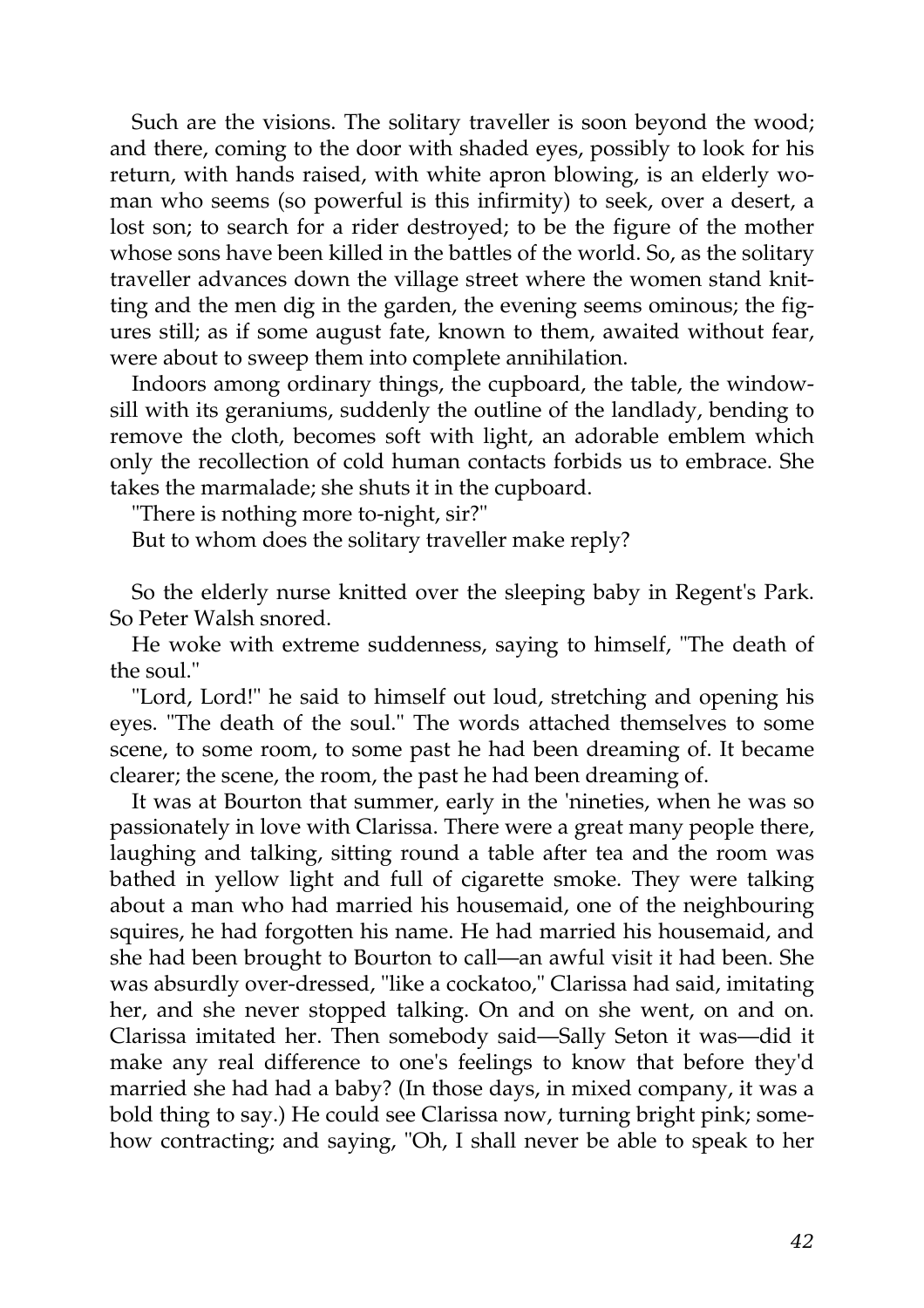Such are the visions. The solitary traveller is soon beyond the wood; and there, coming to the door with shaded eyes, possibly to look for his return, with hands raised, with white apron blowing, is an elderly woman who seems (so powerful is this infirmity) to seek, over a desert, a lost son; to search for a rider destroyed; to be the figure of the mother whose sons have been killed in the battles of the world. So, as the solitary traveller advances down the village street where the women stand knitting and the men dig in the garden, the evening seems ominous; the figures still; as if some august fate, known to them, awaited without fear, were about to sweep them into complete annihilation.

Indoors among ordinary things, the cupboard, the table, the window-sill with its geraniums, suddenly the outline of the landlady, bending to remove the cloth, becomes soft with light, an adorable emblem which only the recollection of cold human contacts forbids us to embrace. She takes the marmalade; she shuts it in the cupboard.

"There is nothing more to-night, sir?"

But to whom does the solitary traveller make reply?

So the elderly nurse knitted over the sleeping baby in Regent's Park. So Peter Walsh snored.

He woke with extreme suddenness, saying to himself, "The death of the soul."

"Lord, Lord!" he said to himself out loud, stretching and opening his eyes. "The death of the soul." The words attached themselves to some scene, to some room, to some past he had been dreaming of. It became clearer; the scene, the room, the past he had been dreaming of.

It was at Bourton that summer, early in the 'nineties, when he was so passionately in love with Clarissa. There were a great many people there, laughing and talking, sitting round a table after tea and the room was bathed in yellow light and full of cigarette smoke. They were talking about a man who had married his housemaid, one of the neighbouring squires, he had forgotten his name. He had married his housemaid, and she had been brought to Bourton to call—an awful visit it had been. She was absurdly over-dressed, "like a cockatoo," Clarissa had said, imitating her, and she never stopped talking. On and on she went, on and on. Clarissa imitated her. Then somebody said—Sally Seton it was—did it make any real difference to one's feelings to know that before they'd married she had had a baby? (In those days, in mixed company, it was a bold thing to say.) He could see Clarissa now, turning bright pink; somehow contracting; and saying, "Oh, I shall never be able to speak to her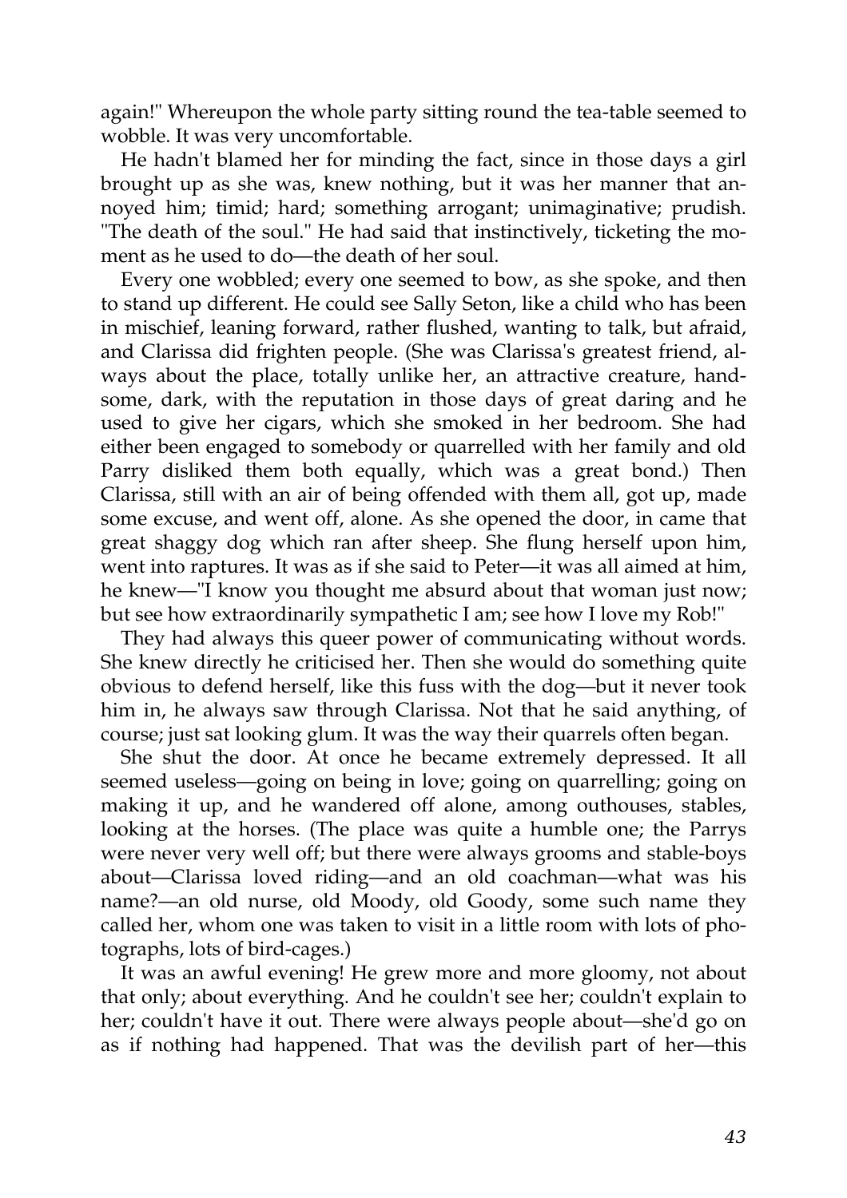again!" Whereupon the whole party sitting round the tea-table seemed to wobble. It was very uncomfortable.

He hadn't blamed her for minding the fact, since in those days a girl brought up as she was, knew nothing, but it was her manner that annoyed him; timid; hard; something arrogant; unimaginative; prudish. "The death of the soul." He had said that instinctively, ticketing the moment as he used to do—the death of her soul.

Every one wobbled; every one seemed to bow, as she spoke, and then to stand up different. He could see Sally Seton, like a child who has been in mischief, leaning forward, rather flushed, wanting to talk, but afraid, and Clarissa did frighten people. (She was Clarissa's greatest friend, always about the place, totally unlike her, an attractive creature, handsome, dark, with the reputation in those days of great daring and he used to give her cigars, which she smoked in her bedroom. She had either been engaged to somebody or quarrelled with her family and old Parry disliked them both equally, which was a great bond.) Then Clarissa, still with an air of being offended with them all, got up, made some excuse, and went off, alone. As she opened the door, in came that great shaggy dog which ran after sheep. She flung herself upon him, went into raptures. It was as if she said to Peter—it was all aimed at him, he knew—"I know you thought me absurd about that woman just now; but see how extraordinarily sympathetic I am; see how I love my Rob!"

They had always this queer power of communicating without words. She knew directly he criticised her. Then she would do something quite obvious to defend herself, like this fuss with the dog—but it never took him in, he always saw through Clarissa. Not that he said anything, of course; just sat looking glum. It was the way their quarrels often began.

She shut the door. At once he became extremely depressed. It all seemed useless—going on being in love; going on quarrelling; going on making it up, and he wandered off alone, among outhouses, stables, looking at the horses. (The place was quite a humble one; the Parrys were never very well off; but there were always grooms and stable-boys about—Clarissa loved riding—and an old coachman—what was his name?—an old nurse, old Moody, old Goody, some such name they called her, whom one was taken to visit in a little room with lots of photographs, lots of bird-cages.)

It was an awful evening! He grew more and more gloomy, not about that only; about everything. And he couldn't see her; couldn't explain to her; couldn't have it out. There were always people about—she'd go on as if nothing had happened. That was the devilish part of her—this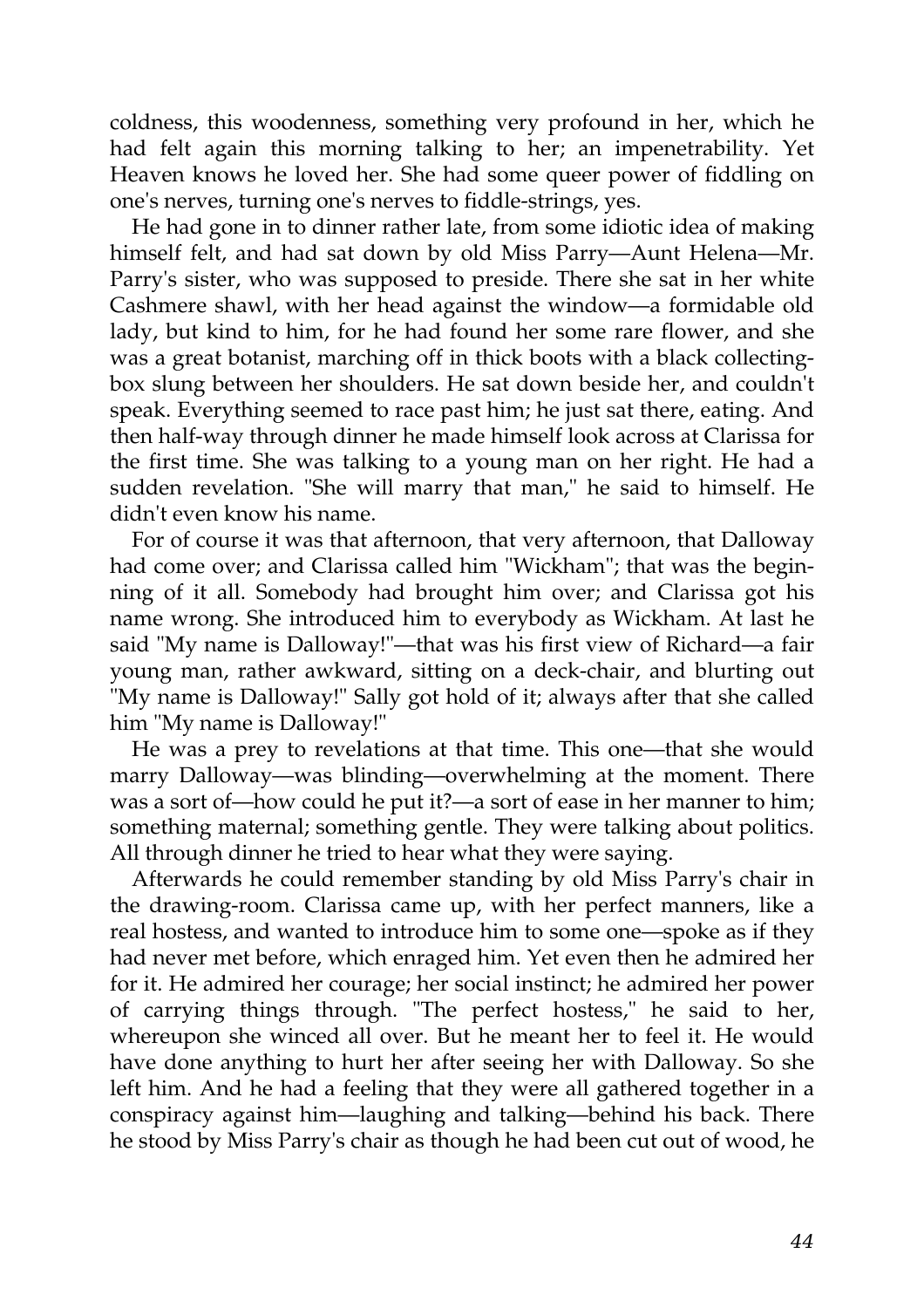coldness, this woodenness, something very profound in her, which he had felt again this morning talking to her; an impenetrability. Yet Heaven knows he loved her. She had some queer power of fiddling on one's nerves, turning one's nerves to fiddle-strings, yes.

He had gone in to dinner rather late, from some idiotic idea of making himself felt, and had sat down by old Miss Parry—Aunt Helena—Mr. Parry's sister, who was supposed to preside. There she sat in her white Cashmere shawl, with her head against the window—a formidable old lady, but kind to him, for he had found her some rare flower, and she was a great botanist, marching off in thick boots with a black collecting-box slung between her shoulders. He sat down beside her, and couldn't speak. Everything seemed to race past him; he just sat there, eating. And then half-way through dinner he made himself look across at Clarissa for the first time. She was talking to a young man on her right. He had a sudden revelation. "She will marry that man," he said to himself. He didn't even know his name.

For of course it was that afternoon, that very afternoon, that Dalloway had come over; and Clarissa called him "Wickham"; that was the beginning of it all. Somebody had brought him over; and Clarissa got his name wrong. She introduced him to everybody as Wickham. At last he said "My name is Dalloway!"—that was his first view of Richard—a fair young man, rather awkward, sitting on a deck-chair, and blurting out "My name is Dalloway!" Sally got hold of it; always after that she called him "My name is Dalloway!"

He was a prey to revelations at that time. This one—that she would marry Dalloway—was blinding—overwhelming at the moment. There was a sort of—how could he put it?—a sort of ease in her manner to him; something maternal; something gentle. They were talking about politics. All through dinner he tried to hear what they were saying.

Afterwards he could remember standing by old Miss Parry's chair in the drawing-room. Clarissa came up, with her perfect manners, like a real hostess, and wanted to introduce him to some one—spoke as if they had never met before, which enraged him. Yet even then he admired her for it. He admired her courage; her social instinct; he admired her power of carrying things through. "The perfect hostess," he said to her, whereupon she winced all over. But he meant her to feel it. He would have done anything to hurt her after seeing her with Dalloway. So she left him. And he had a feeling that they were all gathered together in a conspiracy against him—laughing and talking—behind his back. There he stood by Miss Parry's chair as though he had been cut out of wood, he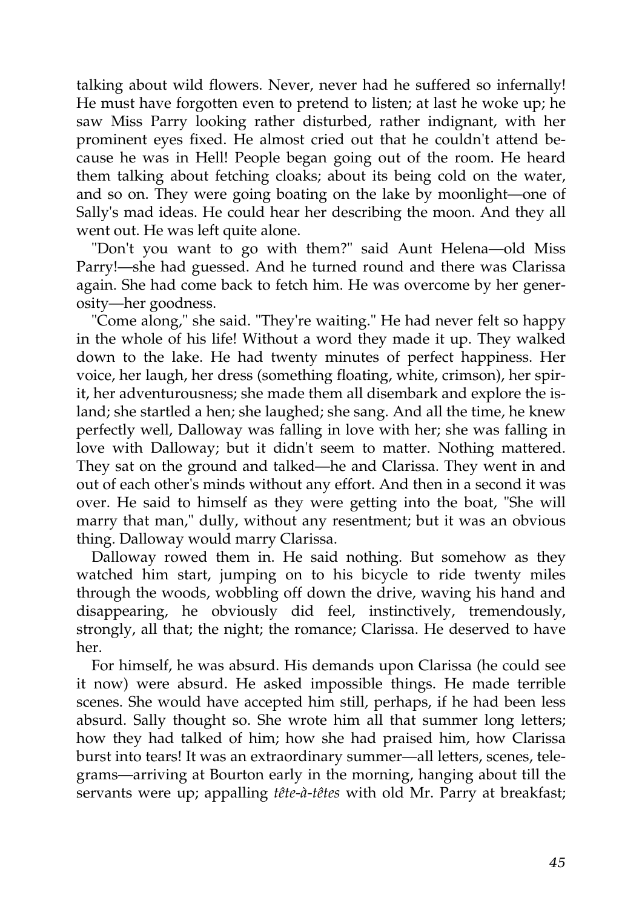talking about wild flowers. Never, never had he suffered so infernally! He must have forgotten even to pretend to listen; at last he woke up; he saw Miss Parry looking rather disturbed, rather indignant, with her prominent eyes fixed. He almost cried out that he couldn't attend because he was in Hell! People began going out of the room. He heard them talking about fetching cloaks; about its being cold on the water, and so on. They were going boating on the lake by moonlight—one of Sally's mad ideas. He could hear her describing the moon. And they all went out. He was left quite alone.

"Don't you want to go with them?" said Aunt Helena—old Miss Parry!—she had guessed. And he turned round and there was Clarissa again. She had come back to fetch him. He was overcome by her generosity—her goodness.

"Come along," she said. "They're waiting." He had never felt so happy in the whole of his life! Without a word they made it up. They walked down to the lake. He had twenty minutes of perfect happiness. Her voice, her laugh, her dress (something floating, white, crimson), her spirit, her adventurousness; she made them all disembark and explore the island; she startled a hen; she laughed; she sang. And all the time, he knew perfectly well, Dalloway was falling in love with her; she was falling in love with Dalloway; but it didn't seem to matter. Nothing mattered. They sat on the ground and talked—he and Clarissa. They went in and out of each other's minds without any effort. And then in a second it was over. He said to himself as they were getting into the boat, "She will marry that man," dully, without any resentment; but it was an obvious thing. Dalloway would marry Clarissa.

Dalloway rowed them in. He said nothing. But somehow as they watched him start, jumping on to his bicycle to ride twenty miles through the woods, wobbling off down the drive, waving his hand and disappearing, he obviously did feel, instinctively, tremendously, strongly, all that; the night; the romance; Clarissa. He deserved to have her.

For himself, he was absurd. His demands upon Clarissa (he could see it now) were absurd. He asked impossible things. He made terrible scenes. She would have accepted him still, perhaps, if he had been less absurd. Sally thought so. She wrote him all that summer long letters; how they had talked of him; how she had praised him, how Clarissa burst into tears! It was an extraordinary summer—all letters, scenes, telegrams—arriving at Bourton early in the morning, hanging about till the servants were up; appalling *tête-à-têtes* with old Mr. Parry at breakfast;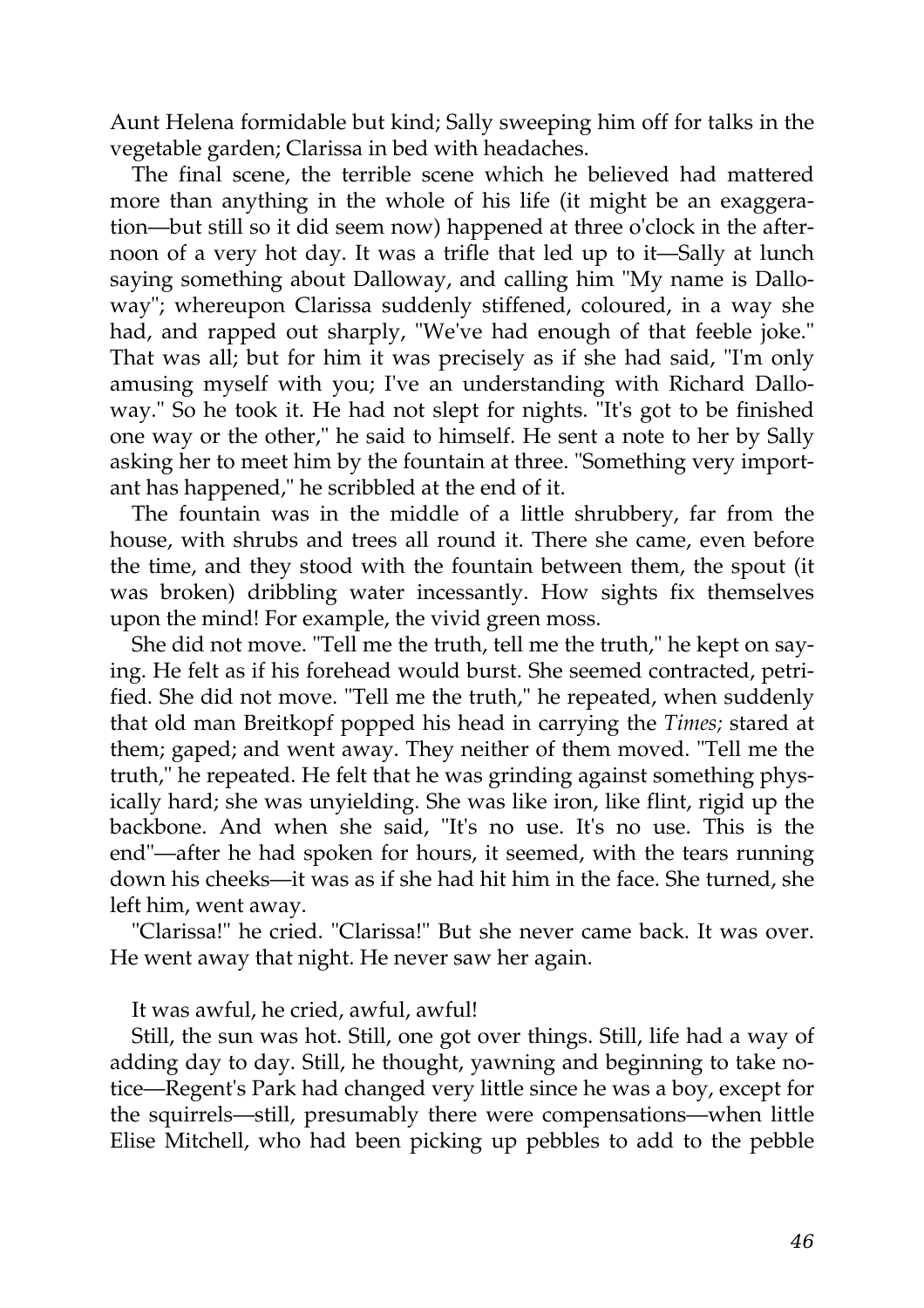Aunt Helena formidable but kind; Sally sweeping him off for talks in the vegetable garden; Clarissa in bed with headaches.

The final scene, the terrible scene which he believed had mattered more than anything in the whole of his life (it might be an exaggeration—but still so it did seem now) happened at three o'clock in the afternoon of a very hot day. It was a trifle that led up to it—Sally at lunch saying something about Dalloway, and calling him "My name is Dalloway"; whereupon Clarissa suddenly stiffened, coloured, in a way she had, and rapped out sharply, "We've had enough of that feeble joke." That was all; but for him it was precisely as if she had said, "I'm only amusing myself with you; I've an understanding with Richard Dalloway." So he took it. He had not slept for nights. "It's got to be finished one way or the other," he said to himself. He sent a note to her by Sally asking her to meet him by the fountain at three. "Something very important has happened," he scribbled at the end of it.

The fountain was in the middle of a little shrubbery, far from the house, with shrubs and trees all round it. There she came, even before the time, and they stood with the fountain between them, the spout (it was broken) dribbling water incessantly. How sights fix themselves upon the mind! For example, the vivid green moss.

She did not move. "Tell me the truth, tell me the truth," he kept on saying. He felt as if his forehead would burst. She seemed contracted, petrified. She did not move. "Tell me the truth," he repeated, when suddenly that old man Breitkopf popped his head in carrying the *Times;* stared at them; gaped; and went away. They neither of them moved. "Tell me the truth," he repeated. He felt that he was grinding against something physically hard; she was unyielding. She was like iron, like flint, rigid up the backbone. And when she said, "It's no use. It's no use. This is the end"—after he had spoken for hours, it seemed, with the tears running down his cheeks—it was as if she had hit him in the face. She turned, she left him, went away.

"Clarissa!" he cried. "Clarissa!" But she never came back. It was over. He went away that night. He never saw her again.

It was awful, he cried, awful, awful!

Still, the sun was hot. Still, one got over things. Still, life had a way of adding day to day. Still, he thought, yawning and beginning to take notice—Regent's Park had changed very little since he was a boy, except for the squirrels—still, presumably there were compensations—when little Elise Mitchell, who had been picking up pebbles to add to the pebble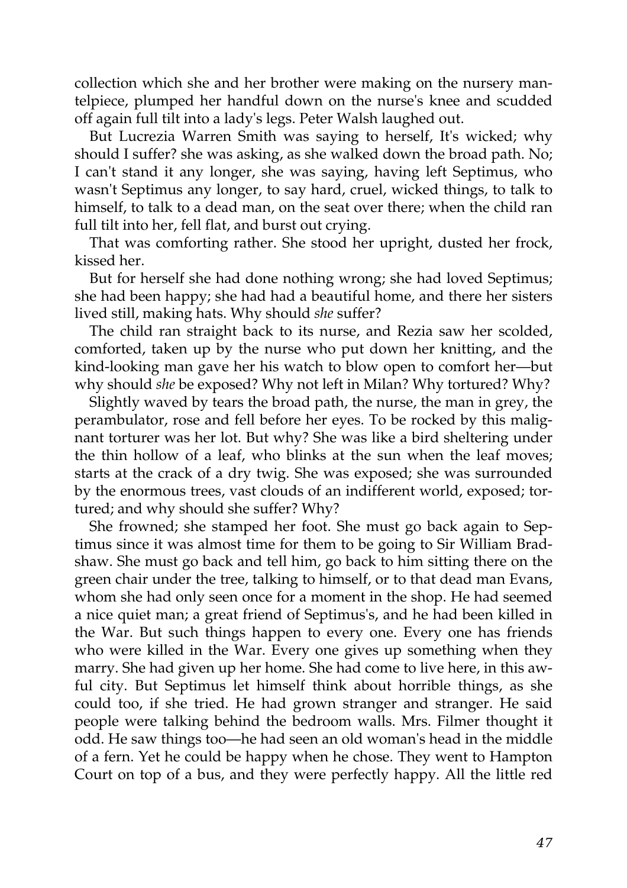collection which she and her brother were making on the nursery mantelpiece, plumped her handful down on the nurse's knee and scudded off again full tilt into a lady's legs. Peter Walsh laughed out.

But Lucrezia Warren Smith was saying to herself, It's wicked; why should I suffer? she was asking, as she walked down the broad path. No; I can't stand it any longer, she was saying, having left Septimus, who wasn't Septimus any longer, to say hard, cruel, wicked things, to talk to himself, to talk to a dead man, on the seat over there; when the child ran full tilt into her, fell flat, and burst out crying.

That was comforting rather. She stood her upright, dusted her frock, kissed her.

But for herself she had done nothing wrong; she had loved Septimus; she had been happy; she had had a beautiful home, and there her sisters lived still, making hats. Why should *she* suffer?

The child ran straight back to its nurse, and Rezia saw her scolded, comforted, taken up by the nurse who put down her knitting, and the kind-looking man gave her his watch to blow open to comfort her—but why should *she* be exposed? Why not left in Milan? Why tortured? Why?

Slightly waved by tears the broad path, the nurse, the man in grey, the perambulator, rose and fell before her eyes. To be rocked by this malignant torturer was her lot. But why? She was like a bird sheltering under the thin hollow of a leaf, who blinks at the sun when the leaf moves; starts at the crack of a dry twig. She was exposed; she was surrounded by the enormous trees, vast clouds of an indifferent world, exposed; tortured; and why should she suffer? Why?

She frowned; she stamped her foot. She must go back again to Septimus since it was almost time for them to be going to Sir William Bradshaw. She must go back and tell him, go back to him sitting there on the green chair under the tree, talking to himself, or to that dead man Evans, whom she had only seen once for a moment in the shop. He had seemed a nice quiet man; a great friend of Septimus's, and he had been killed in the War. But such things happen to every one. Every one has friends who were killed in the War. Every one gives up something when they marry. She had given up her home. She had come to live here, in this awful city. But Septimus let himself think about horrible things, as she could too, if she tried. He had grown stranger and stranger. He said people were talking behind the bedroom walls. Mrs. Filmer thought it odd. He saw things too—he had seen an old woman's head in the middle of a fern. Yet he could be happy when he chose. They went to Hampton Court on top of a bus, and they were perfectly happy. All the little red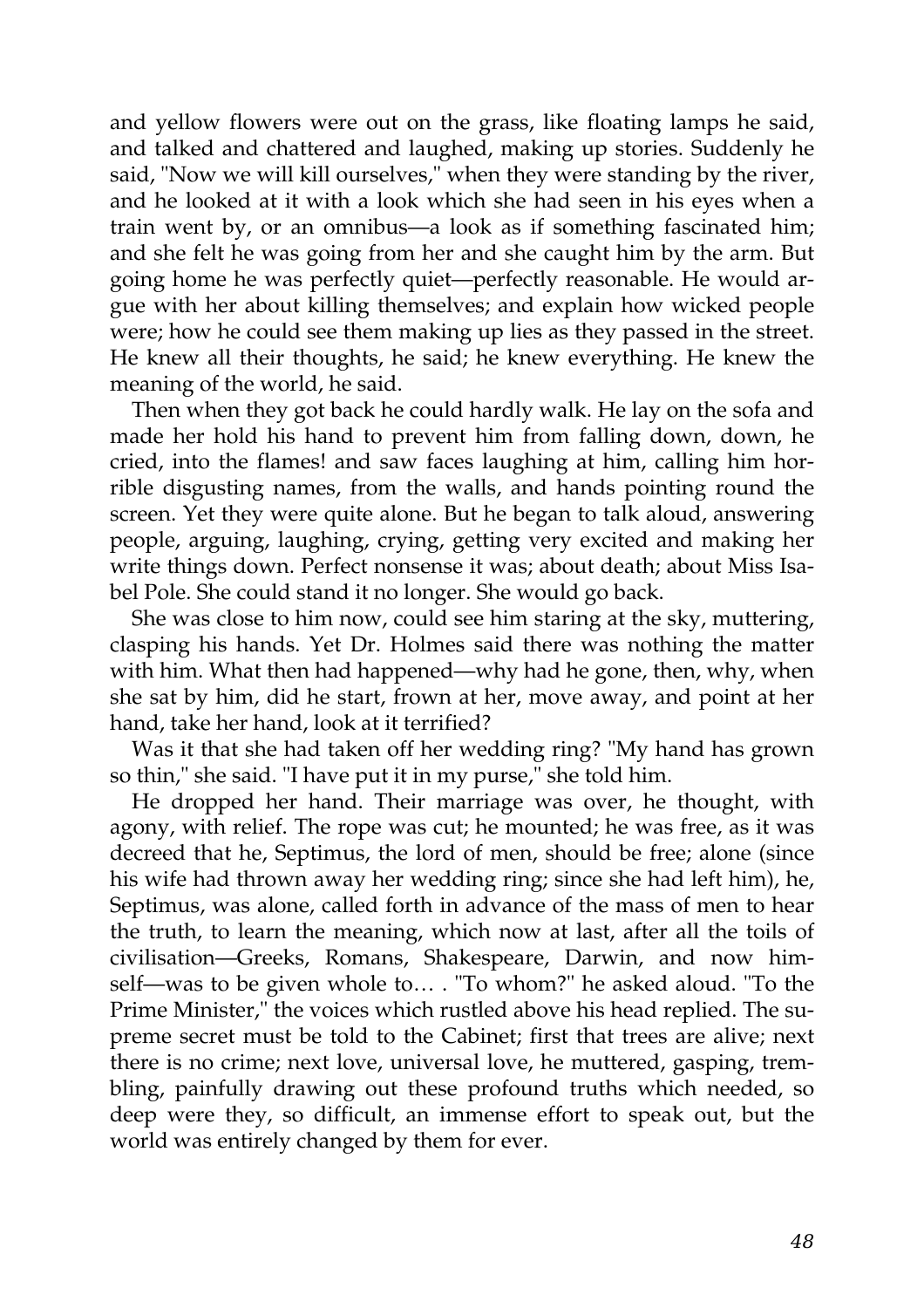and yellow flowers were out on the grass, like floating lamps he said, and talked and chattered and laughed, making up stories. Suddenly he said, "Now we will kill ourselves," when they were standing by the river, and he looked at it with a look which she had seen in his eyes when a train went by, or an omnibus—a look as if something fascinated him; and she felt he was going from her and she caught him by the arm. But going home he was perfectly quiet—perfectly reasonable. He would argue with her about killing themselves; and explain how wicked people were; how he could see them making up lies as they passed in the street. He knew all their thoughts, he said; he knew everything. He knew the meaning of the world, he said.

Then when they got back he could hardly walk. He lay on the sofa and made her hold his hand to prevent him from falling down, down, he cried, into the flames! and saw faces laughing at him, calling him horrible disgusting names, from the walls, and hands pointing round the screen. Yet they were quite alone. But he began to talk aloud, answering people, arguing, laughing, crying, getting very excited and making her write things down. Perfect nonsense it was; about death; about Miss Isabel Pole. She could stand it no longer. She would go back.

She was close to him now, could see him staring at the sky, muttering, clasping his hands. Yet Dr. Holmes said there was nothing the matter with him. What then had happened—why had he gone, then, why, when she sat by him, did he start, frown at her, move away, and point at her hand, take her hand, look at it terrified?

Was it that she had taken off her wedding ring? "My hand has grown so thin," she said. "I have put it in my purse," she told him.

He dropped her hand. Their marriage was over, he thought, with agony, with relief. The rope was cut; he mounted; he was free, as it was decreed that he, Septimus, the lord of men, should be free; alone (since his wife had thrown away her wedding ring; since she had left him), he, Septimus, was alone, called forth in advance of the mass of men to hear the truth, to learn the meaning, which now at last, after all the toils of civilisation—Greeks, Romans, Shakespeare, Darwin, and now himself—was to be given whole to… . "To whom?" he asked aloud. "To the Prime Minister," the voices which rustled above his head replied. The supreme secret must be told to the Cabinet; first that trees are alive; next there is no crime; next love, universal love, he muttered, gasping, trembling, painfully drawing out these profound truths which needed, so deep were they, so difficult, an immense effort to speak out, but the world was entirely changed by them for ever.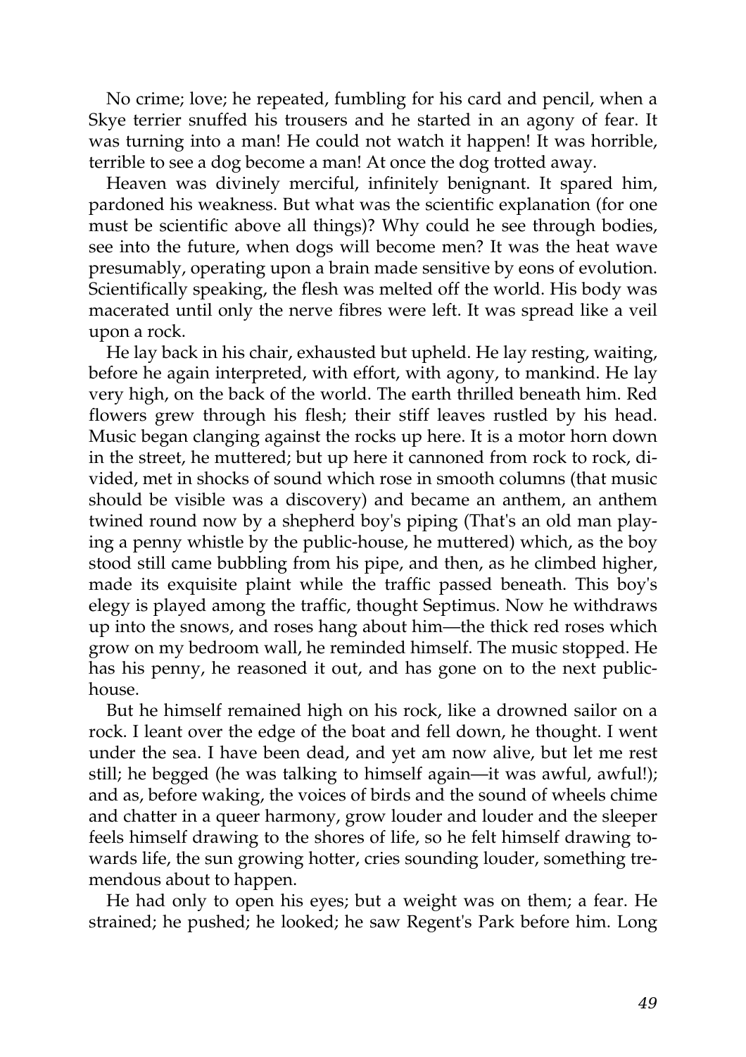No crime; love; he repeated, fumbling for his card and pencil, when a Skye terrier snuffed his trousers and he started in an agony of fear. It was turning into a man! He could not watch it happen! It was horrible, terrible to see a dog become a man! At once the dog trotted away.

Heaven was divinely merciful, infinitely benignant. It spared him, pardoned his weakness. But what was the scientific explanation (for one must be scientific above all things)? Why could he see through bodies, see into the future, when dogs will become men? It was the heat wave presumably, operating upon a brain made sensitive by eons of evolution. Scientifically speaking, the flesh was melted off the world. His body was macerated until only the nerve fibres were left. It was spread like a veil upon a rock.

He lay back in his chair, exhausted but upheld. He lay resting, waiting, before he again interpreted, with effort, with agony, to mankind. He lay very high, on the back of the world. The earth thrilled beneath him. Red flowers grew through his flesh; their stiff leaves rustled by his head. Music began clanging against the rocks up here. It is a motor horn down in the street, he muttered; but up here it cannoned from rock to rock, divided, met in shocks of sound which rose in smooth columns (that music should be visible was a discovery) and became an anthem, an anthem twined round now by a shepherd boy's piping (That's an old man playing a penny whistle by the public-house, he muttered) which, as the boy stood still came bubbling from his pipe, and then, as he climbed higher, made its exquisite plaint while the traffic passed beneath. This boy's elegy is played among the traffic, thought Septimus. Now he withdraws up into the snows, and roses hang about him—the thick red roses which grow on my bedroom wall, he reminded himself. The music stopped. He has his penny, he reasoned it out, and has gone on to the next public-house.

But he himself remained high on his rock, like a drowned sailor on a rock. I leant over the edge of the boat and fell down, he thought. I went under the sea. I have been dead, and yet am now alive, but let me rest still; he begged (he was talking to himself again—it was awful, awful!); and as, before waking, the voices of birds and the sound of wheels chime and chatter in a queer harmony, grow louder and louder and the sleeper feels himself drawing to the shores of life, so he felt himself drawing towards life, the sun growing hotter, cries sounding louder, something tremendous about to happen.

He had only to open his eyes; but a weight was on them; a fear. He strained; he pushed; he looked; he saw Regent's Park before him. Long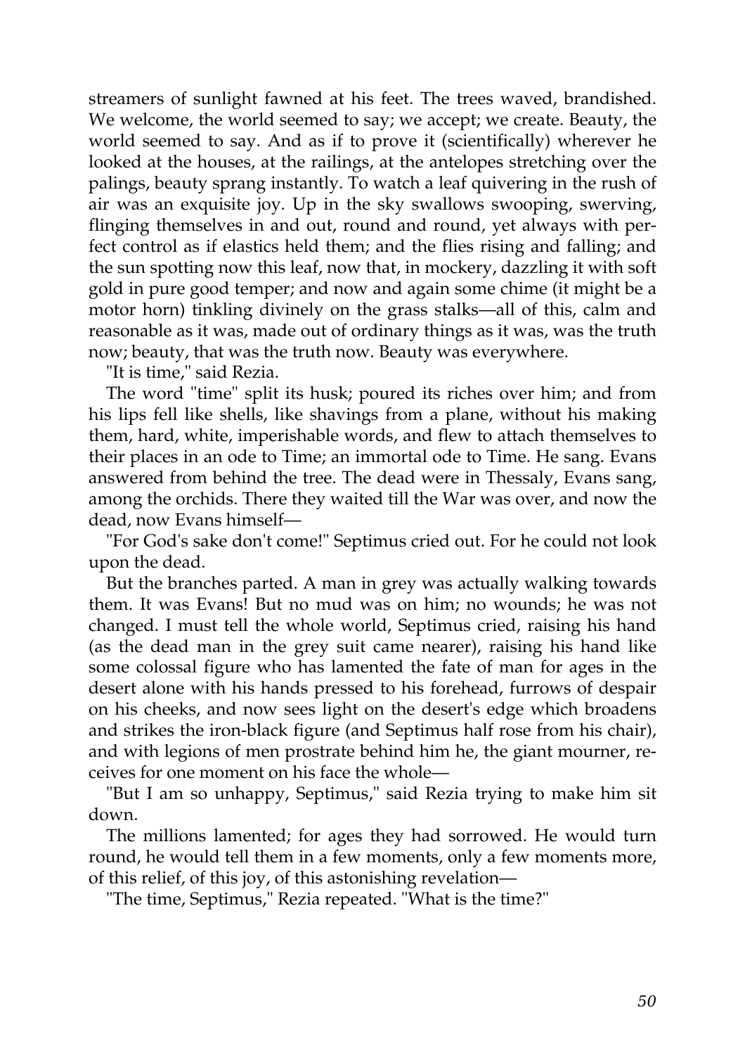streamers of sunlight fawned at his feet. The trees waved, brandished. We welcome, the world seemed to say; we accept; we create. Beauty, the world seemed to say. And as if to prove it (scientifically) wherever he looked at the houses, at the railings, at the antelopes stretching over the palings, beauty sprang instantly. To watch a leaf quivering in the rush of air was an exquisite joy. Up in the sky swallows swooping, swerving, flinging themselves in and out, round and round, yet always with perfect control as if elastics held them; and the flies rising and falling; and the sun spotting now this leaf, now that, in mockery, dazzling it with soft gold in pure good temper; and now and again some chime (it might be a motor horn) tinkling divinely on the grass stalks—all of this, calm and reasonable as it was, made out of ordinary things as it was, was the truth now; beauty, that was the truth now. Beauty was everywhere.

"It is time," said Rezia.

The word "time" split its husk; poured its riches over him; and from his lips fell like shells, like shavings from a plane, without his making them, hard, white, imperishable words, and flew to attach themselves to their places in an ode to Time; an immortal ode to Time. He sang. Evans answered from behind the tree. The dead were in Thessaly, Evans sang, among the orchids. There they waited till the War was over, and now the dead, now Evans himself—

"For God's sake don't come!" Septimus cried out. For he could not look upon the dead.

But the branches parted. A man in grey was actually walking towards them. It was Evans! But no mud was on him; no wounds; he was not changed. I must tell the whole world, Septimus cried, raising his hand (as the dead man in the grey suit came nearer), raising his hand like some colossal figure who has lamented the fate of man for ages in the desert alone with his hands pressed to his forehead, furrows of despair on his cheeks, and now sees light on the desert's edge which broadens and strikes the iron-black figure (and Septimus half rose from his chair), and with legions of men prostrate behind him he, the giant mourner, receives for one moment on his face the whole—

"But I am so unhappy, Septimus," said Rezia trying to make him sit down.

The millions lamented; for ages they had sorrowed. He would turn round, he would tell them in a few moments, only a few moments more, of this relief, of this joy, of this astonishing revelation—

"The time, Septimus," Rezia repeated. "What is the time?"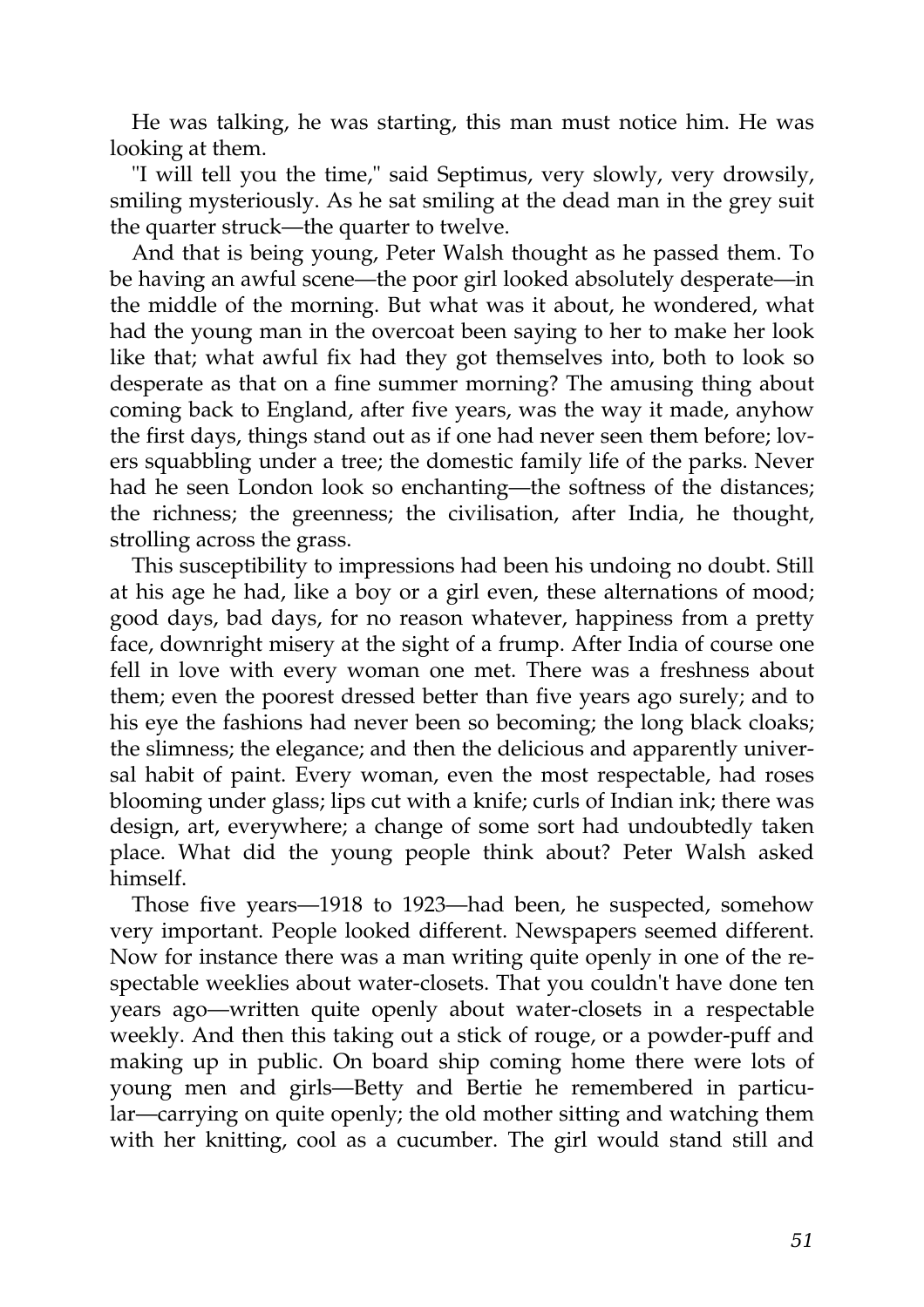He was talking, he was starting, this man must notice him. He was looking at them.

"I will tell you the time," said Septimus, very slowly, very drowsily, smiling mysteriously. As he sat smiling at the dead man in the grey suit the quarter struck—the quarter to twelve.

And that is being young, Peter Walsh thought as he passed them. To be having an awful scene—the poor girl looked absolutely desperate—in the middle of the morning. But what was it about, he wondered, what had the young man in the overcoat been saying to her to make her look like that; what awful fix had they got themselves into, both to look so desperate as that on a fine summer morning? The amusing thing about coming back to England, after five years, was the way it made, anyhow the first days, things stand out as if one had never seen them before; lovers squabbling under a tree; the domestic family life of the parks. Never had he seen London look so enchanting—the softness of the distances; the richness; the greenness; the civilisation, after India, he thought, strolling across the grass.

This susceptibility to impressions had been his undoing no doubt. Still at his age he had, like a boy or a girl even, these alternations of mood; good days, bad days, for no reason whatever, happiness from a pretty face, downright misery at the sight of a frump. After India of course one fell in love with every woman one met. There was a freshness about them; even the poorest dressed better than five years ago surely; and to his eye the fashions had never been so becoming; the long black cloaks; the slimness; the elegance; and then the delicious and apparently universal habit of paint. Every woman, even the most respectable, had roses blooming under glass; lips cut with a knife; curls of Indian ink; there was design, art, everywhere; a change of some sort had undoubtedly taken place. What did the young people think about? Peter Walsh asked himself.

Those five years—1918 to 1923—had been, he suspected, somehow very important. People looked different. Newspapers seemed different. Now for instance there was a man writing quite openly in one of the respectable weeklies about water-closets. That you couldn't have done ten years ago—written quite openly about water-closets in a respectable weekly. And then this taking out a stick of rouge, or a powder-puff and making up in public. On board ship coming home there were lots of young men and girls—Betty and Bertie he remembered in particular—carrying on quite openly; the old mother sitting and watching them with her knitting, cool as a cucumber. The girl would stand still and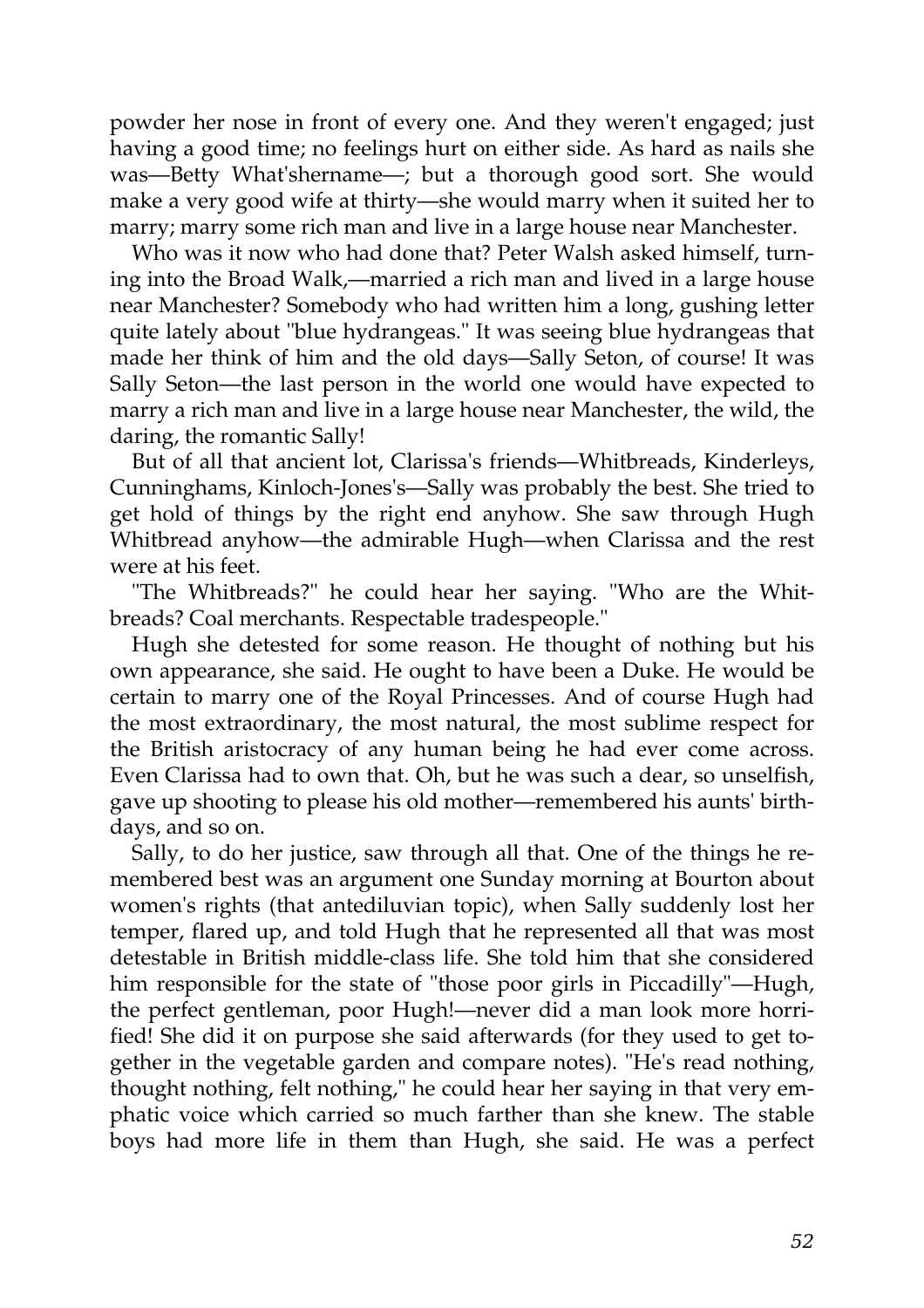powder her nose in front of every one. And they weren't engaged; just having a good time; no feelings hurt on either side. As hard as nails she was—Betty What'shername—; but a thorough good sort. She would make a very good wife at thirty—she would marry when it suited her to marry; marry some rich man and live in a large house near Manchester.

Who was it now who had done that? Peter Walsh asked himself, turning into the Broad Walk,—married a rich man and lived in a large house near Manchester? Somebody who had written him a long, gushing letter quite lately about "blue hydrangeas." It was seeing blue hydrangeas that made her think of him and the old days—Sally Seton, of course! It was Sally Seton—the last person in the world one would have expected to marry a rich man and live in a large house near Manchester, the wild, the daring, the romantic Sally!

But of all that ancient lot, Clarissa's friends—Whitbreads, Kinderleys, Cunninghams, Kinloch-Jones's—Sally was probably the best. She tried to get hold of things by the right end anyhow. She saw through Hugh Whitbread anyhow—the admirable Hugh—when Clarissa and the rest were at his feet.

"The Whitbreads?" he could hear her saying. "Who are the Whitbreads? Coal merchants. Respectable tradespeople."

Hugh she detested for some reason. He thought of nothing but his own appearance, she said. He ought to have been a Duke. He would be certain to marry one of the Royal Princesses. And of course Hugh had the most extraordinary, the most natural, the most sublime respect for the British aristocracy of any human being he had ever come across. Even Clarissa had to own that. Oh, but he was such a dear, so unselfish, gave up shooting to please his old mother—remembered his aunts' birthdays, and so on.

Sally, to do her justice, saw through all that. One of the things he remembered best was an argument one Sunday morning at Bourton about women's rights (that antediluvian topic), when Sally suddenly lost her temper, flared up, and told Hugh that he represented all that was most detestable in British middle-class life. She told him that she considered him responsible for the state of "those poor girls in Piccadilly"—Hugh, the perfect gentleman, poor Hugh!—never did a man look more horrified! She did it on purpose she said afterwards (for they used to get together in the vegetable garden and compare notes). "He's read nothing, thought nothing, felt nothing," he could hear her saying in that very emphatic voice which carried so much farther than she knew. The stable boys had more life in them than Hugh, she said. He was a perfect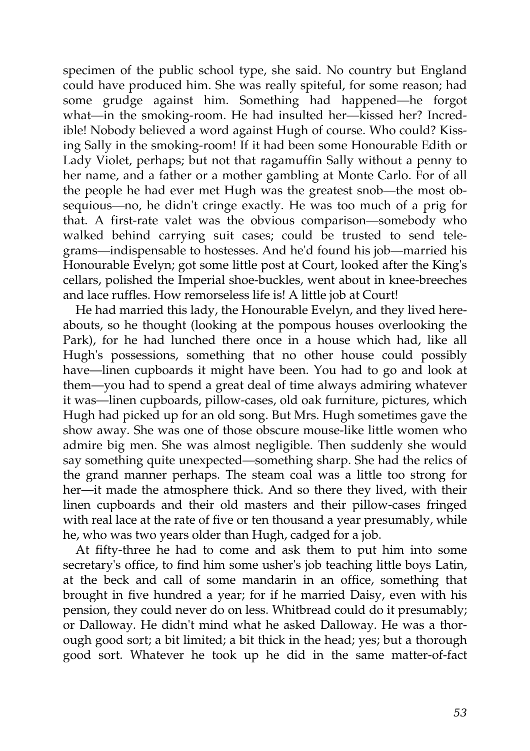specimen of the public school type, she said. No country but England could have produced him. She was really spiteful, for some reason; had some grudge against him. Something had happened—he forgot what—in the smoking-room. He had insulted her—kissed her? Incredible! Nobody believed a word against Hugh of course. Who could? Kissing Sally in the smoking-room! If it had been some Honourable Edith or Lady Violet, perhaps; but not that ragamuffin Sally without a penny to her name, and a father or a mother gambling at Monte Carlo. For of all the people he had ever met Hugh was the greatest snob—the most obsequious—no, he didn't cringe exactly. He was too much of a prig for that. A first-rate valet was the obvious comparison—somebody who walked behind carrying suit cases; could be trusted to send telegrams—indispensable to hostesses. And he'd found his job—married his Honourable Evelyn; got some little post at Court, looked after the King's cellars, polished the Imperial shoe-buckles, went about in knee-breeches and lace ruffles. How remorseless life is! A little job at Court!

He had married this lady, the Honourable Evelyn, and they lived hereabouts, so he thought (looking at the pompous houses overlooking the Park), for he had lunched there once in a house which had, like all Hugh's possessions, something that no other house could possibly have—linen cupboards it might have been. You had to go and look at them—you had to spend a great deal of time always admiring whatever it was—linen cupboards, pillow-cases, old oak furniture, pictures, which Hugh had picked up for an old song. But Mrs. Hugh sometimes gave the show away. She was one of those obscure mouse-like little women who admire big men. She was almost negligible. Then suddenly she would say something quite unexpected—something sharp. She had the relics of the grand manner perhaps. The steam coal was a little too strong for her—it made the atmosphere thick. And so there they lived, with their linen cupboards and their old masters and their pillow-cases fringed with real lace at the rate of five or ten thousand a year presumably, while he, who was two years older than Hugh, cadged for a job.

At fifty-three he had to come and ask them to put him into some secretary's office, to find him some usher's job teaching little boys Latin, at the beck and call of some mandarin in an office, something that brought in five hundred a year; for if he married Daisy, even with his pension, they could never do on less. Whitbread could do it presumably; or Dalloway. He didn't mind what he asked Dalloway. He was a thorough good sort; a bit limited; a bit thick in the head; yes; but a thorough good sort. Whatever he took up he did in the same matter-of-fact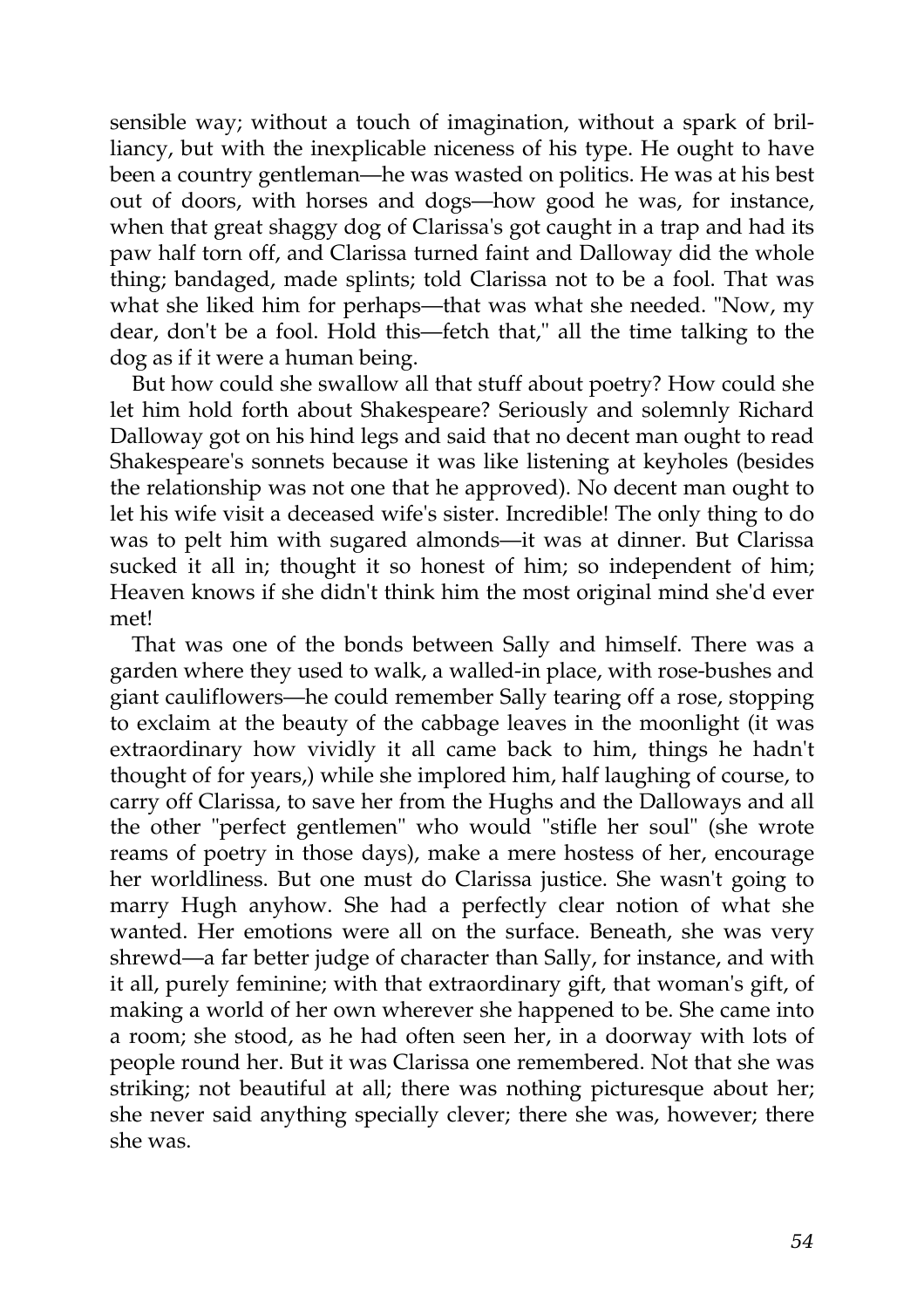sensible way; without a touch of imagination, without a spark of brilliancy, but with the inexplicable niceness of his type. He ought to have been a country gentleman—he was wasted on politics. He was at his best out of doors, with horses and dogs—how good he was, for instance, when that great shaggy dog of Clarissa's got caught in a trap and had its paw half torn off, and Clarissa turned faint and Dalloway did the whole thing; bandaged, made splints; told Clarissa not to be a fool. That was what she liked him for perhaps—that was what she needed. "Now, my dear, don't be a fool. Hold this—fetch that," all the time talking to the dog as if it were a human being.

But how could she swallow all that stuff about poetry? How could she let him hold forth about Shakespeare? Seriously and solemnly Richard Dalloway got on his hind legs and said that no decent man ought to read Shakespeare's sonnets because it was like listening at keyholes (besides the relationship was not one that he approved). No decent man ought to let his wife visit a deceased wife's sister. Incredible! The only thing to do was to pelt him with sugared almonds—it was at dinner. But Clarissa sucked it all in; thought it so honest of him; so independent of him; Heaven knows if she didn't think him the most original mind she'd ever met!

That was one of the bonds between Sally and himself. There was a garden where they used to walk, a walled-in place, with rose-bushes and giant cauliflowers—he could remember Sally tearing off a rose, stopping to exclaim at the beauty of the cabbage leaves in the moonlight (it was extraordinary how vividly it all came back to him, things he hadn't thought of for years,) while she implored him, half laughing of course, to carry off Clarissa, to save her from the Hughs and the Dalloways and all the other "perfect gentlemen" who would "stifle her soul" (she wrote reams of poetry in those days), make a mere hostess of her, encourage her worldliness. But one must do Clarissa justice. She wasn't going to marry Hugh anyhow. She had a perfectly clear notion of what she wanted. Her emotions were all on the surface. Beneath, she was very shrewd—a far better judge of character than Sally, for instance, and with it all, purely feminine; with that extraordinary gift, that woman's gift, of making a world of her own wherever she happened to be. She came into a room; she stood, as he had often seen her, in a doorway with lots of people round her. But it was Clarissa one remembered. Not that she was striking; not beautiful at all; there was nothing picturesque about her; she never said anything specially clever; there she was, however; there she was.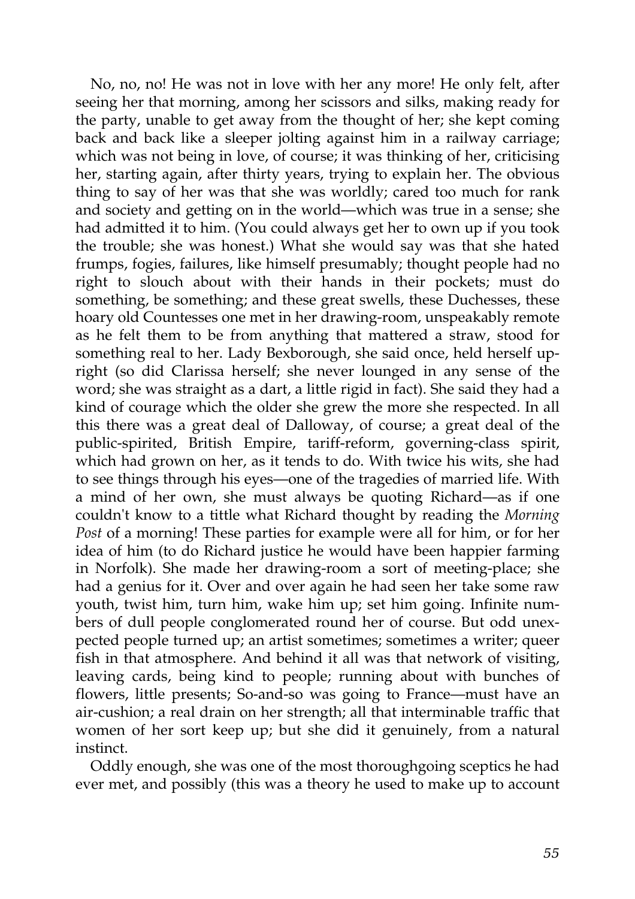No, no, no! He was not in love with her any more! He only felt, after seeing her that morning, among her scissors and silks, making ready for the party, unable to get away from the thought of her; she kept coming back and back like a sleeper jolting against him in a railway carriage; which was not being in love, of course; it was thinking of her, criticising her, starting again, after thirty years, trying to explain her. The obvious thing to say of her was that she was worldly; cared too much for rank and society and getting on in the world—which was true in a sense; she had admitted it to him. (You could always get her to own up if you took the trouble; she was honest.) What she would say was that she hated frumps, fogies, failures, like himself presumably; thought people had no right to slouch about with their hands in their pockets; must do something, be something; and these great swells, these Duchesses, these hoary old Countesses one met in her drawing-room, unspeakably remote as he felt them to be from anything that mattered a straw, stood for something real to her. Lady Bexborough, she said once, held herself upright (so did Clarissa herself; she never lounged in any sense of the word; she was straight as a dart, a little rigid in fact). She said they had a kind of courage which the older she grew the more she respected. In all this there was a great deal of Dalloway, of course; a great deal of the public-spirited, British Empire, tariff-reform, governing-class spirit, which had grown on her, as it tends to do. With twice his wits, she had to see things through his eyes—one of the tragedies of married life. With a mind of her own, she must always be quoting Richard—as if one couldn't know to a tittle what Richard thought by reading the *Morning Post* of a morning! These parties for example were all for him, or for her idea of him (to do Richard justice he would have been happier farming in Norfolk). She made her drawing-room a sort of meeting-place; she had a genius for it. Over and over again he had seen her take some raw youth, twist him, turn him, wake him up; set him going. Infinite numbers of dull people conglomerated round her of course. But odd unexpected people turned up; an artist sometimes; sometimes a writer; queer fish in that atmosphere. And behind it all was that network of visiting, leaving cards, being kind to people; running about with bunches of flowers, little presents; So-and-so was going to France—must have an air-cushion; a real drain on her strength; all that interminable traffic that women of her sort keep up; but she did it genuinely, from a natural instinct.

Oddly enough, she was one of the most thoroughgoing sceptics he had ever met, and possibly (this was a theory he used to make up to account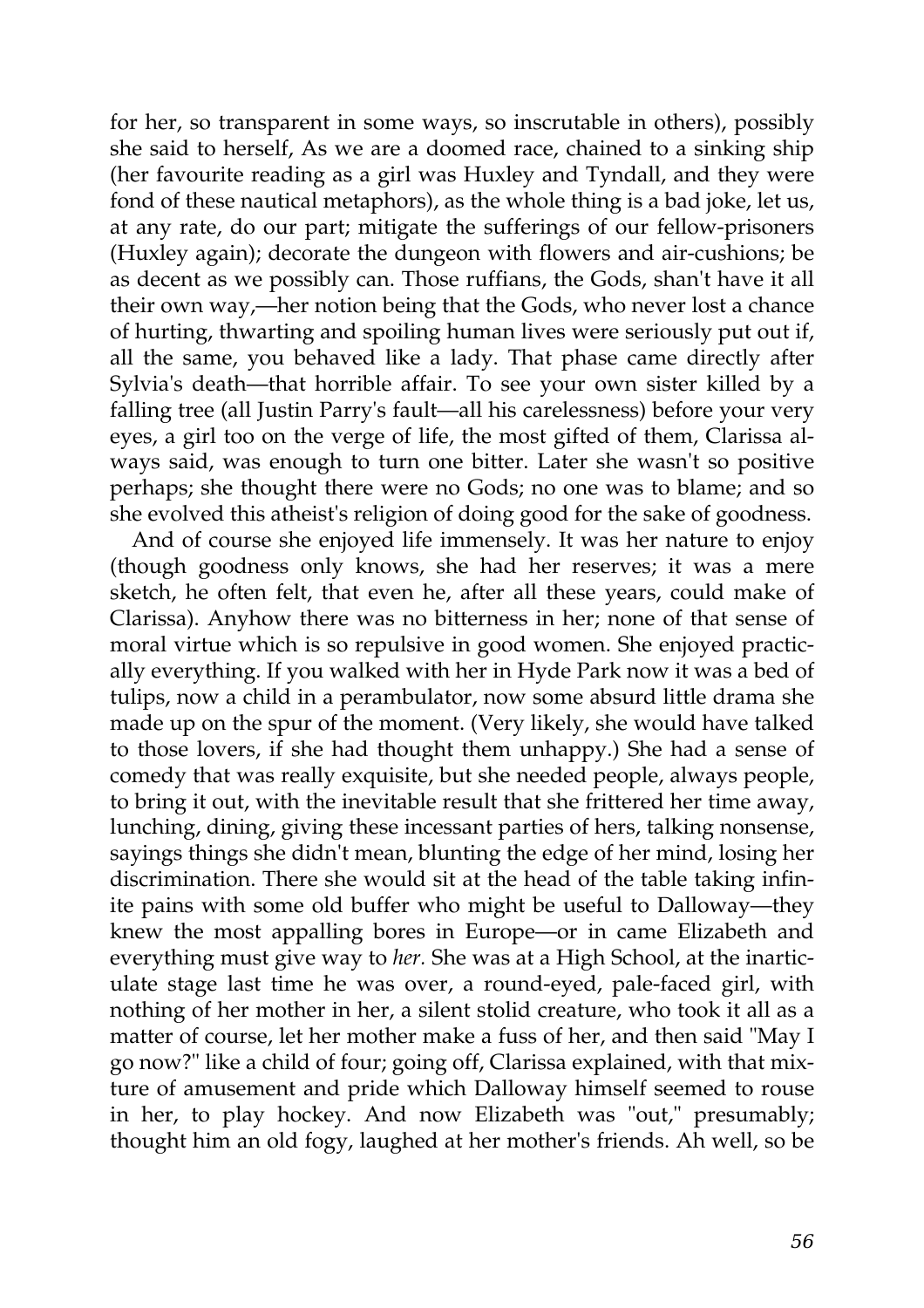for her, so transparent in some ways, so inscrutable in others), possibly she said to herself, As we are a doomed race, chained to a sinking ship (her favourite reading as a girl was Huxley and Tyndall, and they were fond of these nautical metaphors), as the whole thing is a bad joke, let us, at any rate, do our part; mitigate the sufferings of our fellow-prisoners (Huxley again); decorate the dungeon with flowers and air-cushions; be as decent as we possibly can. Those ruffians, the Gods, shan't have it all their own way,—her notion being that the Gods, who never lost a chance of hurting, thwarting and spoiling human lives were seriously put out if, all the same, you behaved like a lady. That phase came directly after Sylvia's death—that horrible affair. To see your own sister killed by a falling tree (all Justin Parry's fault—all his carelessness) before your very eyes, a girl too on the verge of life, the most gifted of them, Clarissa always said, was enough to turn one bitter. Later she wasn't so positive perhaps; she thought there were no Gods; no one was to blame; and so she evolved this atheist's religion of doing good for the sake of goodness.

And of course she enjoyed life immensely. It was her nature to enjoy (though goodness only knows, she had her reserves; it was a mere sketch, he often felt, that even he, after all these years, could make of Clarissa). Anyhow there was no bitterness in her; none of that sense of moral virtue which is so repulsive in good women. She enjoyed practically everything. If you walked with her in Hyde Park now it was a bed of tulips, now a child in a perambulator, now some absurd little drama she made up on the spur of the moment. (Very likely, she would have talked to those lovers, if she had thought them unhappy.) She had a sense of comedy that was really exquisite, but she needed people, always people, to bring it out, with the inevitable result that she frittered her time away, lunching, dining, giving these incessant parties of hers, talking nonsense, sayings things she didn't mean, blunting the edge of her mind, losing her discrimination. There she would sit at the head of the table taking infinite pains with some old buffer who might be useful to Dalloway—they knew the most appalling bores in Europe—or in came Elizabeth and everything must give way to *her.* She was at a High School, at the inarticulate stage last time he was over, a round-eyed, pale-faced girl, with nothing of her mother in her, a silent stolid creature, who took it all as a matter of course, let her mother make a fuss of her, and then said "May I go now?" like a child of four; going off, Clarissa explained, with that mixture of amusement and pride which Dalloway himself seemed to rouse in her, to play hockey. And now Elizabeth was "out," presumably; thought him an old fogy, laughed at her mother's friends. Ah well, so be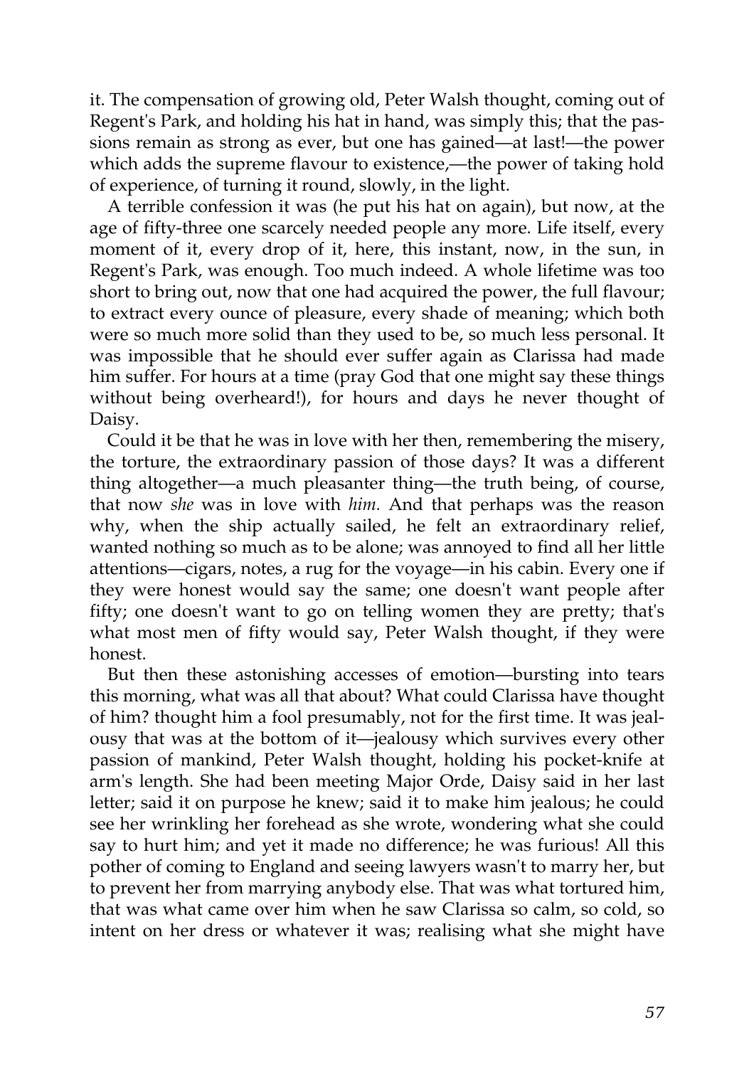it. The compensation of growing old, Peter Walsh thought, coming out of Regent's Park, and holding his hat in hand, was simply this; that the passions remain as strong as ever, but one has gained—at last!—the power which adds the supreme flavour to existence,—the power of taking hold of experience, of turning it round, slowly, in the light.

A terrible confession it was (he put his hat on again), but now, at the age of fifty-three one scarcely needed people any more. Life itself, every moment of it, every drop of it, here, this instant, now, in the sun, in Regent's Park, was enough. Too much indeed. A whole lifetime was too short to bring out, now that one had acquired the power, the full flavour; to extract every ounce of pleasure, every shade of meaning; which both were so much more solid than they used to be, so much less personal. It was impossible that he should ever suffer again as Clarissa had made him suffer. For hours at a time (pray God that one might say these things without being overheard!), for hours and days he never thought of Daisy.

Could it be that he was in love with her then, remembering the misery, the torture, the extraordinary passion of those days? It was a different thing altogether—a much pleasanter thing—the truth being, of course, that now *she* was in love with *him*. And that perhaps was the reason why, when the ship actually sailed, he felt an extraordinary relief, wanted nothing so much as to be alone; was annoyed to find all her little attentions—cigars, notes, a rug for the voyage—in his cabin. Every one if they were honest would say the same; one doesn't want people after fifty; one doesn't want to go on telling women they are pretty; that's what most men of fifty would say, Peter Walsh thought, if they were honest.

But then these astonishing accesses of emotion—bursting into tears this morning, what was all that about? What could Clarissa have thought of him? thought him a fool presumably, not for the first time. It was jealousy that was at the bottom of it—jealousy which survives every other passion of mankind, Peter Walsh thought, holding his pocket-knife at arm's length. She had been meeting Major Orde, Daisy said in her last letter; said it on purpose he knew; said it to make him jealous; he could see her wrinkling her forehead as she wrote, wondering what she could say to hurt him; and yet it made no difference; he was furious! All this pother of coming to England and seeing lawyers wasn't to marry her, but to prevent her from marrying anybody else. That was what tortured him, that was what came over him when he saw Clarissa so calm, so cold, so intent on her dress or whatever it was; realising what she might have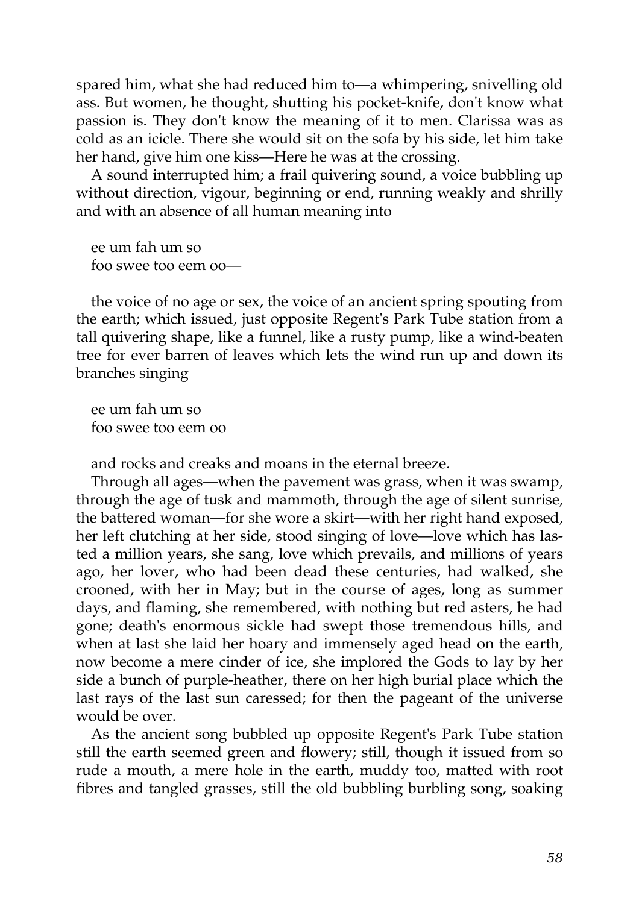spared him, what she had reduced him to—a whimpering, snivelling old ass. But women, he thought, shutting his pocket-knife, don't know what passion is. They don't know the meaning of it to men. Clarissa was as cold as an icicle. There she would sit on the sofa by his side, let him take her hand, give him one kiss—Here he was at the crossing.

A sound interrupted him; a frail quivering sound, a voice bubbling up without direction, vigour, beginning or end, running weakly and shrilly and with an absence of all human meaning into

ee um fah um so
foo swee too eem oo—

the voice of no age or sex, the voice of an ancient spring spouting from the earth; which issued, just opposite Regent's Park Tube station from a tall quivering shape, like a funnel, like a rusty pump, like a wind-beaten tree for ever barren of leaves which lets the wind run up and down its branches singing

ee um fah um so
foo swee too eem oo

and rocks and creaks and moans in the eternal breeze.

Through all ages—when the pavement was grass, when it was swamp, through the age of tusk and mammoth, through the age of silent sunrise, the battered woman—for she wore a skirt—with her right hand exposed, her left clutching at her side, stood singing of love—love which has lasted a million years, she sang, love which prevails, and millions of years ago, her lover, who had been dead these centuries, had walked, she crooned, with her in May; but in the course of ages, long as summer days, and flaming, she remembered, with nothing but red asters, he had gone; death's enormous sickle had swept those tremendous hills, and when at last she laid her hoary and immensely aged head on the earth, now become a mere cinder of ice, she implored the Gods to lay by her side a bunch of purple-heather, there on her high burial place which the last rays of the last sun caressed; for then the pageant of the universe would be over.

As the ancient song bubbled up opposite Regent's Park Tube station still the earth seemed green and flowery; still, though it issued from so rude a mouth, a mere hole in the earth, muddy too, matted with root fibres and tangled grasses, still the old bubbling burbling song, soaking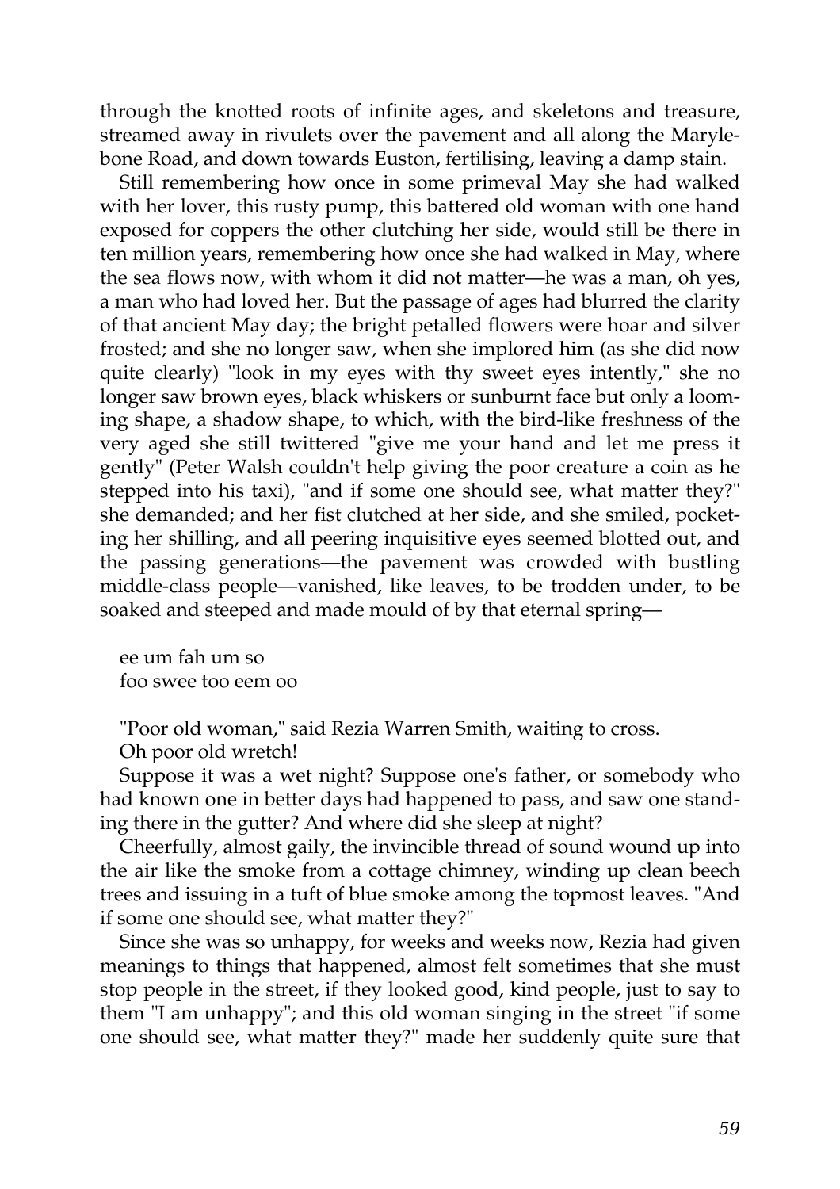through the knotted roots of infinite ages, and skeletons and treasure, streamed away in rivulets over the pavement and all along the Marylebone Road, and down towards Euston, fertilising, leaving a damp stain.

Still remembering how once in some primeval May she had walked with her lover, this rusty pump, this battered old woman with one hand exposed for coppers the other clutching her side, would still be there in ten million years, remembering how once she had walked in May, where the sea flows now, with whom it did not matter—he was a man, oh yes, a man who had loved her. But the passage of ages had blurred the clarity of that ancient May day; the bright petalled flowers were hoar and silver frosted; and she no longer saw, when she implored him (as she did now quite clearly) "look in my eyes with thy sweet eyes intently," she no longer saw brown eyes, black whiskers or sunburnt face but only a looming shape, a shadow shape, to which, with the bird-like freshness of the very aged she still twittered "give me your hand and let me press it gently" (Peter Walsh couldn't help giving the poor creature a coin as he stepped into his taxi), "and if some one should see, what matter they?" she demanded; and her fist clutched at her side, and she smiled, pocketing her shilling, and all peering inquisitive eyes seemed blotted out, and the passing generations—the pavement was crowded with bustling middle-class people—vanished, like leaves, to be trodden under, to be soaked and steeped and made mould of by that eternal spring—

ee um fah um so
foo swee too eem oo

"Poor old woman," said Rezia Warren Smith, waiting to cross.

Oh poor old wretch!

Suppose it was a wet night? Suppose one's father, or somebody who had known one in better days had happened to pass, and saw one standing there in the gutter? And where did she sleep at night?

Cheerfully, almost gaily, the invincible thread of sound wound up into the air like the smoke from a cottage chimney, winding up clean beech trees and issuing in a tuft of blue smoke among the topmost leaves. "And if some one should see, what matter they?"

Since she was so unhappy, for weeks and weeks now, Rezia had given meanings to things that happened, almost felt sometimes that she must stop people in the street, if they looked good, kind people, just to say to them "I am unhappy"; and this old woman singing in the street "if some one should see, what matter they?" made her suddenly quite sure that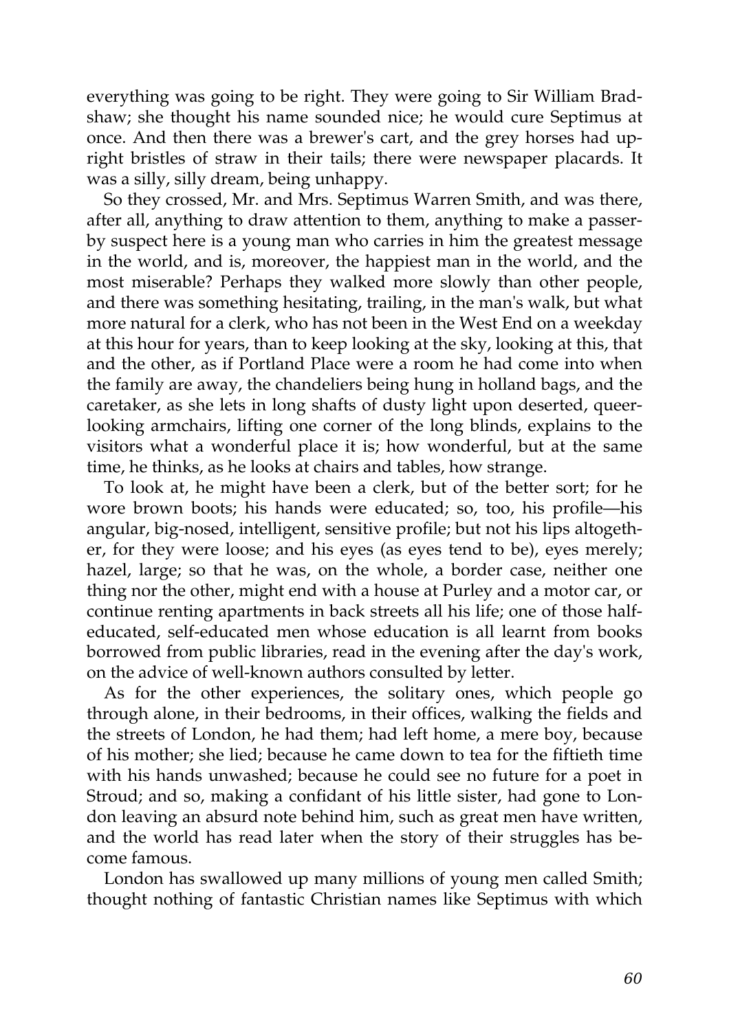everything was going to be right. They were going to Sir William Bradshaw; she thought his name sounded nice; he would cure Septimus at once. And then there was a brewer's cart, and the grey horses had upright bristles of straw in their tails; there were newspaper placards. It was a silly, silly dream, being unhappy.

So they crossed, Mr. and Mrs. Septimus Warren Smith, and was there, after all, anything to draw attention to them, anything to make a passer-by suspect here is a young man who carries in him the greatest message in the world, and is, moreover, the happiest man in the world, and the most miserable? Perhaps they walked more slowly than other people, and there was something hesitating, trailing, in the man's walk, but what more natural for a clerk, who has not been in the West End on a weekday at this hour for years, than to keep looking at the sky, looking at this, that and the other, as if Portland Place were a room he had come into when the family are away, the chandeliers being hung in holland bags, and the caretaker, as she lets in long shafts of dusty light upon deserted, queer-looking armchairs, lifting one corner of the long blinds, explains to the visitors what a wonderful place it is; how wonderful, but at the same time, he thinks, as he looks at chairs and tables, how strange.

To look at, he might have been a clerk, but of the better sort; for he wore brown boots; his hands were educated; so, too, his profile—his angular, big-nosed, intelligent, sensitive profile; but not his lips altogether, for they were loose; and his eyes (as eyes tend to be), eyes merely; hazel, large; so that he was, on the whole, a border case, neither one thing nor the other, might end with a house at Purley and a motor car, or continue renting apartments in back streets all his life; one of those half-educated, self-educated men whose education is all learnt from books borrowed from public libraries, read in the evening after the day's work, on the advice of well-known authors consulted by letter.

As for the other experiences, the solitary ones, which people go through alone, in their bedrooms, in their offices, walking the fields and the streets of London, he had them; had left home, a mere boy, because of his mother; she lied; because he came down to tea for the fiftieth time with his hands unwashed; because he could see no future for a poet in Stroud; and so, making a confidant of his little sister, had gone to London leaving an absurd note behind him, such as great men have written, and the world has read later when the story of their struggles has become famous.

London has swallowed up many millions of young men called Smith; thought nothing of fantastic Christian names like Septimus with which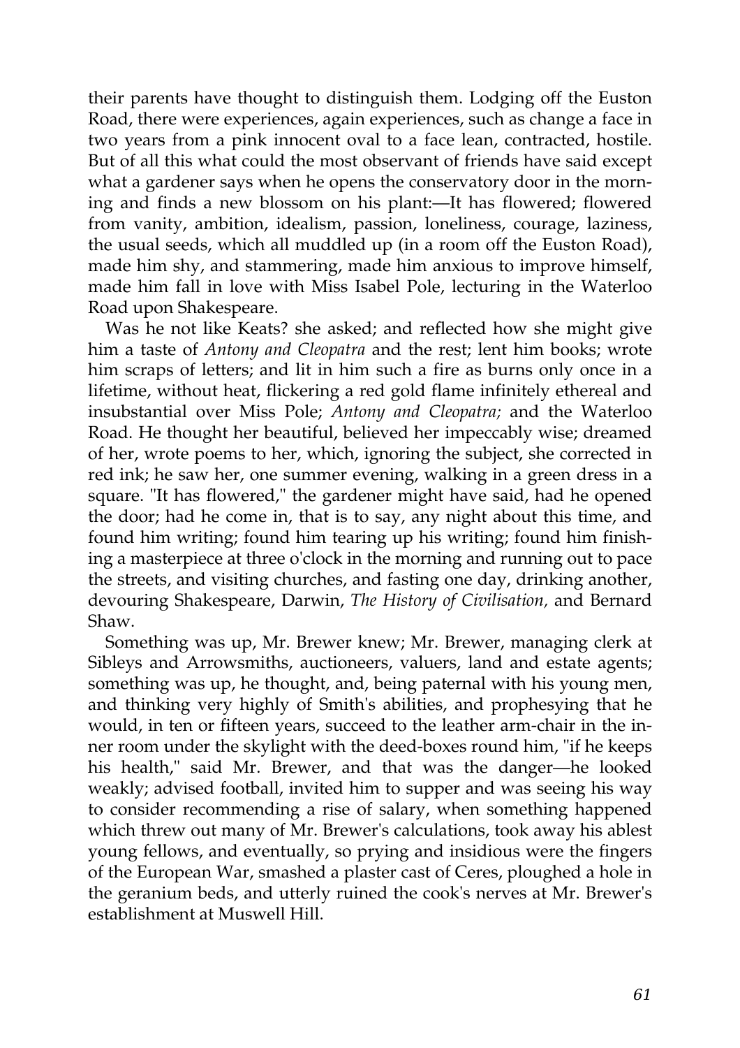their parents have thought to distinguish them. Lodging off the Euston Road, there were experiences, again experiences, such as change a face in two years from a pink innocent oval to a face lean, contracted, hostile. But of all this what could the most observant of friends have said except what a gardener says when he opens the conservatory door in the morning and finds a new blossom on his plant:—It has flowered; flowered from vanity, ambition, idealism, passion, loneliness, courage, laziness, the usual seeds, which all muddled up (in a room off the Euston Road), made him shy, and stammering, made him anxious to improve himself, made him fall in love with Miss Isabel Pole, lecturing in the Waterloo Road upon Shakespeare.

Was he not like Keats? she asked; and reflected how she might give him a taste of *Antony and Cleopatra* and the rest; lent him books; wrote him scraps of letters; and lit in him such a fire as burns only once in a lifetime, without heat, flickering a red gold flame infinitely ethereal and insubstantial over Miss Pole; *Antony and Cleopatra;* and the Waterloo Road. He thought her beautiful, believed her impeccably wise; dreamed of her, wrote poems to her, which, ignoring the subject, she corrected in red ink; he saw her, one summer evening, walking in a green dress in a square. "It has flowered," the gardener might have said, had he opened the door; had he come in, that is to say, any night about this time, and found him writing; found him tearing up his writing; found him finishing a masterpiece at three o'clock in the morning and running out to pace the streets, and visiting churches, and fasting one day, drinking another, devouring Shakespeare, Darwin, *The History of Civilisation,* and Bernard Shaw.

Something was up, Mr. Brewer knew; Mr. Brewer, managing clerk at Sibleys and Arrowsmiths, auctioneers, valuers, land and estate agents; something was up, he thought, and, being paternal with his young men, and thinking very highly of Smith's abilities, and prophesying that he would, in ten or fifteen years, succeed to the leather arm-chair in the inner room under the skylight with the deed-boxes round him, "if he keeps his health," said Mr. Brewer, and that was the danger—he looked weakly; advised football, invited him to supper and was seeing his way to consider recommending a rise of salary, when something happened which threw out many of Mr. Brewer's calculations, took away his ablest young fellows, and eventually, so prying and insidious were the fingers of the European War, smashed a plaster cast of Ceres, ploughed a hole in the geranium beds, and utterly ruined the cook's nerves at Mr. Brewer's establishment at Muswell Hill.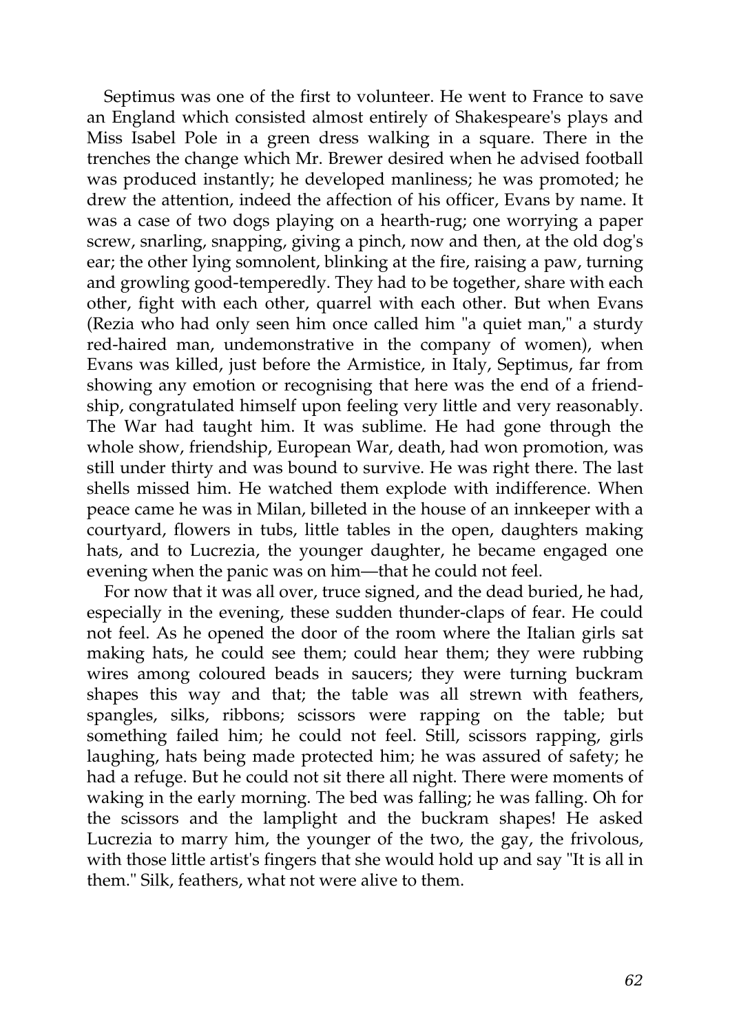Septimus was one of the first to volunteer. He went to France to save an England which consisted almost entirely of Shakespeare's plays and Miss Isabel Pole in a green dress walking in a square. There in the trenches the change which Mr. Brewer desired when he advised football was produced instantly; he developed manliness; he was promoted; he drew the attention, indeed the affection of his officer, Evans by name. It was a case of two dogs playing on a hearth-rug; one worrying a paper screw, snarling, snapping, giving a pinch, now and then, at the old dog's ear; the other lying somnolent, blinking at the fire, raising a paw, turning and growling good-temperedly. They had to be together, share with each other, fight with each other, quarrel with each other. But when Evans (Rezia who had only seen him once called him "a quiet man," a sturdy red-haired man, undemonstrative in the company of women), when Evans was killed, just before the Armistice, in Italy, Septimus, far from showing any emotion or recognising that here was the end of a friendship, congratulated himself upon feeling very little and very reasonably. The War had taught him. It was sublime. He had gone through the whole show, friendship, European War, death, had won promotion, was still under thirty and was bound to survive. He was right there. The last shells missed him. He watched them explode with indifference. When peace came he was in Milan, billeted in the house of an innkeeper with a courtyard, flowers in tubs, little tables in the open, daughters making hats, and to Lucrezia, the younger daughter, he became engaged one evening when the panic was on him—that he could not feel.

For now that it was all over, truce signed, and the dead buried, he had, especially in the evening, these sudden thunder-claps of fear. He could not feel. As he opened the door of the room where the Italian girls sat making hats, he could see them; could hear them; they were rubbing wires among coloured beads in saucers; they were turning buckram shapes this way and that; the table was all strewn with feathers, spangles, silks, ribbons; scissors were rapping on the table; but something failed him; he could not feel. Still, scissors rapping, girls laughing, hats being made protected him; he was assured of safety; he had a refuge. But he could not sit there all night. There were moments of waking in the early morning. The bed was falling; he was falling. Oh for the scissors and the lamplight and the buckram shapes! He asked Lucrezia to marry him, the younger of the two, the gay, the frivolous, with those little artist's fingers that she would hold up and say "It is all in them." Silk, feathers, what not were alive to them.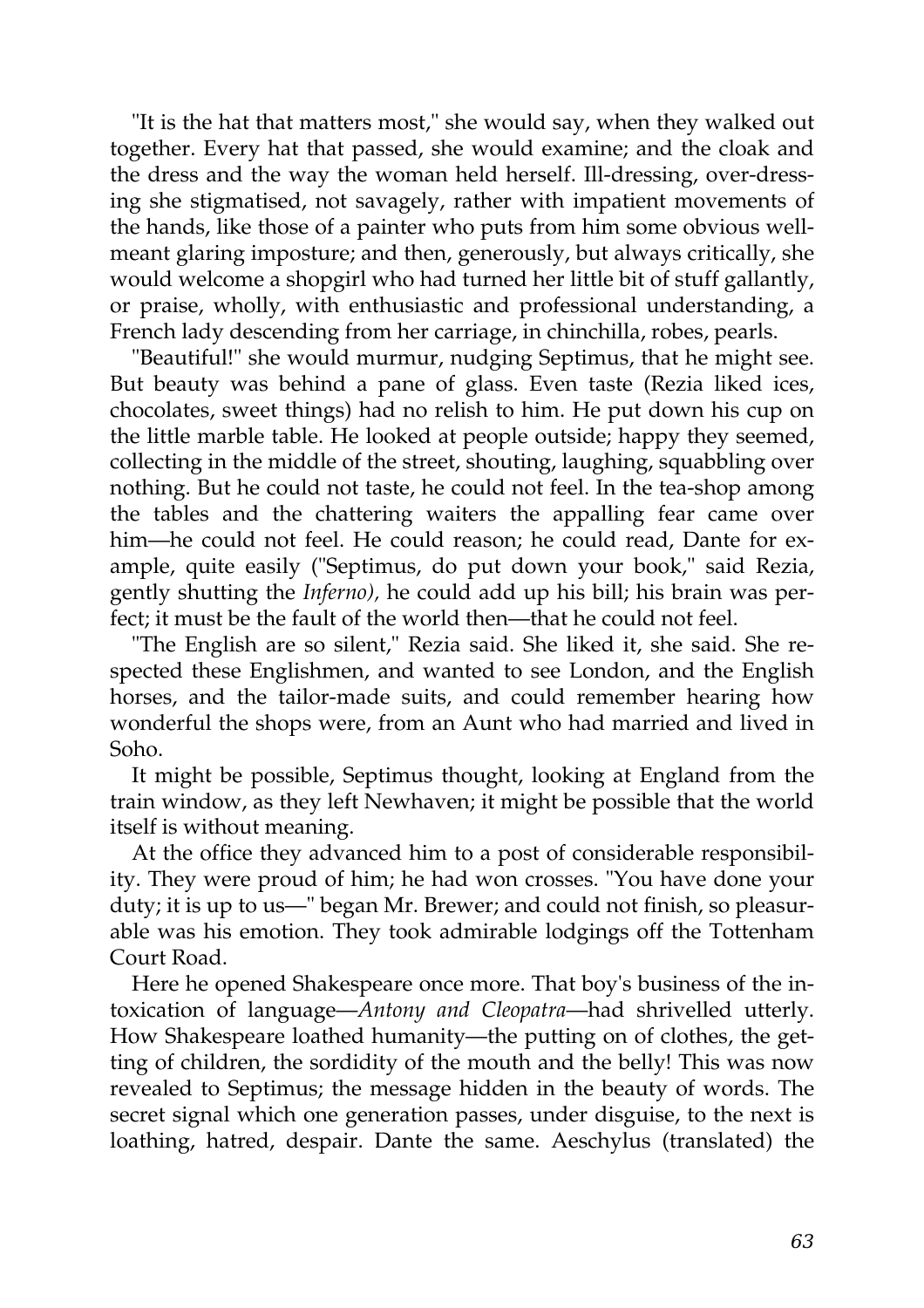"It is the hat that matters most," she would say, when they walked out together. Every hat that passed, she would examine; and the cloak and the dress and the way the woman held herself. Ill-dressing, over-dressing she stigmatised, not savagely, rather with impatient movements of the hands, like those of a painter who puts from him some obvious well-meant glaring imposture; and then, generously, but always critically, she would welcome a shopgirl who had turned her little bit of stuff gallantly, or praise, wholly, with enthusiastic and professional understanding, a French lady descending from her carriage, in chinchilla, robes, pearls.

"Beautiful!" she would murmur, nudging Septimus, that he might see. But beauty was behind a pane of glass. Even taste (Rezia liked ices, chocolates, sweet things) had no relish to him. He put down his cup on the little marble table. He looked at people outside; happy they seemed, collecting in the middle of the street, shouting, laughing, squabbling over nothing. But he could not taste, he could not feel. In the tea-shop among the tables and the chattering waiters the appalling fear came over him—he could not feel. He could reason; he could read, Dante for example, quite easily ("Septimus, do put down your book," said Rezia, gently shutting the *Inferno),* he could add up his bill; his brain was perfect; it must be the fault of the world then—that he could not feel.

"The English are so silent," Rezia said. She liked it, she said. She respected these Englishmen, and wanted to see London, and the English horses, and the tailor-made suits, and could remember hearing how wonderful the shops were, from an Aunt who had married and lived in Soho.

It might be possible, Septimus thought, looking at England from the train window, as they left Newhaven; it might be possible that the world itself is without meaning.

At the office they advanced him to a post of considerable responsibility. They were proud of him; he had won crosses. "You have done your duty; it is up to us—" began Mr. Brewer; and could not finish, so pleasurable was his emotion. They took admirable lodgings off the Tottenham Court Road.

Here he opened Shakespeare once more. That boy's business of the intoxication of language—*Antony and Cleopatra*—had shrivelled utterly. How Shakespeare loathed humanity—the putting on of clothes, the getting of children, the sordidity of the mouth and the belly! This was now revealed to Septimus; the message hidden in the beauty of words. The secret signal which one generation passes, under disguise, to the next is loathing, hatred, despair. Dante the same. Aeschylus (translated) the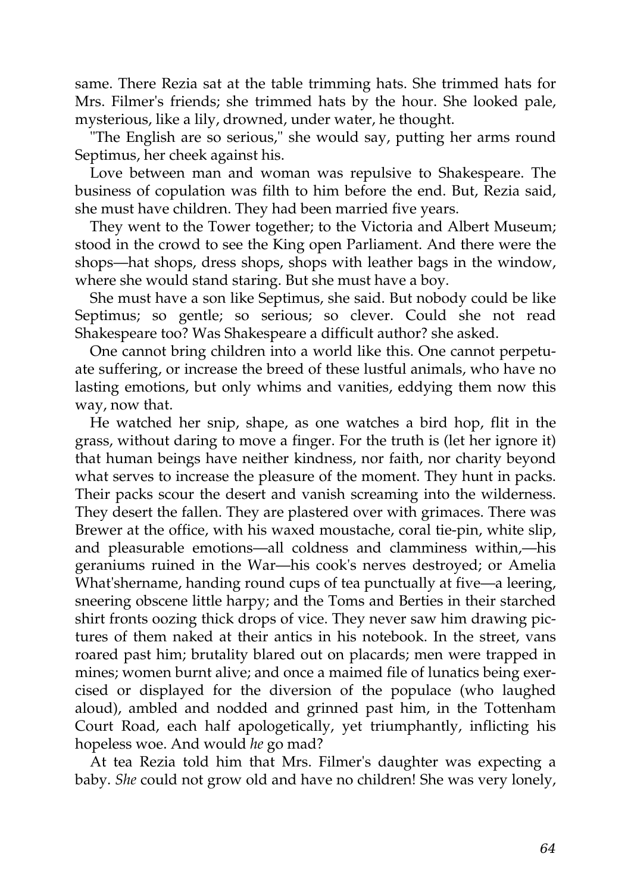same. There Rezia sat at the table trimming hats. She trimmed hats for Mrs. Filmer's friends; she trimmed hats by the hour. She looked pale, mysterious, like a lily, drowned, under water, he thought.

"The English are so serious," she would say, putting her arms round Septimus, her cheek against his.

Love between man and woman was repulsive to Shakespeare. The business of copulation was filth to him before the end. But, Rezia said, she must have children. They had been married five years.

They went to the Tower together; to the Victoria and Albert Museum; stood in the crowd to see the King open Parliament. And there were the shops—hat shops, dress shops, shops with leather bags in the window, where she would stand staring. But she must have a boy.

She must have a son like Septimus, she said. But nobody could be like Septimus; so gentle; so serious; so clever. Could she not read Shakespeare too? Was Shakespeare a difficult author? she asked.

One cannot bring children into a world like this. One cannot perpetuate suffering, or increase the breed of these lustful animals, who have no lasting emotions, but only whims and vanities, eddying them now this way, now that.

He watched her snip, shape, as one watches a bird hop, flit in the grass, without daring to move a finger. For the truth is (let her ignore it) that human beings have neither kindness, nor faith, nor charity beyond what serves to increase the pleasure of the moment. They hunt in packs. Their packs scour the desert and vanish screaming into the wilderness. They desert the fallen. They are plastered over with grimaces. There was Brewer at the office, with his waxed moustache, coral tie-pin, white slip, and pleasurable emotions—all coldness and clamminess within,—his geraniums ruined in the War—his cook's nerves destroyed; or Amelia What'shername, handing round cups of tea punctually at five—a leering, sneering obscene little harpy; and the Toms and Berties in their starched shirt fronts oozing thick drops of vice. They never saw him drawing pictures of them naked at their antics in his notebook. In the street, vans roared past him; brutality blared out on placards; men were trapped in mines; women burnt alive; and once a maimed file of lunatics being exercised or displayed for the diversion of the populace (who laughed aloud), ambled and nodded and grinned past him, in the Tottenham Court Road, each half apologetically, yet triumphantly, inflicting his hopeless woe. And would *he* go mad?

At tea Rezia told him that Mrs. Filmer's daughter was expecting a baby. *She* could not grow old and have no children! She was very lonely,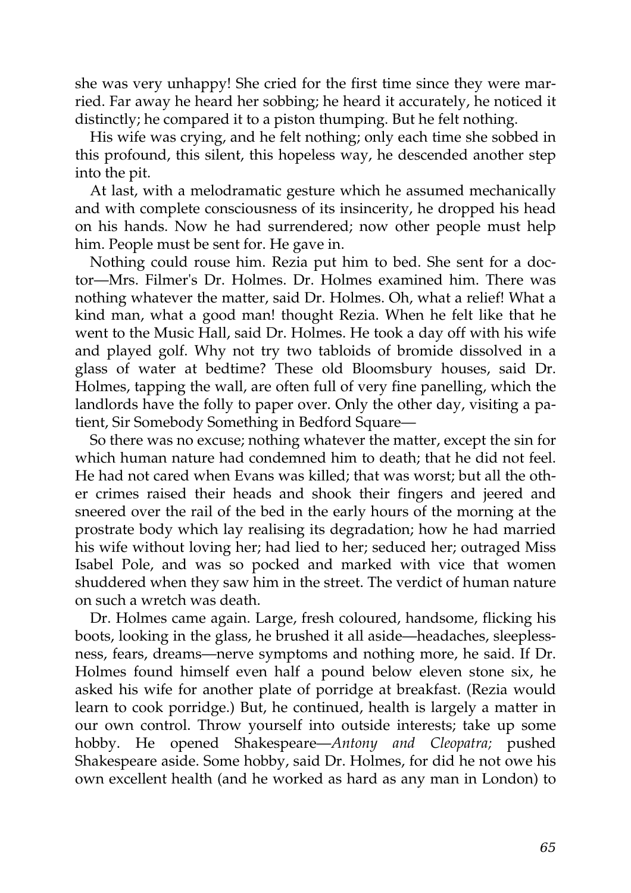she was very unhappy! She cried for the first time since they were married. Far away he heard her sobbing; he heard it accurately, he noticed it distinctly; he compared it to a piston thumping. But he felt nothing.

His wife was crying, and he felt nothing; only each time she sobbed in this profound, this silent, this hopeless way, he descended another step into the pit.

At last, with a melodramatic gesture which he assumed mechanically and with complete consciousness of its insincerity, he dropped his head on his hands. Now he had surrendered; now other people must help him. People must be sent for. He gave in.

Nothing could rouse him. Rezia put him to bed. She sent for a doctor—Mrs. Filmer's Dr. Holmes. Dr. Holmes examined him. There was nothing whatever the matter, said Dr. Holmes. Oh, what a relief! What a kind man, what a good man! thought Rezia. When he felt like that he went to the Music Hall, said Dr. Holmes. He took a day off with his wife and played golf. Why not try two tabloids of bromide dissolved in a glass of water at bedtime? These old Bloomsbury houses, said Dr. Holmes, tapping the wall, are often full of very fine panelling, which the landlords have the folly to paper over. Only the other day, visiting a patient, Sir Somebody Something in Bedford Square—

So there was no excuse; nothing whatever the matter, except the sin for which human nature had condemned him to death; that he did not feel. He had not cared when Evans was killed; that was worst; but all the other crimes raised their heads and shook their fingers and jeered and sneered over the rail of the bed in the early hours of the morning at the prostrate body which lay realising its degradation; how he had married his wife without loving her; had lied to her; seduced her; outraged Miss Isabel Pole, and was so pocked and marked with vice that women shuddered when they saw him in the street. The verdict of human nature on such a wretch was death.

Dr. Holmes came again. Large, fresh coloured, handsome, flicking his boots, looking in the glass, he brushed it all aside—headaches, sleeplessness, fears, dreams—nerve symptoms and nothing more, he said. If Dr. Holmes found himself even half a pound below eleven stone six, he asked his wife for another plate of porridge at breakfast. (Rezia would learn to cook porridge.) But, he continued, health is largely a matter in our own control. Throw yourself into outside interests; take up some hobby. He opened Shakespeare—*Antony and Cleopatra;* pushed Shakespeare aside. Some hobby, said Dr. Holmes, for did he not owe his own excellent health (and he worked as hard as any man in London) to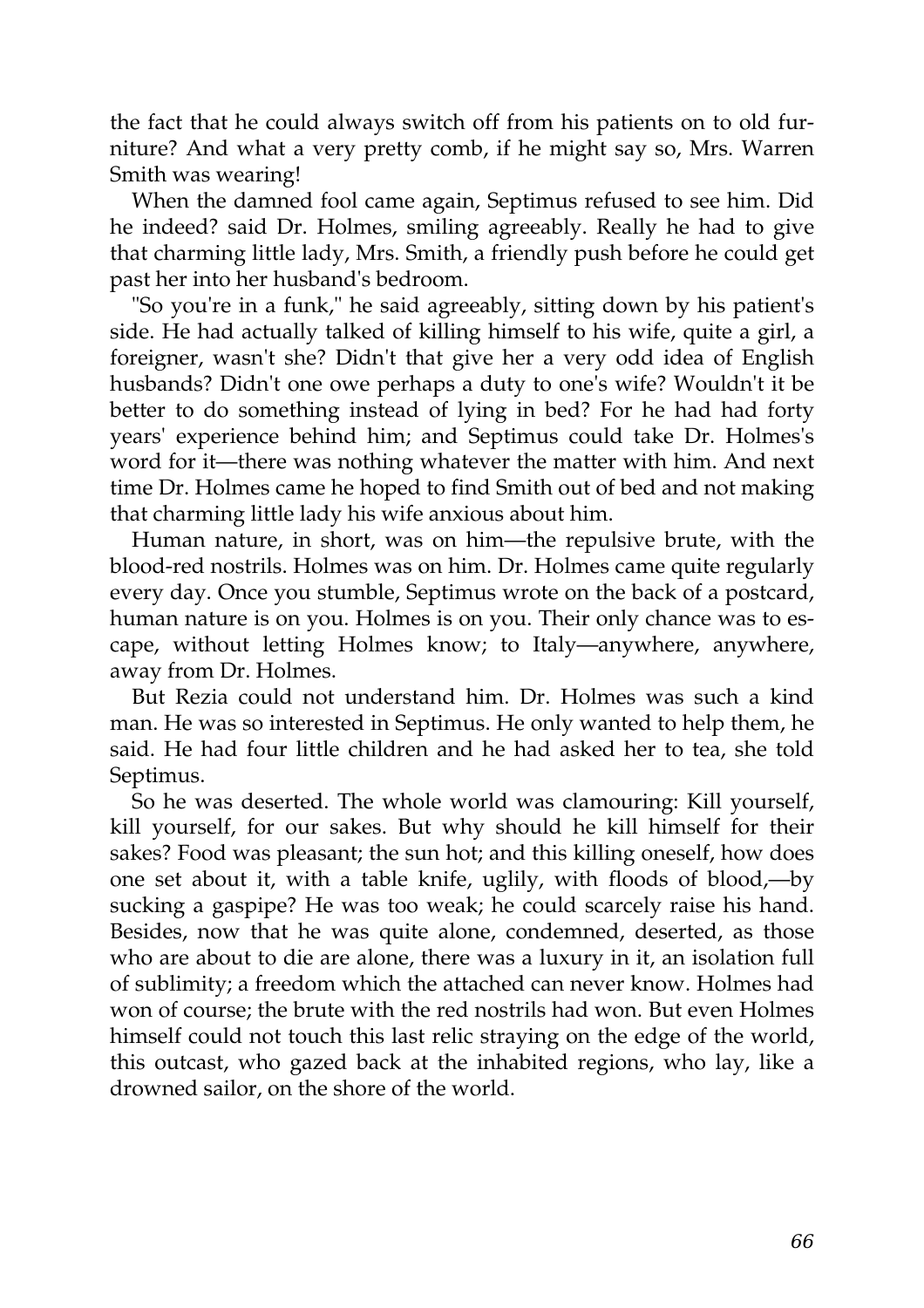the fact that he could always switch off from his patients on to old furniture? And what a very pretty comb, if he might say so, Mrs. Warren Smith was wearing!

When the damned fool came again, Septimus refused to see him. Did he indeed? said Dr. Holmes, smiling agreeably. Really he had to give that charming little lady, Mrs. Smith, a friendly push before he could get past her into her husband's bedroom.

"So you're in a funk," he said agreeably, sitting down by his patient's side. He had actually talked of killing himself to his wife, quite a girl, a foreigner, wasn't she? Didn't that give her a very odd idea of English husbands? Didn't one owe perhaps a duty to one's wife? Wouldn't it be better to do something instead of lying in bed? For he had had forty years' experience behind him; and Septimus could take Dr. Holmes's word for it—there was nothing whatever the matter with him. And next time Dr. Holmes came he hoped to find Smith out of bed and not making that charming little lady his wife anxious about him.

Human nature, in short, was on him—the repulsive brute, with the blood-red nostrils. Holmes was on him. Dr. Holmes came quite regularly every day. Once you stumble, Septimus wrote on the back of a postcard, human nature is on you. Holmes is on you. Their only chance was to escape, without letting Holmes know; to Italy—anywhere, anywhere, away from Dr. Holmes.

But Rezia could not understand him. Dr. Holmes was such a kind man. He was so interested in Septimus. He only wanted to help them, he said. He had four little children and he had asked her to tea, she told Septimus.

So he was deserted. The whole world was clamouring: Kill yourself, kill yourself, for our sakes. But why should he kill himself for their sakes? Food was pleasant; the sun hot; and this killing oneself, how does one set about it, with a table knife, uglily, with floods of blood,—by sucking a gaspipe? He was too weak; he could scarcely raise his hand. Besides, now that he was quite alone, condemned, deserted, as those who are about to die are alone, there was a luxury in it, an isolation full of sublimity; a freedom which the attached can never know. Holmes had won of course; the brute with the red nostrils had won. But even Holmes himself could not touch this last relic straying on the edge of the world, this outcast, who gazed back at the inhabited regions, who lay, like a drowned sailor, on the shore of the world.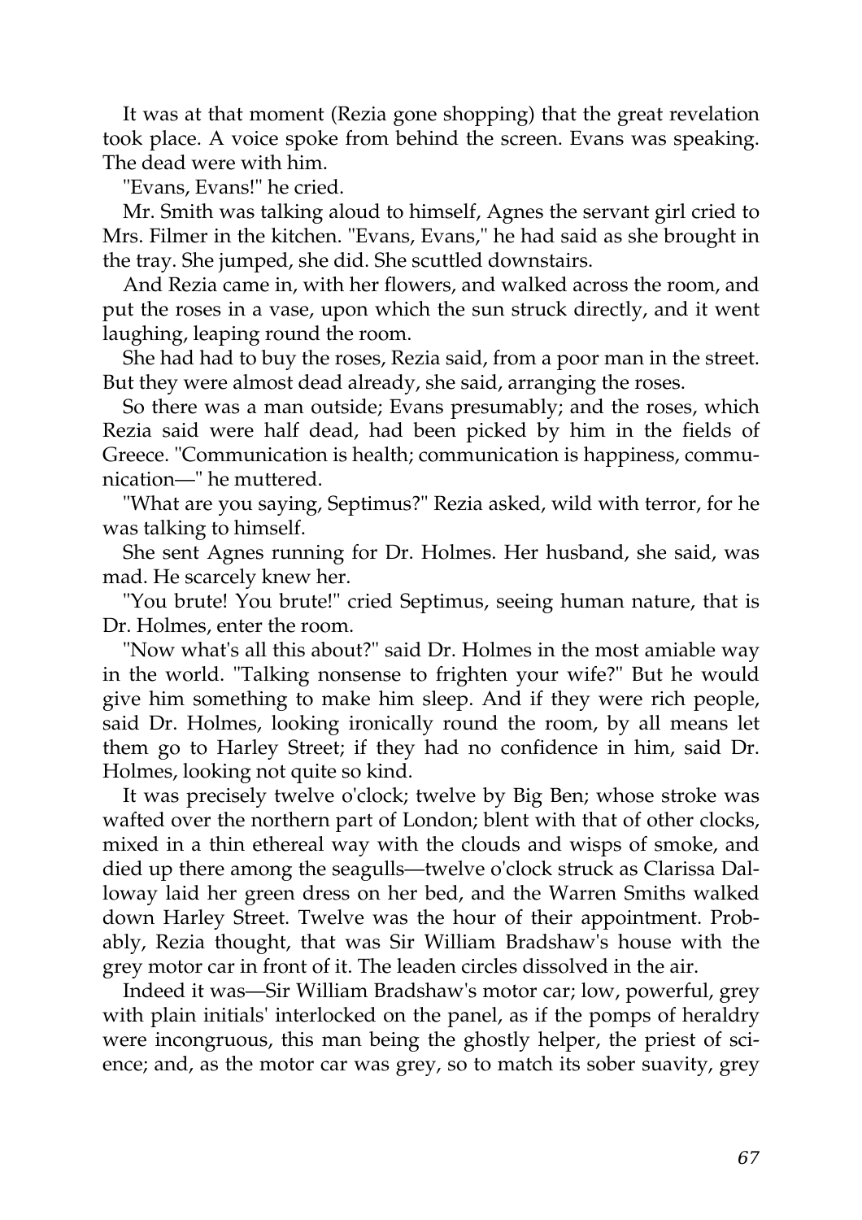It was at that moment (Rezia gone shopping) that the great revelation took place. A voice spoke from behind the screen. Evans was speaking. The dead were with him.

"Evans, Evans!" he cried.

Mr. Smith was talking aloud to himself, Agnes the servant girl cried to Mrs. Filmer in the kitchen. "Evans, Evans," he had said as she brought in the tray. She jumped, she did. She scuttled downstairs.

And Rezia came in, with her flowers, and walked across the room, and put the roses in a vase, upon which the sun struck directly, and it went laughing, leaping round the room.

She had had to buy the roses, Rezia said, from a poor man in the street. But they were almost dead already, she said, arranging the roses.

So there was a man outside; Evans presumably; and the roses, which Rezia said were half dead, had been picked by him in the fields of Greece. "Communication is health; communication is happiness, communication—" he muttered.

"What are you saying, Septimus?" Rezia asked, wild with terror, for he was talking to himself.

She sent Agnes running for Dr. Holmes. Her husband, she said, was mad. He scarcely knew her.

"You brute! You brute!" cried Septimus, seeing human nature, that is Dr. Holmes, enter the room.

"Now what's all this about?" said Dr. Holmes in the most amiable way in the world. "Talking nonsense to frighten your wife?" But he would give him something to make him sleep. And if they were rich people, said Dr. Holmes, looking ironically round the room, by all means let them go to Harley Street; if they had no confidence in him, said Dr. Holmes, looking not quite so kind.

It was precisely twelve o'clock; twelve by Big Ben; whose stroke was wafted over the northern part of London; blent with that of other clocks, mixed in a thin ethereal way with the clouds and wisps of smoke, and died up there among the seagulls—twelve o'clock struck as Clarissa Dalloway laid her green dress on her bed, and the Warren Smiths walked down Harley Street. Twelve was the hour of their appointment. Probably, Rezia thought, that was Sir William Bradshaw's house with the grey motor car in front of it. The leaden circles dissolved in the air.

Indeed it was—Sir William Bradshaw's motor car; low, powerful, grey with plain initials' interlocked on the panel, as if the pomps of heraldry were incongruous, this man being the ghostly helper, the priest of science; and, as the motor car was grey, so to match its sober suavity, grey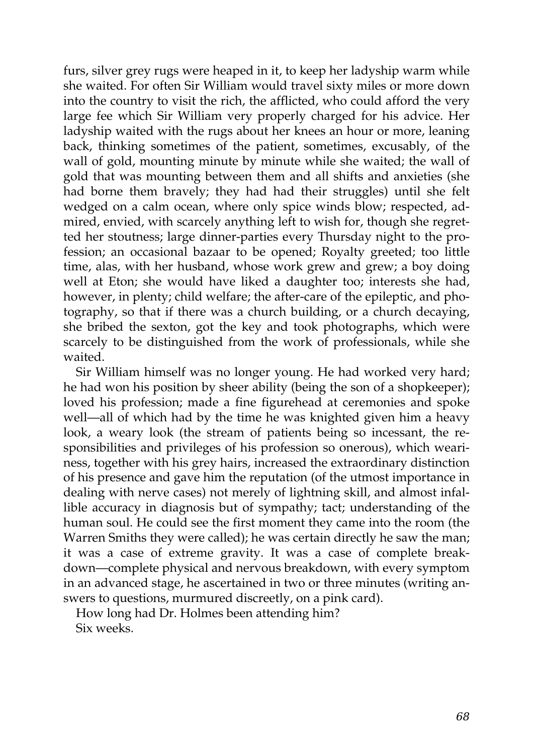furs, silver grey rugs were heaped in it, to keep her ladyship warm while she waited. For often Sir William would travel sixty miles or more down into the country to visit the rich, the afflicted, who could afford the very large fee which Sir William very properly charged for his advice. Her ladyship waited with the rugs about her knees an hour or more, leaning back, thinking sometimes of the patient, sometimes, excusably, of the wall of gold, mounting minute by minute while she waited; the wall of gold that was mounting between them and all shifts and anxieties (she had borne them bravely; they had had their struggles) until she felt wedged on a calm ocean, where only spice winds blow; respected, admired, envied, with scarcely anything left to wish for, though she regretted her stoutness; large dinner-parties every Thursday night to the profession; an occasional bazaar to be opened; Royalty greeted; too little time, alas, with her husband, whose work grew and grew; a boy doing well at Eton; she would have liked a daughter too; interests she had, however, in plenty; child welfare; the after-care of the epileptic, and photography, so that if there was a church building, or a church decaying, she bribed the sexton, got the key and took photographs, which were scarcely to be distinguished from the work of professionals, while she waited.

Sir William himself was no longer young. He had worked very hard; he had won his position by sheer ability (being the son of a shopkeeper); loved his profession; made a fine figurehead at ceremonies and spoke well—all of which had by the time he was knighted given him a heavy look, a weary look (the stream of patients being so incessant, the responsibilities and privileges of his profession so onerous), which weariness, together with his grey hairs, increased the extraordinary distinction of his presence and gave him the reputation (of the utmost importance in dealing with nerve cases) not merely of lightning skill, and almost infallible accuracy in diagnosis but of sympathy; tact; understanding of the human soul. He could see the first moment they came into the room (the Warren Smiths they were called); he was certain directly he saw the man; it was a case of extreme gravity. It was a case of complete breakdown—complete physical and nervous breakdown, with every symptom in an advanced stage, he ascertained in two or three minutes (writing answers to questions, murmured discreetly, on a pink card).

How long had Dr. Holmes been attending him?

Six weeks.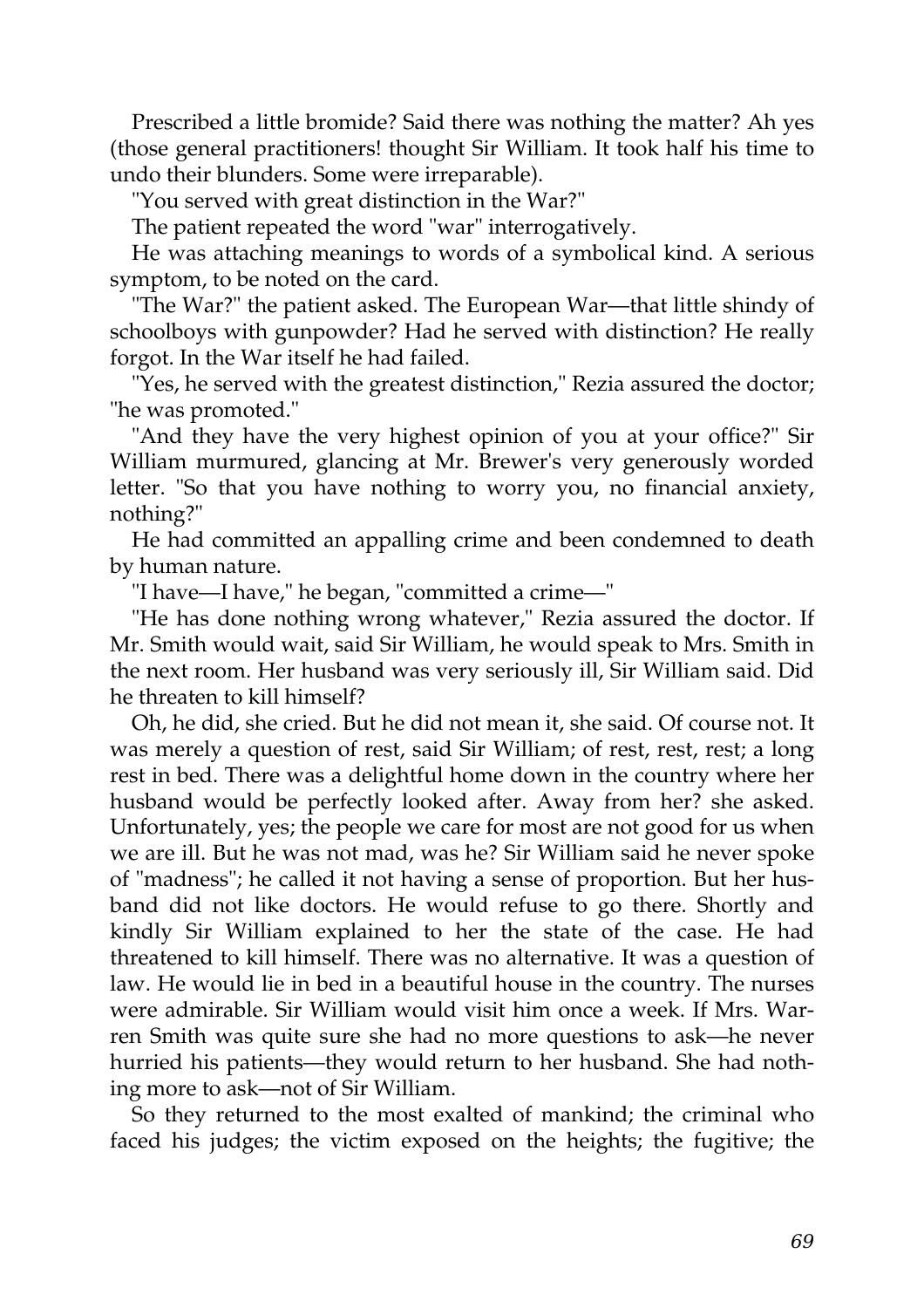Prescribed a little bromide? Said there was nothing the matter? Ah yes (those general practitioners! thought Sir William. It took half his time to undo their blunders. Some were irreparable).

"You served with great distinction in the War?"

The patient repeated the word "war" interrogatively.

He was attaching meanings to words of a symbolical kind. A serious symptom, to be noted on the card.

"The War?" the patient asked. The European War—that little shindy of schoolboys with gunpowder? Had he served with distinction? He really forgot. In the War itself he had failed.

"Yes, he served with the greatest distinction," Rezia assured the doctor; "he was promoted."

"And they have the very highest opinion of you at your office?" Sir William murmured, glancing at Mr. Brewer's very generously worded letter. "So that you have nothing to worry you, no financial anxiety, nothing?"

He had committed an appalling crime and been condemned to death by human nature.

"I have—I have," he began, "committed a crime—"

"He has done nothing wrong whatever," Rezia assured the doctor. If Mr. Smith would wait, said Sir William, he would speak to Mrs. Smith in the next room. Her husband was very seriously ill, Sir William said. Did he threaten to kill himself?

Oh, he did, she cried. But he did not mean it, she said. Of course not. It was merely a question of rest, said Sir William; of rest, rest, rest; a long rest in bed. There was a delightful home down in the country where her husband would be perfectly looked after. Away from her? she asked. Unfortunately, yes; the people we care for most are not good for us when we are ill. But he was not mad, was he? Sir William said he never spoke of "madness"; he called it not having a sense of proportion. But her husband did not like doctors. He would refuse to go there. Shortly and kindly Sir William explained to her the state of the case. He had threatened to kill himself. There was no alternative. It was a question of law. He would lie in bed in a beautiful house in the country. The nurses were admirable. Sir William would visit him once a week. If Mrs. Warren Smith was quite sure she had no more questions to ask—he never hurried his patients—they would return to her husband. She had nothing more to ask—not of Sir William.

So they returned to the most exalted of mankind; the criminal who faced his judges; the victim exposed on the heights; the fugitive; the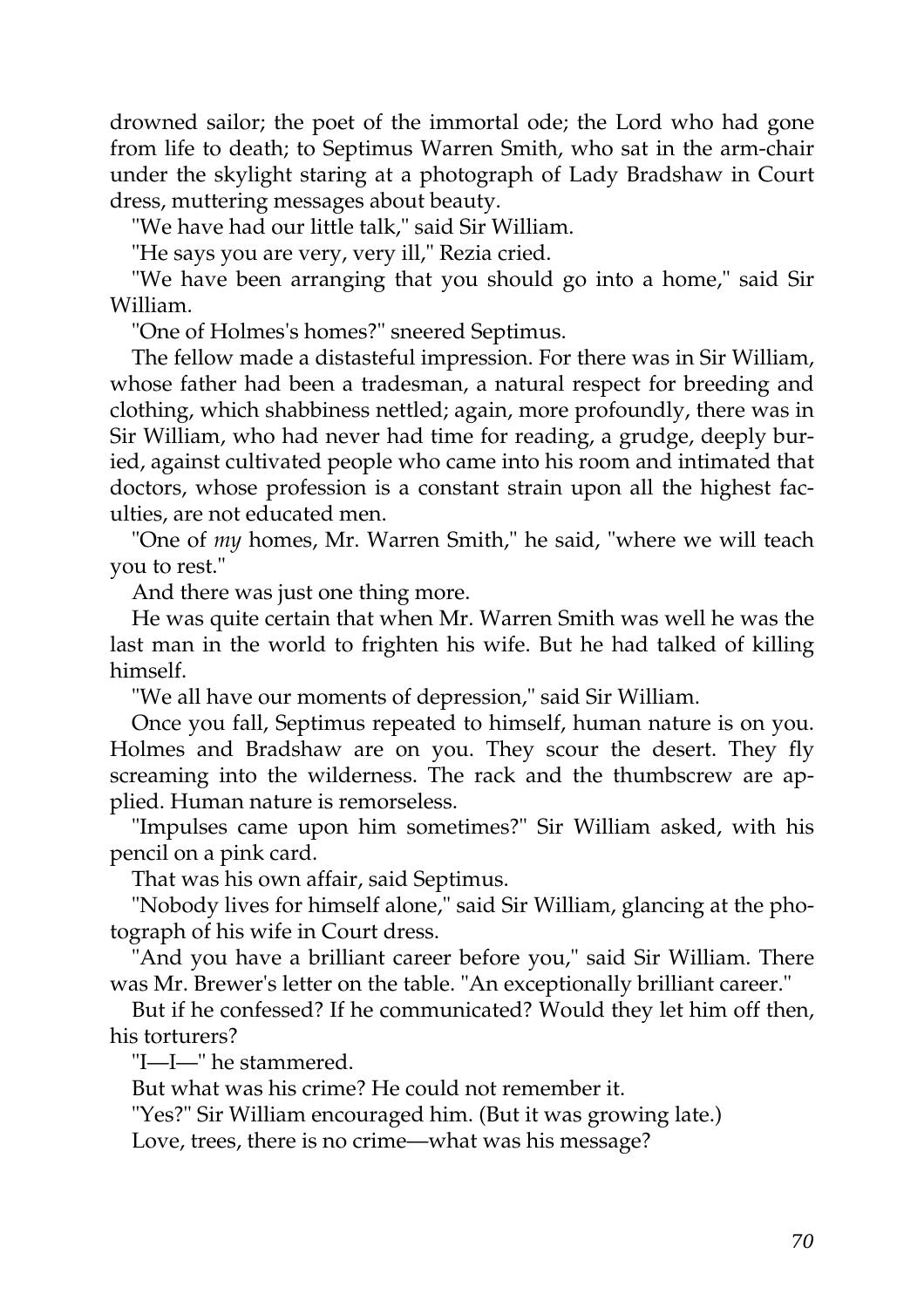drowned sailor; the poet of the immortal ode; the Lord who had gone from life to death; to Septimus Warren Smith, who sat in the arm-chair under the skylight staring at a photograph of Lady Bradshaw in Court dress, muttering messages about beauty.

"We have had our little talk," said Sir William.

"He says you are very, very ill," Rezia cried.

"We have been arranging that you should go into a home," said Sir William.

"One of Holmes's homes?" sneered Septimus.

The fellow made a distasteful impression. For there was in Sir William, whose father had been a tradesman, a natural respect for breeding and clothing, which shabbiness nettled; again, more profoundly, there was in Sir William, who had never had time for reading, a grudge, deeply buried, against cultivated people who came into his room and intimated that doctors, whose profession is a constant strain upon all the highest faculties, are not educated men.

"One of *my* homes, Mr. Warren Smith," he said, "where we will teach you to rest."

And there was just one thing more.

He was quite certain that when Mr. Warren Smith was well he was the last man in the world to frighten his wife. But he had talked of killing himself.

"We all have our moments of depression," said Sir William.

Once you fall, Septimus repeated to himself, human nature is on you. Holmes and Bradshaw are on you. They scour the desert. They fly screaming into the wilderness. The rack and the thumbscrew are applied. Human nature is remorseless.

"Impulses came upon him sometimes?" Sir William asked, with his pencil on a pink card.

That was his own affair, said Septimus.

"Nobody lives for himself alone," said Sir William, glancing at the photograph of his wife in Court dress.

"And you have a brilliant career before you," said Sir William. There was Mr. Brewer's letter on the table. "An exceptionally brilliant career."

But if he confessed? If he communicated? Would they let him off then, his torturers?

"I—I—" he stammered.

But what was his crime? He could not remember it.

"Yes?" Sir William encouraged him. (But it was growing late.)

Love, trees, there is no crime—what was his message?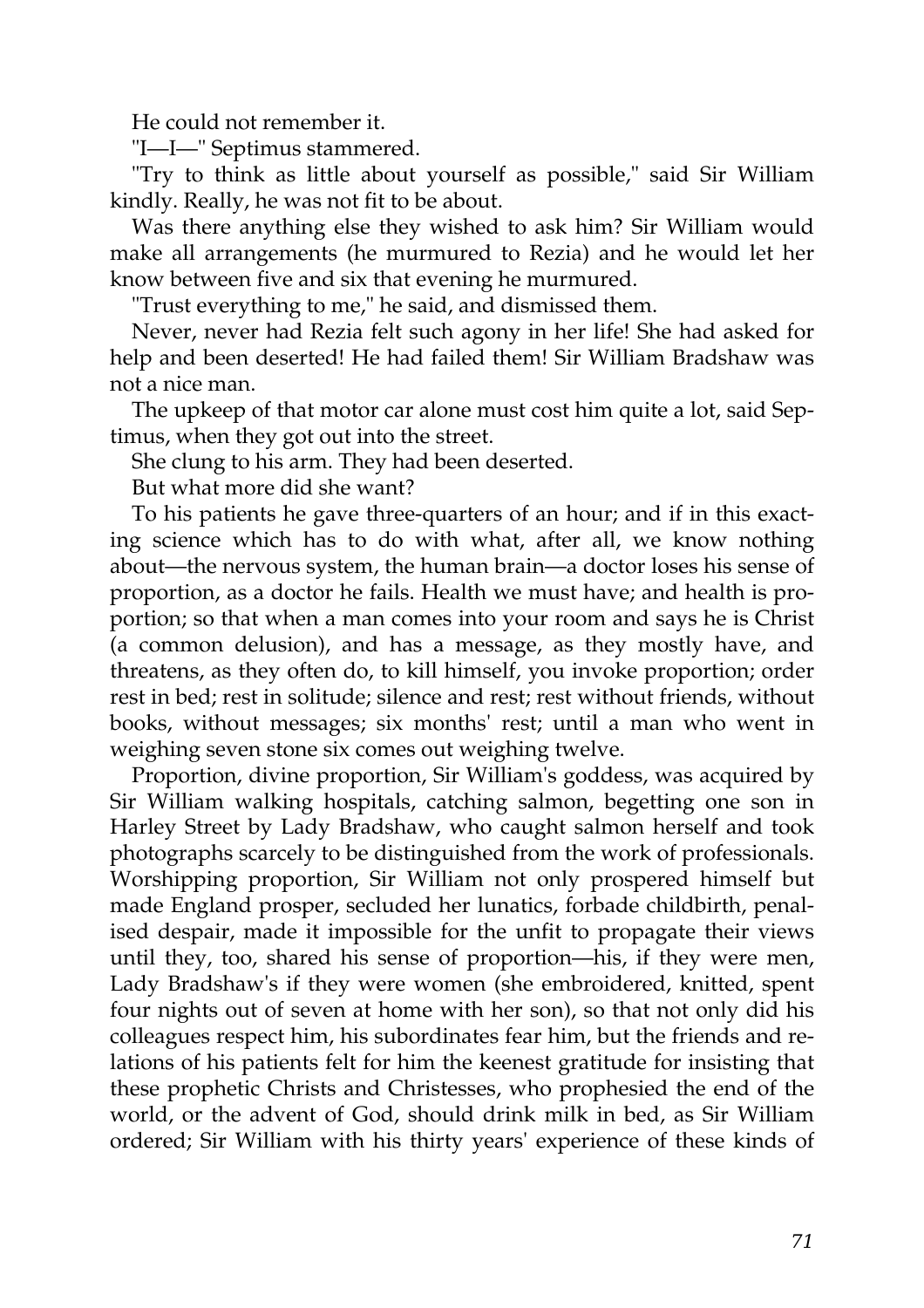He could not remember it.

"I—I—" Septimus stammered.

"Try to think as little about yourself as possible," said Sir William kindly. Really, he was not fit to be about.

Was there anything else they wished to ask him? Sir William would make all arrangements (he murmured to Rezia) and he would let her know between five and six that evening he murmured.

"Trust everything to me," he said, and dismissed them.

Never, never had Rezia felt such agony in her life! She had asked for help and been deserted! He had failed them! Sir William Bradshaw was not a nice man.

The upkeep of that motor car alone must cost him quite a lot, said Septimus, when they got out into the street.

She clung to his arm. They had been deserted.

But what more did she want?

To his patients he gave three-quarters of an hour; and if in this exacting science which has to do with what, after all, we know nothing about—the nervous system, the human brain—a doctor loses his sense of proportion, as a doctor he fails. Health we must have; and health is proportion; so that when a man comes into your room and says he is Christ (a common delusion), and has a message, as they mostly have, and threatens, as they often do, to kill himself, you invoke proportion; order rest in bed; rest in solitude; silence and rest; rest without friends, without books, without messages; six months' rest; until a man who went in weighing seven stone six comes out weighing twelve.

Proportion, divine proportion, Sir William's goddess, was acquired by Sir William walking hospitals, catching salmon, begetting one son in Harley Street by Lady Bradshaw, who caught salmon herself and took photographs scarcely to be distinguished from the work of professionals. Worshipping proportion, Sir William not only prospered himself but made England prosper, secluded her lunatics, forbade childbirth, penalised despair, made it impossible for the unfit to propagate their views until they, too, shared his sense of proportion—his, if they were men, Lady Bradshaw's if they were women (she embroidered, knitted, spent four nights out of seven at home with her son), so that not only did his colleagues respect him, his subordinates fear him, but the friends and relations of his patients felt for him the keenest gratitude for insisting that these prophetic Christs and Christesses, who prophesied the end of the world, or the advent of God, should drink milk in bed, as Sir William ordered; Sir William with his thirty years' experience of these kinds of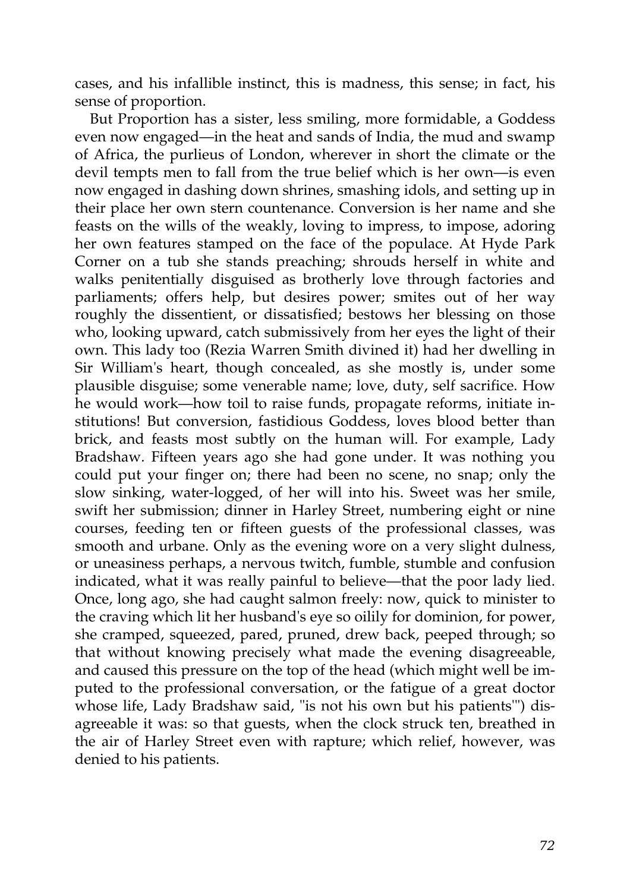cases, and his infallible instinct, this is madness, this sense; in fact, his sense of proportion.

But Proportion has a sister, less smiling, more formidable, a Goddess even now engaged—in the heat and sands of India, the mud and swamp of Africa, the purlieus of London, wherever in short the climate or the devil tempts men to fall from the true belief which is her own—is even now engaged in dashing down shrines, smashing idols, and setting up in their place her own stern countenance. Conversion is her name and she feasts on the wills of the weakly, loving to impress, to impose, adoring her own features stamped on the face of the populace. At Hyde Park Corner on a tub she stands preaching; shrouds herself in white and walks penitentially disguised as brotherly love through factories and parliaments; offers help, but desires power; smites out of her way roughly the dissentient, or dissatisfied; bestows her blessing on those who, looking upward, catch submissively from her eyes the light of their own. This lady too (Rezia Warren Smith divined it) had her dwelling in Sir William's heart, though concealed, as she mostly is, under some plausible disguise; some venerable name; love, duty, self sacrifice. How he would work—how toil to raise funds, propagate reforms, initiate institutions! But conversion, fastidious Goddess, loves blood better than brick, and feasts most subtly on the human will. For example, Lady Bradshaw. Fifteen years ago she had gone under. It was nothing you could put your finger on; there had been no scene, no snap; only the slow sinking, water-logged, of her will into his. Sweet was her smile, swift her submission; dinner in Harley Street, numbering eight or nine courses, feeding ten or fifteen guests of the professional classes, was smooth and urbane. Only as the evening wore on a very slight dulness, or uneasiness perhaps, a nervous twitch, fumble, stumble and confusion indicated, what it was really painful to believe—that the poor lady lied. Once, long ago, she had caught salmon freely: now, quick to minister to the craving which lit her husband's eye so oilily for dominion, for power, she cramped, squeezed, pared, pruned, drew back, peeped through; so that without knowing precisely what made the evening disagreeable, and caused this pressure on the top of the head (which might well be imputed to the professional conversation, or the fatigue of a great doctor whose life, Lady Bradshaw said, "is not his own but his patients'") disagreeable it was: so that guests, when the clock struck ten, breathed in the air of Harley Street even with rapture; which relief, however, was denied to his patients.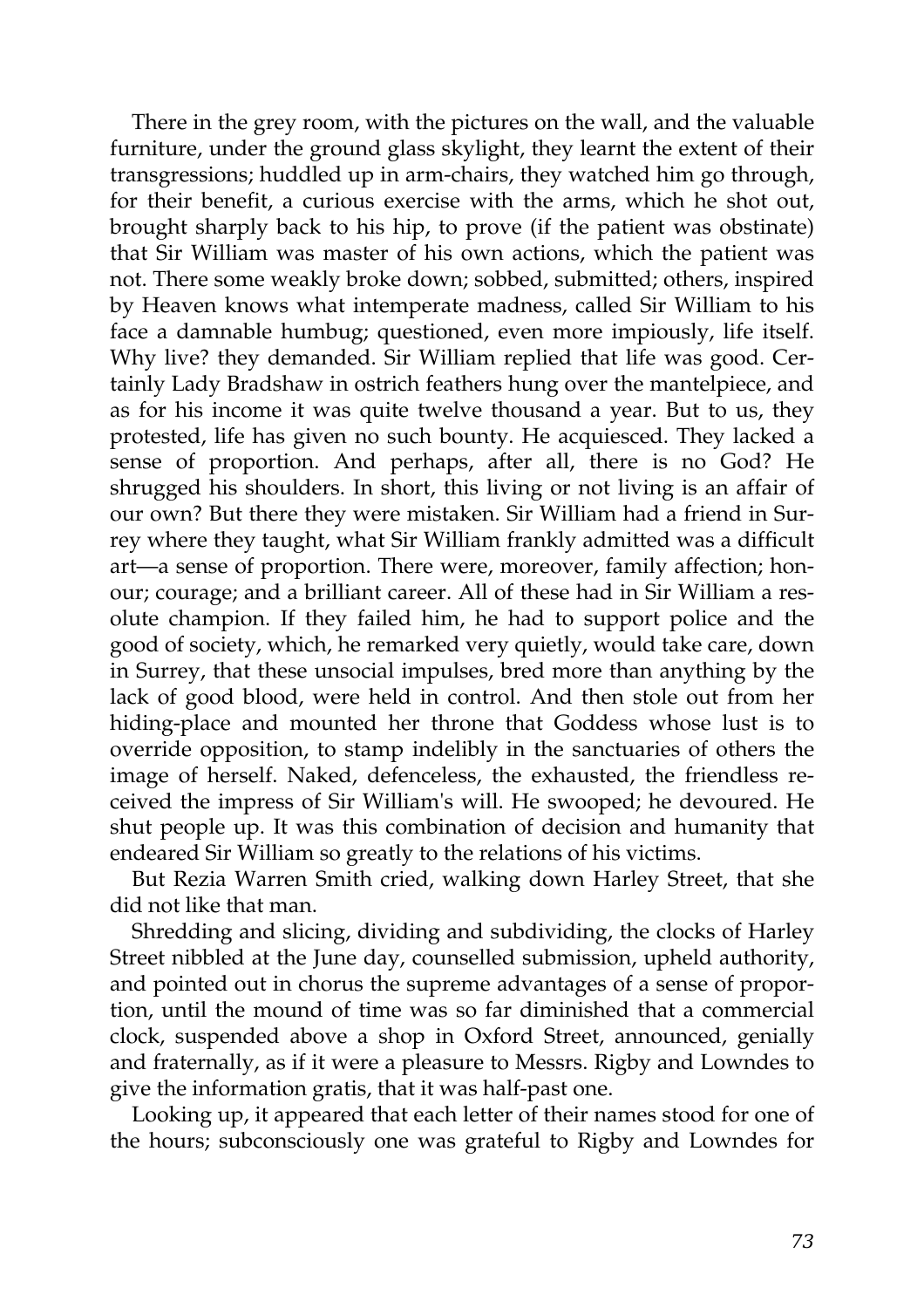There in the grey room, with the pictures on the wall, and the valuable furniture, under the ground glass skylight, they learnt the extent of their transgressions; huddled up in arm-chairs, they watched him go through, for their benefit, a curious exercise with the arms, which he shot out, brought sharply back to his hip, to prove (if the patient was obstinate) that Sir William was master of his own actions, which the patient was not. There some weakly broke down; sobbed, submitted; others, inspired by Heaven knows what intemperate madness, called Sir William to his face a damnable humbug; questioned, even more impiously, life itself. Why live? they demanded. Sir William replied that life was good. Certainly Lady Bradshaw in ostrich feathers hung over the mantelpiece, and as for his income it was quite twelve thousand a year. But to us, they protested, life has given no such bounty. He acquiesced. They lacked a sense of proportion. And perhaps, after all, there is no God? He shrugged his shoulders. In short, this living or not living is an affair of our own? But there they were mistaken. Sir William had a friend in Surrey where they taught, what Sir William frankly admitted was a difficult art—a sense of proportion. There were, moreover, family affection; honour; courage; and a brilliant career. All of these had in Sir William a resolute champion. If they failed him, he had to support police and the good of society, which, he remarked very quietly, would take care, down in Surrey, that these unsocial impulses, bred more than anything by the lack of good blood, were held in control. And then stole out from her hiding-place and mounted her throne that Goddess whose lust is to override opposition, to stamp indelibly in the sanctuaries of others the image of herself. Naked, defenceless, the exhausted, the friendless received the impress of Sir William's will. He swooped; he devoured. He shut people up. It was this combination of decision and humanity that endeared Sir William so greatly to the relations of his victims.

But Rezia Warren Smith cried, walking down Harley Street, that she did not like that man.

Shredding and slicing, dividing and subdividing, the clocks of Harley Street nibbled at the June day, counselled submission, upheld authority, and pointed out in chorus the supreme advantages of a sense of proportion, until the mound of time was so far diminished that a commercial clock, suspended above a shop in Oxford Street, announced, genially and fraternally, as if it were a pleasure to Messrs. Rigby and Lowndes to give the information gratis, that it was half-past one.

Looking up, it appeared that each letter of their names stood for one of the hours; subconsciously one was grateful to Rigby and Lowndes for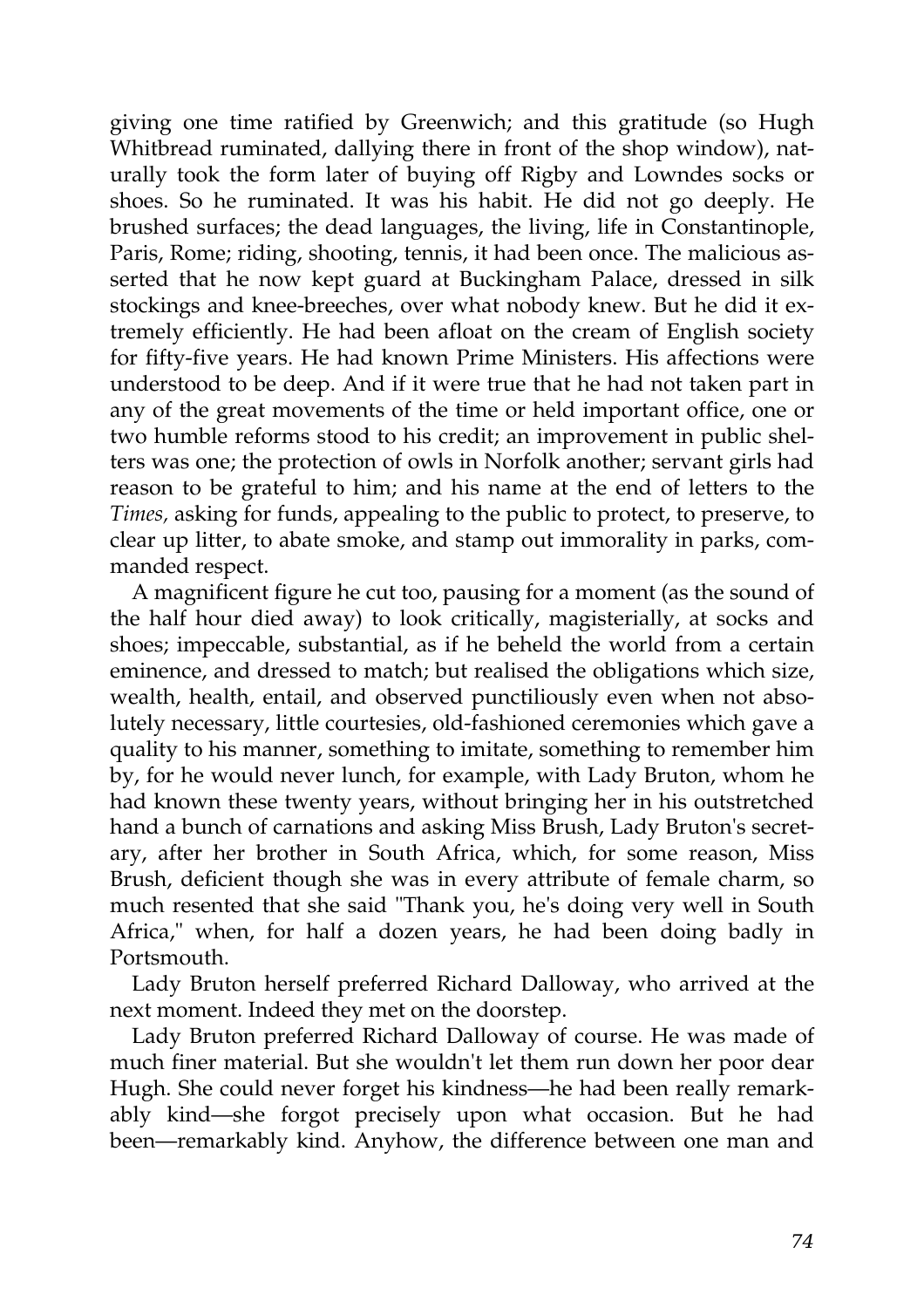giving one time ratified by Greenwich; and this gratitude (so Hugh Whitbread ruminated, dallying there in front of the shop window), naturally took the form later of buying off Rigby and Lowndes socks or shoes. So he ruminated. It was his habit. He did not go deeply. He brushed surfaces; the dead languages, the living, life in Constantinople, Paris, Rome; riding, shooting, tennis, it had been once. The malicious asserted that he now kept guard at Buckingham Palace, dressed in silk stockings and knee-breeches, over what nobody knew. But he did it extremely efficiently. He had been afloat on the cream of English society for fifty-five years. He had known Prime Ministers. His affections were understood to be deep. And if it were true that he had not taken part in any of the great movements of the time or held important office, one or two humble reforms stood to his credit; an improvement in public shelters was one; the protection of owls in Norfolk another; servant girls had reason to be grateful to him; and his name at the end of letters to the *Times,* asking for funds, appealing to the public to protect, to preserve, to clear up litter, to abate smoke, and stamp out immorality in parks, commanded respect.

A magnificent figure he cut too, pausing for a moment (as the sound of the half hour died away) to look critically, magisterially, at socks and shoes; impeccable, substantial, as if he beheld the world from a certain eminence, and dressed to match; but realised the obligations which size, wealth, health, entail, and observed punctiliously even when not absolutely necessary, little courtesies, old-fashioned ceremonies which gave a quality to his manner, something to imitate, something to remember him by, for he would never lunch, for example, with Lady Bruton, whom he had known these twenty years, without bringing her in his outstretched hand a bunch of carnations and asking Miss Brush, Lady Bruton's secretary, after her brother in South Africa, which, for some reason, Miss Brush, deficient though she was in every attribute of female charm, so much resented that she said "Thank you, he's doing very well in South Africa," when, for half a dozen years, he had been doing badly in Portsmouth.

Lady Bruton herself preferred Richard Dalloway, who arrived at the next moment. Indeed they met on the doorstep.

Lady Bruton preferred Richard Dalloway of course. He was made of much finer material. But she wouldn't let them run down her poor dear Hugh. She could never forget his kindness—he had been really remarkably kind—she forgot precisely upon what occasion. But he had been—remarkably kind. Anyhow, the difference between one man and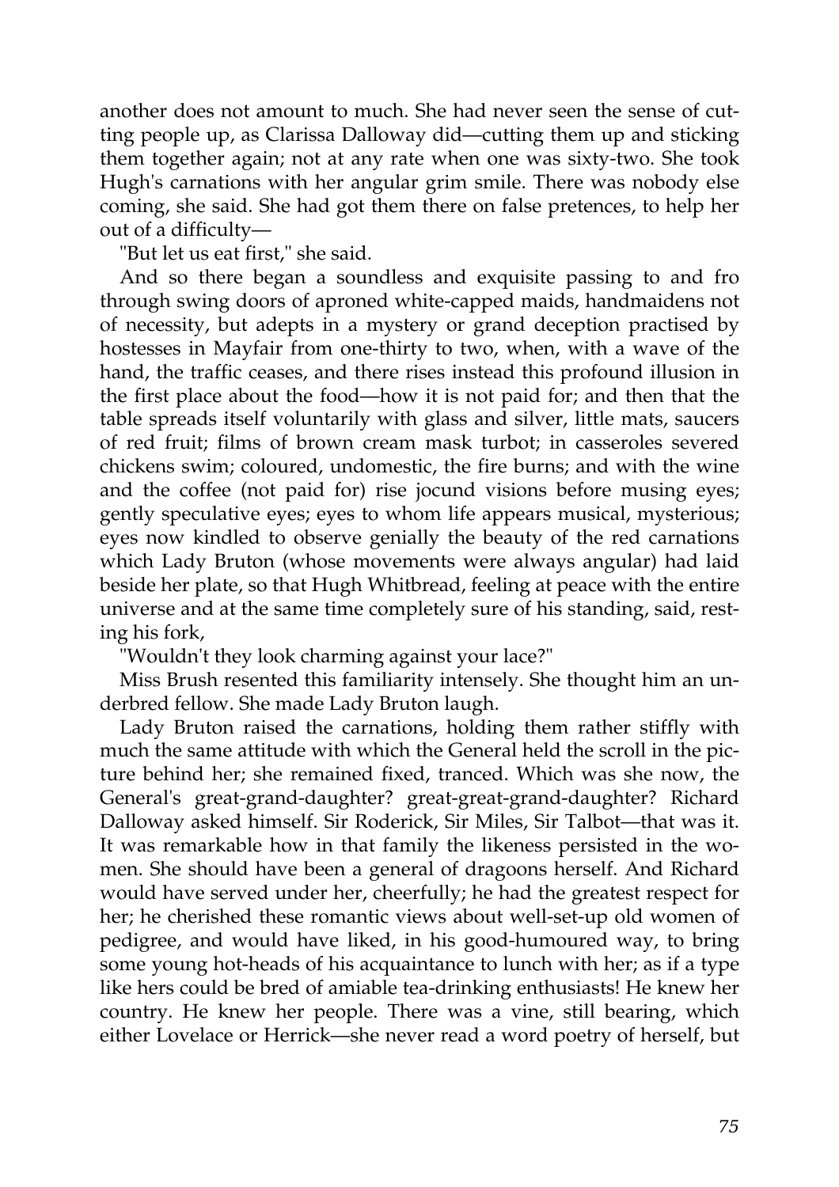another does not amount to much. She had never seen the sense of cutting people up, as Clarissa Dalloway did—cutting them up and sticking them together again; not at any rate when one was sixty-two. She took Hugh's carnations with her angular grim smile. There was nobody else coming, she said. She had got them there on false pretences, to help her out of a difficulty—

"But let us eat first," she said.

And so there began a soundless and exquisite passing to and fro through swing doors of aproned white-capped maids, handmaidens not of necessity, but adepts in a mystery or grand deception practised by hostesses in Mayfair from one-thirty to two, when, with a wave of the hand, the traffic ceases, and there rises instead this profound illusion in the first place about the food—how it is not paid for; and then that the table spreads itself voluntarily with glass and silver, little mats, saucers of red fruit; films of brown cream mask turbot; in casseroles severed chickens swim; coloured, undomestic, the fire burns; and with the wine and the coffee (not paid for) rise jocund visions before musing eyes; gently speculative eyes; eyes to whom life appears musical, mysterious; eyes now kindled to observe genially the beauty of the red carnations which Lady Bruton (whose movements were always angular) had laid beside her plate, so that Hugh Whitbread, feeling at peace with the entire universe and at the same time completely sure of his standing, said, resting his fork,

"Wouldn't they look charming against your lace?"

Miss Brush resented this familiarity intensely. She thought him an underbred fellow. She made Lady Bruton laugh.

Lady Bruton raised the carnations, holding them rather stiffly with much the same attitude with which the General held the scroll in the picture behind her; she remained fixed, tranced. Which was she now, the General's great-grand-daughter? great-great-grand-daughter? Richard Dalloway asked himself. Sir Roderick, Sir Miles, Sir Talbot—that was it. It was remarkable how in that family the likeness persisted in the women. She should have been a general of dragoons herself. And Richard would have served under her, cheerfully; he had the greatest respect for her; he cherished these romantic views about well-set-up old women of pedigree, and would have liked, in his good-humoured way, to bring some young hot-heads of his acquaintance to lunch with her; as if a type like hers could be bred of amiable tea-drinking enthusiasts! He knew her country. He knew her people. There was a vine, still bearing, which either Lovelace or Herrick—she never read a word poetry of herself, but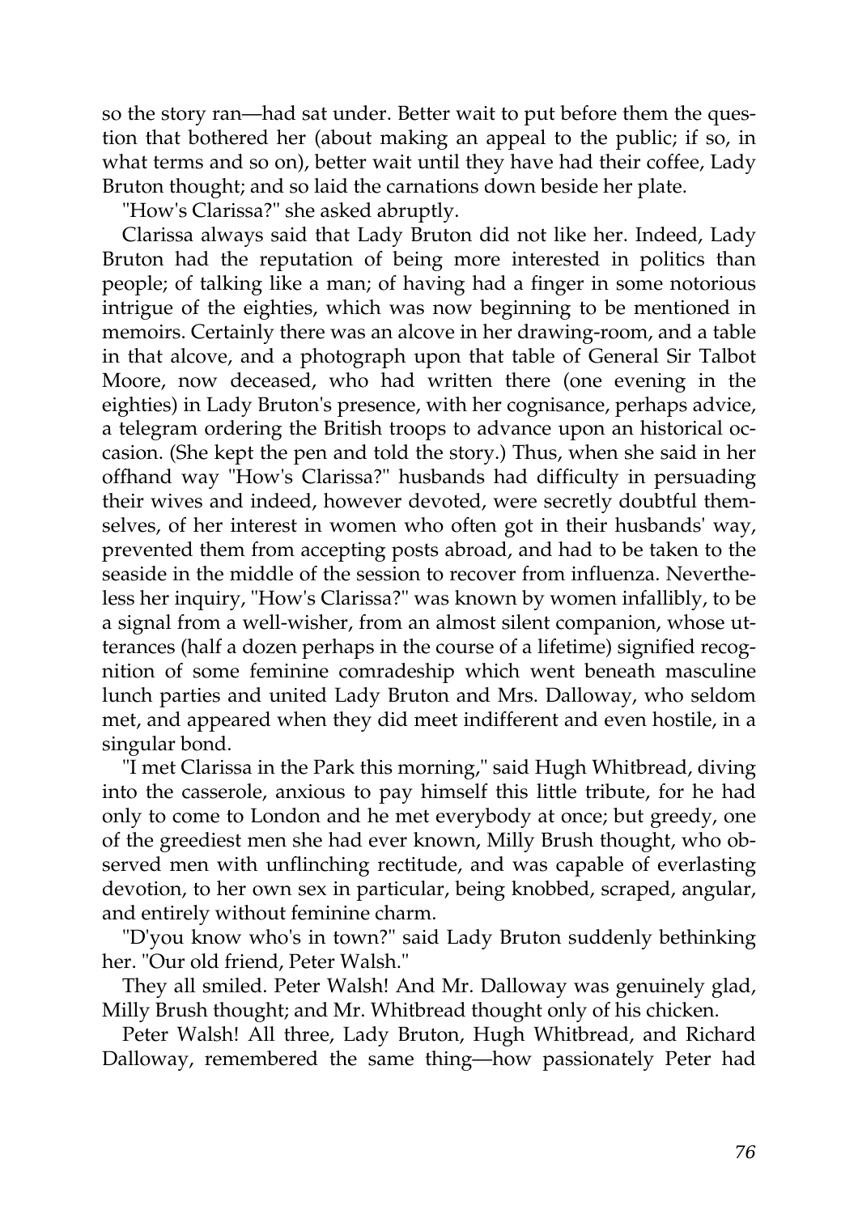so the story ran—had sat under. Better wait to put before them the question that bothered her (about making an appeal to the public; if so, in what terms and so on), better wait until they have had their coffee, Lady Bruton thought; and so laid the carnations down beside her plate.

"How's Clarissa?" she asked abruptly.

Clarissa always said that Lady Bruton did not like her. Indeed, Lady Bruton had the reputation of being more interested in politics than people; of talking like a man; of having had a finger in some notorious intrigue of the eighties, which was now beginning to be mentioned in memoirs. Certainly there was an alcove in her drawing-room, and a table in that alcove, and a photograph upon that table of General Sir Talbot Moore, now deceased, who had written there (one evening in the eighties) in Lady Bruton's presence, with her cognisance, perhaps advice, a telegram ordering the British troops to advance upon an historical occasion. (She kept the pen and told the story.) Thus, when she said in her offhand way "How's Clarissa?" husbands had difficulty in persuading their wives and indeed, however devoted, were secretly doubtful themselves, of her interest in women who often got in their husbands' way, prevented them from accepting posts abroad, and had to be taken to the seaside in the middle of the session to recover from influenza. Nevertheless her inquiry, "How's Clarissa?" was known by women infallibly, to be a signal from a well-wisher, from an almost silent companion, whose utterances (half a dozen perhaps in the course of a lifetime) signified recognition of some feminine comradeship which went beneath masculine lunch parties and united Lady Bruton and Mrs. Dalloway, who seldom met, and appeared when they did meet indifferent and even hostile, in a singular bond.

"I met Clarissa in the Park this morning," said Hugh Whitbread, diving into the casserole, anxious to pay himself this little tribute, for he had only to come to London and he met everybody at once; but greedy, one of the greediest men she had ever known, Milly Brush thought, who observed men with unflinching rectitude, and was capable of everlasting devotion, to her own sex in particular, being knobbed, scraped, angular, and entirely without feminine charm.

"D'you know who's in town?" said Lady Bruton suddenly bethinking her. "Our old friend, Peter Walsh."

They all smiled. Peter Walsh! And Mr. Dalloway was genuinely glad, Milly Brush thought; and Mr. Whitbread thought only of his chicken.

Peter Walsh! All three, Lady Bruton, Hugh Whitbread, and Richard Dalloway, remembered the same thing—how passionately Peter had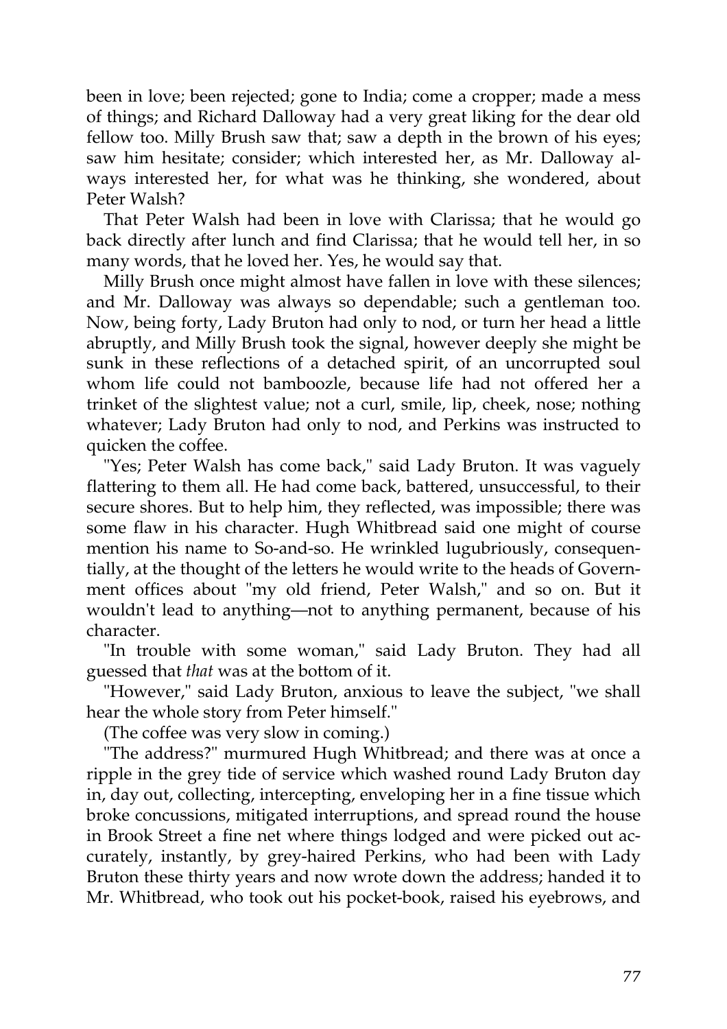been in love; been rejected; gone to India; come a cropper; made a mess of things; and Richard Dalloway had a very great liking for the dear old fellow too. Milly Brush saw that; saw a depth in the brown of his eyes; saw him hesitate; consider; which interested her, as Mr. Dalloway always interested her, for what was he thinking, she wondered, about Peter Walsh?

That Peter Walsh had been in love with Clarissa; that he would go back directly after lunch and find Clarissa; that he would tell her, in so many words, that he loved her. Yes, he would say that.

Milly Brush once might almost have fallen in love with these silences; and Mr. Dalloway was always so dependable; such a gentleman too. Now, being forty, Lady Bruton had only to nod, or turn her head a little abruptly, and Milly Brush took the signal, however deeply she might be sunk in these reflections of a detached spirit, of an uncorrupted soul whom life could not bamboozle, because life had not offered her a trinket of the slightest value; not a curl, smile, lip, cheek, nose; nothing whatever; Lady Bruton had only to nod, and Perkins was instructed to quicken the coffee.

"Yes; Peter Walsh has come back," said Lady Bruton. It was vaguely flattering to them all. He had come back, battered, unsuccessful, to their secure shores. But to help him, they reflected, was impossible; there was some flaw in his character. Hugh Whitbread said one might of course mention his name to So-and-so. He wrinkled lugubriously, consequentially, at the thought of the letters he would write to the heads of Government offices about "my old friend, Peter Walsh," and so on. But it wouldn't lead to anything—not to anything permanent, because of his character.

"In trouble with some woman," said Lady Bruton. They had all guessed that *that* was at the bottom of it.

"However," said Lady Bruton, anxious to leave the subject, "we shall hear the whole story from Peter himself."

(The coffee was very slow in coming.)

"The address?" murmured Hugh Whitbread; and there was at once a ripple in the grey tide of service which washed round Lady Bruton day in, day out, collecting, intercepting, enveloping her in a fine tissue which broke concussions, mitigated interruptions, and spread round the house in Brook Street a fine net where things lodged and were picked out accurately, instantly, by grey-haired Perkins, who had been with Lady Bruton these thirty years and now wrote down the address; handed it to Mr. Whitbread, who took out his pocket-book, raised his eyebrows, and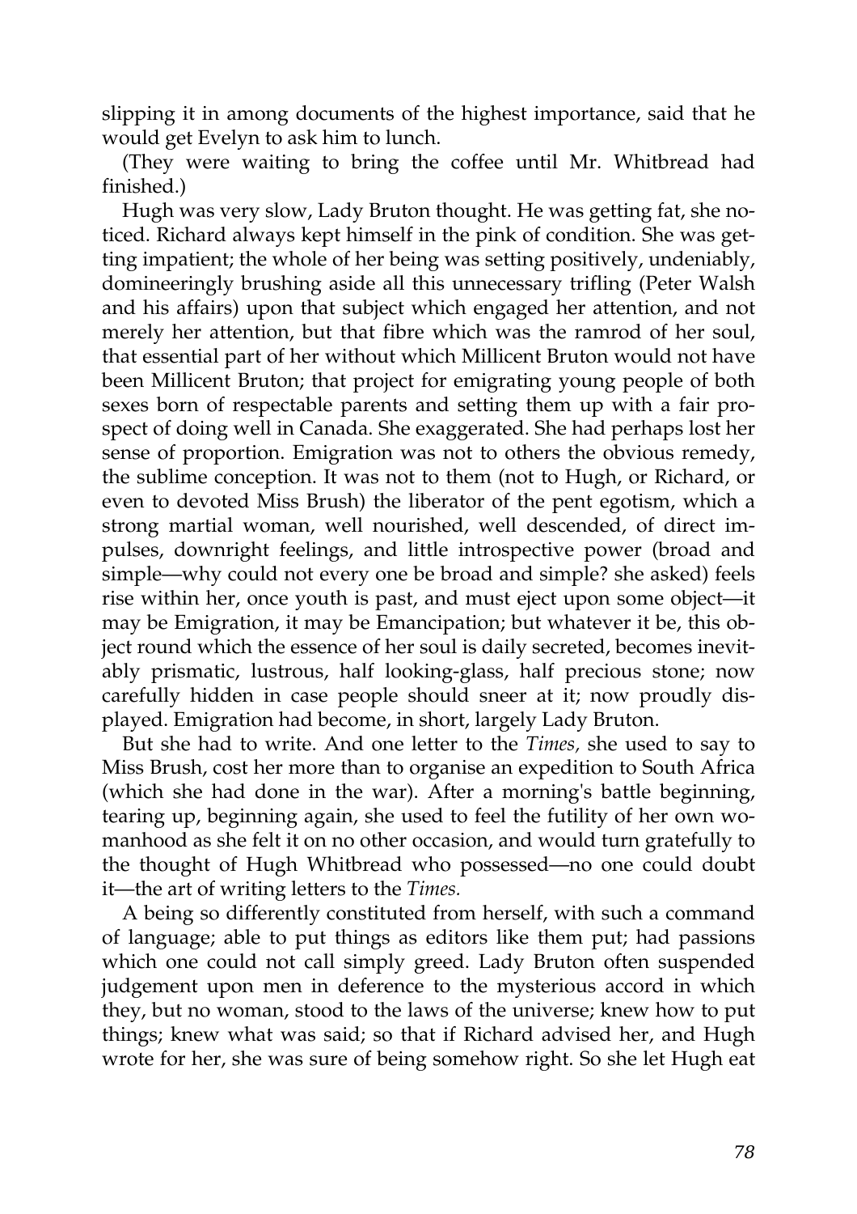slipping it in among documents of the highest importance, said that he would get Evelyn to ask him to lunch.

(They were waiting to bring the coffee until Mr. Whitbread had finished.)

Hugh was very slow, Lady Bruton thought. He was getting fat, she noticed. Richard always kept himself in the pink of condition. She was getting impatient; the whole of her being was setting positively, undeniably, domineeringly brushing aside all this unnecessary trifling (Peter Walsh and his affairs) upon that subject which engaged her attention, and not merely her attention, but that fibre which was the ramrod of her soul, that essential part of her without which Millicent Bruton would not have been Millicent Bruton; that project for emigrating young people of both sexes born of respectable parents and setting them up with a fair prospect of doing well in Canada. She exaggerated. She had perhaps lost her sense of proportion. Emigration was not to others the obvious remedy, the sublime conception. It was not to them (not to Hugh, or Richard, or even to devoted Miss Brush) the liberator of the pent egotism, which a strong martial woman, well nourished, well descended, of direct impulses, downright feelings, and little introspective power (broad and simple—why could not every one be broad and simple? she asked) feels rise within her, once youth is past, and must eject upon some object—it may be Emigration, it may be Emancipation; but whatever it be, this object round which the essence of her soul is daily secreted, becomes inevitably prismatic, lustrous, half looking-glass, half precious stone; now carefully hidden in case people should sneer at it; now proudly displayed. Emigration had become, in short, largely Lady Bruton.

But she had to write. And one letter to the *Times,* she used to say to Miss Brush, cost her more than to organise an expedition to South Africa (which she had done in the war). After a morning's battle beginning, tearing up, beginning again, she used to feel the futility of her own womanhood as she felt it on no other occasion, and would turn gratefully to the thought of Hugh Whitbread who possessed—no one could doubt it—the art of writing letters to the *Times.*

A being so differently constituted from herself, with such a command of language; able to put things as editors like them put; had passions which one could not call simply greed. Lady Bruton often suspended judgement upon men in deference to the mysterious accord in which they, but no woman, stood to the laws of the universe; knew how to put things; knew what was said; so that if Richard advised her, and Hugh wrote for her, she was sure of being somehow right. So she let Hugh eat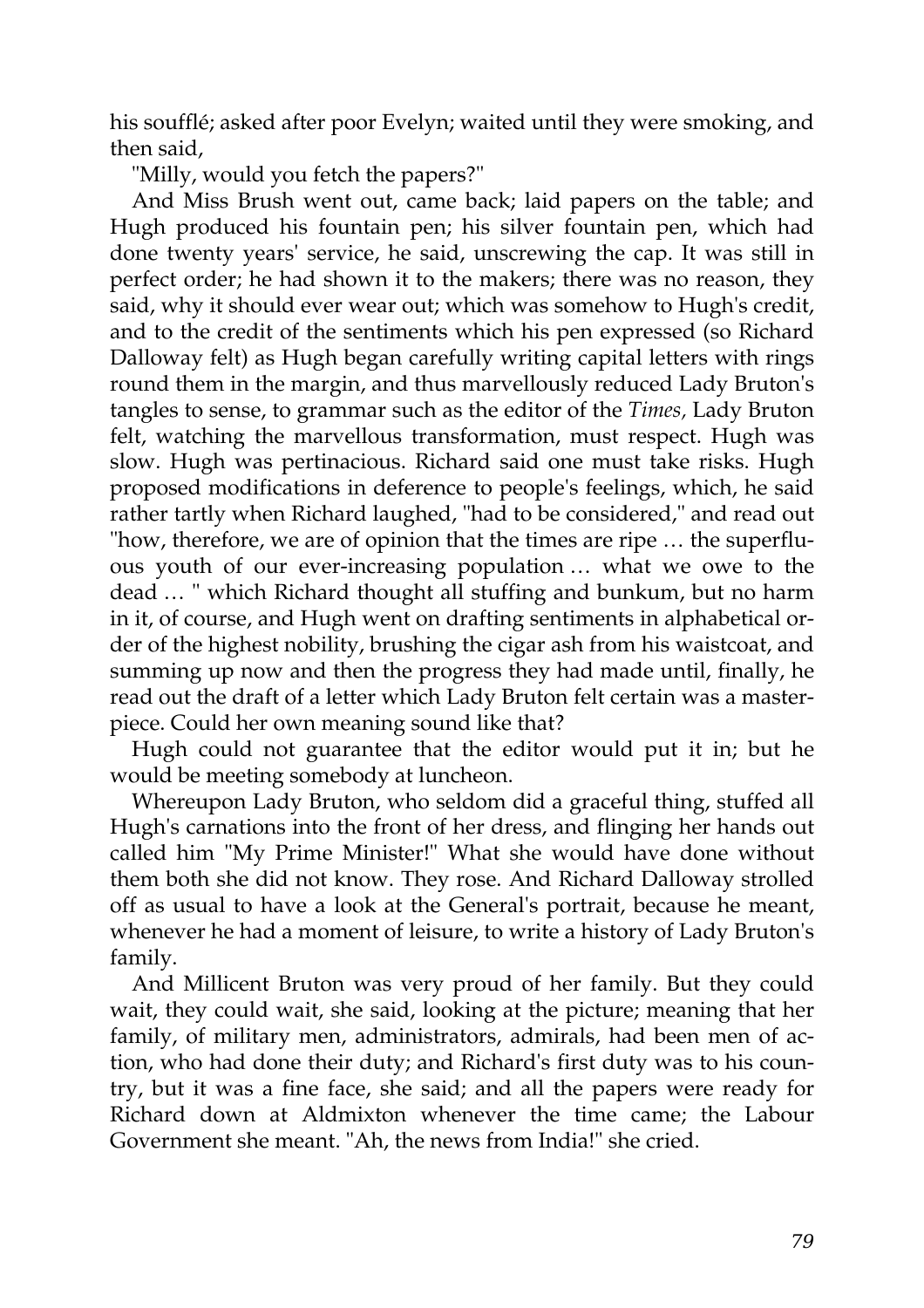his soufflé; asked after poor Evelyn; waited until they were smoking, and then said,

"Milly, would you fetch the papers?"

And Miss Brush went out, came back; laid papers on the table; and Hugh produced his fountain pen; his silver fountain pen, which had done twenty years' service, he said, unscrewing the cap. It was still in perfect order; he had shown it to the makers; there was no reason, they said, why it should ever wear out; which was somehow to Hugh's credit, and to the credit of the sentiments which his pen expressed (so Richard Dalloway felt) as Hugh began carefully writing capital letters with rings round them in the margin, and thus marvellously reduced Lady Bruton's tangles to sense, to grammar such as the editor of the *Times,* Lady Bruton felt, watching the marvellous transformation, must respect. Hugh was slow. Hugh was pertinacious. Richard said one must take risks. Hugh proposed modifications in deference to people's feelings, which, he said rather tartly when Richard laughed, "had to be considered," and read out "how, therefore, we are of opinion that the times are ripe … the superfluous youth of our ever-increasing population … what we owe to the dead … " which Richard thought all stuffing and bunkum, but no harm in it, of course, and Hugh went on drafting sentiments in alphabetical order of the highest nobility, brushing the cigar ash from his waistcoat, and summing up now and then the progress they had made until, finally, he read out the draft of a letter which Lady Bruton felt certain was a masterpiece. Could her own meaning sound like that?

Hugh could not guarantee that the editor would put it in; but he would be meeting somebody at luncheon.

Whereupon Lady Bruton, who seldom did a graceful thing, stuffed all Hugh's carnations into the front of her dress, and flinging her hands out called him "My Prime Minister!" What she would have done without them both she did not know. They rose. And Richard Dalloway strolled off as usual to have a look at the General's portrait, because he meant, whenever he had a moment of leisure, to write a history of Lady Bruton's family.

And Millicent Bruton was very proud of her family. But they could wait, they could wait, she said, looking at the picture; meaning that her family, of military men, administrators, admirals, had been men of action, who had done their duty; and Richard's first duty was to his country, but it was a fine face, she said; and all the papers were ready for Richard down at Aldmixton whenever the time came; the Labour Government she meant. "Ah, the news from India!" she cried.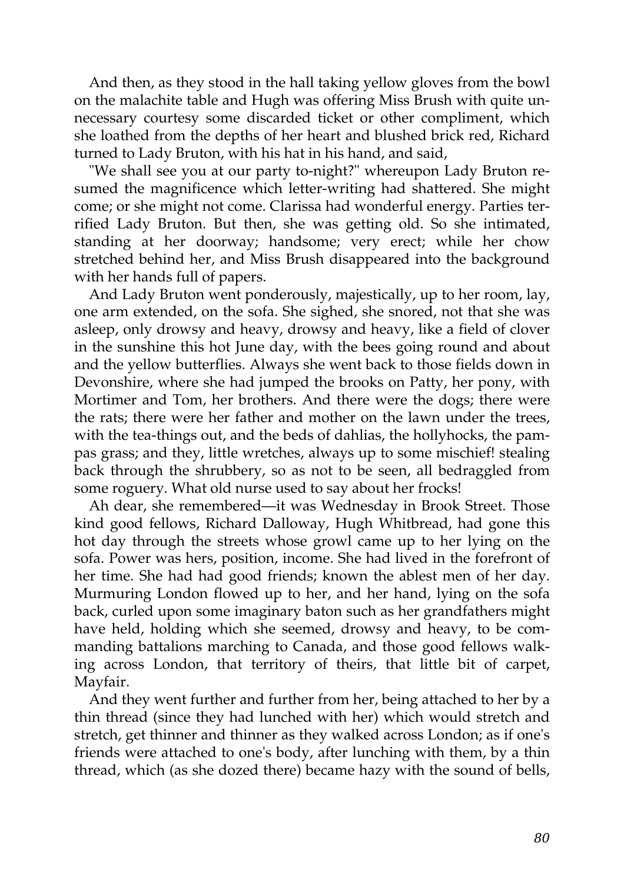And then, as they stood in the hall taking yellow gloves from the bowl on the malachite table and Hugh was offering Miss Brush with quite unnecessary courtesy some discarded ticket or other compliment, which she loathed from the depths of her heart and blushed brick red, Richard turned to Lady Bruton, with his hat in his hand, and said,

"We shall see you at our party to-night?" whereupon Lady Bruton resumed the magnificence which letter-writing had shattered. She might come; or she might not come. Clarissa had wonderful energy. Parties terrified Lady Bruton. But then, she was getting old. So she intimated, standing at her doorway; handsome; very erect; while her chow stretched behind her, and Miss Brush disappeared into the background with her hands full of papers.

And Lady Bruton went ponderously, majestically, up to her room, lay, one arm extended, on the sofa. She sighed, she snored, not that she was asleep, only drowsy and heavy, drowsy and heavy, like a field of clover in the sunshine this hot June day, with the bees going round and about and the yellow butterflies. Always she went back to those fields down in Devonshire, where she had jumped the brooks on Patty, her pony, with Mortimer and Tom, her brothers. And there were the dogs; there were the rats; there were her father and mother on the lawn under the trees, with the tea-things out, and the beds of dahlias, the hollyhocks, the pampas grass; and they, little wretches, always up to some mischief! stealing back through the shrubbery, so as not to be seen, all bedraggled from some roguery. What old nurse used to say about her frocks!

Ah dear, she remembered—it was Wednesday in Brook Street. Those kind good fellows, Richard Dalloway, Hugh Whitbread, had gone this hot day through the streets whose growl came up to her lying on the sofa. Power was hers, position, income. She had lived in the forefront of her time. She had had good friends; known the ablest men of her day. Murmuring London flowed up to her, and her hand, lying on the sofa back, curled upon some imaginary baton such as her grandfathers might have held, holding which she seemed, drowsy and heavy, to be commanding battalions marching to Canada, and those good fellows walking across London, that territory of theirs, that little bit of carpet, Mayfair.

And they went further and further from her, being attached to her by a thin thread (since they had lunched with her) which would stretch and stretch, get thinner and thinner as they walked across London; as if one's friends were attached to one's body, after lunching with them, by a thin thread, which (as she dozed there) became hazy with the sound of bells,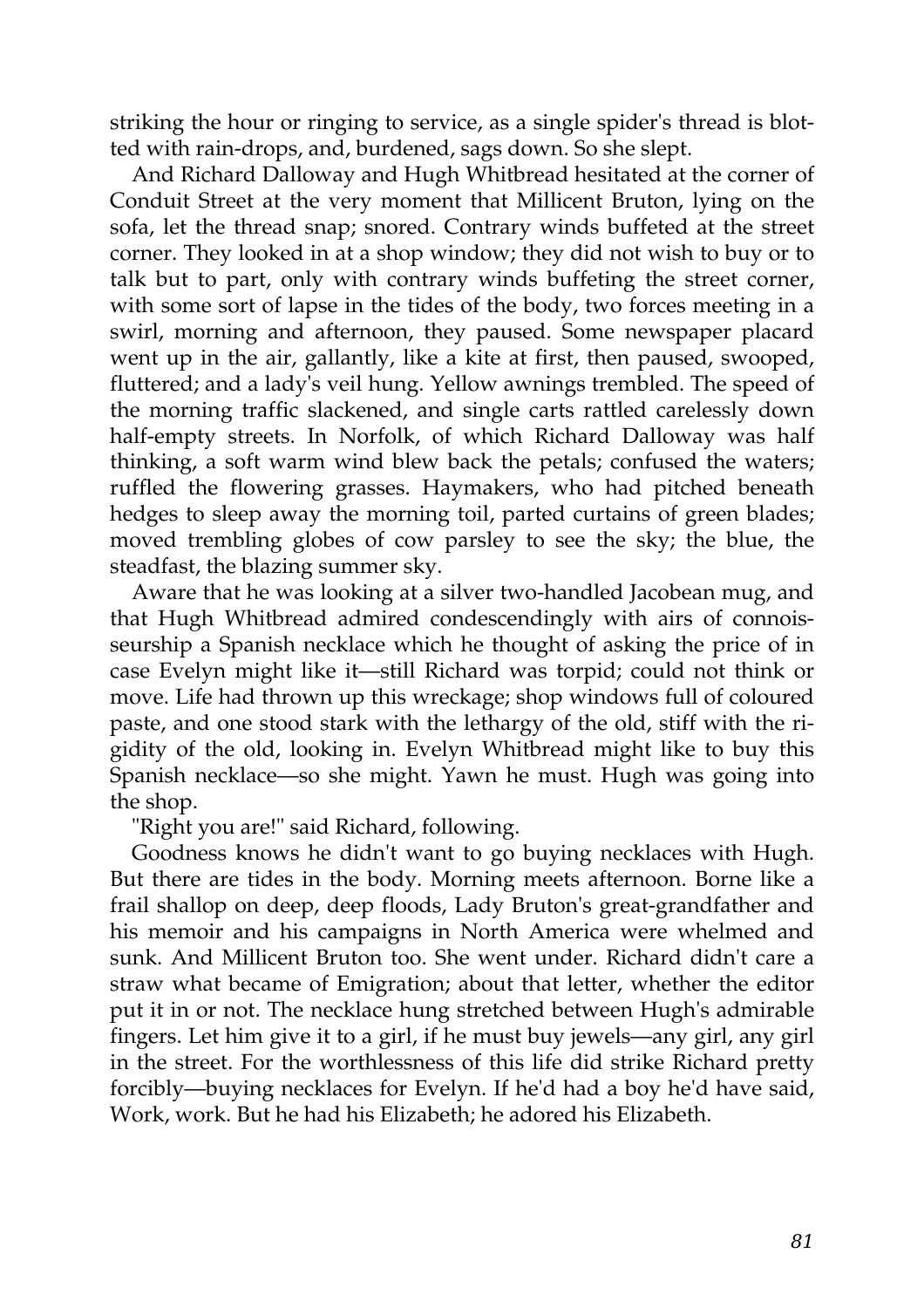striking the hour or ringing to service, as a single spider's thread is blotted with rain-drops, and, burdened, sags down. So she slept.

And Richard Dalloway and Hugh Whitbread hesitated at the corner of Conduit Street at the very moment that Millicent Bruton, lying on the sofa, let the thread snap; snored. Contrary winds buffeted at the street corner. They looked in at a shop window; they did not wish to buy or to talk but to part, only with contrary winds buffeting the street corner, with some sort of lapse in the tides of the body, two forces meeting in a swirl, morning and afternoon, they paused. Some newspaper placard went up in the air, gallantly, like a kite at first, then paused, swooped, fluttered; and a lady's veil hung. Yellow awnings trembled. The speed of the morning traffic slackened, and single carts rattled carelessly down half-empty streets. In Norfolk, of which Richard Dalloway was half thinking, a soft warm wind blew back the petals; confused the waters; ruffled the flowering grasses. Haymakers, who had pitched beneath hedges to sleep away the morning toil, parted curtains of green blades; moved trembling globes of cow parsley to see the sky; the blue, the steadfast, the blazing summer sky.

Aware that he was looking at a silver two-handled Jacobean mug, and that Hugh Whitbread admired condescendingly with airs of connoisseurship a Spanish necklace which he thought of asking the price of in case Evelyn might like it—still Richard was torpid; could not think or move. Life had thrown up this wreckage; shop windows full of coloured paste, and one stood stark with the lethargy of the old, stiff with the rigidity of the old, looking in. Evelyn Whitbread might like to buy this Spanish necklace—so she might. Yawn he must. Hugh was going into the shop.

"Right you are!" said Richard, following.

Goodness knows he didn't want to go buying necklaces with Hugh. But there are tides in the body. Morning meets afternoon. Borne like a frail shallop on deep, deep floods, Lady Bruton's great-grandfather and his memoir and his campaigns in North America were whelmed and sunk. And Millicent Bruton too. She went under. Richard didn't care a straw what became of Emigration; about that letter, whether the editor put it in or not. The necklace hung stretched between Hugh's admirable fingers. Let him give it to a girl, if he must buy jewels—any girl, any girl in the street. For the worthlessness of this life did strike Richard pretty forcibly—buying necklaces for Evelyn. If he'd had a boy he'd have said, Work, work. But he had his Elizabeth; he adored his Elizabeth.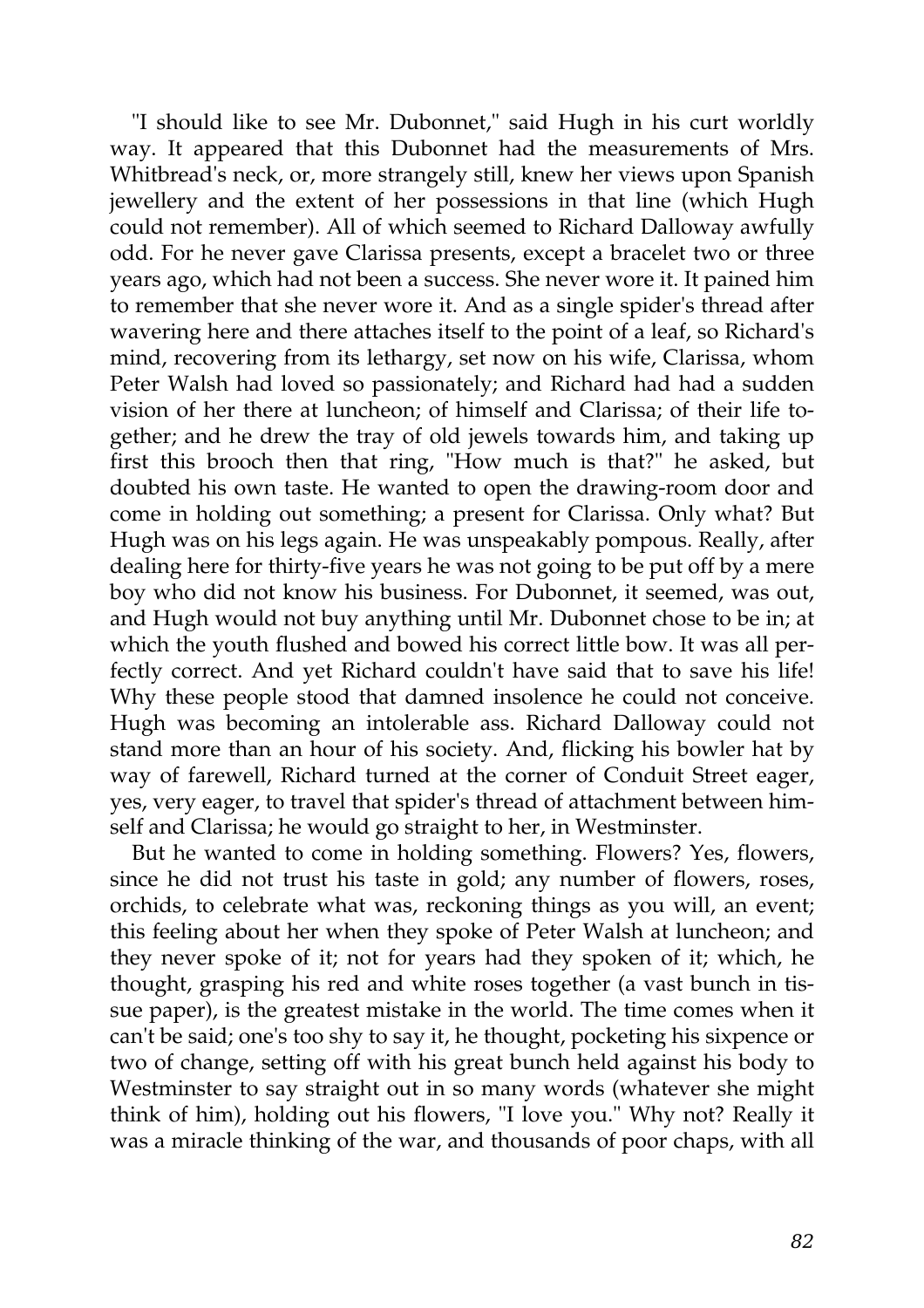"I should like to see Mr. Dubonnet," said Hugh in his curt worldly way. It appeared that this Dubonnet had the measurements of Mrs. Whitbread's neck, or, more strangely still, knew her views upon Spanish jewellery and the extent of her possessions in that line (which Hugh could not remember). All of which seemed to Richard Dalloway awfully odd. For he never gave Clarissa presents, except a bracelet two or three years ago, which had not been a success. She never wore it. It pained him to remember that she never wore it. And as a single spider's thread after wavering here and there attaches itself to the point of a leaf, so Richard's mind, recovering from its lethargy, set now on his wife, Clarissa, whom Peter Walsh had loved so passionately; and Richard had had a sudden vision of her there at luncheon; of himself and Clarissa; of their life together; and he drew the tray of old jewels towards him, and taking up first this brooch then that ring, "How much is that?" he asked, but doubted his own taste. He wanted to open the drawing-room door and come in holding out something; a present for Clarissa. Only what? But Hugh was on his legs again. He was unspeakably pompous. Really, after dealing here for thirty-five years he was not going to be put off by a mere boy who did not know his business. For Dubonnet, it seemed, was out, and Hugh would not buy anything until Mr. Dubonnet chose to be in; at which the youth flushed and bowed his correct little bow. It was all perfectly correct. And yet Richard couldn't have said that to save his life! Why these people stood that damned insolence he could not conceive. Hugh was becoming an intolerable ass. Richard Dalloway could not stand more than an hour of his society. And, flicking his bowler hat by way of farewell, Richard turned at the corner of Conduit Street eager, yes, very eager, to travel that spider's thread of attachment between himself and Clarissa; he would go straight to her, in Westminster.

But he wanted to come in holding something. Flowers? Yes, flowers, since he did not trust his taste in gold; any number of flowers, roses, orchids, to celebrate what was, reckoning things as you will, an event; this feeling about her when they spoke of Peter Walsh at luncheon; and they never spoke of it; not for years had they spoken of it; which, he thought, grasping his red and white roses together (a vast bunch in tissue paper), is the greatest mistake in the world. The time comes when it can't be said; one's too shy to say it, he thought, pocketing his sixpence or two of change, setting off with his great bunch held against his body to Westminster to say straight out in so many words (whatever she might think of him), holding out his flowers, "I love you." Why not? Really it was a miracle thinking of the war, and thousands of poor chaps, with all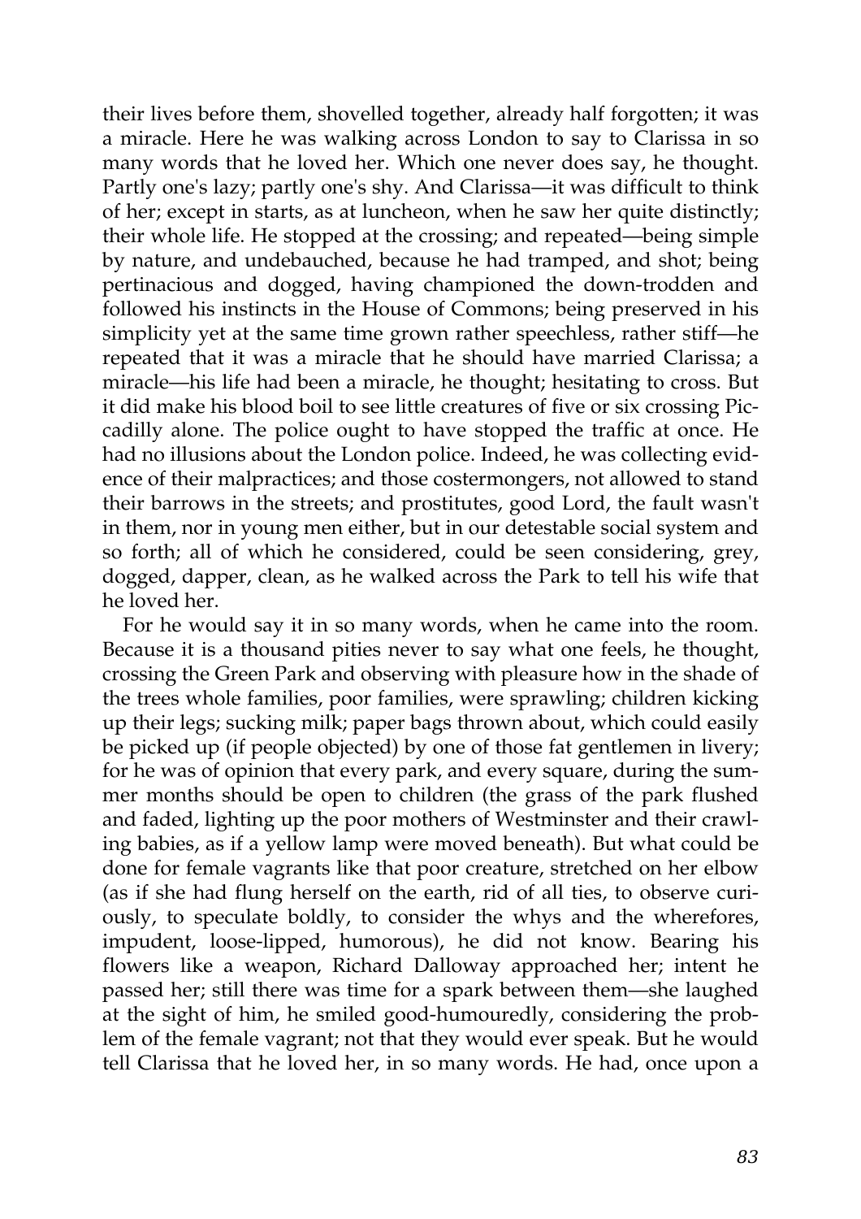their lives before them, shovelled together, already half forgotten; it was a miracle. Here he was walking across London to say to Clarissa in so many words that he loved her. Which one never does say, he thought. Partly one's lazy; partly one's shy. And Clarissa—it was difficult to think of her; except in starts, as at luncheon, when he saw her quite distinctly; their whole life. He stopped at the crossing; and repeated—being simple by nature, and undebauched, because he had tramped, and shot; being pertinacious and dogged, having championed the down-trodden and followed his instincts in the House of Commons; being preserved in his simplicity yet at the same time grown rather speechless, rather stiff—he repeated that it was a miracle that he should have married Clarissa; a miracle—his life had been a miracle, he thought; hesitating to cross. But it did make his blood boil to see little creatures of five or six crossing Piccadilly alone. The police ought to have stopped the traffic at once. He had no illusions about the London police. Indeed, he was collecting evidence of their malpractices; and those costermongers, not allowed to stand their barrows in the streets; and prostitutes, good Lord, the fault wasn't in them, nor in young men either, but in our detestable social system and so forth; all of which he considered, could be seen considering, grey, dogged, dapper, clean, as he walked across the Park to tell his wife that he loved her.

For he would say it in so many words, when he came into the room. Because it is a thousand pities never to say what one feels, he thought, crossing the Green Park and observing with pleasure how in the shade of the trees whole families, poor families, were sprawling; children kicking up their legs; sucking milk; paper bags thrown about, which could easily be picked up (if people objected) by one of those fat gentlemen in livery; for he was of opinion that every park, and every square, during the summer months should be open to children (the grass of the park flushed and faded, lighting up the poor mothers of Westminster and their crawling babies, as if a yellow lamp were moved beneath). But what could be done for female vagrants like that poor creature, stretched on her elbow (as if she had flung herself on the earth, rid of all ties, to observe curiously, to speculate boldly, to consider the whys and the wherefores, impudent, loose-lipped, humorous), he did not know. Bearing his flowers like a weapon, Richard Dalloway approached her; intent he passed her; still there was time for a spark between them—she laughed at the sight of him, he smiled good-humouredly, considering the problem of the female vagrant; not that they would ever speak. But he would tell Clarissa that he loved her, in so many words. He had, once upon a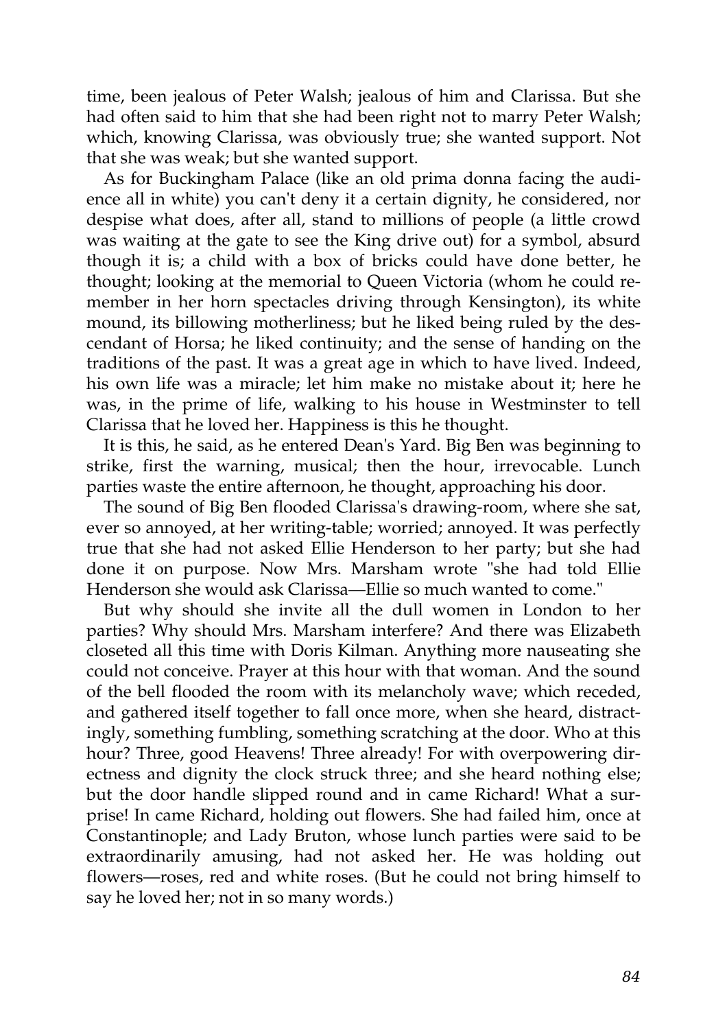time, been jealous of Peter Walsh; jealous of him and Clarissa. But she had often said to him that she had been right not to marry Peter Walsh; which, knowing Clarissa, was obviously true; she wanted support. Not that she was weak; but she wanted support.

As for Buckingham Palace (like an old prima donna facing the audience all in white) you can't deny it a certain dignity, he considered, nor despise what does, after all, stand to millions of people (a little crowd was waiting at the gate to see the King drive out) for a symbol, absurd though it is; a child with a box of bricks could have done better, he thought; looking at the memorial to Queen Victoria (whom he could remember in her horn spectacles driving through Kensington), its white mound, its billowing motherliness; but he liked being ruled by the descendant of Horsa; he liked continuity; and the sense of handing on the traditions of the past. It was a great age in which to have lived. Indeed, his own life was a miracle; let him make no mistake about it; here he was, in the prime of life, walking to his house in Westminster to tell Clarissa that he loved her. Happiness is this he thought.

It is this, he said, as he entered Dean's Yard. Big Ben was beginning to strike, first the warning, musical; then the hour, irrevocable. Lunch parties waste the entire afternoon, he thought, approaching his door.

The sound of Big Ben flooded Clarissa's drawing-room, where she sat, ever so annoyed, at her writing-table; worried; annoyed. It was perfectly true that she had not asked Ellie Henderson to her party; but she had done it on purpose. Now Mrs. Marsham wrote "she had told Ellie Henderson she would ask Clarissa—Ellie so much wanted to come."

But why should she invite all the dull women in London to her parties? Why should Mrs. Marsham interfere? And there was Elizabeth closeted all this time with Doris Kilman. Anything more nauseating she could not conceive. Prayer at this hour with that woman. And the sound of the bell flooded the room with its melancholy wave; which receded, and gathered itself together to fall once more, when she heard, distractingly, something fumbling, something scratching at the door. Who at this hour? Three, good Heavens! Three already! For with overpowering directness and dignity the clock struck three; and she heard nothing else; but the door handle slipped round and in came Richard! What a surprise! In came Richard, holding out flowers. She had failed him, once at Constantinople; and Lady Bruton, whose lunch parties were said to be extraordinarily amusing, had not asked her. He was holding out flowers—roses, red and white roses. (But he could not bring himself to say he loved her; not in so many words.)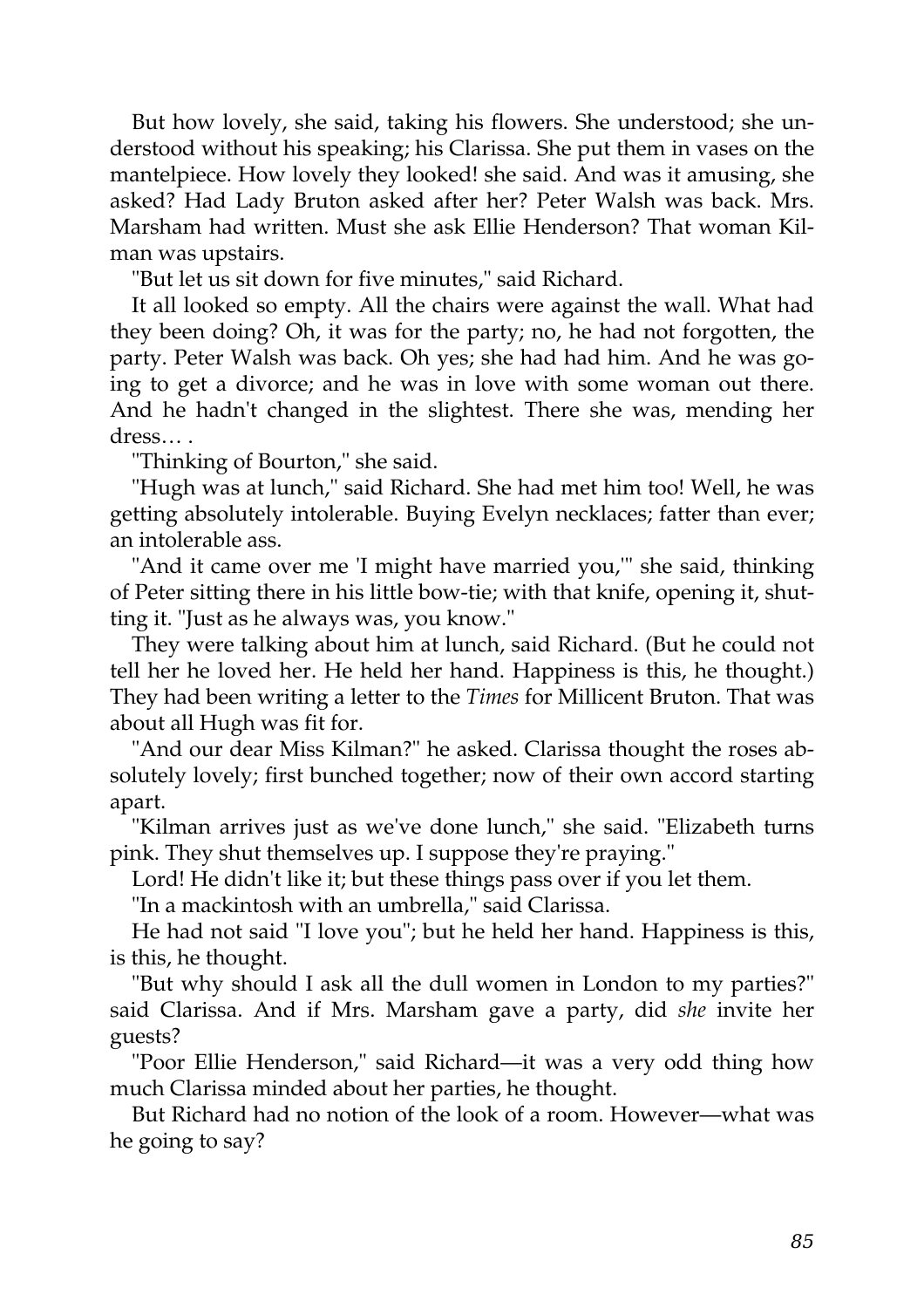But how lovely, she said, taking his flowers. She understood; she understood without his speaking; his Clarissa. She put them in vases on the mantelpiece. How lovely they looked! she said. And was it amusing, she asked? Had Lady Bruton asked after her? Peter Walsh was back. Mrs. Marsham had written. Must she ask Ellie Henderson? That woman Kilman was upstairs.

"But let us sit down for five minutes," said Richard.

It all looked so empty. All the chairs were against the wall. What had they been doing? Oh, it was for the party; no, he had not forgotten, the party. Peter Walsh was back. Oh yes; she had had him. And he was going to get a divorce; and he was in love with some woman out there. And he hadn't changed in the slightest. There she was, mending her dress… .

"Thinking of Bourton," she said.

"Hugh was at lunch," said Richard. She had met him too! Well, he was getting absolutely intolerable. Buying Evelyn necklaces; fatter than ever; an intolerable ass.

"And it came over me 'I might have married you,'" she said, thinking of Peter sitting there in his little bow-tie; with that knife, opening it, shutting it. "Just as he always was, you know."

They were talking about him at lunch, said Richard. (But he could not tell her he loved her. He held her hand. Happiness is this, he thought.) They had been writing a letter to the *Times* for Millicent Bruton. That was about all Hugh was fit for.

"And our dear Miss Kilman?" he asked. Clarissa thought the roses absolutely lovely; first bunched together; now of their own accord starting apart.

"Kilman arrives just as we've done lunch," she said. "Elizabeth turns pink. They shut themselves up. I suppose they're praying."

Lord! He didn't like it; but these things pass over if you let them.

"In a mackintosh with an umbrella," said Clarissa.

He had not said "I love you"; but he held her hand. Happiness is this, is this, he thought.

"But why should I ask all the dull women in London to my parties?" said Clarissa. And if Mrs. Marsham gave a party, did *she* invite her guests?

"Poor Ellie Henderson," said Richard—it was a very odd thing how much Clarissa minded about her parties, he thought.

But Richard had no notion of the look of a room. However—what was he going to say?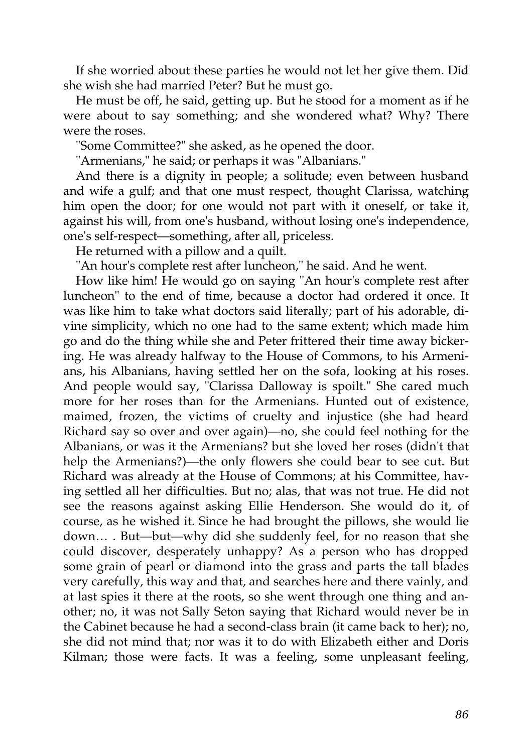If she worried about these parties he would not let her give them. Did she wish she had married Peter? But he must go.

He must be off, he said, getting up. But he stood for a moment as if he were about to say something; and she wondered what? Why? There were the roses.

"Some Committee?" she asked, as he opened the door.

"Armenians," he said; or perhaps it was "Albanians."

And there is a dignity in people; a solitude; even between husband and wife a gulf; and that one must respect, thought Clarissa, watching him open the door; for one would not part with it oneself, or take it, against his will, from one's husband, without losing one's independence, one's self-respect—something, after all, priceless.

He returned with a pillow and a quilt.

"An hour's complete rest after luncheon," he said. And he went.

How like him! He would go on saying "An hour's complete rest after luncheon" to the end of time, because a doctor had ordered it once. It was like him to take what doctors said literally; part of his adorable, divine simplicity, which no one had to the same extent; which made him go and do the thing while she and Peter frittered their time away bickering. He was already halfway to the House of Commons, to his Armenians, his Albanians, having settled her on the sofa, looking at his roses. And people would say, "Clarissa Dalloway is spoilt." She cared much more for her roses than for the Armenians. Hunted out of existence, maimed, frozen, the victims of cruelty and injustice (she had heard Richard say so over and over again)—no, she could feel nothing for the Albanians, or was it the Armenians? but she loved her roses (didn't that help the Armenians?)—the only flowers she could bear to see cut. But Richard was already at the House of Commons; at his Committee, having settled all her difficulties. But no; alas, that was not true. He did not see the reasons against asking Ellie Henderson. She would do it, of course, as he wished it. Since he had brought the pillows, she would lie down… . But—but—why did she suddenly feel, for no reason that she could discover, desperately unhappy? As a person who has dropped some grain of pearl or diamond into the grass and parts the tall blades very carefully, this way and that, and searches here and there vainly, and at last spies it there at the roots, so she went through one thing and another; no, it was not Sally Seton saying that Richard would never be in the Cabinet because he had a second-class brain (it came back to her); no, she did not mind that; nor was it to do with Elizabeth either and Doris Kilman; those were facts. It was a feeling, some unpleasant feeling,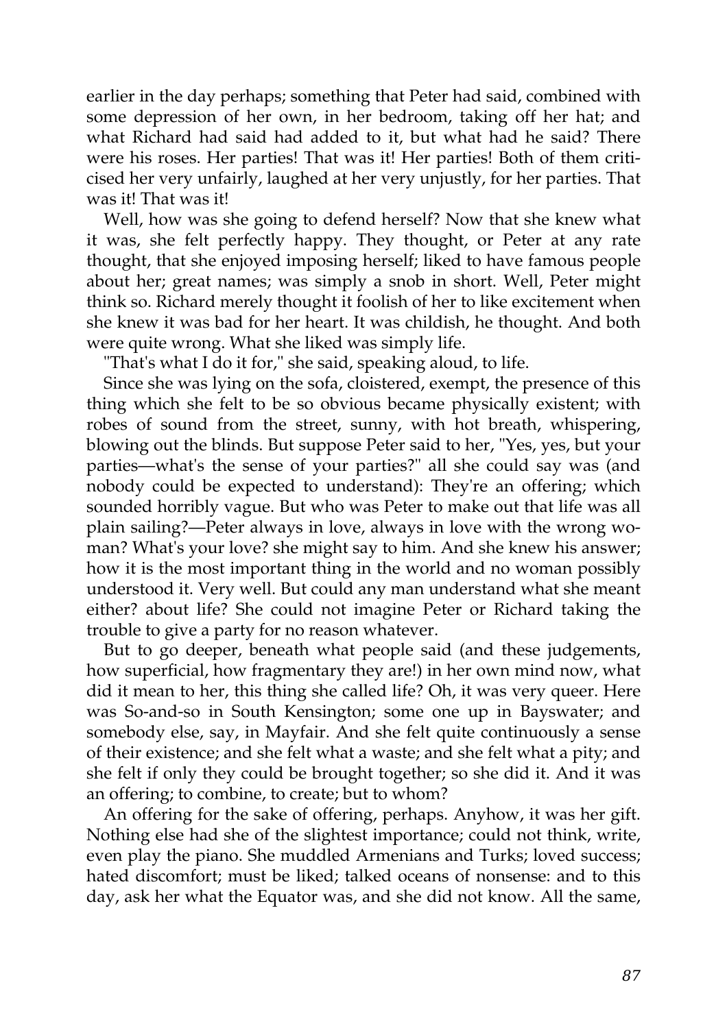earlier in the day perhaps; something that Peter had said, combined with some depression of her own, in her bedroom, taking off her hat; and what Richard had said had added to it, but what had he said? There were his roses. Her parties! That was it! Her parties! Both of them criticised her very unfairly, laughed at her very unjustly, for her parties. That was it! That was it!

Well, how was she going to defend herself? Now that she knew what it was, she felt perfectly happy. They thought, or Peter at any rate thought, that she enjoyed imposing herself; liked to have famous people about her; great names; was simply a snob in short. Well, Peter might think so. Richard merely thought it foolish of her to like excitement when she knew it was bad for her heart. It was childish, he thought. And both were quite wrong. What she liked was simply life.

"That's what I do it for," she said, speaking aloud, to life.

Since she was lying on the sofa, cloistered, exempt, the presence of this thing which she felt to be so obvious became physically existent; with robes of sound from the street, sunny, with hot breath, whispering, blowing out the blinds. But suppose Peter said to her, "Yes, yes, but your parties—what's the sense of your parties?" all she could say was (and nobody could be expected to understand): They're an offering; which sounded horribly vague. But who was Peter to make out that life was all plain sailing?—Peter always in love, always in love with the wrong woman? What's your love? she might say to him. And she knew his answer; how it is the most important thing in the world and no woman possibly understood it. Very well. But could any man understand what she meant either? about life? She could not imagine Peter or Richard taking the trouble to give a party for no reason whatever.

But to go deeper, beneath what people said (and these judgements, how superficial, how fragmentary they are!) in her own mind now, what did it mean to her, this thing she called life? Oh, it was very queer. Here was So-and-so in South Kensington; some one up in Bayswater; and somebody else, say, in Mayfair. And she felt quite continuously a sense of their existence; and she felt what a waste; and she felt what a pity; and she felt if only they could be brought together; so she did it. And it was an offering; to combine, to create; but to whom?

An offering for the sake of offering, perhaps. Anyhow, it was her gift. Nothing else had she of the slightest importance; could not think, write, even play the piano. She muddled Armenians and Turks; loved success; hated discomfort; must be liked; talked oceans of nonsense: and to this day, ask her what the Equator was, and she did not know. All the same,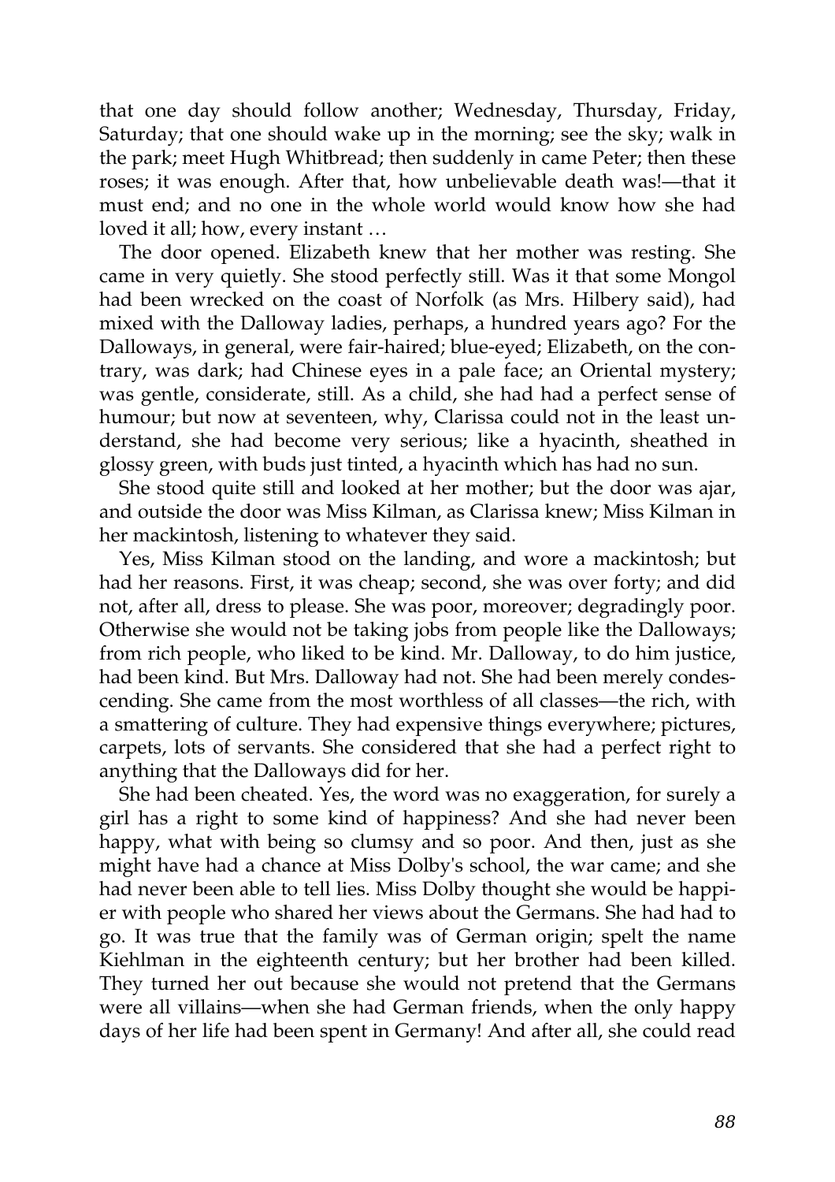that one day should follow another; Wednesday, Thursday, Friday, Saturday; that one should wake up in the morning; see the sky; walk in the park; meet Hugh Whitbread; then suddenly in came Peter; then these roses; it was enough. After that, how unbelievable death was!—that it must end; and no one in the whole world would know how she had loved it all; how, every instant …

The door opened. Elizabeth knew that her mother was resting. She came in very quietly. She stood perfectly still. Was it that some Mongol had been wrecked on the coast of Norfolk (as Mrs. Hilbery said), had mixed with the Dalloway ladies, perhaps, a hundred years ago? For the Dalloways, in general, were fair-haired; blue-eyed; Elizabeth, on the contrary, was dark; had Chinese eyes in a pale face; an Oriental mystery; was gentle, considerate, still. As a child, she had had a perfect sense of humour; but now at seventeen, why, Clarissa could not in the least understand, she had become very serious; like a hyacinth, sheathed in glossy green, with buds just tinted, a hyacinth which has had no sun.

She stood quite still and looked at her mother; but the door was ajar, and outside the door was Miss Kilman, as Clarissa knew; Miss Kilman in her mackintosh, listening to whatever they said.

Yes, Miss Kilman stood on the landing, and wore a mackintosh; but had her reasons. First, it was cheap; second, she was over forty; and did not, after all, dress to please. She was poor, moreover; degradingly poor. Otherwise she would not be taking jobs from people like the Dalloways; from rich people, who liked to be kind. Mr. Dalloway, to do him justice, had been kind. But Mrs. Dalloway had not. She had been merely condescending. She came from the most worthless of all classes—the rich, with a smattering of culture. They had expensive things everywhere; pictures, carpets, lots of servants. She considered that she had a perfect right to anything that the Dalloways did for her.

She had been cheated. Yes, the word was no exaggeration, for surely a girl has a right to some kind of happiness? And she had never been happy, what with being so clumsy and so poor. And then, just as she might have had a chance at Miss Dolby's school, the war came; and she had never been able to tell lies. Miss Dolby thought she would be happier with people who shared her views about the Germans. She had had to go. It was true that the family was of German origin; spelt the name Kiehlman in the eighteenth century; but her brother had been killed. They turned her out because she would not pretend that the Germans were all villains—when she had German friends, when the only happy days of her life had been spent in Germany! And after all, she could read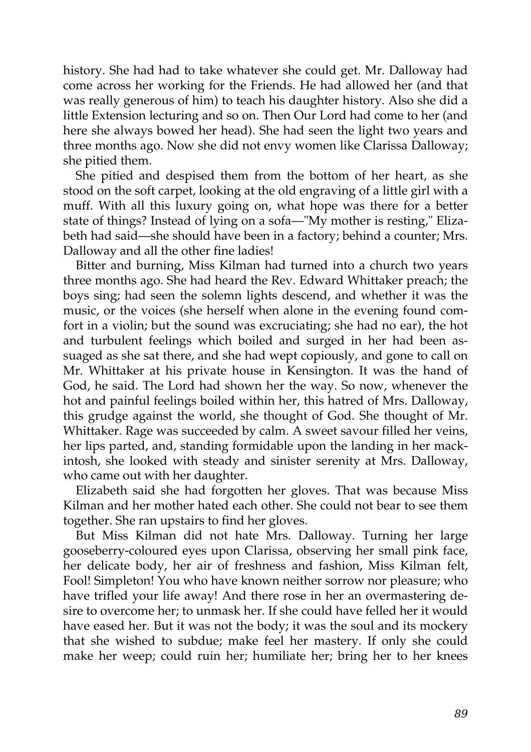history. She had had to take whatever she could get. Mr. Dalloway had come across her working for the Friends. He had allowed her (and that was really generous of him) to teach his daughter history. Also she did a little Extension lecturing and so on. Then Our Lord had come to her (and here she always bowed her head). She had seen the light two years and three months ago. Now she did not envy women like Clarissa Dalloway; she pitied them.

She pitied and despised them from the bottom of her heart, as she stood on the soft carpet, looking at the old engraving of a little girl with a muff. With all this luxury going on, what hope was there for a better state of things? Instead of lying on a sofa—"My mother is resting," Elizabeth had said—she should have been in a factory; behind a counter; Mrs. Dalloway and all the other fine ladies!

Bitter and burning, Miss Kilman had turned into a church two years three months ago. She had heard the Rev. Edward Whittaker preach; the boys sing; had seen the solemn lights descend, and whether it was the music, or the voices (she herself when alone in the evening found comfort in a violin; but the sound was excruciating; she had no ear), the hot and turbulent feelings which boiled and surged in her had been assuaged as she sat there, and she had wept copiously, and gone to call on Mr. Whittaker at his private house in Kensington. It was the hand of God, he said. The Lord had shown her the way. So now, whenever the hot and painful feelings boiled within her, this hatred of Mrs. Dalloway, this grudge against the world, she thought of God. She thought of Mr. Whittaker. Rage was succeeded by calm. A sweet savour filled her veins, her lips parted, and, standing formidable upon the landing in her mackintosh, she looked with steady and sinister serenity at Mrs. Dalloway, who came out with her daughter.

Elizabeth said she had forgotten her gloves. That was because Miss Kilman and her mother hated each other. She could not bear to see them together. She ran upstairs to find her gloves.

But Miss Kilman did not hate Mrs. Dalloway. Turning her large gooseberry-coloured eyes upon Clarissa, observing her small pink face, her delicate body, her air of freshness and fashion, Miss Kilman felt, Fool! Simpleton! You who have known neither sorrow nor pleasure; who have trifled your life away! And there rose in her an overmastering desire to overcome her; to unmask her. If she could have felled her it would have eased her. But it was not the body; it was the soul and its mockery that she wished to subdue; make feel her mastery. If only she could make her weep; could ruin her; humiliate her; bring her to her knees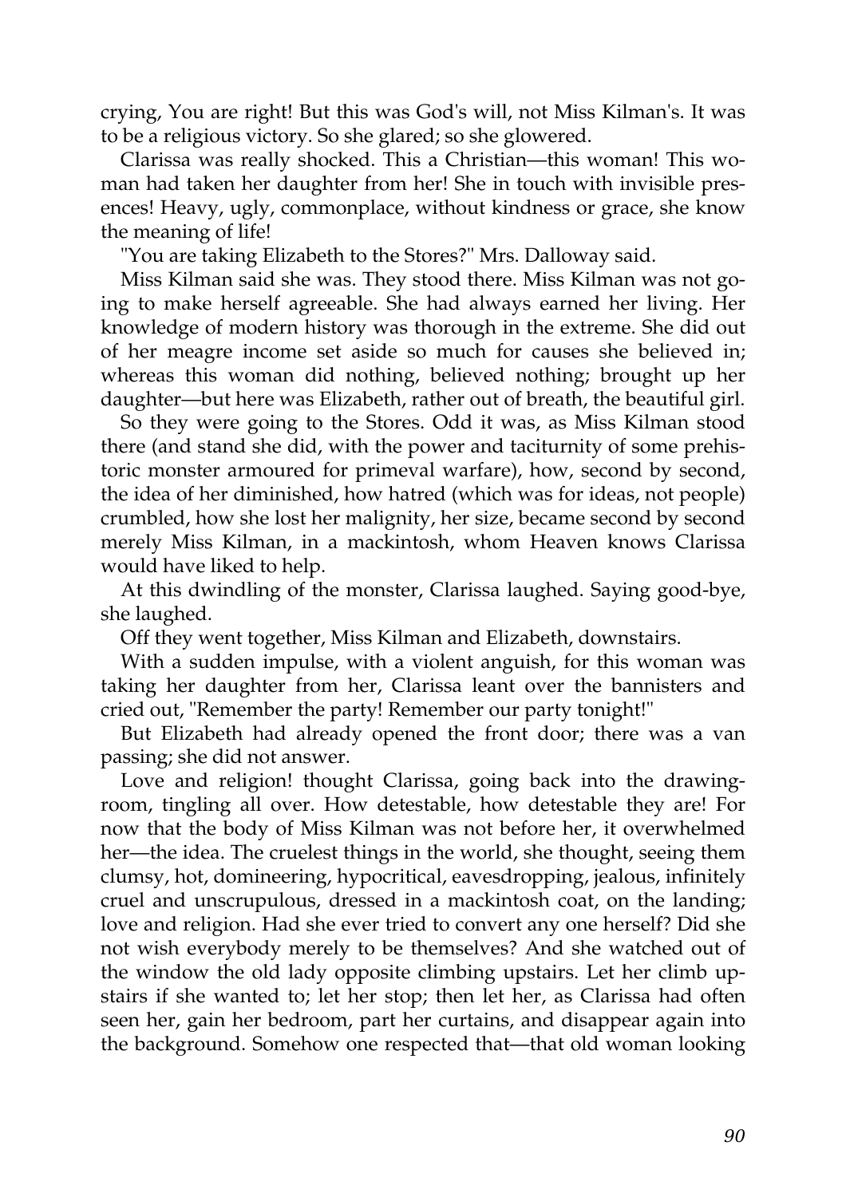crying, You are right! But this was God's will, not Miss Kilman's. It was to be a religious victory. So she glared; so she glowered.

Clarissa was really shocked. This a Christian—this woman! This woman had taken her daughter from her! She in touch with invisible presences! Heavy, ugly, commonplace, without kindness or grace, she know the meaning of life!

"You are taking Elizabeth to the Stores?" Mrs. Dalloway said.

Miss Kilman said she was. They stood there. Miss Kilman was not going to make herself agreeable. She had always earned her living. Her knowledge of modern history was thorough in the extreme. She did out of her meagre income set aside so much for causes she believed in; whereas this woman did nothing, believed nothing; brought up her daughter—but here was Elizabeth, rather out of breath, the beautiful girl.

So they were going to the Stores. Odd it was, as Miss Kilman stood there (and stand she did, with the power and taciturnity of some prehistoric monster armoured for primeval warfare), how, second by second, the idea of her diminished, how hatred (which was for ideas, not people) crumbled, how she lost her malignity, her size, became second by second merely Miss Kilman, in a mackintosh, whom Heaven knows Clarissa would have liked to help.

At this dwindling of the monster, Clarissa laughed. Saying good-bye, she laughed.

Off they went together, Miss Kilman and Elizabeth, downstairs.

With a sudden impulse, with a violent anguish, for this woman was taking her daughter from her, Clarissa leant over the bannisters and cried out, "Remember the party! Remember our party tonight!"

But Elizabeth had already opened the front door; there was a van passing; she did not answer.

Love and religion! thought Clarissa, going back into the drawing-room, tingling all over. How detestable, how detestable they are! For now that the body of Miss Kilman was not before her, it overwhelmed her—the idea. The cruelest things in the world, she thought, seeing them clumsy, hot, domineering, hypocritical, eavesdropping, jealous, infinitely cruel and unscrupulous, dressed in a mackintosh coat, on the landing; love and religion. Had she ever tried to convert any one herself? Did she not wish everybody merely to be themselves? And she watched out of the window the old lady opposite climbing upstairs. Let her climb upstairs if she wanted to; let her stop; then let her, as Clarissa had often seen her, gain her bedroom, part her curtains, and disappear again into the background. Somehow one respected that—that old woman looking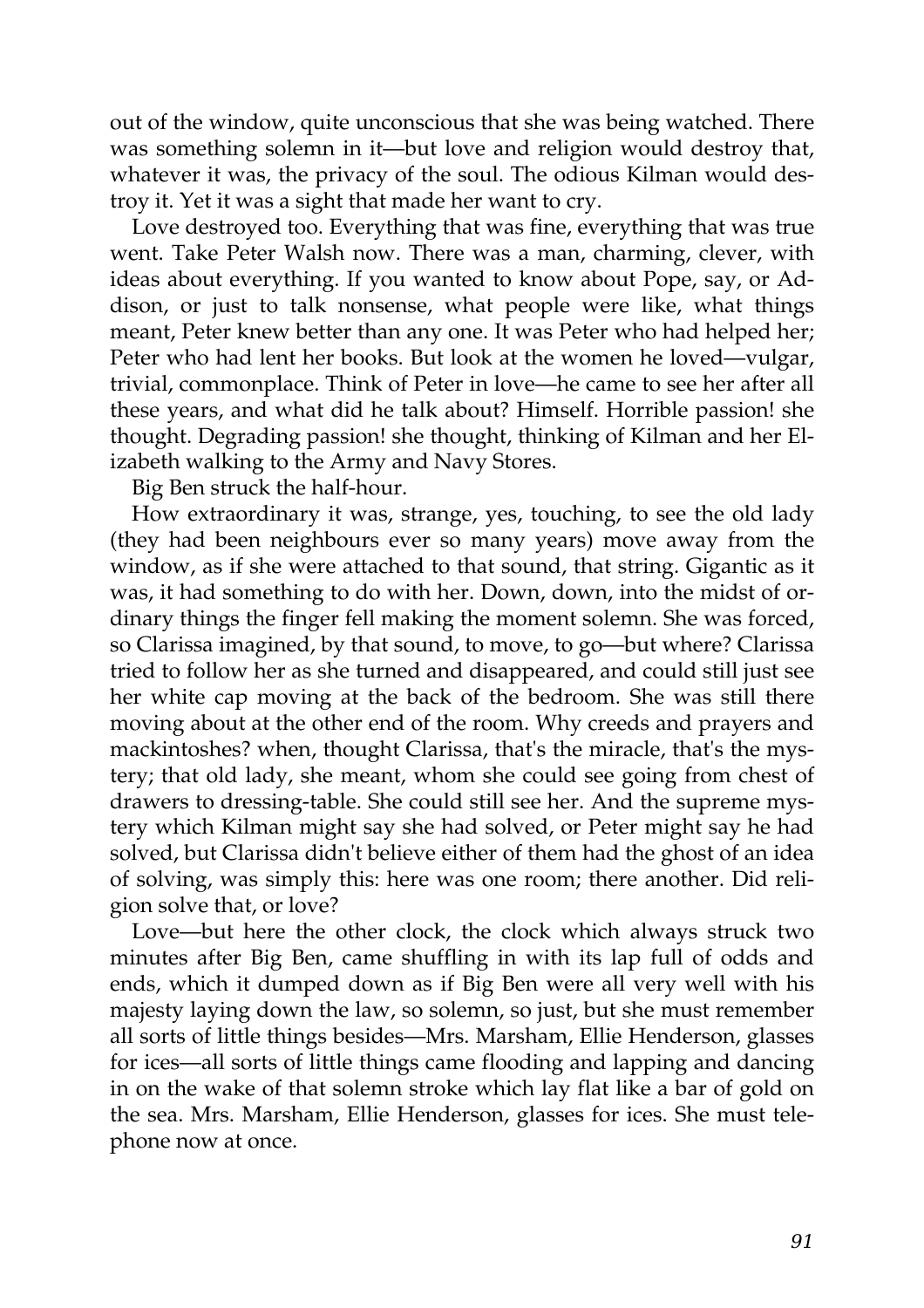out of the window, quite unconscious that she was being watched. There was something solemn in it—but love and religion would destroy that, whatever it was, the privacy of the soul. The odious Kilman would destroy it. Yet it was a sight that made her want to cry.

Love destroyed too. Everything that was fine, everything that was true went. Take Peter Walsh now. There was a man, charming, clever, with ideas about everything. If you wanted to know about Pope, say, or Addison, or just to talk nonsense, what people were like, what things meant, Peter knew better than any one. It was Peter who had helped her; Peter who had lent her books. But look at the women he loved—vulgar, trivial, commonplace. Think of Peter in love—he came to see her after all these years, and what did he talk about? Himself. Horrible passion! she thought. Degrading passion! she thought, thinking of Kilman and her Elizabeth walking to the Army and Navy Stores.

Big Ben struck the half-hour.

How extraordinary it was, strange, yes, touching, to see the old lady (they had been neighbours ever so many years) move away from the window, as if she were attached to that sound, that string. Gigantic as it was, it had something to do with her. Down, down, into the midst of ordinary things the finger fell making the moment solemn. She was forced, so Clarissa imagined, by that sound, to move, to go—but where? Clarissa tried to follow her as she turned and disappeared, and could still just see her white cap moving at the back of the bedroom. She was still there moving about at the other end of the room. Why creeds and prayers and mackintoshes? when, thought Clarissa, that's the miracle, that's the mystery; that old lady, she meant, whom she could see going from chest of drawers to dressing-table. She could still see her. And the supreme mystery which Kilman might say she had solved, or Peter might say he had solved, but Clarissa didn't believe either of them had the ghost of an idea of solving, was simply this: here was one room; there another. Did religion solve that, or love?

Love—but here the other clock, the clock which always struck two minutes after Big Ben, came shuffling in with its lap full of odds and ends, which it dumped down as if Big Ben were all very well with his majesty laying down the law, so solemn, so just, but she must remember all sorts of little things besides—Mrs. Marsham, Ellie Henderson, glasses for ices—all sorts of little things came flooding and lapping and dancing in on the wake of that solemn stroke which lay flat like a bar of gold on the sea. Mrs. Marsham, Ellie Henderson, glasses for ices. She must telephone now at once.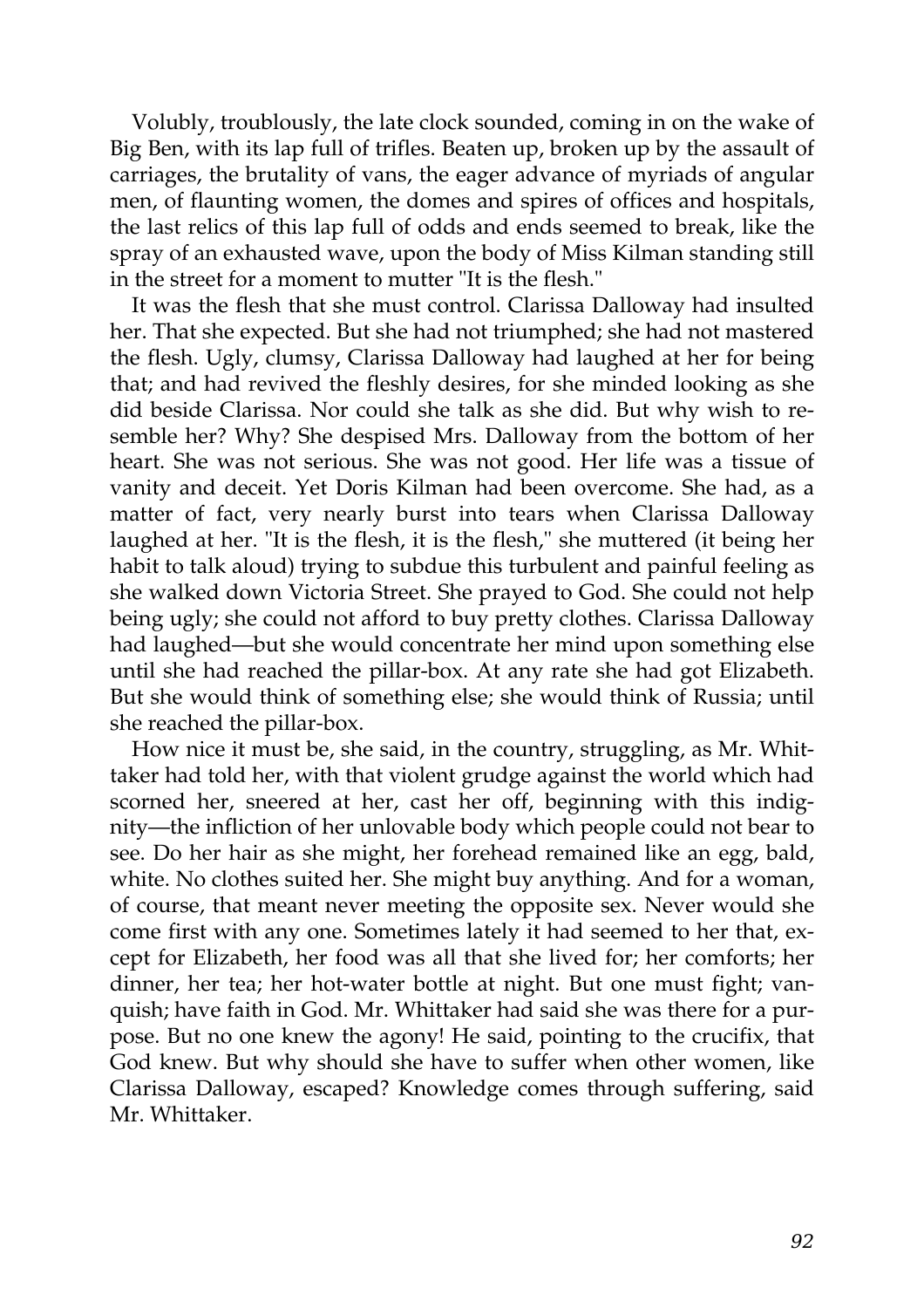Volubly, troublously, the late clock sounded, coming in on the wake of Big Ben, with its lap full of trifles. Beaten up, broken up by the assault of carriages, the brutality of vans, the eager advance of myriads of angular men, of flaunting women, the domes and spires of offices and hospitals, the last relics of this lap full of odds and ends seemed to break, like the spray of an exhausted wave, upon the body of Miss Kilman standing still in the street for a moment to mutter "It is the flesh."

It was the flesh that she must control. Clarissa Dalloway had insulted her. That she expected. But she had not triumphed; she had not mastered the flesh. Ugly, clumsy, Clarissa Dalloway had laughed at her for being that; and had revived the fleshly desires, for she minded looking as she did beside Clarissa. Nor could she talk as she did. But why wish to resemble her? Why? She despised Mrs. Dalloway from the bottom of her heart. She was not serious. She was not good. Her life was a tissue of vanity and deceit. Yet Doris Kilman had been overcome. She had, as a matter of fact, very nearly burst into tears when Clarissa Dalloway laughed at her. "It is the flesh, it is the flesh," she muttered (it being her habit to talk aloud) trying to subdue this turbulent and painful feeling as she walked down Victoria Street. She prayed to God. She could not help being ugly; she could not afford to buy pretty clothes. Clarissa Dalloway had laughed—but she would concentrate her mind upon something else until she had reached the pillar-box. At any rate she had got Elizabeth. But she would think of something else; she would think of Russia; until she reached the pillar-box.

How nice it must be, she said, in the country, struggling, as Mr. Whittaker had told her, with that violent grudge against the world which had scorned her, sneered at her, cast her off, beginning with this indignity—the infliction of her unlovable body which people could not bear to see. Do her hair as she might, her forehead remained like an egg, bald, white. No clothes suited her. She might buy anything. And for a woman, of course, that meant never meeting the opposite sex. Never would she come first with any one. Sometimes lately it had seemed to her that, except for Elizabeth, her food was all that she lived for; her comforts; her dinner, her tea; her hot-water bottle at night. But one must fight; vanquish; have faith in God. Mr. Whittaker had said she was there for a purpose. But no one knew the agony! He said, pointing to the crucifix, that God knew. But why should she have to suffer when other women, like Clarissa Dalloway, escaped? Knowledge comes through suffering, said Mr. Whittaker.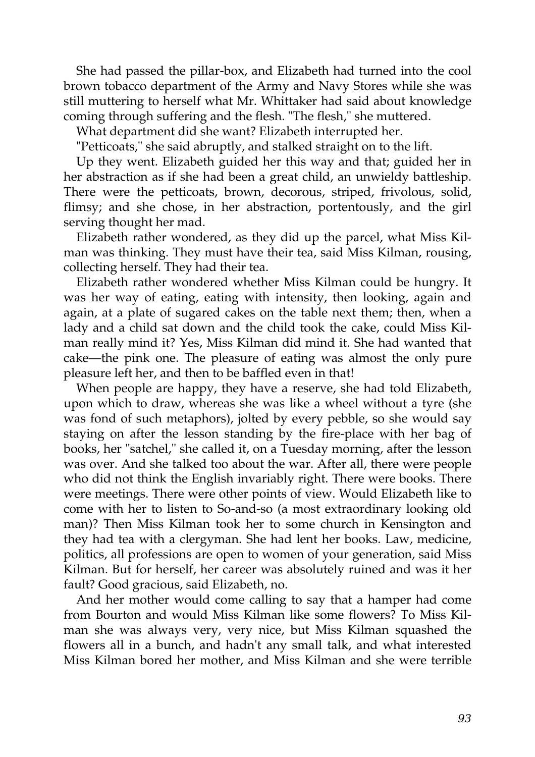She had passed the pillar-box, and Elizabeth had turned into the cool brown tobacco department of the Army and Navy Stores while she was still muttering to herself what Mr. Whittaker had said about knowledge coming through suffering and the flesh. "The flesh," she muttered.

What department did she want? Elizabeth interrupted her.

"Petticoats," she said abruptly, and stalked straight on to the lift.

Up they went. Elizabeth guided her this way and that; guided her in her abstraction as if she had been a great child, an unwieldy battleship. There were the petticoats, brown, decorous, striped, frivolous, solid, flimsy; and she chose, in her abstraction, portentously, and the girl serving thought her mad.

Elizabeth rather wondered, as they did up the parcel, what Miss Kilman was thinking. They must have their tea, said Miss Kilman, rousing, collecting herself. They had their tea.

Elizabeth rather wondered whether Miss Kilman could be hungry. It was her way of eating, eating with intensity, then looking, again and again, at a plate of sugared cakes on the table next them; then, when a lady and a child sat down and the child took the cake, could Miss Kilman really mind it? Yes, Miss Kilman did mind it. She had wanted that cake—the pink one. The pleasure of eating was almost the only pure pleasure left her, and then to be baffled even in that!

When people are happy, they have a reserve, she had told Elizabeth, upon which to draw, whereas she was like a wheel without a tyre (she was fond of such metaphors), jolted by every pebble, so she would say staying on after the lesson standing by the fire-place with her bag of books, her "satchel," she called it, on a Tuesday morning, after the lesson was over. And she talked too about the war. After all, there were people who did not think the English invariably right. There were books. There were meetings. There were other points of view. Would Elizabeth like to come with her to listen to So-and-so (a most extraordinary looking old man)? Then Miss Kilman took her to some church in Kensington and they had tea with a clergyman. She had lent her books. Law, medicine, politics, all professions are open to women of your generation, said Miss Kilman. But for herself, her career was absolutely ruined and was it her fault? Good gracious, said Elizabeth, no.

And her mother would come calling to say that a hamper had come from Bourton and would Miss Kilman like some flowers? To Miss Kilman she was always very, very nice, but Miss Kilman squashed the flowers all in a bunch, and hadn't any small talk, and what interested Miss Kilman bored her mother, and Miss Kilman and she were terrible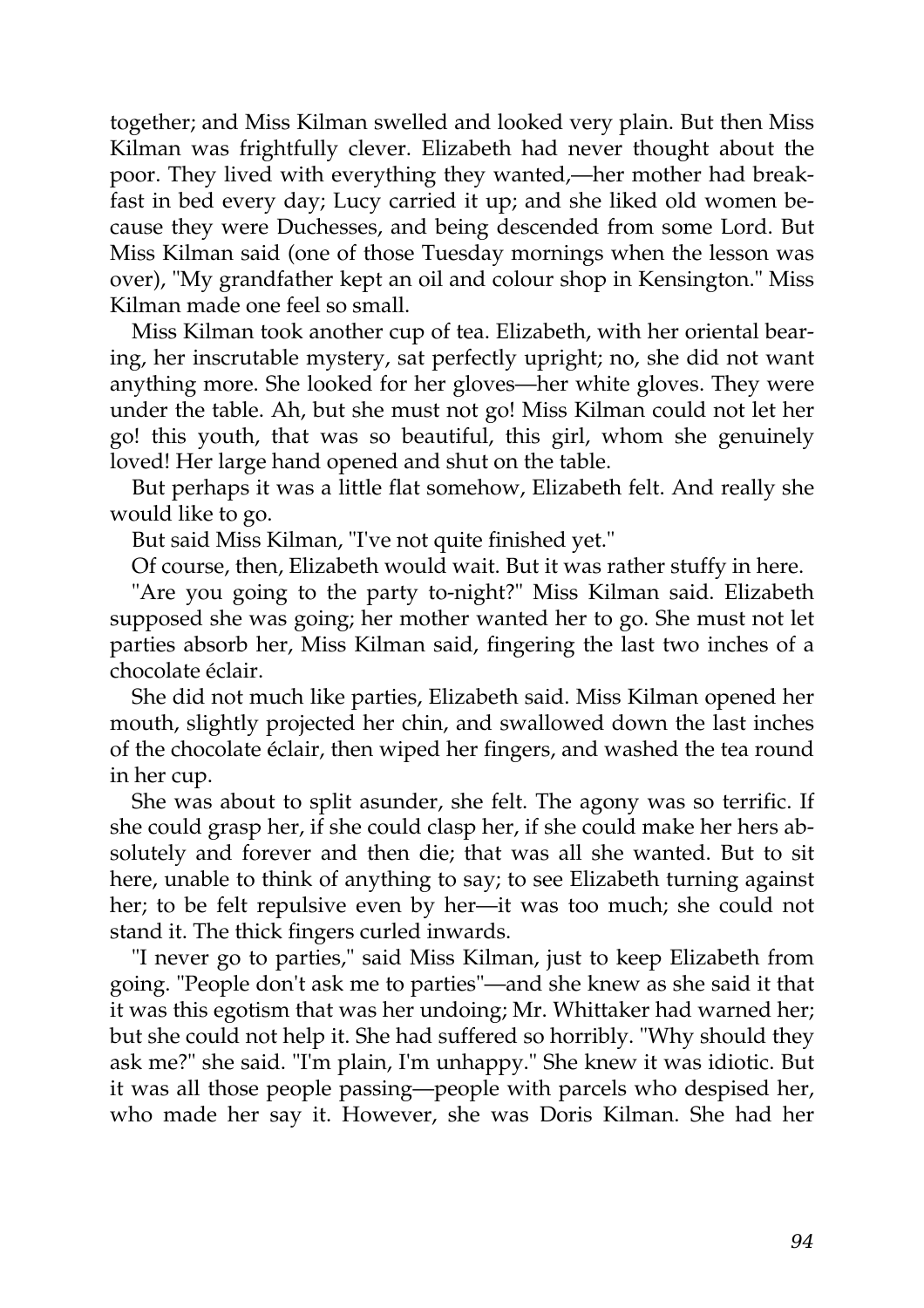together; and Miss Kilman swelled and looked very plain. But then Miss Kilman was frightfully clever. Elizabeth had never thought about the poor. They lived with everything they wanted,—her mother had breakfast in bed every day; Lucy carried it up; and she liked old women because they were Duchesses, and being descended from some Lord. But Miss Kilman said (one of those Tuesday mornings when the lesson was over), "My grandfather kept an oil and colour shop in Kensington." Miss Kilman made one feel so small.

Miss Kilman took another cup of tea. Elizabeth, with her oriental bearing, her inscrutable mystery, sat perfectly upright; no, she did not want anything more. She looked for her gloves—her white gloves. They were under the table. Ah, but she must not go! Miss Kilman could not let her go! this youth, that was so beautiful, this girl, whom she genuinely loved! Her large hand opened and shut on the table.

But perhaps it was a little flat somehow, Elizabeth felt. And really she would like to go.

But said Miss Kilman, "I've not quite finished yet."

Of course, then, Elizabeth would wait. But it was rather stuffy in here.

"Are you going to the party to-night?" Miss Kilman said. Elizabeth supposed she was going; her mother wanted her to go. She must not let parties absorb her, Miss Kilman said, fingering the last two inches of a chocolate éclair.

She did not much like parties, Elizabeth said. Miss Kilman opened her mouth, slightly projected her chin, and swallowed down the last inches of the chocolate éclair, then wiped her fingers, and washed the tea round in her cup.

She was about to split asunder, she felt. The agony was so terrific. If she could grasp her, if she could clasp her, if she could make her hers absolutely and forever and then die; that was all she wanted. But to sit here, unable to think of anything to say; to see Elizabeth turning against her; to be felt repulsive even by her—it was too much; she could not stand it. The thick fingers curled inwards.

"I never go to parties," said Miss Kilman, just to keep Elizabeth from going. "People don't ask me to parties"—and she knew as she said it that it was this egotism that was her undoing; Mr. Whittaker had warned her; but she could not help it. She had suffered so horribly. "Why should they ask me?" she said. "I'm plain, I'm unhappy." She knew it was idiotic. But it was all those people passing—people with parcels who despised her, who made her say it. However, she was Doris Kilman. She had her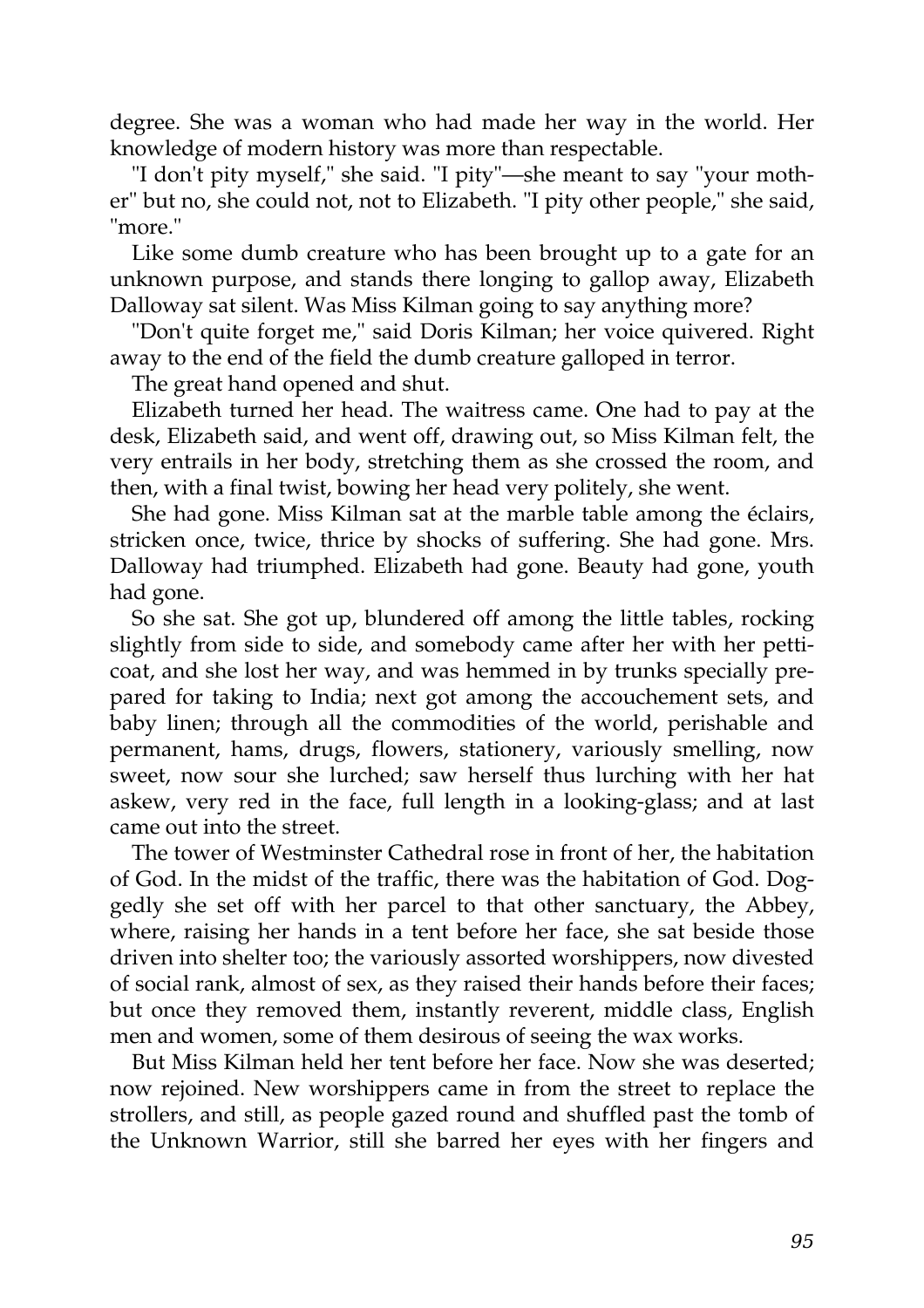degree. She was a woman who had made her way in the world. Her knowledge of modern history was more than respectable.

"I don't pity myself," she said. "I pity"—she meant to say "your mother" but no, she could not, not to Elizabeth. "I pity other people," she said, "more."

Like some dumb creature who has been brought up to a gate for an unknown purpose, and stands there longing to gallop away, Elizabeth Dalloway sat silent. Was Miss Kilman going to say anything more?

"Don't quite forget me," said Doris Kilman; her voice quivered. Right away to the end of the field the dumb creature galloped in terror.

The great hand opened and shut.

Elizabeth turned her head. The waitress came. One had to pay at the desk, Elizabeth said, and went off, drawing out, so Miss Kilman felt, the very entrails in her body, stretching them as she crossed the room, and then, with a final twist, bowing her head very politely, she went.

She had gone. Miss Kilman sat at the marble table among the éclairs, stricken once, twice, thrice by shocks of suffering. She had gone. Mrs. Dalloway had triumphed. Elizabeth had gone. Beauty had gone, youth had gone.

So she sat. She got up, blundered off among the little tables, rocking slightly from side to side, and somebody came after her with her petticoat, and she lost her way, and was hemmed in by trunks specially prepared for taking to India; next got among the accouchement sets, and baby linen; through all the commodities of the world, perishable and permanent, hams, drugs, flowers, stationery, variously smelling, now sweet, now sour she lurched; saw herself thus lurching with her hat askew, very red in the face, full length in a looking-glass; and at last came out into the street.

The tower of Westminster Cathedral rose in front of her, the habitation of God. In the midst of the traffic, there was the habitation of God. Doggedly she set off with her parcel to that other sanctuary, the Abbey, where, raising her hands in a tent before her face, she sat beside those driven into shelter too; the variously assorted worshippers, now divested of social rank, almost of sex, as they raised their hands before their faces; but once they removed them, instantly reverent, middle class, English men and women, some of them desirous of seeing the wax works.

But Miss Kilman held her tent before her face. Now she was deserted; now rejoined. New worshippers came in from the street to replace the strollers, and still, as people gazed round and shuffled past the tomb of the Unknown Warrior, still she barred her eyes with her fingers and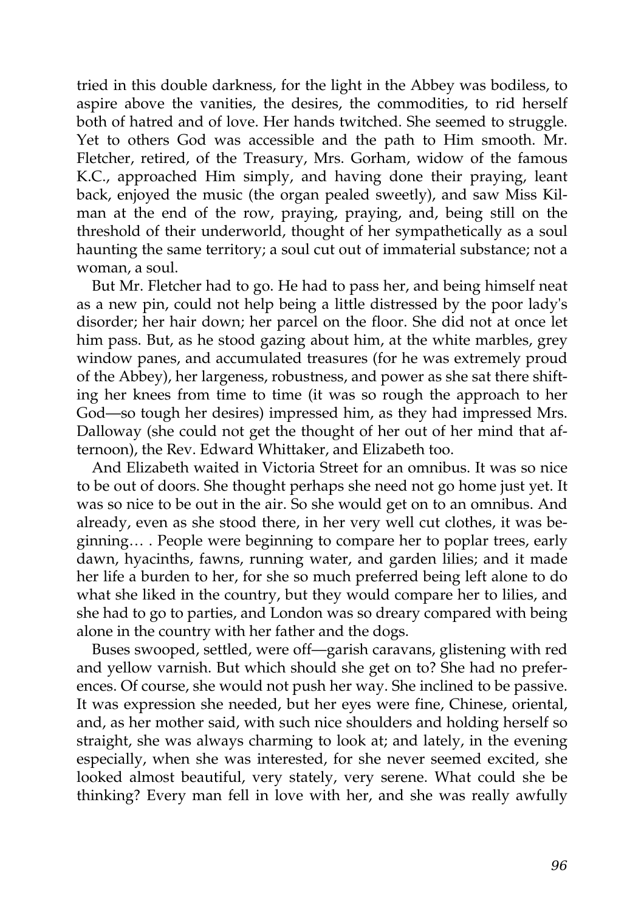tried in this double darkness, for the light in the Abbey was bodiless, to aspire above the vanities, the desires, the commodities, to rid herself both of hatred and of love. Her hands twitched. She seemed to struggle. Yet to others God was accessible and the path to Him smooth. Mr. Fletcher, retired, of the Treasury, Mrs. Gorham, widow of the famous K.C., approached Him simply, and having done their praying, leant back, enjoyed the music (the organ pealed sweetly), and saw Miss Kilman at the end of the row, praying, praying, and, being still on the threshold of their underworld, thought of her sympathetically as a soul haunting the same territory; a soul cut out of immaterial substance; not a woman, a soul.

But Mr. Fletcher had to go. He had to pass her, and being himself neat as a new pin, could not help being a little distressed by the poor lady's disorder; her hair down; her parcel on the floor. She did not at once let him pass. But, as he stood gazing about him, at the white marbles, grey window panes, and accumulated treasures (for he was extremely proud of the Abbey), her largeness, robustness, and power as she sat there shifting her knees from time to time (it was so rough the approach to her God—so tough her desires) impressed him, as they had impressed Mrs. Dalloway (she could not get the thought of her out of her mind that afternoon), the Rev. Edward Whittaker, and Elizabeth too.

And Elizabeth waited in Victoria Street for an omnibus. It was so nice to be out of doors. She thought perhaps she need not go home just yet. It was so nice to be out in the air. So she would get on to an omnibus. And already, even as she stood there, in her very well cut clothes, it was beginning… . People were beginning to compare her to poplar trees, early dawn, hyacinths, fawns, running water, and garden lilies; and it made her life a burden to her, for she so much preferred being left alone to do what she liked in the country, but they would compare her to lilies, and she had to go to parties, and London was so dreary compared with being alone in the country with her father and the dogs.

Buses swooped, settled, were off—garish caravans, glistening with red and yellow varnish. But which should she get on to? She had no preferences. Of course, she would not push her way. She inclined to be passive. It was expression she needed, but her eyes were fine, Chinese, oriental, and, as her mother said, with such nice shoulders and holding herself so straight, she was always charming to look at; and lately, in the evening especially, when she was interested, for she never seemed excited, she looked almost beautiful, very stately, very serene. What could she be thinking? Every man fell in love with her, and she was really awfully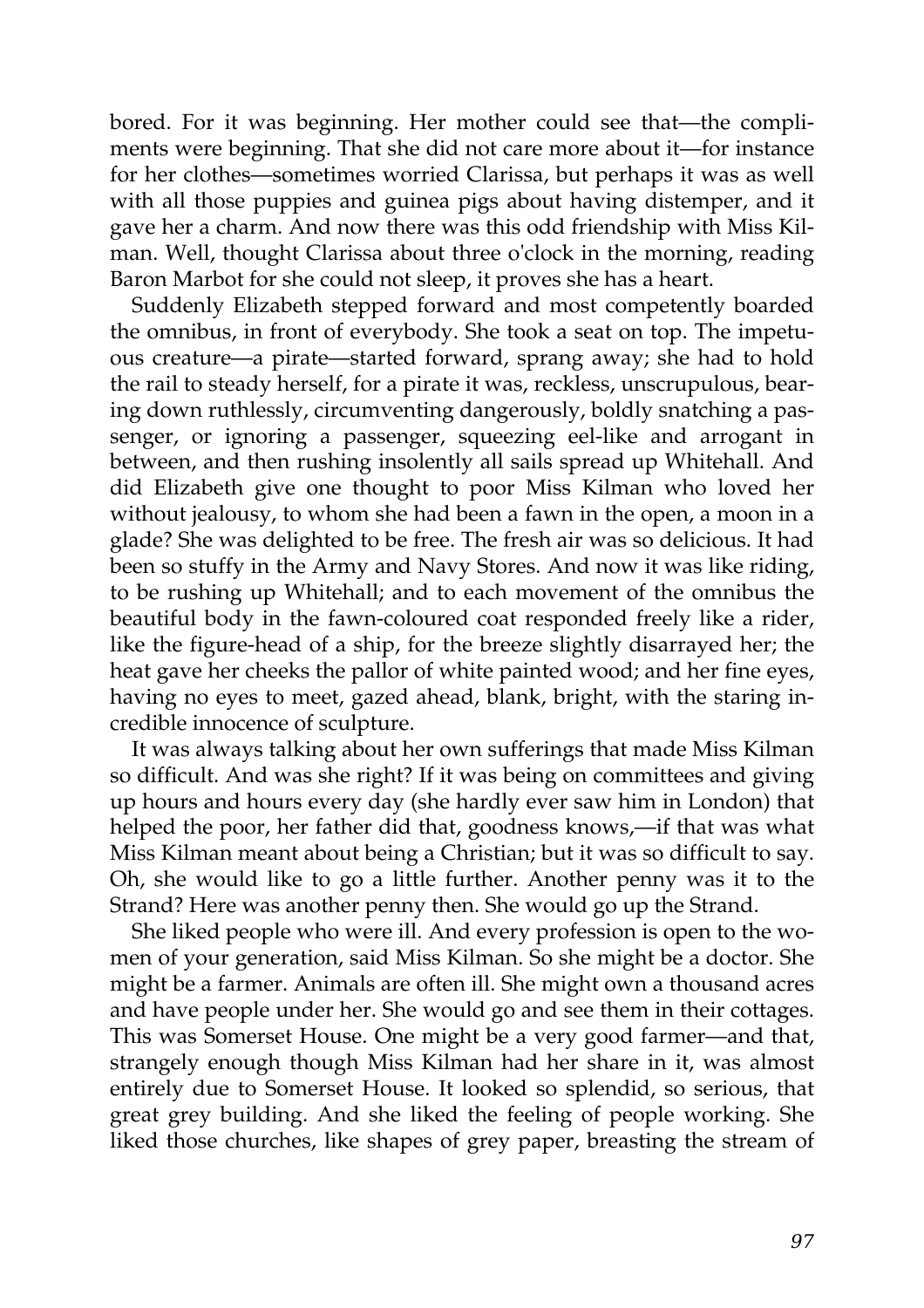bored. For it was beginning. Her mother could see that—the compliments were beginning. That she did not care more about it—for instance for her clothes—sometimes worried Clarissa, but perhaps it was as well with all those puppies and guinea pigs about having distemper, and it gave her a charm. And now there was this odd friendship with Miss Kilman. Well, thought Clarissa about three o'clock in the morning, reading Baron Marbot for she could not sleep, it proves she has a heart.

Suddenly Elizabeth stepped forward and most competently boarded the omnibus, in front of everybody. She took a seat on top. The impetuous creature—a pirate—started forward, sprang away; she had to hold the rail to steady herself, for a pirate it was, reckless, unscrupulous, bearing down ruthlessly, circumventing dangerously, boldly snatching a passenger, or ignoring a passenger, squeezing eel-like and arrogant in between, and then rushing insolently all sails spread up Whitehall. And did Elizabeth give one thought to poor Miss Kilman who loved her without jealousy, to whom she had been a fawn in the open, a moon in a glade? She was delighted to be free. The fresh air was so delicious. It had been so stuffy in the Army and Navy Stores. And now it was like riding, to be rushing up Whitehall; and to each movement of the omnibus the beautiful body in the fawn-coloured coat responded freely like a rider, like the figure-head of a ship, for the breeze slightly disarrayed her; the heat gave her cheeks the pallor of white painted wood; and her fine eyes, having no eyes to meet, gazed ahead, blank, bright, with the staring incredible innocence of sculpture.

It was always talking about her own sufferings that made Miss Kilman so difficult. And was she right? If it was being on committees and giving up hours and hours every day (she hardly ever saw him in London) that helped the poor, her father did that, goodness knows,—if that was what Miss Kilman meant about being a Christian; but it was so difficult to say. Oh, she would like to go a little further. Another penny was it to the Strand? Here was another penny then. She would go up the Strand.

She liked people who were ill. And every profession is open to the women of your generation, said Miss Kilman. So she might be a doctor. She might be a farmer. Animals are often ill. She might own a thousand acres and have people under her. She would go and see them in their cottages. This was Somerset House. One might be a very good farmer—and that, strangely enough though Miss Kilman had her share in it, was almost entirely due to Somerset House. It looked so splendid, so serious, that great grey building. And she liked the feeling of people working. She liked those churches, like shapes of grey paper, breasting the stream of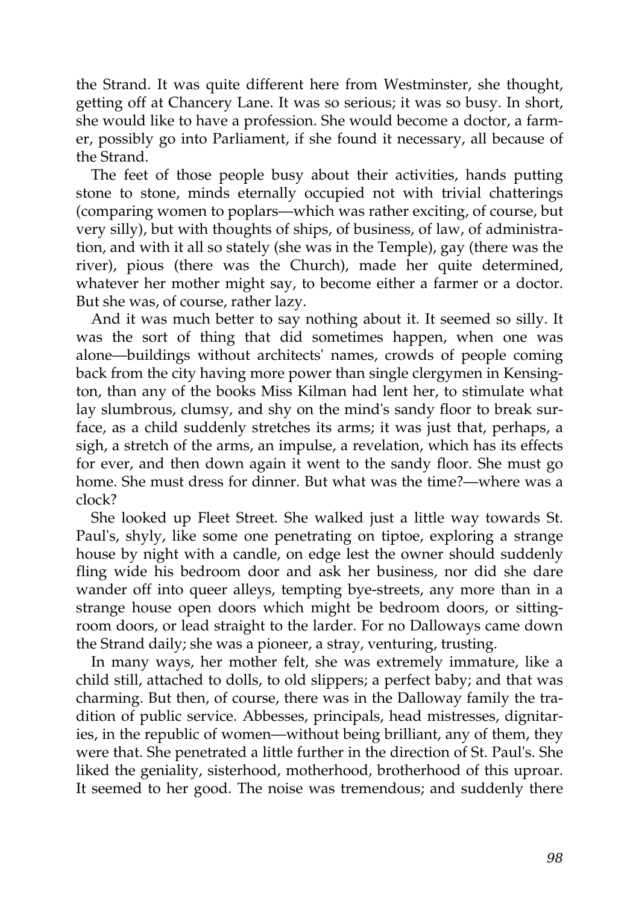the Strand. It was quite different here from Westminster, she thought, getting off at Chancery Lane. It was so serious; it was so busy. In short, she would like to have a profession. She would become a doctor, a farmer, possibly go into Parliament, if she found it necessary, all because of the Strand.

The feet of those people busy about their activities, hands putting stone to stone, minds eternally occupied not with trivial chatterings (comparing women to poplars—which was rather exciting, of course, but very silly), but with thoughts of ships, of business, of law, of administration, and with it all so stately (she was in the Temple), gay (there was the river), pious (there was the Church), made her quite determined, whatever her mother might say, to become either a farmer or a doctor. But she was, of course, rather lazy.

And it was much better to say nothing about it. It seemed so silly. It was the sort of thing that did sometimes happen, when one was alone—buildings without architects' names, crowds of people coming back from the city having more power than single clergymen in Kensington, than any of the books Miss Kilman had lent her, to stimulate what lay slumbrous, clumsy, and shy on the mind's sandy floor to break surface, as a child suddenly stretches its arms; it was just that, perhaps, a sigh, a stretch of the arms, an impulse, a revelation, which has its effects for ever, and then down again it went to the sandy floor. She must go home. She must dress for dinner. But what was the time?—where was a clock?

She looked up Fleet Street. She walked just a little way towards St. Paul's, shyly, like some one penetrating on tiptoe, exploring a strange house by night with a candle, on edge lest the owner should suddenly fling wide his bedroom door and ask her business, nor did she dare wander off into queer alleys, tempting bye-streets, any more than in a strange house open doors which might be bedroom doors, or sitting-room doors, or lead straight to the larder. For no Dalloways came down the Strand daily; she was a pioneer, a stray, venturing, trusting.

In many ways, her mother felt, she was extremely immature, like a child still, attached to dolls, to old slippers; a perfect baby; and that was charming. But then, of course, there was in the Dalloway family the tradition of public service. Abbesses, principals, head mistresses, dignitaries, in the republic of women—without being brilliant, any of them, they were that. She penetrated a little further in the direction of St. Paul's. She liked the geniality, sisterhood, motherhood, brotherhood of this uproar. It seemed to her good. The noise was tremendous; and suddenly there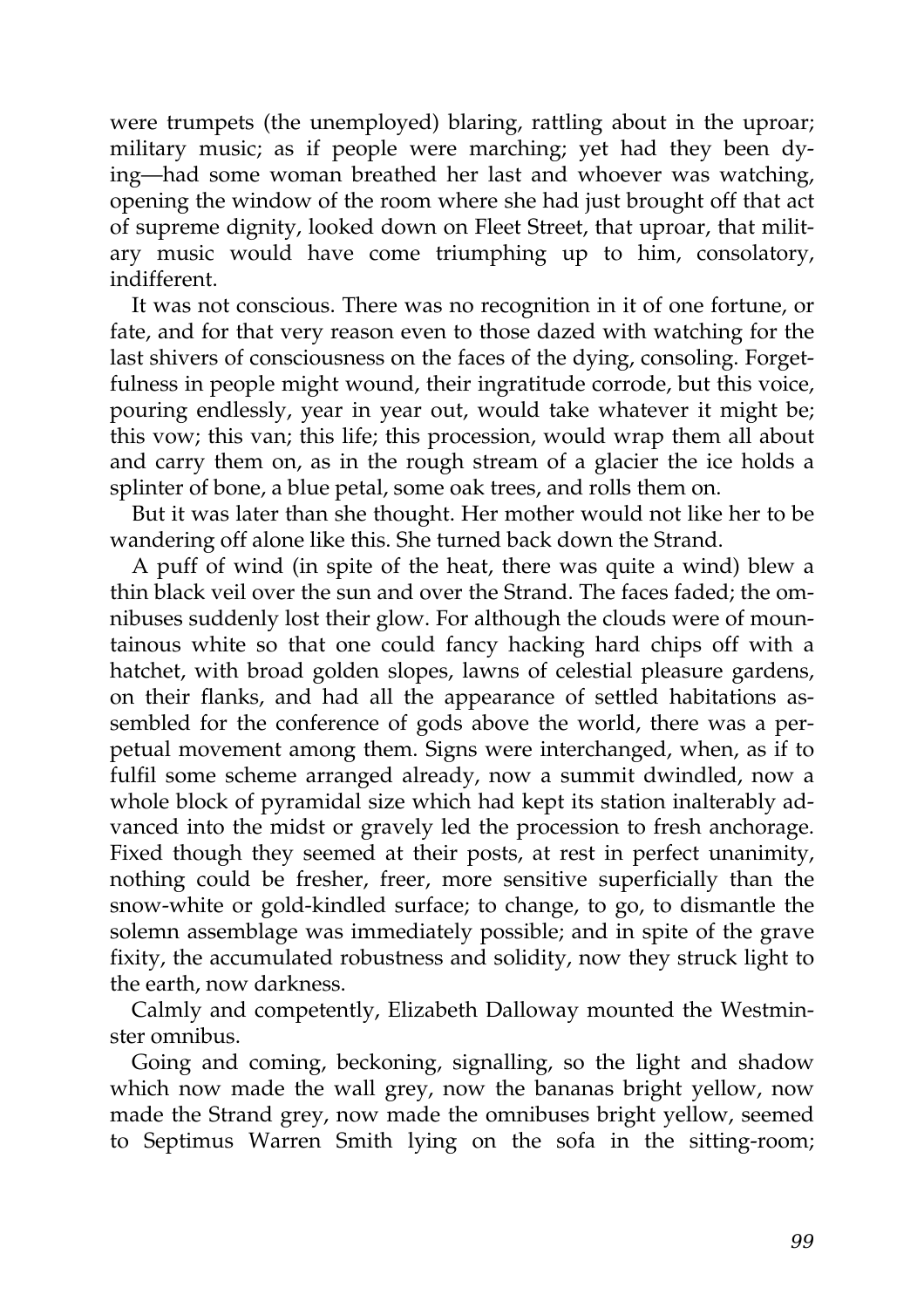were trumpets (the unemployed) blaring, rattling about in the uproar; military music; as if people were marching; yet had they been dying—had some woman breathed her last and whoever was watching, opening the window of the room where she had just brought off that act of supreme dignity, looked down on Fleet Street, that uproar, that military music would have come triumphing up to him, consolatory, indifferent.

It was not conscious. There was no recognition in it of one fortune, or fate, and for that very reason even to those dazed with watching for the last shivers of consciousness on the faces of the dying, consoling. Forgetfulness in people might wound, their ingratitude corrode, but this voice, pouring endlessly, year in year out, would take whatever it might be; this vow; this van; this life; this procession, would wrap them all about and carry them on, as in the rough stream of a glacier the ice holds a splinter of bone, a blue petal, some oak trees, and rolls them on.

But it was later than she thought. Her mother would not like her to be wandering off alone like this. She turned back down the Strand.

A puff of wind (in spite of the heat, there was quite a wind) blew a thin black veil over the sun and over the Strand. The faces faded; the omnibuses suddenly lost their glow. For although the clouds were of mountainous white so that one could fancy hacking hard chips off with a hatchet, with broad golden slopes, lawns of celestial pleasure gardens, on their flanks, and had all the appearance of settled habitations assembled for the conference of gods above the world, there was a perpetual movement among them. Signs were interchanged, when, as if to fulfil some scheme arranged already, now a summit dwindled, now a whole block of pyramidal size which had kept its station inalterably advanced into the midst or gravely led the procession to fresh anchorage. Fixed though they seemed at their posts, at rest in perfect unanimity, nothing could be fresher, freer, more sensitive superficially than the snow-white or gold-kindled surface; to change, to go, to dismantle the solemn assemblage was immediately possible; and in spite of the grave fixity, the accumulated robustness and solidity, now they struck light to the earth, now darkness.

Calmly and competently, Elizabeth Dalloway mounted the Westminster omnibus.

Going and coming, beckoning, signalling, so the light and shadow which now made the wall grey, now the bananas bright yellow, now made the Strand grey, now made the omnibuses bright yellow, seemed to Septimus Warren Smith lying on the sofa in the sitting-room;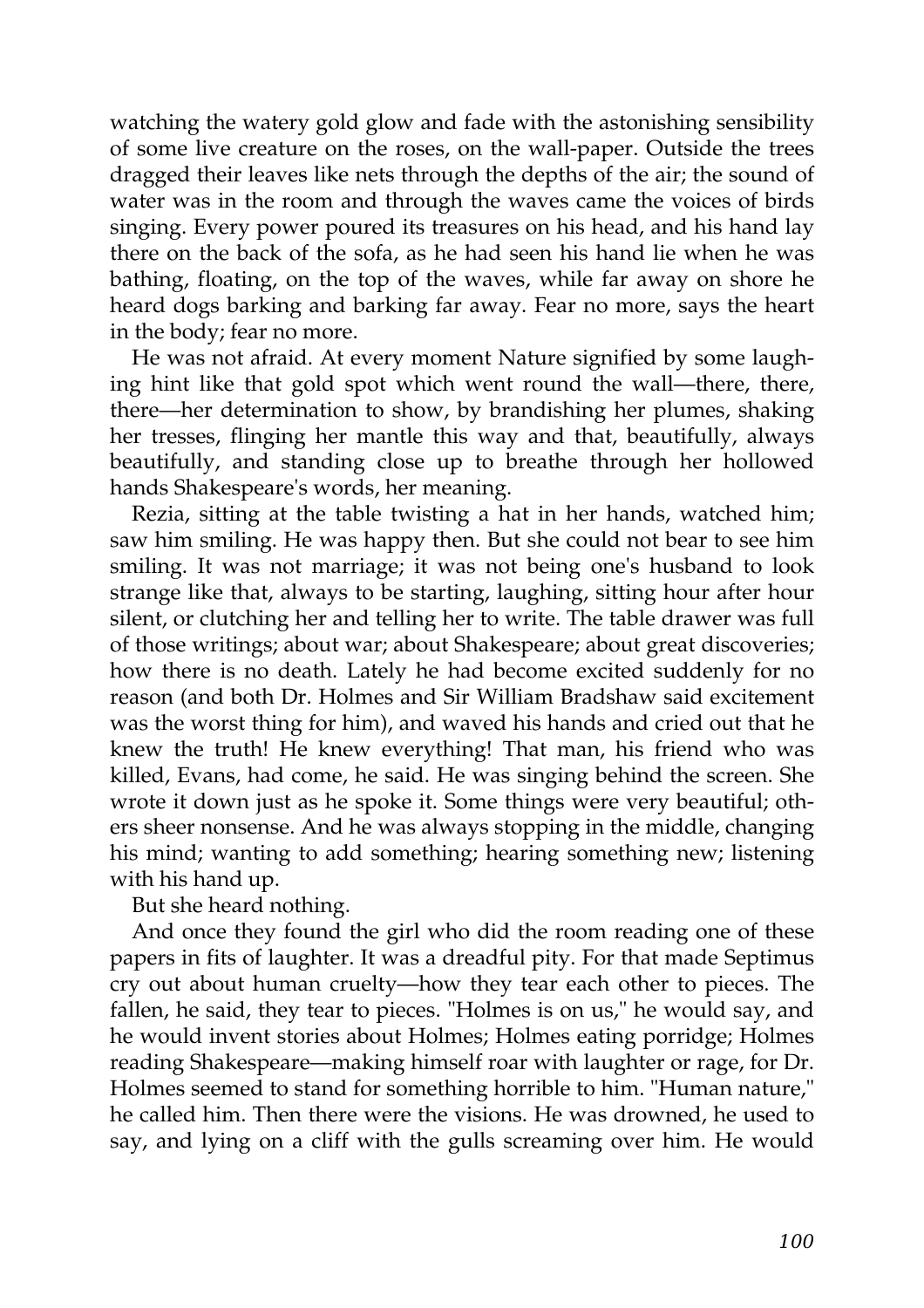watching the watery gold glow and fade with the astonishing sensibility of some live creature on the roses, on the wall-paper. Outside the trees dragged their leaves like nets through the depths of the air; the sound of water was in the room and through the waves came the voices of birds singing. Every power poured its treasures on his head, and his hand lay there on the back of the sofa, as he had seen his hand lie when he was bathing, floating, on the top of the waves, while far away on shore he heard dogs barking and barking far away. Fear no more, says the heart in the body; fear no more.

He was not afraid. At every moment Nature signified by some laughing hint like that gold spot which went round the wall—there, there, there—her determination to show, by brandishing her plumes, shaking her tresses, flinging her mantle this way and that, beautifully, always beautifully, and standing close up to breathe through her hollowed hands Shakespeare's words, her meaning.

Rezia, sitting at the table twisting a hat in her hands, watched him; saw him smiling. He was happy then. But she could not bear to see him smiling. It was not marriage; it was not being one's husband to look strange like that, always to be starting, laughing, sitting hour after hour silent, or clutching her and telling her to write. The table drawer was full of those writings; about war; about Shakespeare; about great discoveries; how there is no death. Lately he had become excited suddenly for no reason (and both Dr. Holmes and Sir William Bradshaw said excitement was the worst thing for him), and waved his hands and cried out that he knew the truth! He knew everything! That man, his friend who was killed, Evans, had come, he said. He was singing behind the screen. She wrote it down just as he spoke it. Some things were very beautiful; others sheer nonsense. And he was always stopping in the middle, changing his mind; wanting to add something; hearing something new; listening with his hand up.

But she heard nothing.

And once they found the girl who did the room reading one of these papers in fits of laughter. It was a dreadful pity. For that made Septimus cry out about human cruelty—how they tear each other to pieces. The fallen, he said, they tear to pieces. "Holmes is on us," he would say, and he would invent stories about Holmes; Holmes eating porridge; Holmes reading Shakespeare—making himself roar with laughter or rage, for Dr. Holmes seemed to stand for something horrible to him. "Human nature," he called him. Then there were the visions. He was drowned, he used to say, and lying on a cliff with the gulls screaming over him. He would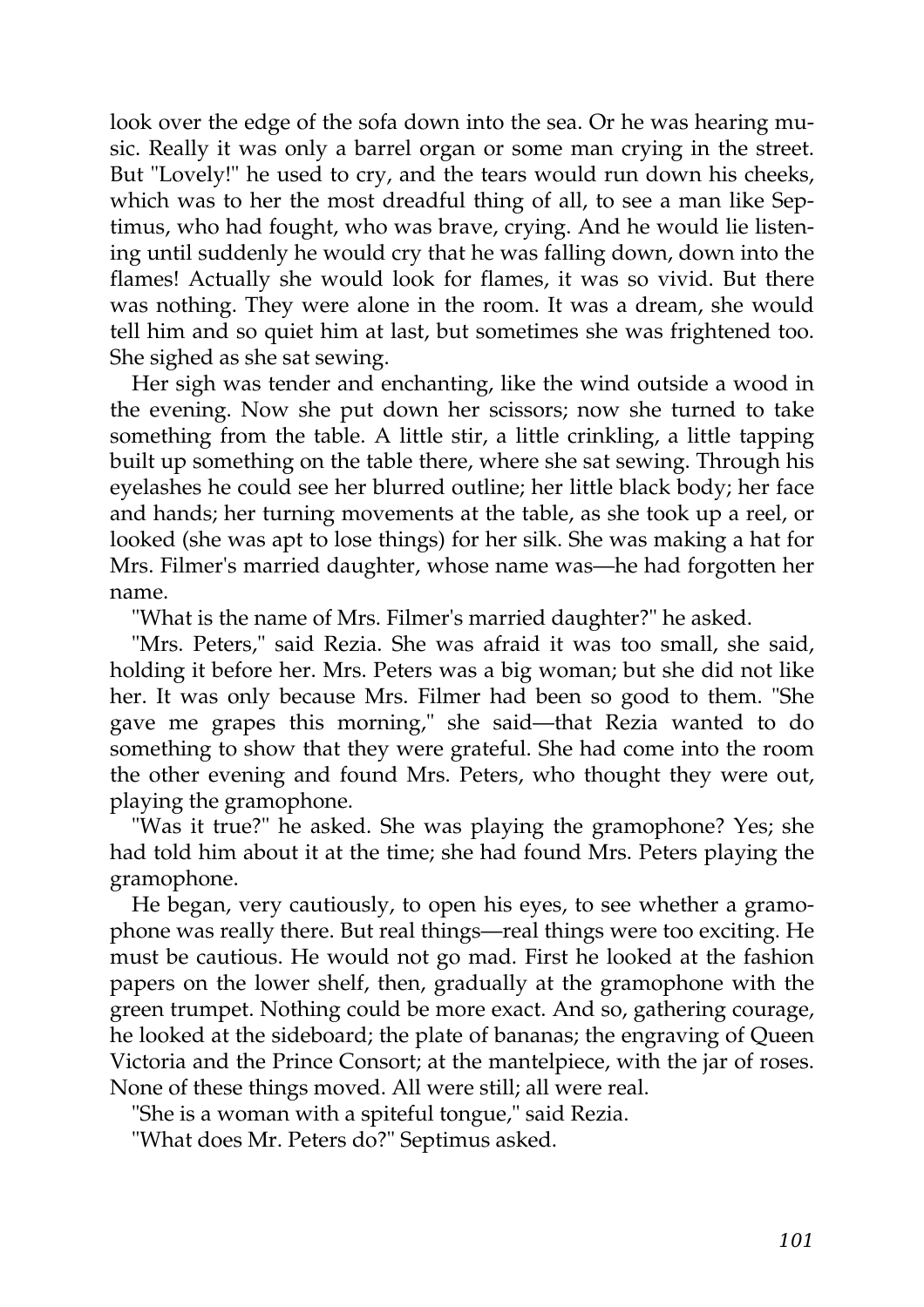look over the edge of the sofa down into the sea. Or he was hearing music. Really it was only a barrel organ or some man crying in the street. But "Lovely!" he used to cry, and the tears would run down his cheeks, which was to her the most dreadful thing of all, to see a man like Septimus, who had fought, who was brave, crying. And he would lie listening until suddenly he would cry that he was falling down, down into the flames! Actually she would look for flames, it was so vivid. But there was nothing. They were alone in the room. It was a dream, she would tell him and so quiet him at last, but sometimes she was frightened too. She sighed as she sat sewing.

Her sigh was tender and enchanting, like the wind outside a wood in the evening. Now she put down her scissors; now she turned to take something from the table. A little stir, a little crinkling, a little tapping built up something on the table there, where she sat sewing. Through his eyelashes he could see her blurred outline; her little black body; her face and hands; her turning movements at the table, as she took up a reel, or looked (she was apt to lose things) for her silk. She was making a hat for Mrs. Filmer's married daughter, whose name was—he had forgotten her name.

"What is the name of Mrs. Filmer's married daughter?" he asked.

"Mrs. Peters," said Rezia. She was afraid it was too small, she said, holding it before her. Mrs. Peters was a big woman; but she did not like her. It was only because Mrs. Filmer had been so good to them. "She gave me grapes this morning," she said—that Rezia wanted to do something to show that they were grateful. She had come into the room the other evening and found Mrs. Peters, who thought they were out, playing the gramophone.

"Was it true?" he asked. She was playing the gramophone? Yes; she had told him about it at the time; she had found Mrs. Peters playing the gramophone.

He began, very cautiously, to open his eyes, to see whether a gramophone was really there. But real things—real things were too exciting. He must be cautious. He would not go mad. First he looked at the fashion papers on the lower shelf, then, gradually at the gramophone with the green trumpet. Nothing could be more exact. And so, gathering courage, he looked at the sideboard; the plate of bananas; the engraving of Queen Victoria and the Prince Consort; at the mantelpiece, with the jar of roses. None of these things moved. All were still; all were real.

"She is a woman with a spiteful tongue," said Rezia.

"What does Mr. Peters do?" Septimus asked.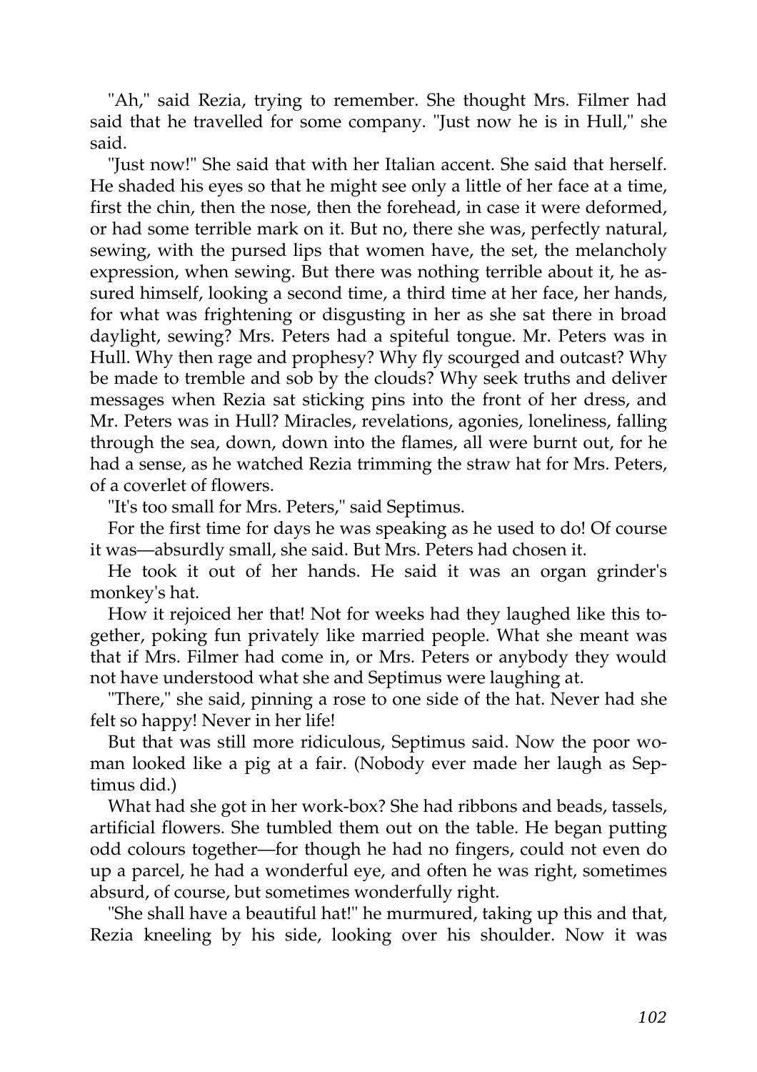"Ah," said Rezia, trying to remember. She thought Mrs. Filmer had said that he travelled for some company. "Just now he is in Hull," she said.

"Just now!" She said that with her Italian accent. She said that herself. He shaded his eyes so that he might see only a little of her face at a time, first the chin, then the nose, then the forehead, in case it were deformed, or had some terrible mark on it. But no, there she was, perfectly natural, sewing, with the pursed lips that women have, the set, the melancholy expression, when sewing. But there was nothing terrible about it, he assured himself, looking a second time, a third time at her face, her hands, for what was frightening or disgusting in her as she sat there in broad daylight, sewing? Mrs. Peters had a spiteful tongue. Mr. Peters was in Hull. Why then rage and prophesy? Why fly scourged and outcast? Why be made to tremble and sob by the clouds? Why seek truths and deliver messages when Rezia sat sticking pins into the front of her dress, and Mr. Peters was in Hull? Miracles, revelations, agonies, loneliness, falling through the sea, down, down into the flames, all were burnt out, for he had a sense, as he watched Rezia trimming the straw hat for Mrs. Peters, of a coverlet of flowers.

"It's too small for Mrs. Peters," said Septimus.

For the first time for days he was speaking as he used to do! Of course it was—absurdly small, she said. But Mrs. Peters had chosen it.

He took it out of her hands. He said it was an organ grinder's monkey's hat.

How it rejoiced her that! Not for weeks had they laughed like this together, poking fun privately like married people. What she meant was that if Mrs. Filmer had come in, or Mrs. Peters or anybody they would not have understood what she and Septimus were laughing at.

"There," she said, pinning a rose to one side of the hat. Never had she felt so happy! Never in her life!

But that was still more ridiculous, Septimus said. Now the poor woman looked like a pig at a fair. (Nobody ever made her laugh as Septimus did.)

What had she got in her work-box? She had ribbons and beads, tassels, artificial flowers. She tumbled them out on the table. He began putting odd colours together—for though he had no fingers, could not even do up a parcel, he had a wonderful eye, and often he was right, sometimes absurd, of course, but sometimes wonderfully right.

"She shall have a beautiful hat!" he murmured, taking up this and that, Rezia kneeling by his side, looking over his shoulder. Now it was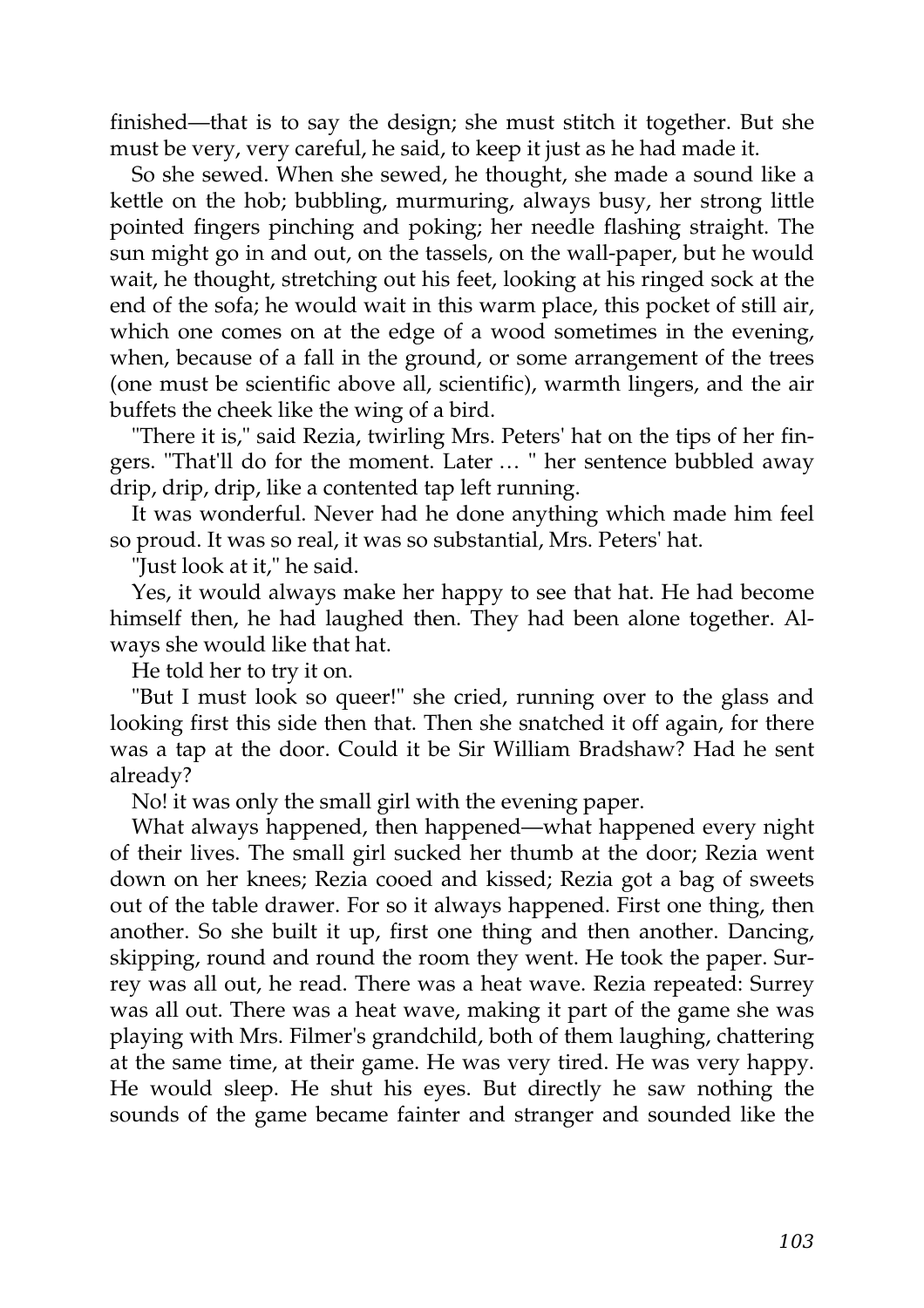finished—that is to say the design; she must stitch it together. But she must be very, very careful, he said, to keep it just as he had made it.

So she sewed. When she sewed, he thought, she made a sound like a kettle on the hob; bubbling, murmuring, always busy, her strong little pointed fingers pinching and poking; her needle flashing straight. The sun might go in and out, on the tassels, on the wall-paper, but he would wait, he thought, stretching out his feet, looking at his ringed sock at the end of the sofa; he would wait in this warm place, this pocket of still air, which one comes on at the edge of a wood sometimes in the evening, when, because of a fall in the ground, or some arrangement of the trees (one must be scientific above all, scientific), warmth lingers, and the air buffets the cheek like the wing of a bird.

"There it is," said Rezia, twirling Mrs. Peters' hat on the tips of her fingers. "That'll do for the moment. Later … " her sentence bubbled away drip, drip, drip, like a contented tap left running.

It was wonderful. Never had he done anything which made him feel so proud. It was so real, it was so substantial, Mrs. Peters' hat.

"Just look at it," he said.

Yes, it would always make her happy to see that hat. He had become himself then, he had laughed then. They had been alone together. Always she would like that hat.

He told her to try it on.

"But I must look so queer!" she cried, running over to the glass and looking first this side then that. Then she snatched it off again, for there was a tap at the door. Could it be Sir William Bradshaw? Had he sent already?

No! it was only the small girl with the evening paper.

What always happened, then happened—what happened every night of their lives. The small girl sucked her thumb at the door; Rezia went down on her knees; Rezia cooed and kissed; Rezia got a bag of sweets out of the table drawer. For so it always happened. First one thing, then another. So she built it up, first one thing and then another. Dancing, skipping, round and round the room they went. He took the paper. Surrey was all out, he read. There was a heat wave. Rezia repeated: Surrey was all out. There was a heat wave, making it part of the game she was playing with Mrs. Filmer's grandchild, both of them laughing, chattering at the same time, at their game. He was very tired. He was very happy. He would sleep. He shut his eyes. But directly he saw nothing the sounds of the game became fainter and stranger and sounded like the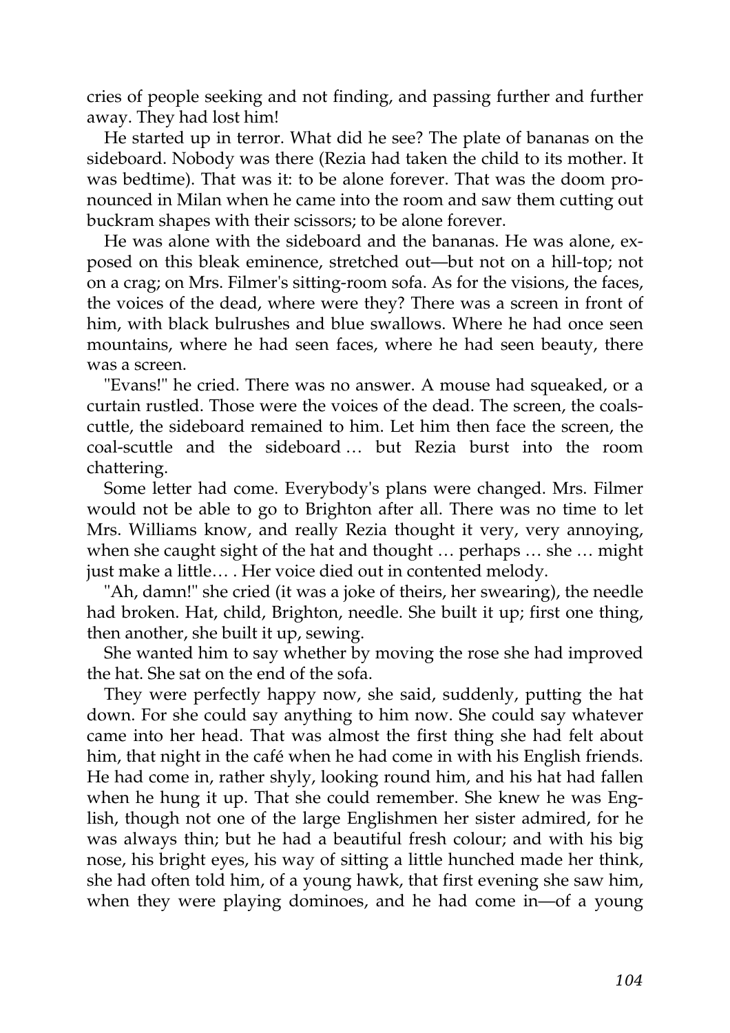cries of people seeking and not finding, and passing further and further away. They had lost him!

He started up in terror. What did he see? The plate of bananas on the sideboard. Nobody was there (Rezia had taken the child to its mother. It was bedtime). That was it: to be alone forever. That was the doom pronounced in Milan when he came into the room and saw them cutting out buckram shapes with their scissors; to be alone forever.

He was alone with the sideboard and the bananas. He was alone, exposed on this bleak eminence, stretched out—but not on a hill-top; not on a crag; on Mrs. Filmer's sitting-room sofa. As for the visions, the faces, the voices of the dead, where were they? There was a screen in front of him, with black bulrushes and blue swallows. Where he had once seen mountains, where he had seen faces, where he had seen beauty, there was a screen.

"Evans!" he cried. There was no answer. A mouse had squeaked, or a curtain rustled. Those were the voices of the dead. The screen, the coal-scuttle, the sideboard remained to him. Let him then face the screen, the coal-scuttle and the sideboard … but Rezia burst into the room chattering.

Some letter had come. Everybody's plans were changed. Mrs. Filmer would not be able to go to Brighton after all. There was no time to let Mrs. Williams know, and really Rezia thought it very, very annoying, when she caught sight of the hat and thought … perhaps … she … might just make a little… . Her voice died out in contented melody.

"Ah, damn!" she cried (it was a joke of theirs, her swearing), the needle had broken. Hat, child, Brighton, needle. She built it up; first one thing, then another, she built it up, sewing.

She wanted him to say whether by moving the rose she had improved the hat. She sat on the end of the sofa.

They were perfectly happy now, she said, suddenly, putting the hat down. For she could say anything to him now. She could say whatever came into her head. That was almost the first thing she had felt about him, that night in the café when he had come in with his English friends. He had come in, rather shyly, looking round him, and his hat had fallen when he hung it up. That she could remember. She knew he was English, though not one of the large Englishmen her sister admired, for he was always thin; but he had a beautiful fresh colour; and with his big nose, his bright eyes, his way of sitting a little hunched made her think, she had often told him, of a young hawk, that first evening she saw him, when they were playing dominoes, and he had come in—of a young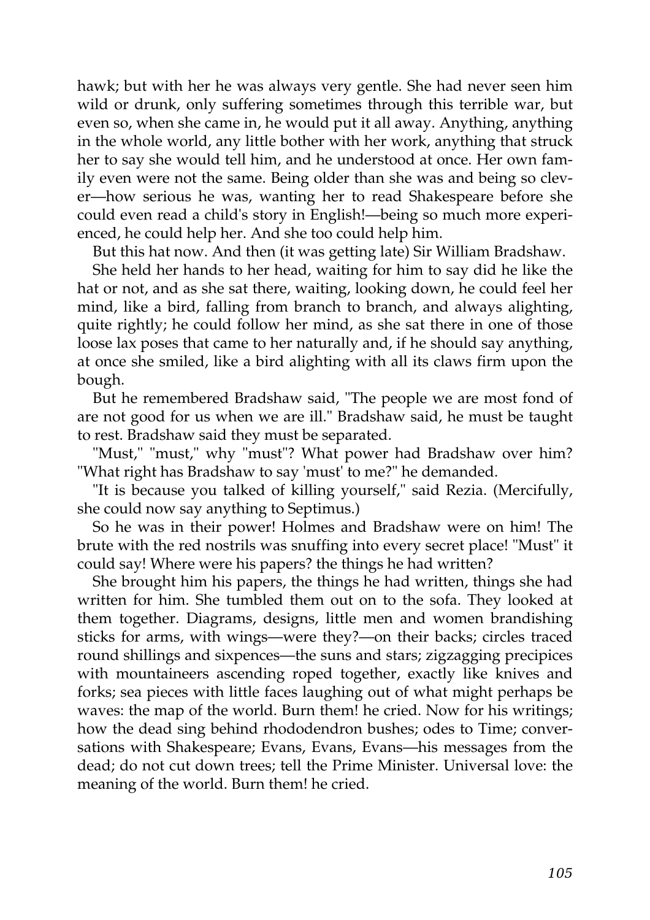hawk; but with her he was always very gentle. She had never seen him wild or drunk, only suffering sometimes through this terrible war, but even so, when she came in, he would put it all away. Anything, anything in the whole world, any little bother with her work, anything that struck her to say she would tell him, and he understood at once. Her own family even were not the same. Being older than she was and being so clever—how serious he was, wanting her to read Shakespeare before she could even read a child's story in English!—being so much more experienced, he could help her. And she too could help him.

But this hat now. And then (it was getting late) Sir William Bradshaw.

She held her hands to her head, waiting for him to say did he like the hat or not, and as she sat there, waiting, looking down, he could feel her mind, like a bird, falling from branch to branch, and always alighting, quite rightly; he could follow her mind, as she sat there in one of those loose lax poses that came to her naturally and, if he should say anything, at once she smiled, like a bird alighting with all its claws firm upon the bough.

But he remembered Bradshaw said, "The people we are most fond of are not good for us when we are ill." Bradshaw said, he must be taught to rest. Bradshaw said they must be separated.

"Must," "must," why "must"? What power had Bradshaw over him? "What right has Bradshaw to say 'must' to me?" he demanded.

"It is because you talked of killing yourself," said Rezia. (Mercifully, she could now say anything to Septimus.)

So he was in their power! Holmes and Bradshaw were on him! The brute with the red nostrils was snuffing into every secret place! "Must" it could say! Where were his papers? the things he had written?

She brought him his papers, the things he had written, things she had written for him. She tumbled them out on to the sofa. They looked at them together. Diagrams, designs, little men and women brandishing sticks for arms, with wings—were they?—on their backs; circles traced round shillings and sixpences—the suns and stars; zigzagging precipices with mountaineers ascending roped together, exactly like knives and forks; sea pieces with little faces laughing out of what might perhaps be waves: the map of the world. Burn them! he cried. Now for his writings; how the dead sing behind rhododendron bushes; odes to Time; conversations with Shakespeare; Evans, Evans, Evans—his messages from the dead; do not cut down trees; tell the Prime Minister. Universal love: the meaning of the world. Burn them! he cried.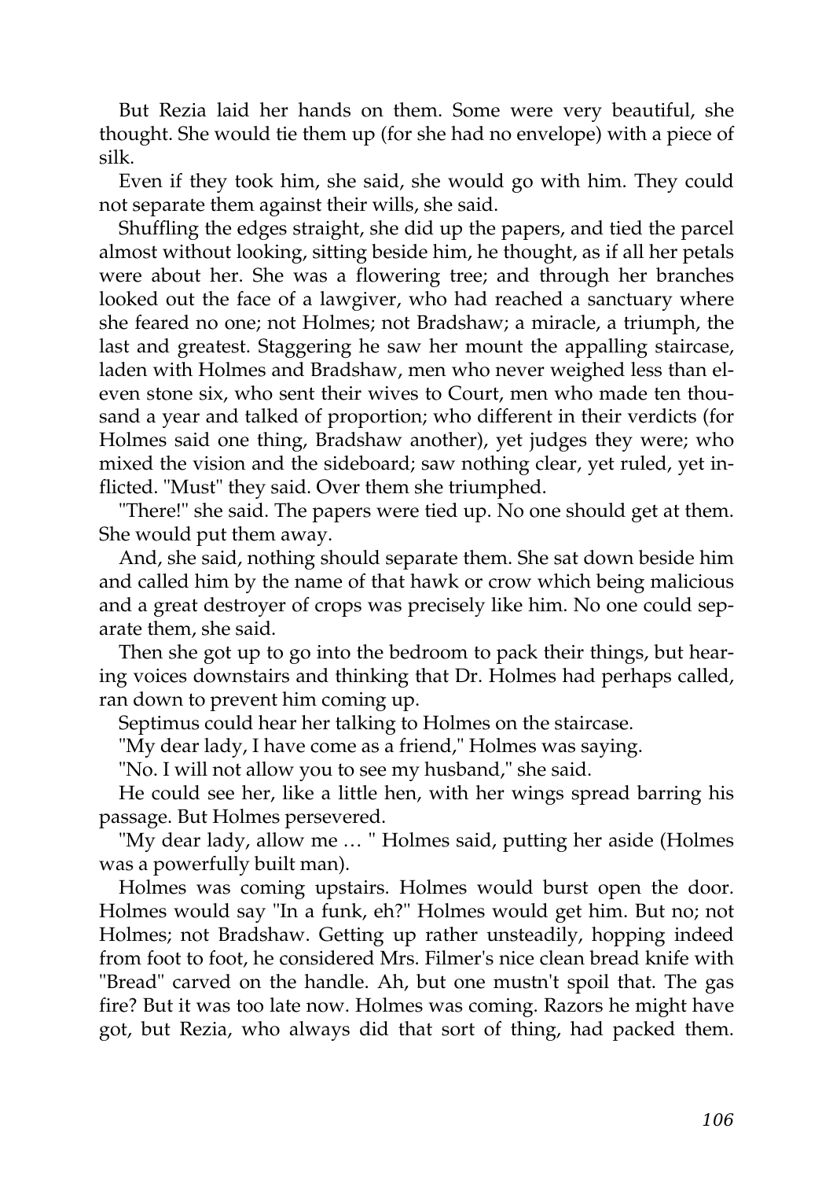But Rezia laid her hands on them. Some were very beautiful, she thought. She would tie them up (for she had no envelope) with a piece of silk.

Even if they took him, she said, she would go with him. They could not separate them against their wills, she said.

Shuffling the edges straight, she did up the papers, and tied the parcel almost without looking, sitting beside him, he thought, as if all her petals were about her. She was a flowering tree; and through her branches looked out the face of a lawgiver, who had reached a sanctuary where she feared no one; not Holmes; not Bradshaw; a miracle, a triumph, the last and greatest. Staggering he saw her mount the appalling staircase, laden with Holmes and Bradshaw, men who never weighed less than eleven stone six, who sent their wives to Court, men who made ten thousand a year and talked of proportion; who different in their verdicts (for Holmes said one thing, Bradshaw another), yet judges they were; who mixed the vision and the sideboard; saw nothing clear, yet ruled, yet inflicted. "Must" they said. Over them she triumphed.

"There!" she said. The papers were tied up. No one should get at them. She would put them away.

And, she said, nothing should separate them. She sat down beside him and called him by the name of that hawk or crow which being malicious and a great destroyer of crops was precisely like him. No one could separate them, she said.

Then she got up to go into the bedroom to pack their things, but hearing voices downstairs and thinking that Dr. Holmes had perhaps called, ran down to prevent him coming up.

Septimus could hear her talking to Holmes on the staircase.

"My dear lady, I have come as a friend," Holmes was saying.

"No. I will not allow you to see my husband," she said.

He could see her, like a little hen, with her wings spread barring his passage. But Holmes persevered.

"My dear lady, allow me … " Holmes said, putting her aside (Holmes was a powerfully built man).

Holmes was coming upstairs. Holmes would burst open the door. Holmes would say "In a funk, eh?" Holmes would get him. But no; not Holmes; not Bradshaw. Getting up rather unsteadily, hopping indeed from foot to foot, he considered Mrs. Filmer's nice clean bread knife with "Bread" carved on the handle. Ah, but one mustn't spoil that. The gas fire? But it was too late now. Holmes was coming. Razors he might have got, but Rezia, who always did that sort of thing, had packed them.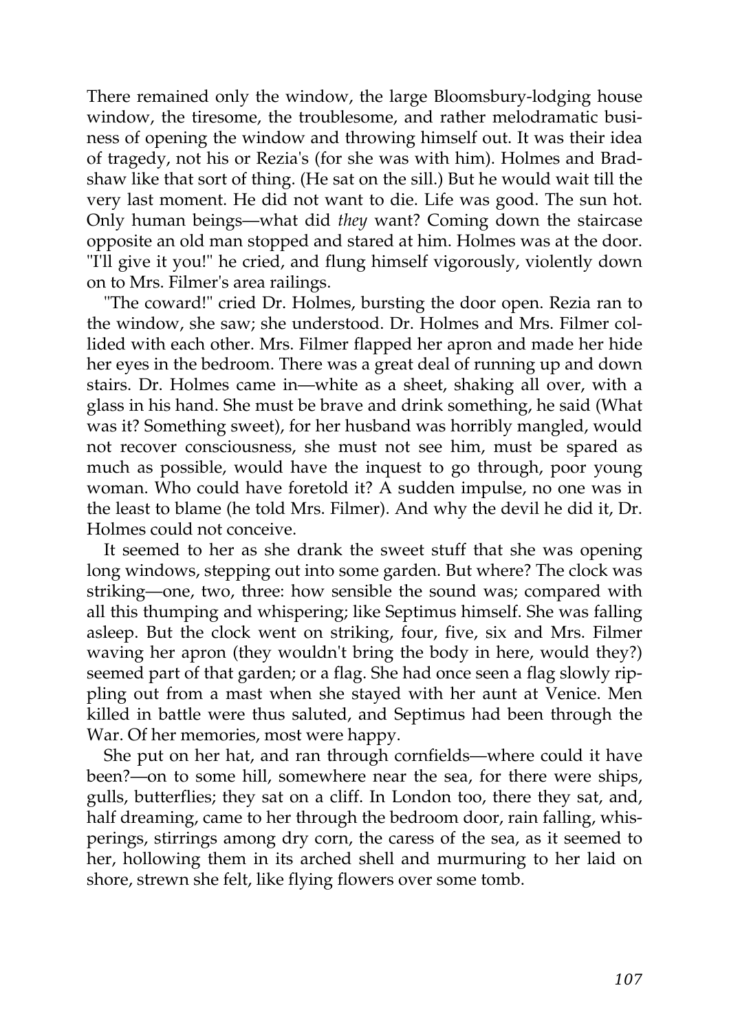There remained only the window, the large Bloomsbury-lodging house window, the tiresome, the troublesome, and rather melodramatic business of opening the window and throwing himself out. It was their idea of tragedy, not his or Rezia's (for she was with him). Holmes and Bradshaw like that sort of thing. (He sat on the sill.) But he would wait till the very last moment. He did not want to die. Life was good. The sun hot. Only human beings—what did *they* want? Coming down the staircase opposite an old man stopped and stared at him. Holmes was at the door. "I'll give it you!" he cried, and flung himself vigorously, violently down on to Mrs. Filmer's area railings.

"The coward!" cried Dr. Holmes, bursting the door open. Rezia ran to the window, she saw; she understood. Dr. Holmes and Mrs. Filmer collided with each other. Mrs. Filmer flapped her apron and made her hide her eyes in the bedroom. There was a great deal of running up and down stairs. Dr. Holmes came in—white as a sheet, shaking all over, with a glass in his hand. She must be brave and drink something, he said (What was it? Something sweet), for her husband was horribly mangled, would not recover consciousness, she must not see him, must be spared as much as possible, would have the inquest to go through, poor young woman. Who could have foretold it? A sudden impulse, no one was in the least to blame (he told Mrs. Filmer). And why the devil he did it, Dr. Holmes could not conceive.

It seemed to her as she drank the sweet stuff that she was opening long windows, stepping out into some garden. But where? The clock was striking—one, two, three: how sensible the sound was; compared with all this thumping and whispering; like Septimus himself. She was falling asleep. But the clock went on striking, four, five, six and Mrs. Filmer waving her apron (they wouldn't bring the body in here, would they?) seemed part of that garden; or a flag. She had once seen a flag slowly rippling out from a mast when she stayed with her aunt at Venice. Men killed in battle were thus saluted, and Septimus had been through the War. Of her memories, most were happy.

She put on her hat, and ran through cornfields—where could it have been?—on to some hill, somewhere near the sea, for there were ships, gulls, butterflies; they sat on a cliff. In London too, there they sat, and, half dreaming, came to her through the bedroom door, rain falling, whisperings, stirrings among dry corn, the caress of the sea, as it seemed to her, hollowing them in its arched shell and murmuring to her laid on shore, strewn she felt, like flying flowers over some tomb.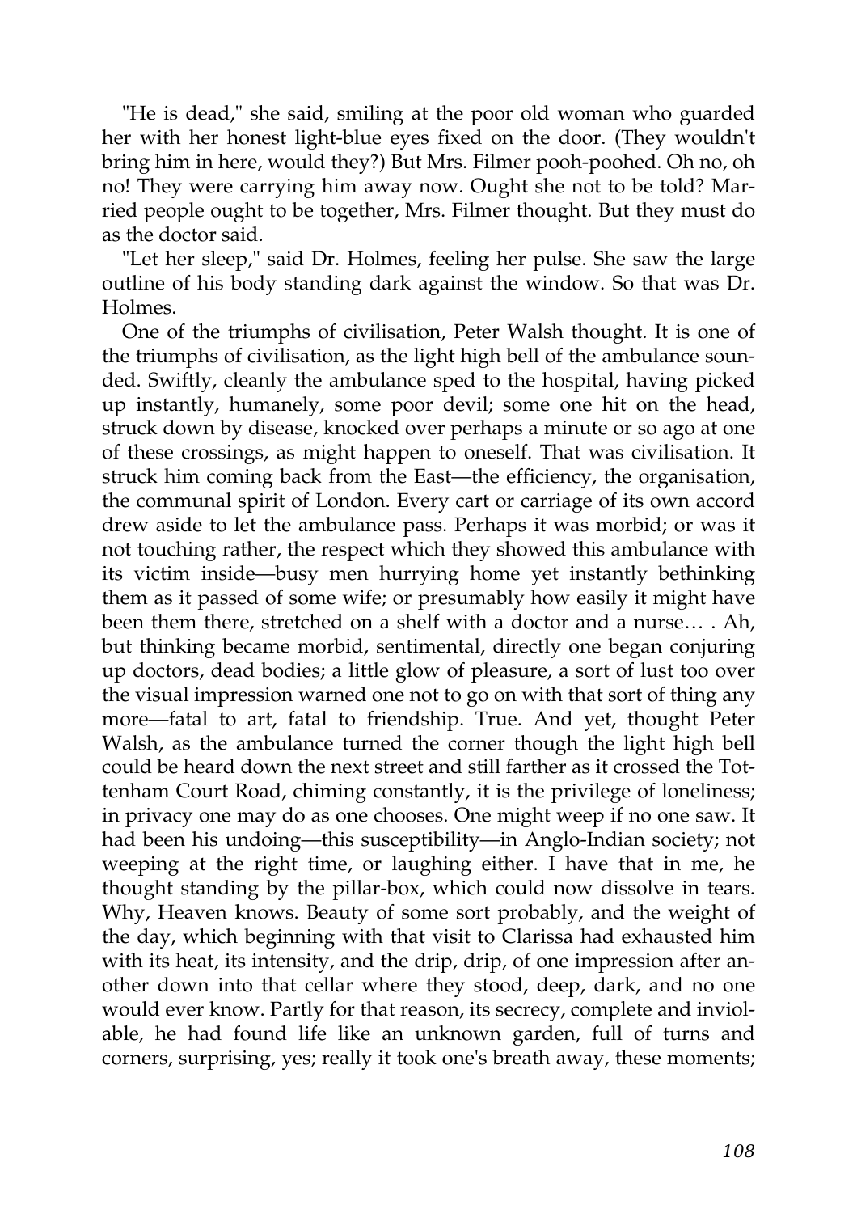"He is dead," she said, smiling at the poor old woman who guarded her with her honest light-blue eyes fixed on the door. (They wouldn't bring him in here, would they?) But Mrs. Filmer pooh-poohed. Oh no, oh no! They were carrying him away now. Ought she not to be told? Married people ought to be together, Mrs. Filmer thought. But they must do as the doctor said.

"Let her sleep," said Dr. Holmes, feeling her pulse. She saw the large outline of his body standing dark against the window. So that was Dr. Holmes.

One of the triumphs of civilisation, Peter Walsh thought. It is one of the triumphs of civilisation, as the light high bell of the ambulance sounded. Swiftly, cleanly the ambulance sped to the hospital, having picked up instantly, humanely, some poor devil; some one hit on the head, struck down by disease, knocked over perhaps a minute or so ago at one of these crossings, as might happen to oneself. That was civilisation. It struck him coming back from the East—the efficiency, the organisation, the communal spirit of London. Every cart or carriage of its own accord drew aside to let the ambulance pass. Perhaps it was morbid; or was it not touching rather, the respect which they showed this ambulance with its victim inside—busy men hurrying home yet instantly bethinking them as it passed of some wife; or presumably how easily it might have been them there, stretched on a shelf with a doctor and a nurse… . Ah, but thinking became morbid, sentimental, directly one began conjuring up doctors, dead bodies; a little glow of pleasure, a sort of lust too over the visual impression warned one not to go on with that sort of thing any more—fatal to art, fatal to friendship. True. And yet, thought Peter Walsh, as the ambulance turned the corner though the light high bell could be heard down the next street and still farther as it crossed the Tottenham Court Road, chiming constantly, it is the privilege of loneliness; in privacy one may do as one chooses. One might weep if no one saw. It had been his undoing—this susceptibility—in Anglo-Indian society; not weeping at the right time, or laughing either. I have that in me, he thought standing by the pillar-box, which could now dissolve in tears. Why, Heaven knows. Beauty of some sort probably, and the weight of the day, which beginning with that visit to Clarissa had exhausted him with its heat, its intensity, and the drip, drip, of one impression after another down into that cellar where they stood, deep, dark, and no one would ever know. Partly for that reason, its secrecy, complete and inviolable, he had found life like an unknown garden, full of turns and corners, surprising, yes; really it took one's breath away, these moments;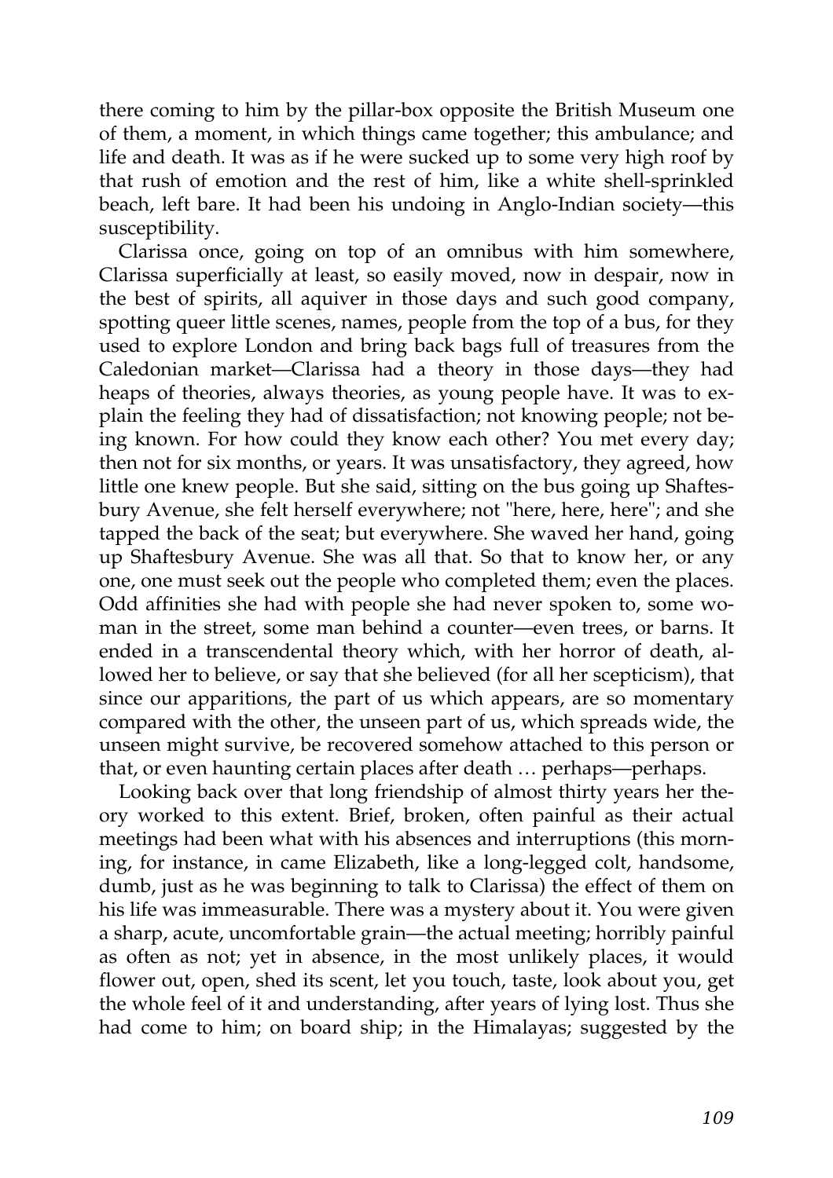there coming to him by the pillar-box opposite the British Museum one of them, a moment, in which things came together; this ambulance; and life and death. It was as if he were sucked up to some very high roof by that rush of emotion and the rest of him, like a white shell-sprinkled beach, left bare. It had been his undoing in Anglo-Indian society—this susceptibility.

Clarissa once, going on top of an omnibus with him somewhere, Clarissa superficially at least, so easily moved, now in despair, now in the best of spirits, all aquiver in those days and such good company, spotting queer little scenes, names, people from the top of a bus, for they used to explore London and bring back bags full of treasures from the Caledonian market—Clarissa had a theory in those days—they had heaps of theories, always theories, as young people have. It was to explain the feeling they had of dissatisfaction; not knowing people; not being known. For how could they know each other? You met every day; then not for six months, or years. It was unsatisfactory, they agreed, how little one knew people. But she said, sitting on the bus going up Shaftesbury Avenue, she felt herself everywhere; not "here, here, here"; and she tapped the back of the seat; but everywhere. She waved her hand, going up Shaftesbury Avenue. She was all that. So that to know her, or any one, one must seek out the people who completed them; even the places. Odd affinities she had with people she had never spoken to, some woman in the street, some man behind a counter—even trees, or barns. It ended in a transcendental theory which, with her horror of death, allowed her to believe, or say that she believed (for all her scepticism), that since our apparitions, the part of us which appears, are so momentary compared with the other, the unseen part of us, which spreads wide, the unseen might survive, be recovered somehow attached to this person or that, or even haunting certain places after death … perhaps—perhaps.

Looking back over that long friendship of almost thirty years her theory worked to this extent. Brief, broken, often painful as their actual meetings had been what with his absences and interruptions (this morning, for instance, in came Elizabeth, like a long-legged colt, handsome, dumb, just as he was beginning to talk to Clarissa) the effect of them on his life was immeasurable. There was a mystery about it. You were given a sharp, acute, uncomfortable grain—the actual meeting; horribly painful as often as not; yet in absence, in the most unlikely places, it would flower out, open, shed its scent, let you touch, taste, look about you, get the whole feel of it and understanding, after years of lying lost. Thus she had come to him; on board ship; in the Himalayas; suggested by the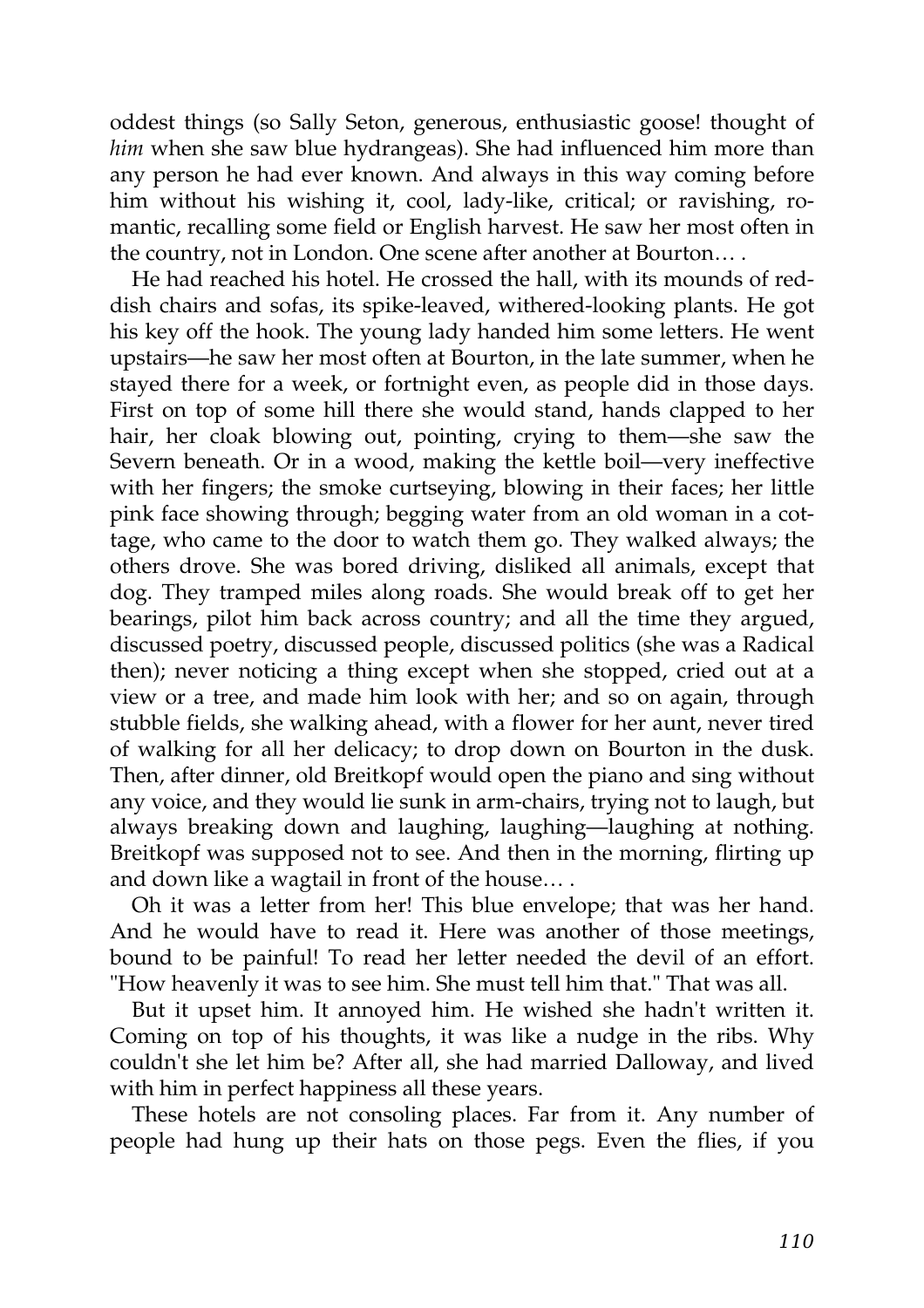oddest things (so Sally Seton, generous, enthusiastic goose! thought of *him* when she saw blue hydrangeas). She had influenced him more than any person he had ever known. And always in this way coming before him without his wishing it, cool, lady-like, critical; or ravishing, romantic, recalling some field or English harvest. He saw her most often in the country, not in London. One scene after another at Bourton… .

He had reached his hotel. He crossed the hall, with its mounds of reddish chairs and sofas, its spike-leaved, withered-looking plants. He got his key off the hook. The young lady handed him some letters. He went upstairs—he saw her most often at Bourton, in the late summer, when he stayed there for a week, or fortnight even, as people did in those days. First on top of some hill there she would stand, hands clapped to her hair, her cloak blowing out, pointing, crying to them—she saw the Severn beneath. Or in a wood, making the kettle boil—very ineffective with her fingers; the smoke curtseying, blowing in their faces; her little pink face showing through; begging water from an old woman in a cottage, who came to the door to watch them go. They walked always; the others drove. She was bored driving, disliked all animals, except that dog. They tramped miles along roads. She would break off to get her bearings, pilot him back across country; and all the time they argued, discussed poetry, discussed people, discussed politics (she was a Radical then); never noticing a thing except when she stopped, cried out at a view or a tree, and made him look with her; and so on again, through stubble fields, she walking ahead, with a flower for her aunt, never tired of walking for all her delicacy; to drop down on Bourton in the dusk. Then, after dinner, old Breitkopf would open the piano and sing without any voice, and they would lie sunk in arm-chairs, trying not to laugh, but always breaking down and laughing, laughing—laughing at nothing. Breitkopf was supposed not to see. And then in the morning, flirting up and down like a wagtail in front of the house… .

Oh it was a letter from her! This blue envelope; that was her hand. And he would have to read it. Here was another of those meetings, bound to be painful! To read her letter needed the devil of an effort. "How heavenly it was to see him. She must tell him that." That was all.

But it upset him. It annoyed him. He wished she hadn't written it. Coming on top of his thoughts, it was like a nudge in the ribs. Why couldn't she let him be? After all, she had married Dalloway, and lived with him in perfect happiness all these years.

These hotels are not consoling places. Far from it. Any number of people had hung up their hats on those pegs. Even the flies, if you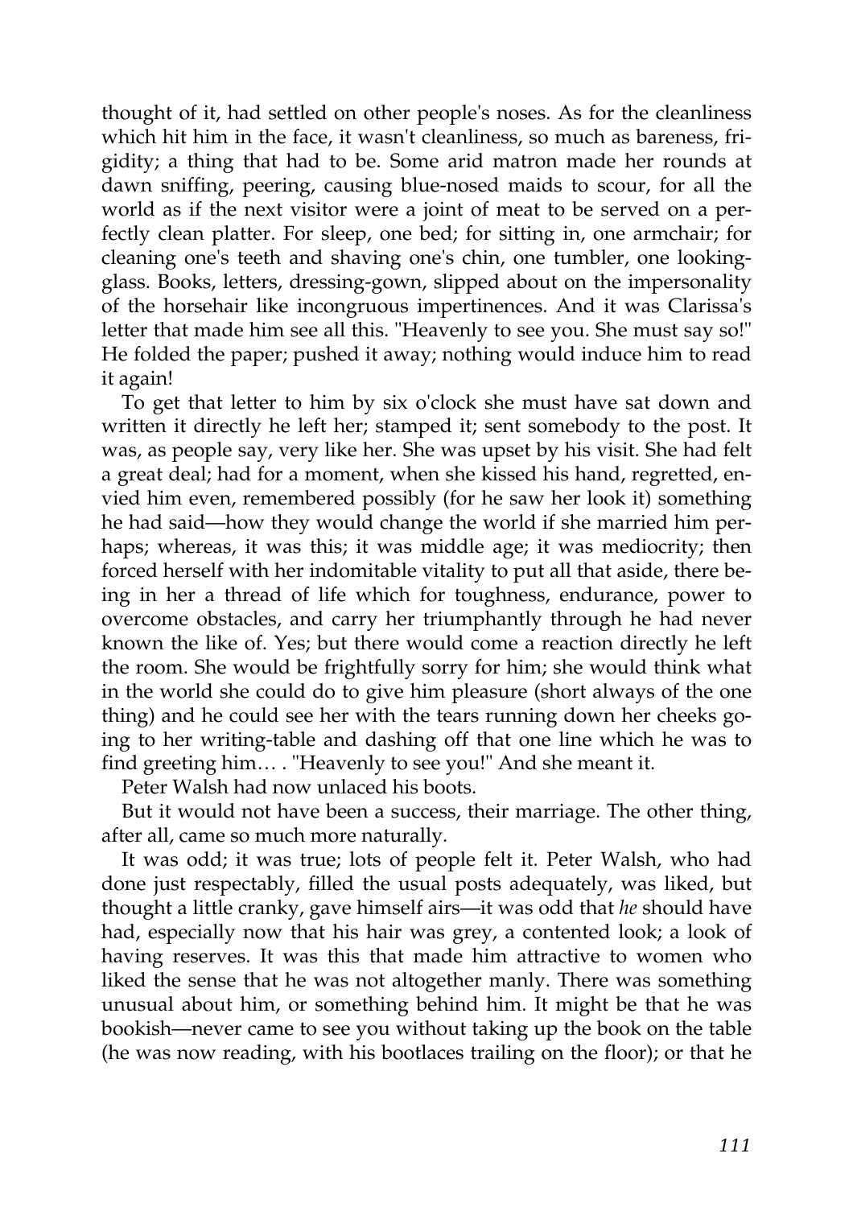thought of it, had settled on other people's noses. As for the cleanliness which hit him in the face, it wasn't cleanliness, so much as bareness, frigidity; a thing that had to be. Some arid matron made her rounds at dawn sniffing, peering, causing blue-nosed maids to scour, for all the world as if the next visitor were a joint of meat to be served on a perfectly clean platter. For sleep, one bed; for sitting in, one armchair; for cleaning one's teeth and shaving one's chin, one tumbler, one looking-glass. Books, letters, dressing-gown, slipped about on the impersonality of the horsehair like incongruous impertinences. And it was Clarissa's letter that made him see all this. "Heavenly to see you. She must say so!" He folded the paper; pushed it away; nothing would induce him to read it again!

To get that letter to him by six o'clock she must have sat down and written it directly he left her; stamped it; sent somebody to the post. It was, as people say, very like her. She was upset by his visit. She had felt a great deal; had for a moment, when she kissed his hand, regretted, envied him even, remembered possibly (for he saw her look it) something he had said—how they would change the world if she married him perhaps; whereas, it was this; it was middle age; it was mediocrity; then forced herself with her indomitable vitality to put all that aside, there being in her a thread of life which for toughness, endurance, power to overcome obstacles, and carry her triumphantly through he had never known the like of. Yes; but there would come a reaction directly he left the room. She would be frightfully sorry for him; she would think what in the world she could do to give him pleasure (short always of the one thing) and he could see her with the tears running down her cheeks going to her writing-table and dashing off that one line which he was to find greeting him… . "Heavenly to see you!" And she meant it.

Peter Walsh had now unlaced his boots.

But it would not have been a success, their marriage. The other thing, after all, came so much more naturally.

It was odd; it was true; lots of people felt it. Peter Walsh, who had done just respectably, filled the usual posts adequately, was liked, but thought a little cranky, gave himself airs—it was odd that *he* should have had, especially now that his hair was grey, a contented look; a look of having reserves. It was this that made him attractive to women who liked the sense that he was not altogether manly. There was something unusual about him, or something behind him. It might be that he was bookish—never came to see you without taking up the book on the table (he was now reading, with his bootlaces trailing on the floor); or that he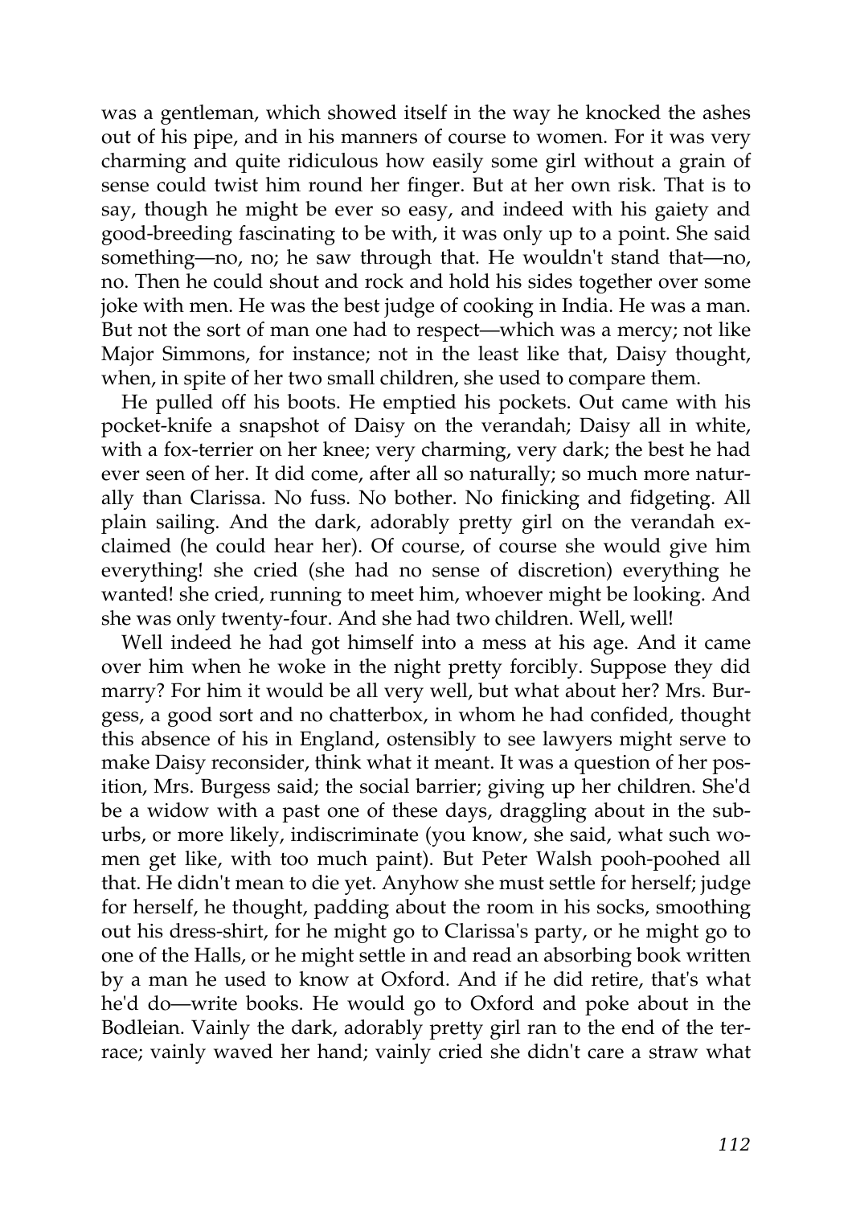was a gentleman, which showed itself in the way he knocked the ashes out of his pipe, and in his manners of course to women. For it was very charming and quite ridiculous how easily some girl without a grain of sense could twist him round her finger. But at her own risk. That is to say, though he might be ever so easy, and indeed with his gaiety and good-breeding fascinating to be with, it was only up to a point. She said something—no, no; he saw through that. He wouldn't stand that—no, no. Then he could shout and rock and hold his sides together over some joke with men. He was the best judge of cooking in India. He was a man. But not the sort of man one had to respect—which was a mercy; not like Major Simmons, for instance; not in the least like that, Daisy thought, when, in spite of her two small children, she used to compare them.

He pulled off his boots. He emptied his pockets. Out came with his pocket-knife a snapshot of Daisy on the verandah; Daisy all in white, with a fox-terrier on her knee; very charming, very dark; the best he had ever seen of her. It did come, after all so naturally; so much more naturally than Clarissa. No fuss. No bother. No finicking and fidgeting. All plain sailing. And the dark, adorably pretty girl on the verandah exclaimed (he could hear her). Of course, of course she would give him everything! she cried (she had no sense of discretion) everything he wanted! she cried, running to meet him, whoever might be looking. And she was only twenty-four. And she had two children. Well, well!

Well indeed he had got himself into a mess at his age. And it came over him when he woke in the night pretty forcibly. Suppose they did marry? For him it would be all very well, but what about her? Mrs. Burgess, a good sort and no chatterbox, in whom he had confided, thought this absence of his in England, ostensibly to see lawyers might serve to make Daisy reconsider, think what it meant. It was a question of her position, Mrs. Burgess said; the social barrier; giving up her children. She'd be a widow with a past one of these days, draggling about in the suburbs, or more likely, indiscriminate (you know, she said, what such women get like, with too much paint). But Peter Walsh pooh-poohed all that. He didn't mean to die yet. Anyhow she must settle for herself; judge for herself, he thought, padding about the room in his socks, smoothing out his dress-shirt, for he might go to Clarissa's party, or he might go to one of the Halls, or he might settle in and read an absorbing book written by a man he used to know at Oxford. And if he did retire, that's what he'd do—write books. He would go to Oxford and poke about in the Bodleian. Vainly the dark, adorably pretty girl ran to the end of the terrace; vainly waved her hand; vainly cried she didn't care a straw what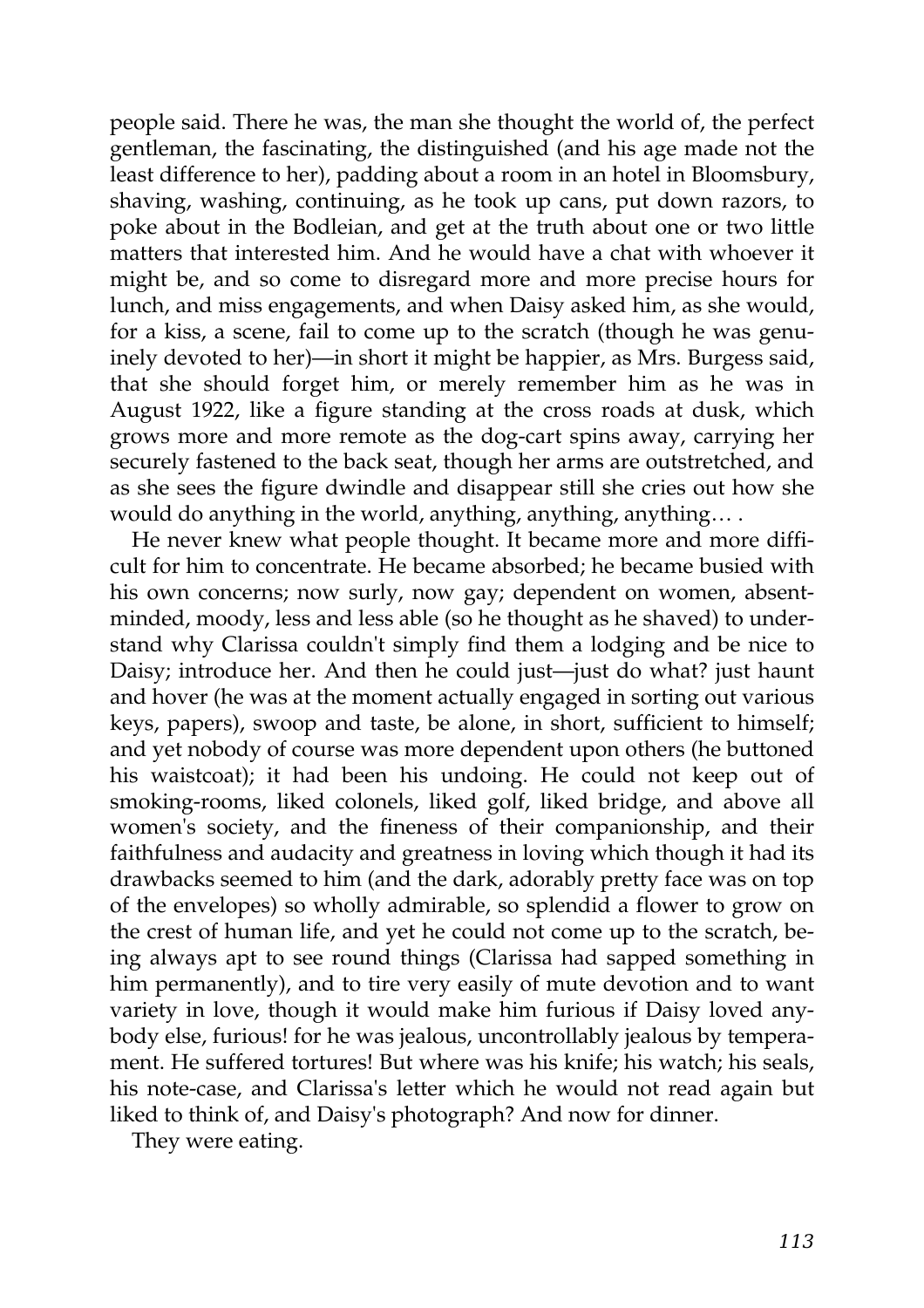people said. There he was, the man she thought the world of, the perfect gentleman, the fascinating, the distinguished (and his age made not the least difference to her), padding about a room in an hotel in Bloomsbury, shaving, washing, continuing, as he took up cans, put down razors, to poke about in the Bodleian, and get at the truth about one or two little matters that interested him. And he would have a chat with whoever it might be, and so come to disregard more and more precise hours for lunch, and miss engagements, and when Daisy asked him, as she would, for a kiss, a scene, fail to come up to the scratch (though he was genuinely devoted to her)—in short it might be happier, as Mrs. Burgess said, that she should forget him, or merely remember him as he was in August 1922, like a figure standing at the cross roads at dusk, which grows more and more remote as the dog-cart spins away, carrying her securely fastened to the back seat, though her arms are outstretched, and as she sees the figure dwindle and disappear still she cries out how she would do anything in the world, anything, anything, anything… .

He never knew what people thought. It became more and more difficult for him to concentrate. He became absorbed; he became busied with his own concerns; now surly, now gay; dependent on women, absent-minded, moody, less and less able (so he thought as he shaved) to understand why Clarissa couldn't simply find them a lodging and be nice to Daisy; introduce her. And then he could just—just do what? just haunt and hover (he was at the moment actually engaged in sorting out various keys, papers), swoop and taste, be alone, in short, sufficient to himself; and yet nobody of course was more dependent upon others (he buttoned his waistcoat); it had been his undoing. He could not keep out of smoking-rooms, liked colonels, liked golf, liked bridge, and above all women's society, and the fineness of their companionship, and their faithfulness and audacity and greatness in loving which though it had its drawbacks seemed to him (and the dark, adorably pretty face was on top of the envelopes) so wholly admirable, so splendid a flower to grow on the crest of human life, and yet he could not come up to the scratch, being always apt to see round things (Clarissa had sapped something in him permanently), and to tire very easily of mute devotion and to want variety in love, though it would make him furious if Daisy loved anybody else, furious! for he was jealous, uncontrollably jealous by temperament. He suffered tortures! But where was his knife; his watch; his seals, his note-case, and Clarissa's letter which he would not read again but liked to think of, and Daisy's photograph? And now for dinner.

They were eating.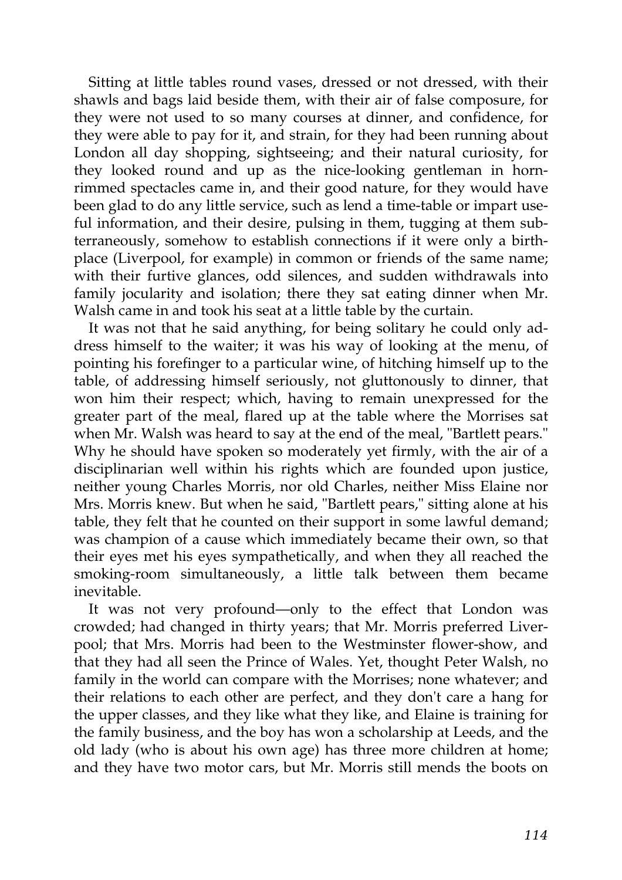Sitting at little tables round vases, dressed or not dressed, with their shawls and bags laid beside them, with their air of false composure, for they were not used to so many courses at dinner, and confidence, for they were able to pay for it, and strain, for they had been running about London all day shopping, sightseeing; and their natural curiosity, for they looked round and up as the nice-looking gentleman in horn-rimmed spectacles came in, and their good nature, for they would have been glad to do any little service, such as lend a time-table or impart useful information, and their desire, pulsing in them, tugging at them subterraneously, somehow to establish connections if it were only a birthplace (Liverpool, for example) in common or friends of the same name; with their furtive glances, odd silences, and sudden withdrawals into family jocularity and isolation; there they sat eating dinner when Mr. Walsh came in and took his seat at a little table by the curtain.

It was not that he said anything, for being solitary he could only address himself to the waiter; it was his way of looking at the menu, of pointing his forefinger to a particular wine, of hitching himself up to the table, of addressing himself seriously, not gluttonously to dinner, that won him their respect; which, having to remain unexpressed for the greater part of the meal, flared up at the table where the Morrises sat when Mr. Walsh was heard to say at the end of the meal, "Bartlett pears." Why he should have spoken so moderately yet firmly, with the air of a disciplinarian well within his rights which are founded upon justice, neither young Charles Morris, nor old Charles, neither Miss Elaine nor Mrs. Morris knew. But when he said, "Bartlett pears," sitting alone at his table, they felt that he counted on their support in some lawful demand; was champion of a cause which immediately became their own, so that their eyes met his eyes sympathetically, and when they all reached the smoking-room simultaneously, a little talk between them became inevitable.

It was not very profound—only to the effect that London was crowded; had changed in thirty years; that Mr. Morris preferred Liverpool; that Mrs. Morris had been to the Westminster flower-show, and that they had all seen the Prince of Wales. Yet, thought Peter Walsh, no family in the world can compare with the Morrises; none whatever; and their relations to each other are perfect, and they don't care a hang for the upper classes, and they like what they like, and Elaine is training for the family business, and the boy has won a scholarship at Leeds, and the old lady (who is about his own age) has three more children at home; and they have two motor cars, but Mr. Morris still mends the boots on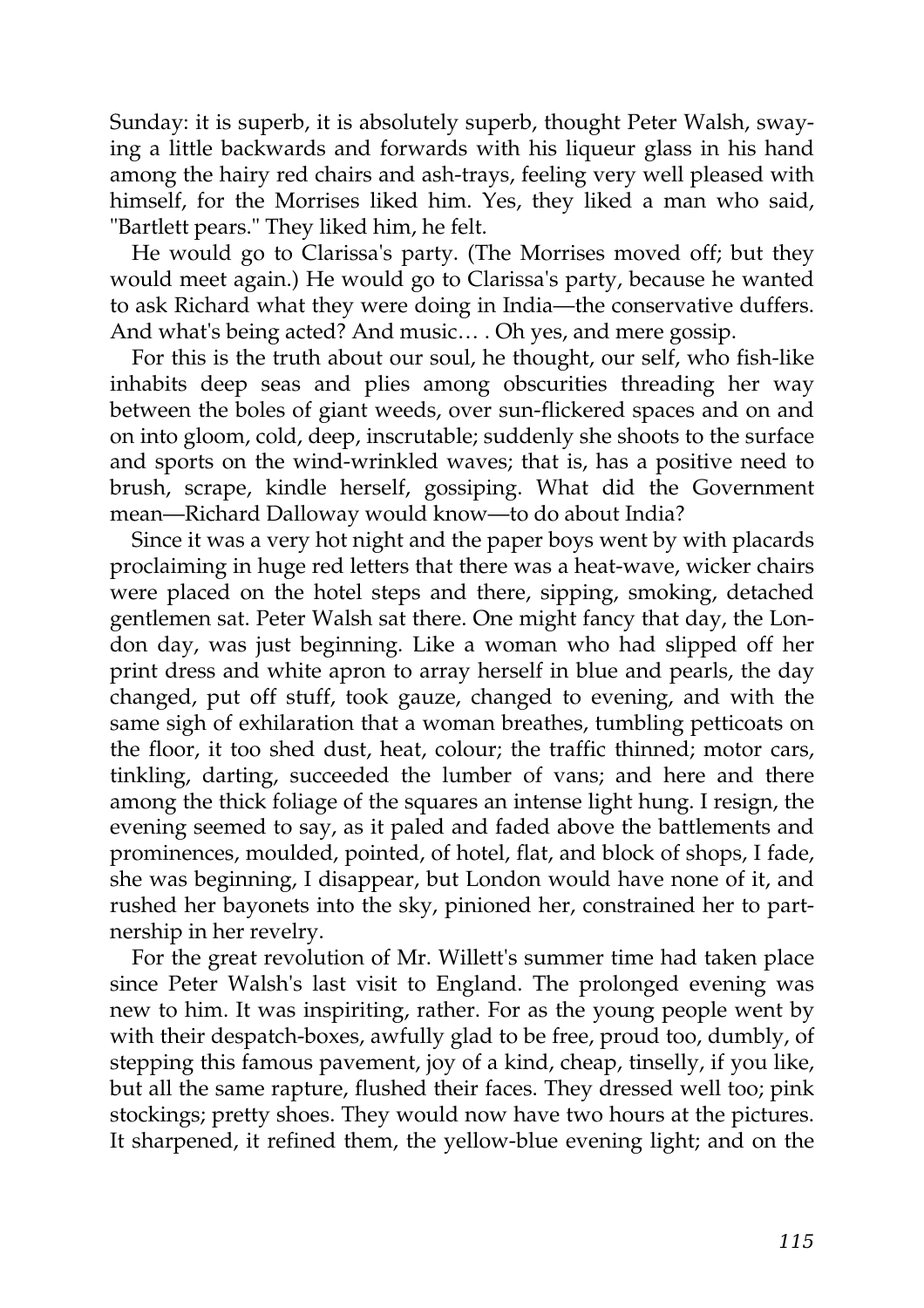Sunday: it is superb, it is absolutely superb, thought Peter Walsh, swaying a little backwards and forwards with his liqueur glass in his hand among the hairy red chairs and ash-trays, feeling very well pleased with himself, for the Morrises liked him. Yes, they liked a man who said, "Bartlett pears." They liked him, he felt.

He would go to Clarissa's party. (The Morrises moved off; but they would meet again.) He would go to Clarissa's party, because he wanted to ask Richard what they were doing in India—the conservative duffers. And what's being acted? And music… . Oh yes, and mere gossip.

For this is the truth about our soul, he thought, our self, who fish-like inhabits deep seas and plies among obscurities threading her way between the boles of giant weeds, over sun-flickered spaces and on and on into gloom, cold, deep, inscrutable; suddenly she shoots to the surface and sports on the wind-wrinkled waves; that is, has a positive need to brush, scrape, kindle herself, gossiping. What did the Government mean—Richard Dalloway would know—to do about India?

Since it was a very hot night and the paper boys went by with placards proclaiming in huge red letters that there was a heat-wave, wicker chairs were placed on the hotel steps and there, sipping, smoking, detached gentlemen sat. Peter Walsh sat there. One might fancy that day, the London day, was just beginning. Like a woman who had slipped off her print dress and white apron to array herself in blue and pearls, the day changed, put off stuff, took gauze, changed to evening, and with the same sigh of exhilaration that a woman breathes, tumbling petticoats on the floor, it too shed dust, heat, colour; the traffic thinned; motor cars, tinkling, darting, succeeded the lumber of vans; and here and there among the thick foliage of the squares an intense light hung. I resign, the evening seemed to say, as it paled and faded above the battlements and prominences, moulded, pointed, of hotel, flat, and block of shops, I fade, she was beginning, I disappear, but London would have none of it, and rushed her bayonets into the sky, pinioned her, constrained her to partnership in her revelry.

For the great revolution of Mr. Willett's summer time had taken place since Peter Walsh's last visit to England. The prolonged evening was new to him. It was inspiriting, rather. For as the young people went by with their despatch-boxes, awfully glad to be free, proud too, dumbly, of stepping this famous pavement, joy of a kind, cheap, tinselly, if you like, but all the same rapture, flushed their faces. They dressed well too; pink stockings; pretty shoes. They would now have two hours at the pictures. It sharpened, it refined them, the yellow-blue evening light; and on the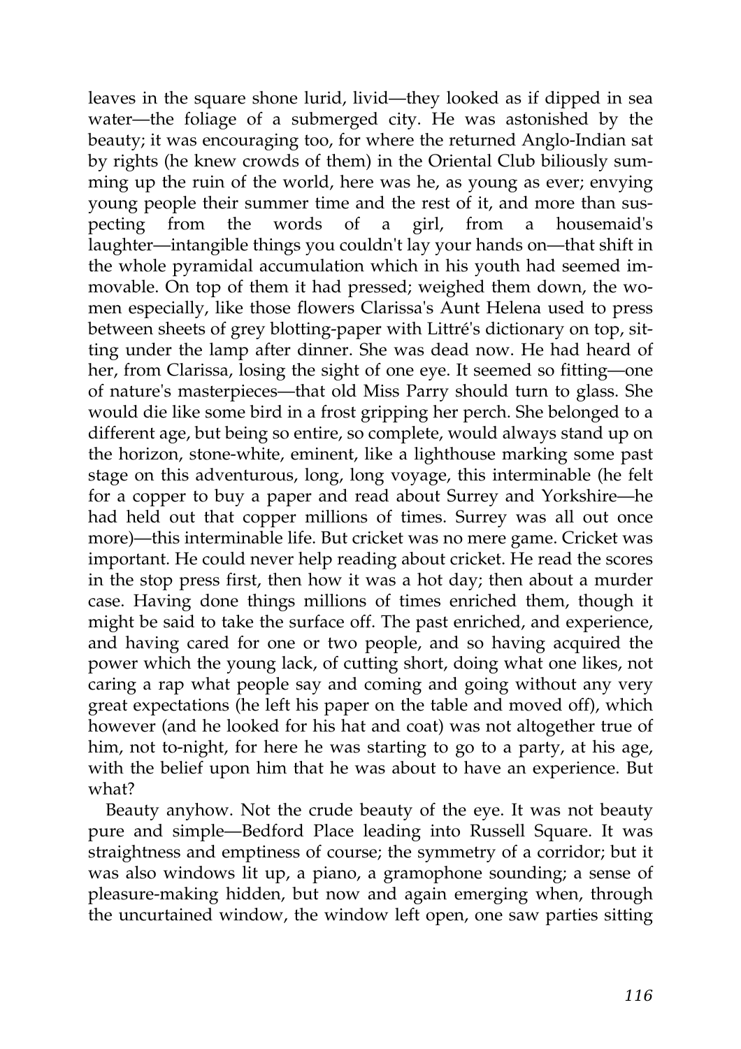leaves in the square shone lurid, livid—they looked as if dipped in sea water—the foliage of a submerged city. He was astonished by the beauty; it was encouraging too, for where the returned Anglo-Indian sat by rights (he knew crowds of them) in the Oriental Club biliously summing up the ruin of the world, here was he, as young as ever; envying young people their summer time and the rest of it, and more than suspecting from the words of a girl, from a housemaid's laughter—intangible things you couldn't lay your hands on—that shift in the whole pyramidal accumulation which in his youth had seemed immovable. On top of them it had pressed; weighed them down, the women especially, like those flowers Clarissa's Aunt Helena used to press between sheets of grey blotting-paper with Littré's dictionary on top, sitting under the lamp after dinner. She was dead now. He had heard of her, from Clarissa, losing the sight of one eye. It seemed so fitting—one of nature's masterpieces—that old Miss Parry should turn to glass. She would die like some bird in a frost gripping her perch. She belonged to a different age, but being so entire, so complete, would always stand up on the horizon, stone-white, eminent, like a lighthouse marking some past stage on this adventurous, long, long voyage, this interminable (he felt for a copper to buy a paper and read about Surrey and Yorkshire—he had held out that copper millions of times. Surrey was all out once more)—this interminable life. But cricket was no mere game. Cricket was important. He could never help reading about cricket. He read the scores in the stop press first, then how it was a hot day; then about a murder case. Having done things millions of times enriched them, though it might be said to take the surface off. The past enriched, and experience, and having cared for one or two people, and so having acquired the power which the young lack, of cutting short, doing what one likes, not caring a rap what people say and coming and going without any very great expectations (he left his paper on the table and moved off), which however (and he looked for his hat and coat) was not altogether true of him, not to-night, for here he was starting to go to a party, at his age, with the belief upon him that he was about to have an experience. But what?

Beauty anyhow. Not the crude beauty of the eye. It was not beauty pure and simple—Bedford Place leading into Russell Square. It was straightness and emptiness of course; the symmetry of a corridor; but it was also windows lit up, a piano, a gramophone sounding; a sense of pleasure-making hidden, but now and again emerging when, through the uncurtained window, the window left open, one saw parties sitting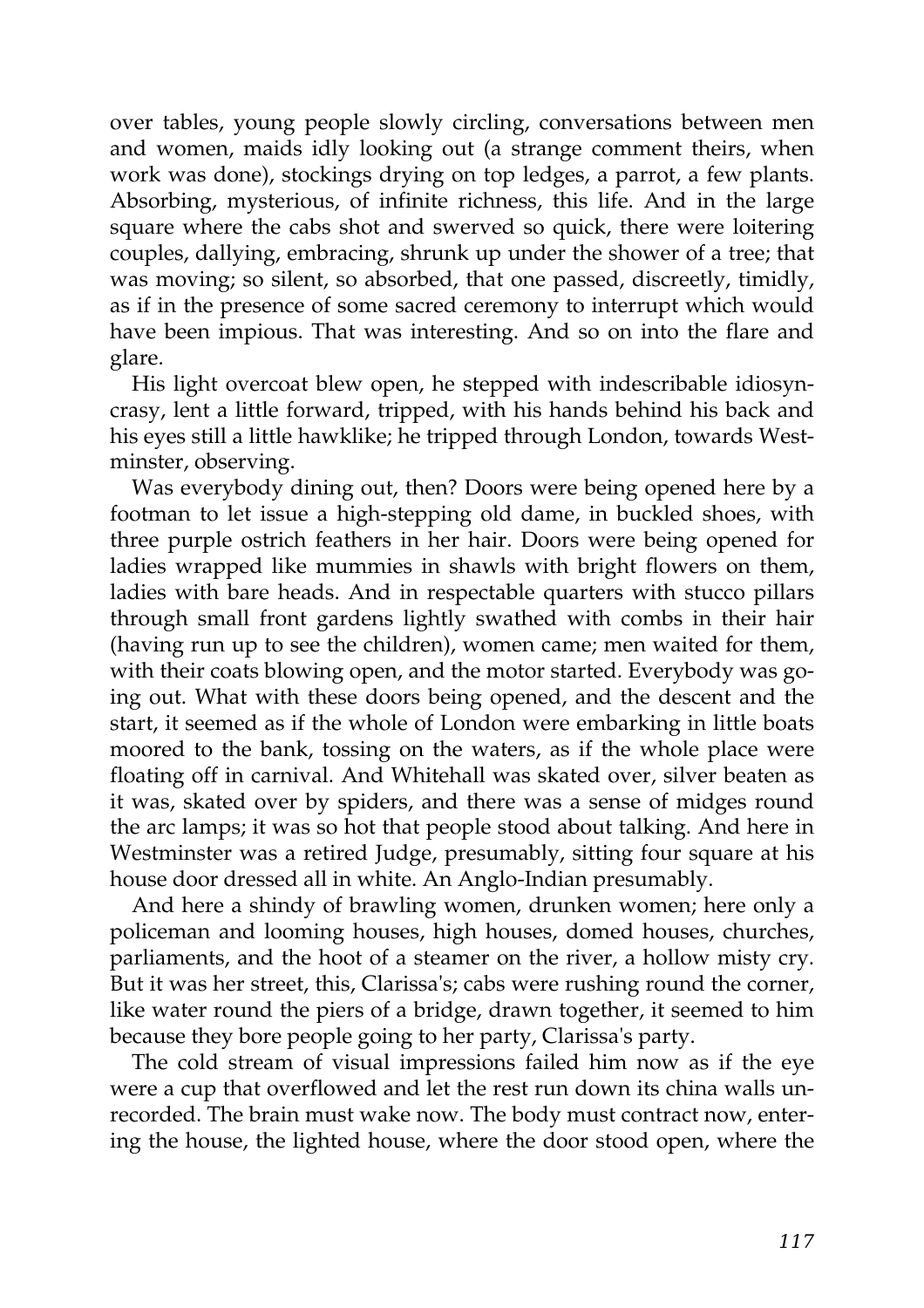over tables, young people slowly circling, conversations between men and women, maids idly looking out (a strange comment theirs, when work was done), stockings drying on top ledges, a parrot, a few plants. Absorbing, mysterious, of infinite richness, this life. And in the large square where the cabs shot and swerved so quick, there were loitering couples, dallying, embracing, shrunk up under the shower of a tree; that was moving; so silent, so absorbed, that one passed, discreetly, timidly, as if in the presence of some sacred ceremony to interrupt which would have been impious. That was interesting. And so on into the flare and glare.

His light overcoat blew open, he stepped with indescribable idiosyncrasy, lent a little forward, tripped, with his hands behind his back and his eyes still a little hawklike; he tripped through London, towards Westminster, observing.

Was everybody dining out, then? Doors were being opened here by a footman to let issue a high-stepping old dame, in buckled shoes, with three purple ostrich feathers in her hair. Doors were being opened for ladies wrapped like mummies in shawls with bright flowers on them, ladies with bare heads. And in respectable quarters with stucco pillars through small front gardens lightly swathed with combs in their hair (having run up to see the children), women came; men waited for them, with their coats blowing open, and the motor started. Everybody was going out. What with these doors being opened, and the descent and the start, it seemed as if the whole of London were embarking in little boats moored to the bank, tossing on the waters, as if the whole place were floating off in carnival. And Whitehall was skated over, silver beaten as it was, skated over by spiders, and there was a sense of midges round the arc lamps; it was so hot that people stood about talking. And here in Westminster was a retired Judge, presumably, sitting four square at his house door dressed all in white. An Anglo-Indian presumably.

And here a shindy of brawling women, drunken women; here only a policeman and looming houses, high houses, domed houses, churches, parliaments, and the hoot of a steamer on the river, a hollow misty cry. But it was her street, this, Clarissa's; cabs were rushing round the corner, like water round the piers of a bridge, drawn together, it seemed to him because they bore people going to her party, Clarissa's party.

The cold stream of visual impressions failed him now as if the eye were a cup that overflowed and let the rest run down its china walls unrecorded. The brain must wake now. The body must contract now, entering the house, the lighted house, where the door stood open, where the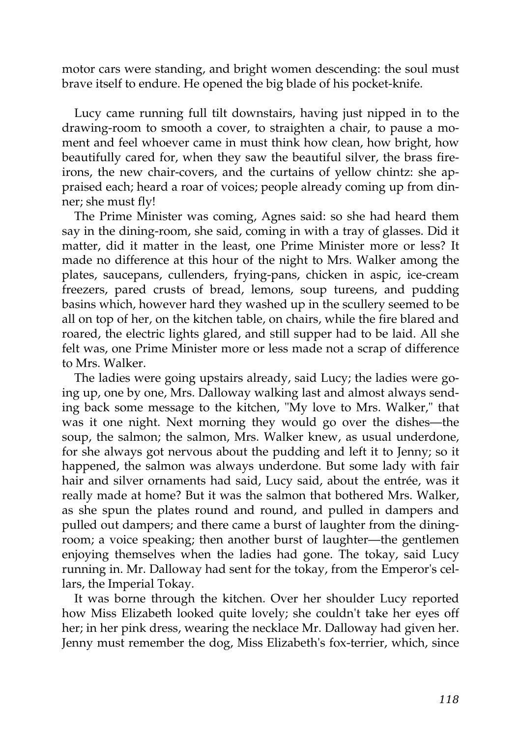motor cars were standing, and bright women descending: the soul must brave itself to endure. He opened the big blade of his pocket-knife.

Lucy came running full tilt downstairs, having just nipped in to the drawing-room to smooth a cover, to straighten a chair, to pause a moment and feel whoever came in must think how clean, how bright, how beautifully cared for, when they saw the beautiful silver, the brass fire-irons, the new chair-covers, and the curtains of yellow chintz: she appraised each; heard a roar of voices; people already coming up from dinner; she must fly!

The Prime Minister was coming, Agnes said: so she had heard them say in the dining-room, she said, coming in with a tray of glasses. Did it matter, did it matter in the least, one Prime Minister more or less? It made no difference at this hour of the night to Mrs. Walker among the plates, saucepans, cullenders, frying-pans, chicken in aspic, ice-cream freezers, pared crusts of bread, lemons, soup tureens, and pudding basins which, however hard they washed up in the scullery seemed to be all on top of her, on the kitchen table, on chairs, while the fire blared and roared, the electric lights glared, and still supper had to be laid. All she felt was, one Prime Minister more or less made not a scrap of difference to Mrs. Walker.

The ladies were going upstairs already, said Lucy; the ladies were going up, one by one, Mrs. Dalloway walking last and almost always sending back some message to the kitchen, "My love to Mrs. Walker," that was it one night. Next morning they would go over the dishes—the soup, the salmon; the salmon, Mrs. Walker knew, as usual underdone, for she always got nervous about the pudding and left it to Jenny; so it happened, the salmon was always underdone. But some lady with fair hair and silver ornaments had said, Lucy said, about the entrée, was it really made at home? But it was the salmon that bothered Mrs. Walker, as she spun the plates round and round, and pulled in dampers and pulled out dampers; and there came a burst of laughter from the dining-room; a voice speaking; then another burst of laughter—the gentlemen enjoying themselves when the ladies had gone. The tokay, said Lucy running in. Mr. Dalloway had sent for the tokay, from the Emperor's cellars, the Imperial Tokay.

It was borne through the kitchen. Over her shoulder Lucy reported how Miss Elizabeth looked quite lovely; she couldn't take her eyes off her; in her pink dress, wearing the necklace Mr. Dalloway had given her. Jenny must remember the dog, Miss Elizabeth's fox-terrier, which, since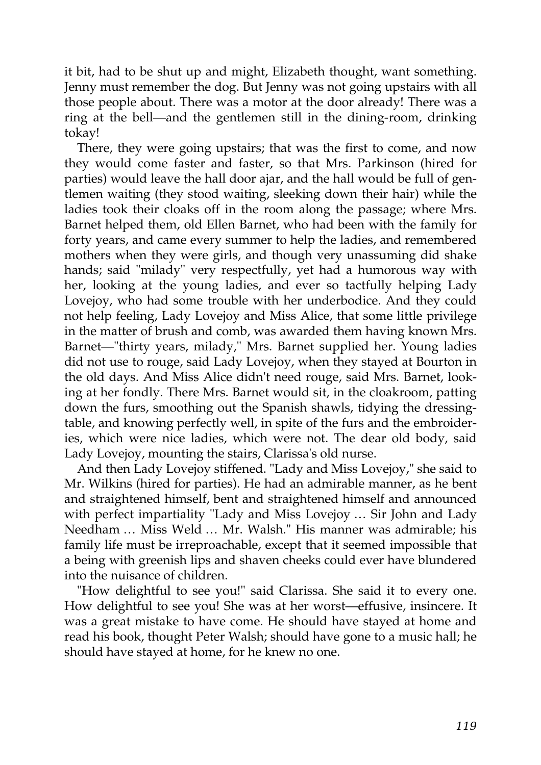it bit, had to be shut up and might, Elizabeth thought, want something. Jenny must remember the dog. But Jenny was not going upstairs with all those people about. There was a motor at the door already! There was a ring at the bell—and the gentlemen still in the dining-room, drinking tokay!

There, they were going upstairs; that was the first to come, and now they would come faster and faster, so that Mrs. Parkinson (hired for parties) would leave the hall door ajar, and the hall would be full of gentlemen waiting (they stood waiting, sleeking down their hair) while the ladies took their cloaks off in the room along the passage; where Mrs. Barnet helped them, old Ellen Barnet, who had been with the family for forty years, and came every summer to help the ladies, and remembered mothers when they were girls, and though very unassuming did shake hands; said "milady" very respectfully, yet had a humorous way with her, looking at the young ladies, and ever so tactfully helping Lady Lovejoy, who had some trouble with her underbodice. And they could not help feeling, Lady Lovejoy and Miss Alice, that some little privilege in the matter of brush and comb, was awarded them having known Mrs. Barnet—"thirty years, milady," Mrs. Barnet supplied her. Young ladies did not use to rouge, said Lady Lovejoy, when they stayed at Bourton in the old days. And Miss Alice didn't need rouge, said Mrs. Barnet, looking at her fondly. There Mrs. Barnet would sit, in the cloakroom, patting down the furs, smoothing out the Spanish shawls, tidying the dressing-table, and knowing perfectly well, in spite of the furs and the embroideries, which were nice ladies, which were not. The dear old body, said Lady Lovejoy, mounting the stairs, Clarissa's old nurse.

And then Lady Lovejoy stiffened. "Lady and Miss Lovejoy," she said to Mr. Wilkins (hired for parties). He had an admirable manner, as he bent and straightened himself, bent and straightened himself and announced with perfect impartiality "Lady and Miss Lovejoy … Sir John and Lady Needham … Miss Weld … Mr. Walsh." His manner was admirable; his family life must be irreproachable, except that it seemed impossible that a being with greenish lips and shaven cheeks could ever have blundered into the nuisance of children.

"How delightful to see you!" said Clarissa. She said it to every one. How delightful to see you! She was at her worst—effusive, insincere. It was a great mistake to have come. He should have stayed at home and read his book, thought Peter Walsh; should have gone to a music hall; he should have stayed at home, for he knew no one.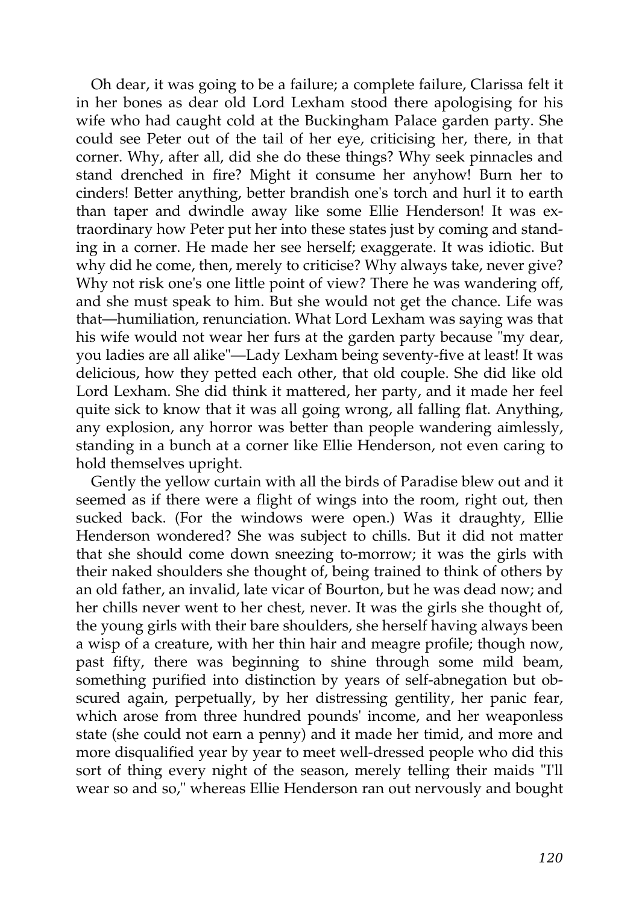Oh dear, it was going to be a failure; a complete failure, Clarissa felt it in her bones as dear old Lord Lexham stood there apologising for his wife who had caught cold at the Buckingham Palace garden party. She could see Peter out of the tail of her eye, criticising her, there, in that corner. Why, after all, did she do these things? Why seek pinnacles and stand drenched in fire? Might it consume her anyhow! Burn her to cinders! Better anything, better brandish one's torch and hurl it to earth than taper and dwindle away like some Ellie Henderson! It was extraordinary how Peter put her into these states just by coming and standing in a corner. He made her see herself; exaggerate. It was idiotic. But why did he come, then, merely to criticise? Why always take, never give? Why not risk one's one little point of view? There he was wandering off, and she must speak to him. But she would not get the chance. Life was that—humiliation, renunciation. What Lord Lexham was saying was that his wife would not wear her furs at the garden party because "my dear, you ladies are all alike"—Lady Lexham being seventy-five at least! It was delicious, how they petted each other, that old couple. She did like old Lord Lexham. She did think it mattered, her party, and it made her feel quite sick to know that it was all going wrong, all falling flat. Anything, any explosion, any horror was better than people wandering aimlessly, standing in a bunch at a corner like Ellie Henderson, not even caring to hold themselves upright.

Gently the yellow curtain with all the birds of Paradise blew out and it seemed as if there were a flight of wings into the room, right out, then sucked back. (For the windows were open.) Was it draughty, Ellie Henderson wondered? She was subject to chills. But it did not matter that she should come down sneezing to-morrow; it was the girls with their naked shoulders she thought of, being trained to think of others by an old father, an invalid, late vicar of Bourton, but he was dead now; and her chills never went to her chest, never. It was the girls she thought of, the young girls with their bare shoulders, she herself having always been a wisp of a creature, with her thin hair and meagre profile; though now, past fifty, there was beginning to shine through some mild beam, something purified into distinction by years of self-abnegation but obscured again, perpetually, by her distressing gentility, her panic fear, which arose from three hundred pounds' income, and her weaponless state (she could not earn a penny) and it made her timid, and more and more disqualified year by year to meet well-dressed people who did this sort of thing every night of the season, merely telling their maids "I'll wear so and so," whereas Ellie Henderson ran out nervously and bought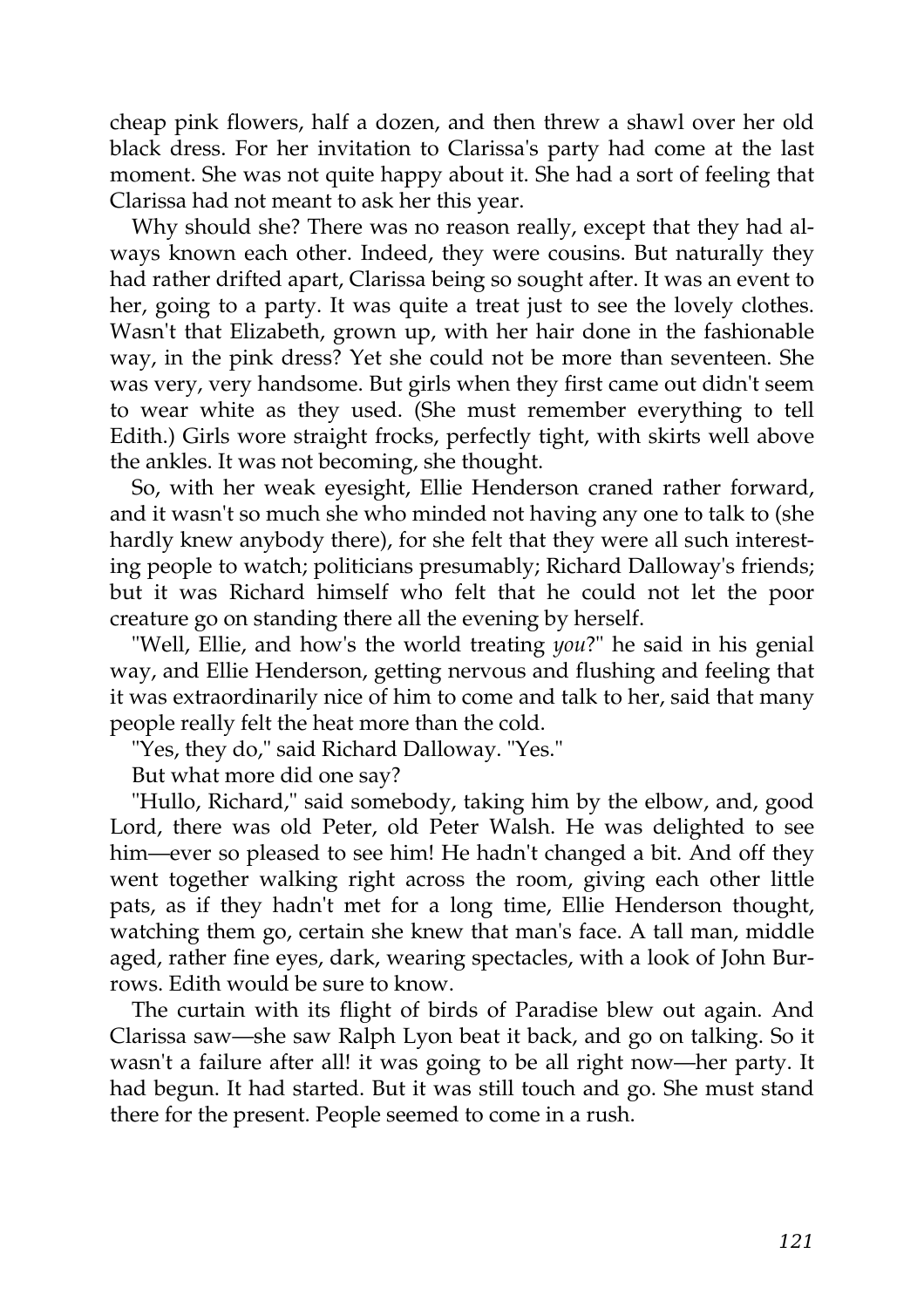cheap pink flowers, half a dozen, and then threw a shawl over her old black dress. For her invitation to Clarissa's party had come at the last moment. She was not quite happy about it. She had a sort of feeling that Clarissa had not meant to ask her this year.

Why should she? There was no reason really, except that they had always known each other. Indeed, they were cousins. But naturally they had rather drifted apart, Clarissa being so sought after. It was an event to her, going to a party. It was quite a treat just to see the lovely clothes. Wasn't that Elizabeth, grown up, with her hair done in the fashionable way, in the pink dress? Yet she could not be more than seventeen. She was very, very handsome. But girls when they first came out didn't seem to wear white as they used. (She must remember everything to tell Edith.) Girls wore straight frocks, perfectly tight, with skirts well above the ankles. It was not becoming, she thought.

So, with her weak eyesight, Ellie Henderson craned rather forward, and it wasn't so much she who minded not having any one to talk to (she hardly knew anybody there), for she felt that they were all such interesting people to watch; politicians presumably; Richard Dalloway's friends; but it was Richard himself who felt that he could not let the poor creature go on standing there all the evening by herself.

"Well, Ellie, and how's the world treating *you*?" he said in his genial way, and Ellie Henderson, getting nervous and flushing and feeling that it was extraordinarily nice of him to come and talk to her, said that many people really felt the heat more than the cold.

"Yes, they do," said Richard Dalloway. "Yes."

But what more did one say?

"Hullo, Richard," said somebody, taking him by the elbow, and, good Lord, there was old Peter, old Peter Walsh. He was delighted to see him—ever so pleased to see him! He hadn't changed a bit. And off they went together walking right across the room, giving each other little pats, as if they hadn't met for a long time, Ellie Henderson thought, watching them go, certain she knew that man's face. A tall man, middle aged, rather fine eyes, dark, wearing spectacles, with a look of John Burrows. Edith would be sure to know.

The curtain with its flight of birds of Paradise blew out again. And Clarissa saw—she saw Ralph Lyon beat it back, and go on talking. So it wasn't a failure after all! it was going to be all right now—her party. It had begun. It had started. But it was still touch and go. She must stand there for the present. People seemed to come in a rush.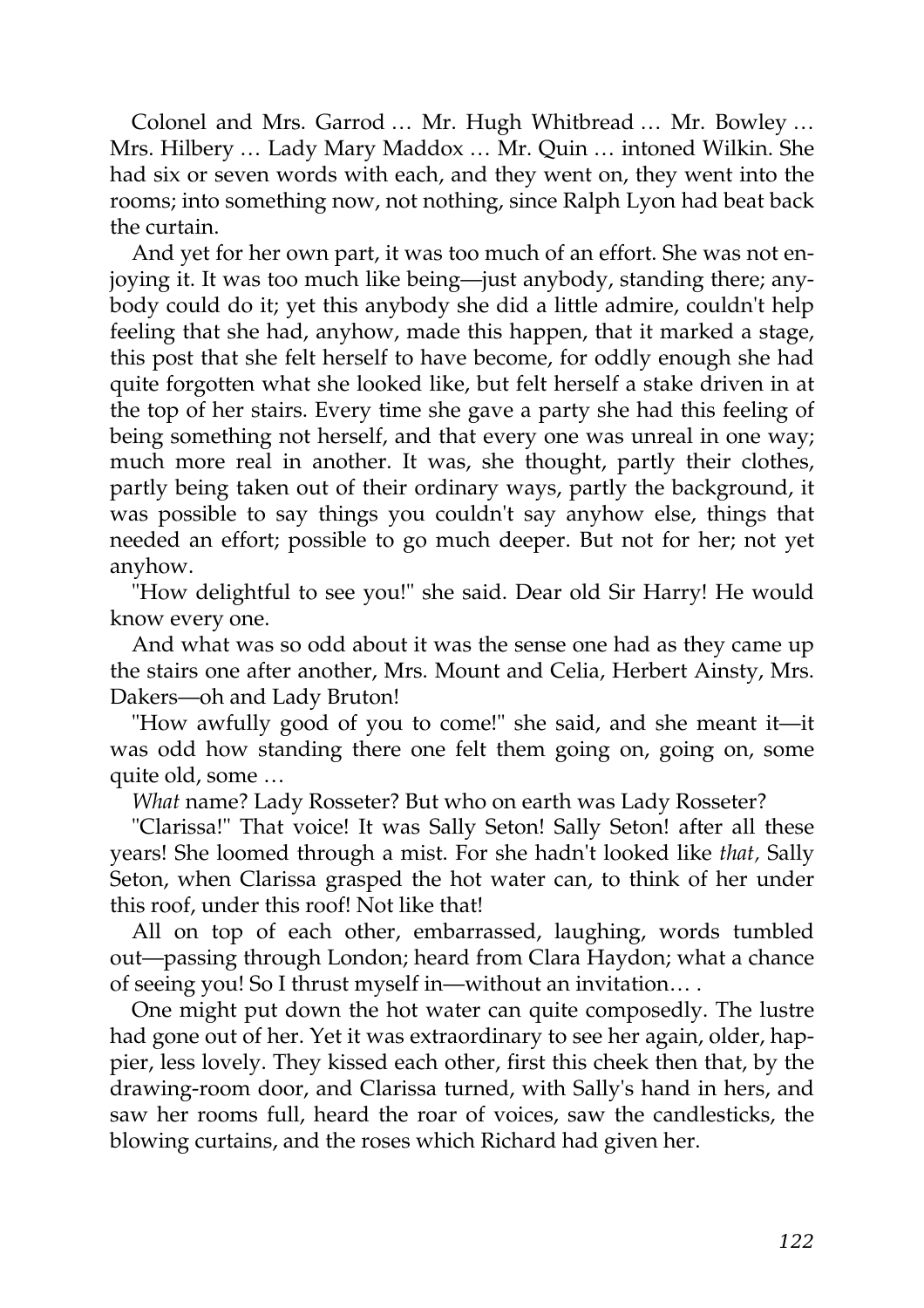Colonel and Mrs. Garrod … Mr. Hugh Whitbread … Mr. Bowley … Mrs. Hilbery … Lady Mary Maddox … Mr. Quin … intoned Wilkin. She had six or seven words with each, and they went on, they went into the rooms; into something now, not nothing, since Ralph Lyon had beat back the curtain.

And yet for her own part, it was too much of an effort. She was not enjoying it. It was too much like being—just anybody, standing there; anybody could do it; yet this anybody she did a little admire, couldn't help feeling that she had, anyhow, made this happen, that it marked a stage, this post that she felt herself to have become, for oddly enough she had quite forgotten what she looked like, but felt herself a stake driven in at the top of her stairs. Every time she gave a party she had this feeling of being something not herself, and that every one was unreal in one way; much more real in another. It was, she thought, partly their clothes, partly being taken out of their ordinary ways, partly the background, it was possible to say things you couldn't say anyhow else, things that needed an effort; possible to go much deeper. But not for her; not yet anyhow.

"How delightful to see you!" she said. Dear old Sir Harry! He would know every one.

And what was so odd about it was the sense one had as they came up the stairs one after another, Mrs. Mount and Celia, Herbert Ainsty, Mrs. Dakers—oh and Lady Bruton!

"How awfully good of you to come!" she said, and she meant it—it was odd how standing there one felt them going on, going on, some quite old, some …

*What* name? Lady Rosseter? But who on earth was Lady Rosseter?

"Clarissa!" That voice! It was Sally Seton! Sally Seton! after all these years! She loomed through a mist. For she hadn't looked like *that,* Sally Seton, when Clarissa grasped the hot water can, to think of her under this roof, under this roof! Not like that!

All on top of each other, embarrassed, laughing, words tumbled out—passing through London; heard from Clara Haydon; what a chance of seeing you! So I thrust myself in—without an invitation… .

One might put down the hot water can quite composedly. The lustre had gone out of her. Yet it was extraordinary to see her again, older, happier, less lovely. They kissed each other, first this cheek then that, by the drawing-room door, and Clarissa turned, with Sally's hand in hers, and saw her rooms full, heard the roar of voices, saw the candlesticks, the blowing curtains, and the roses which Richard had given her.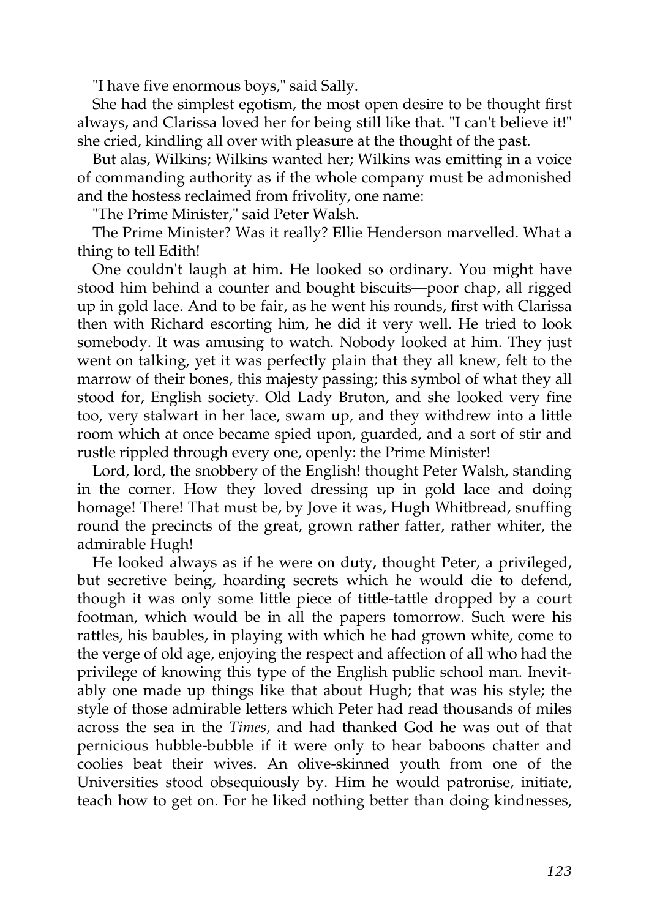"I have five enormous boys," said Sally.

She had the simplest egotism, the most open desire to be thought first always, and Clarissa loved her for being still like that. "I can't believe it!" she cried, kindling all over with pleasure at the thought of the past.

But alas, Wilkins; Wilkins wanted her; Wilkins was emitting in a voice of commanding authority as if the whole company must be admonished and the hostess reclaimed from frivolity, one name:

"The Prime Minister," said Peter Walsh.

The Prime Minister? Was it really? Ellie Henderson marvelled. What a thing to tell Edith!

One couldn't laugh at him. He looked so ordinary. You might have stood him behind a counter and bought biscuits—poor chap, all rigged up in gold lace. And to be fair, as he went his rounds, first with Clarissa then with Richard escorting him, he did it very well. He tried to look somebody. It was amusing to watch. Nobody looked at him. They just went on talking, yet it was perfectly plain that they all knew, felt to the marrow of their bones, this majesty passing; this symbol of what they all stood for, English society. Old Lady Bruton, and she looked very fine too, very stalwart in her lace, swam up, and they withdrew into a little room which at once became spied upon, guarded, and a sort of stir and rustle rippled through every one, openly: the Prime Minister!

Lord, lord, the snobbery of the English! thought Peter Walsh, standing in the corner. How they loved dressing up in gold lace and doing homage! There! That must be, by Jove it was, Hugh Whitbread, snuffing round the precincts of the great, grown rather fatter, rather whiter, the admirable Hugh!

He looked always as if he were on duty, thought Peter, a privileged, but secretive being, hoarding secrets which he would die to defend, though it was only some little piece of tittle-tattle dropped by a court footman, which would be in all the papers tomorrow. Such were his rattles, his baubles, in playing with which he had grown white, come to the verge of old age, enjoying the respect and affection of all who had the privilege of knowing this type of the English public school man. Inevitably one made up things like that about Hugh; that was his style; the style of those admirable letters which Peter had read thousands of miles across the sea in the *Times,* and had thanked God he was out of that pernicious hubble-bubble if it were only to hear baboons chatter and coolies beat their wives. An olive-skinned youth from one of the Universities stood obsequiously by. Him he would patronise, initiate, teach how to get on. For he liked nothing better than doing kindnesses,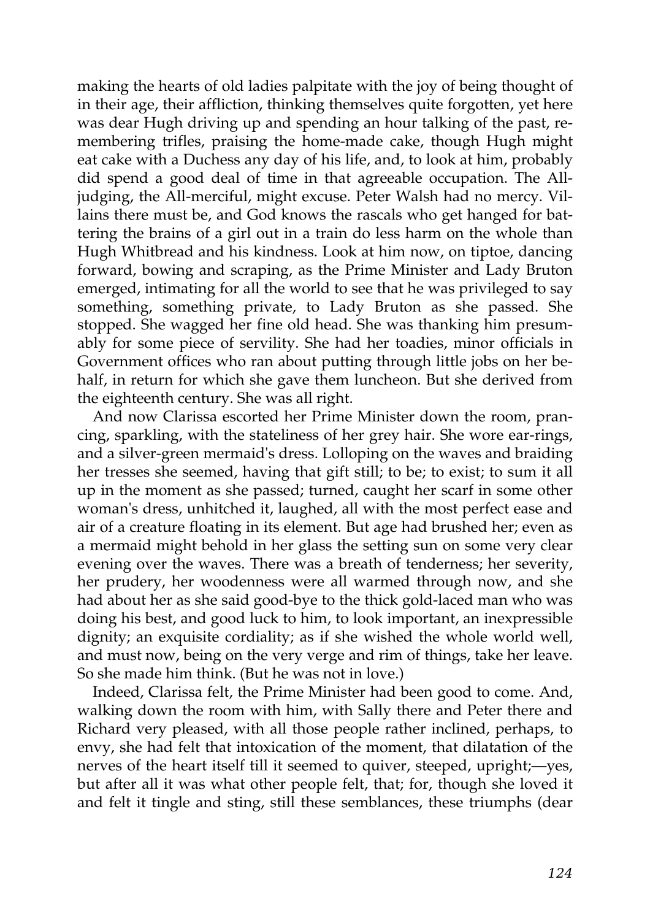making the hearts of old ladies palpitate with the joy of being thought of in their age, their affliction, thinking themselves quite forgotten, yet here was dear Hugh driving up and spending an hour talking of the past, remembering trifles, praising the home-made cake, though Hugh might eat cake with a Duchess any day of his life, and, to look at him, probably did spend a good deal of time in that agreeable occupation. The All-judging, the All-merciful, might excuse. Peter Walsh had no mercy. Villains there must be, and God knows the rascals who get hanged for battering the brains of a girl out in a train do less harm on the whole than Hugh Whitbread and his kindness. Look at him now, on tiptoe, dancing forward, bowing and scraping, as the Prime Minister and Lady Bruton emerged, intimating for all the world to see that he was privileged to say something, something private, to Lady Bruton as she passed. She stopped. She wagged her fine old head. She was thanking him presumably for some piece of servility. She had her toadies, minor officials in Government offices who ran about putting through little jobs on her behalf, in return for which she gave them luncheon. But she derived from the eighteenth century. She was all right.

And now Clarissa escorted her Prime Minister down the room, prancing, sparkling, with the stateliness of her grey hair. She wore ear-rings, and a silver-green mermaid's dress. Lolloping on the waves and braiding her tresses she seemed, having that gift still; to be; to exist; to sum it all up in the moment as she passed; turned, caught her scarf in some other woman's dress, unhitched it, laughed, all with the most perfect ease and air of a creature floating in its element. But age had brushed her; even as a mermaid might behold in her glass the setting sun on some very clear evening over the waves. There was a breath of tenderness; her severity, her prudery, her woodenness were all warmed through now, and she had about her as she said good-bye to the thick gold-laced man who was doing his best, and good luck to him, to look important, an inexpressible dignity; an exquisite cordiality; as if she wished the whole world well, and must now, being on the very verge and rim of things, take her leave. So she made him think. (But he was not in love.)

Indeed, Clarissa felt, the Prime Minister had been good to come. And, walking down the room with him, with Sally there and Peter there and Richard very pleased, with all those people rather inclined, perhaps, to envy, she had felt that intoxication of the moment, that dilatation of the nerves of the heart itself till it seemed to quiver, steeped, upright;—yes, but after all it was what other people felt, that; for, though she loved it and felt it tingle and sting, still these semblances, these triumphs (dear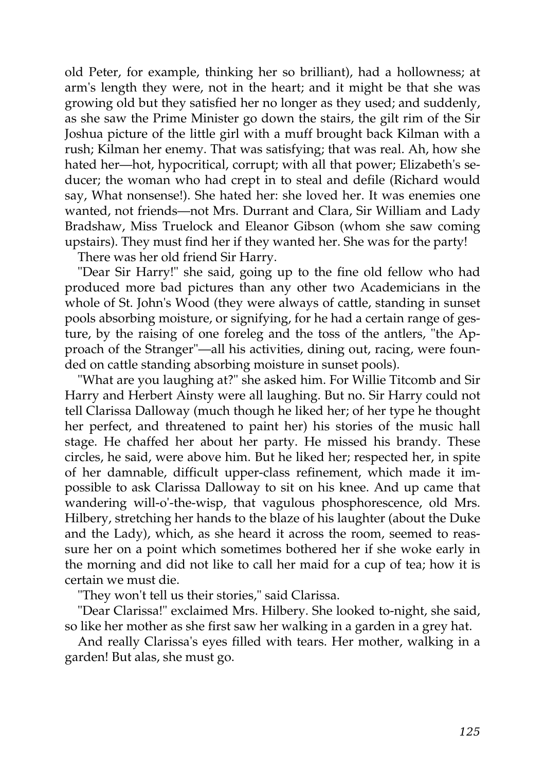old Peter, for example, thinking her so brilliant), had a hollowness; at arm's length they were, not in the heart; and it might be that she was growing old but they satisfied her no longer as they used; and suddenly, as she saw the Prime Minister go down the stairs, the gilt rim of the Sir Joshua picture of the little girl with a muff brought back Kilman with a rush; Kilman her enemy. That was satisfying; that was real. Ah, how she hated her—hot, hypocritical, corrupt; with all that power; Elizabeth's seducer; the woman who had crept in to steal and defile (Richard would say, What nonsense!). She hated her: she loved her. It was enemies one wanted, not friends—not Mrs. Durrant and Clara, Sir William and Lady Bradshaw, Miss Truelock and Eleanor Gibson (whom she saw coming upstairs). They must find her if they wanted her. She was for the party!

There was her old friend Sir Harry.

"Dear Sir Harry!" she said, going up to the fine old fellow who had produced more bad pictures than any other two Academicians in the whole of St. John's Wood (they were always of cattle, standing in sunset pools absorbing moisture, or signifying, for he had a certain range of gesture, by the raising of one foreleg and the toss of the antlers, "the Approach of the Stranger"—all his activities, dining out, racing, were founded on cattle standing absorbing moisture in sunset pools).

"What are you laughing at?" she asked him. For Willie Titcomb and Sir Harry and Herbert Ainsty were all laughing. But no. Sir Harry could not tell Clarissa Dalloway (much though he liked her; of her type he thought her perfect, and threatened to paint her) his stories of the music hall stage. He chaffed her about her party. He missed his brandy. These circles, he said, were above him. But he liked her; respected her, in spite of her damnable, difficult upper-class refinement, which made it impossible to ask Clarissa Dalloway to sit on his knee. And up came that wandering will-o'-the-wisp, that vagulous phosphorescence, old Mrs. Hilbery, stretching her hands to the blaze of his laughter (about the Duke and the Lady), which, as she heard it across the room, seemed to reassure her on a point which sometimes bothered her if she woke early in the morning and did not like to call her maid for a cup of tea; how it is certain we must die.

"They won't tell us their stories," said Clarissa.

"Dear Clarissa!" exclaimed Mrs. Hilbery. She looked to-night, she said, so like her mother as she first saw her walking in a garden in a grey hat.

And really Clarissa's eyes filled with tears. Her mother, walking in a garden! But alas, she must go.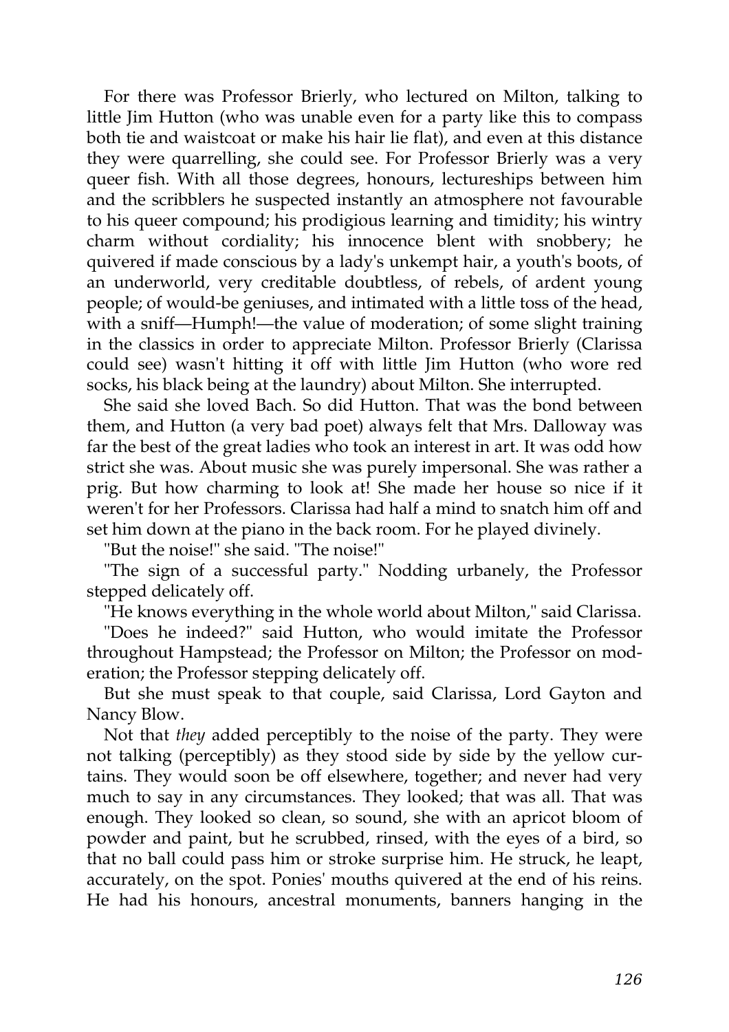For there was Professor Brierly, who lectured on Milton, talking to little Jim Hutton (who was unable even for a party like this to compass both tie and waistcoat or make his hair lie flat), and even at this distance they were quarrelling, she could see. For Professor Brierly was a very queer fish. With all those degrees, honours, lectureships between him and the scribblers he suspected instantly an atmosphere not favourable to his queer compound; his prodigious learning and timidity; his wintry charm without cordiality; his innocence blent with snobbery; he quivered if made conscious by a lady's unkempt hair, a youth's boots, of an underworld, very creditable doubtless, of rebels, of ardent young people; of would-be geniuses, and intimated with a little toss of the head, with a sniff—Humph!—the value of moderation; of some slight training in the classics in order to appreciate Milton. Professor Brierly (Clarissa could see) wasn't hitting it off with little Jim Hutton (who wore red socks, his black being at the laundry) about Milton. She interrupted.

She said she loved Bach. So did Hutton. That was the bond between them, and Hutton (a very bad poet) always felt that Mrs. Dalloway was far the best of the great ladies who took an interest in art. It was odd how strict she was. About music she was purely impersonal. She was rather a prig. But how charming to look at! She made her house so nice if it weren't for her Professors. Clarissa had half a mind to snatch him off and set him down at the piano in the back room. For he played divinely.

"But the noise!" she said. "The noise!"

"The sign of a successful party." Nodding urbanely, the Professor stepped delicately off.

"He knows everything in the whole world about Milton," said Clarissa.

"Does he indeed?" said Hutton, who would imitate the Professor throughout Hampstead; the Professor on Milton; the Professor on moderation; the Professor stepping delicately off.

But she must speak to that couple, said Clarissa, Lord Gayton and Nancy Blow.

Not that *they* added perceptibly to the noise of the party. They were not talking (perceptibly) as they stood side by side by the yellow curtains. They would soon be off elsewhere, together; and never had very much to say in any circumstances. They looked; that was all. That was enough. They looked so clean, so sound, she with an apricot bloom of powder and paint, but he scrubbed, rinsed, with the eyes of a bird, so that no ball could pass him or stroke surprise him. He struck, he leapt, accurately, on the spot. Ponies' mouths quivered at the end of his reins. He had his honours, ancestral monuments, banners hanging in the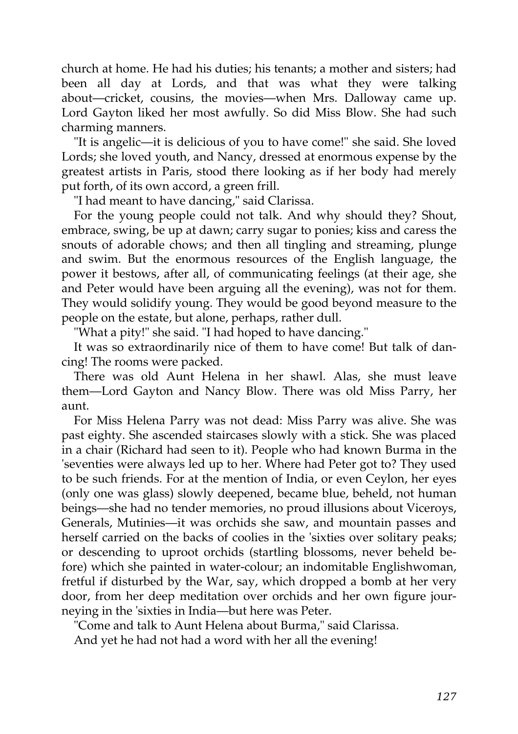church at home. He had his duties; his tenants; a mother and sisters; had been all day at Lords, and that was what they were talking about—cricket, cousins, the movies—when Mrs. Dalloway came up. Lord Gayton liked her most awfully. So did Miss Blow. She had such charming manners.

"It is angelic—it is delicious of you to have come!" she said. She loved Lords; she loved youth, and Nancy, dressed at enormous expense by the greatest artists in Paris, stood there looking as if her body had merely put forth, of its own accord, a green frill.

"I had meant to have dancing," said Clarissa.

For the young people could not talk. And why should they? Shout, embrace, swing, be up at dawn; carry sugar to ponies; kiss and caress the snouts of adorable chows; and then all tingling and streaming, plunge and swim. But the enormous resources of the English language, the power it bestows, after all, of communicating feelings (at their age, she and Peter would have been arguing all the evening), was not for them. They would solidify young. They would be good beyond measure to the people on the estate, but alone, perhaps, rather dull.

"What a pity!" she said. "I had hoped to have dancing."

It was so extraordinarily nice of them to have come! But talk of dancing! The rooms were packed.

There was old Aunt Helena in her shawl. Alas, she must leave them—Lord Gayton and Nancy Blow. There was old Miss Parry, her aunt.

For Miss Helena Parry was not dead: Miss Parry was alive. She was past eighty. She ascended staircases slowly with a stick. She was placed in a chair (Richard had seen to it). People who had known Burma in the 'seventies were always led up to her. Where had Peter got to? They used to be such friends. For at the mention of India, or even Ceylon, her eyes (only one was glass) slowly deepened, became blue, beheld, not human beings—she had no tender memories, no proud illusions about Viceroys, Generals, Mutinies—it was orchids she saw, and mountain passes and herself carried on the backs of coolies in the 'sixties over solitary peaks; or descending to uproot orchids (startling blossoms, never beheld before) which she painted in water-colour; an indomitable Englishwoman, fretful if disturbed by the War, say, which dropped a bomb at her very door, from her deep meditation over orchids and her own figure journeying in the 'sixties in India—but here was Peter.

"Come and talk to Aunt Helena about Burma," said Clarissa.

And yet he had not had a word with her all the evening!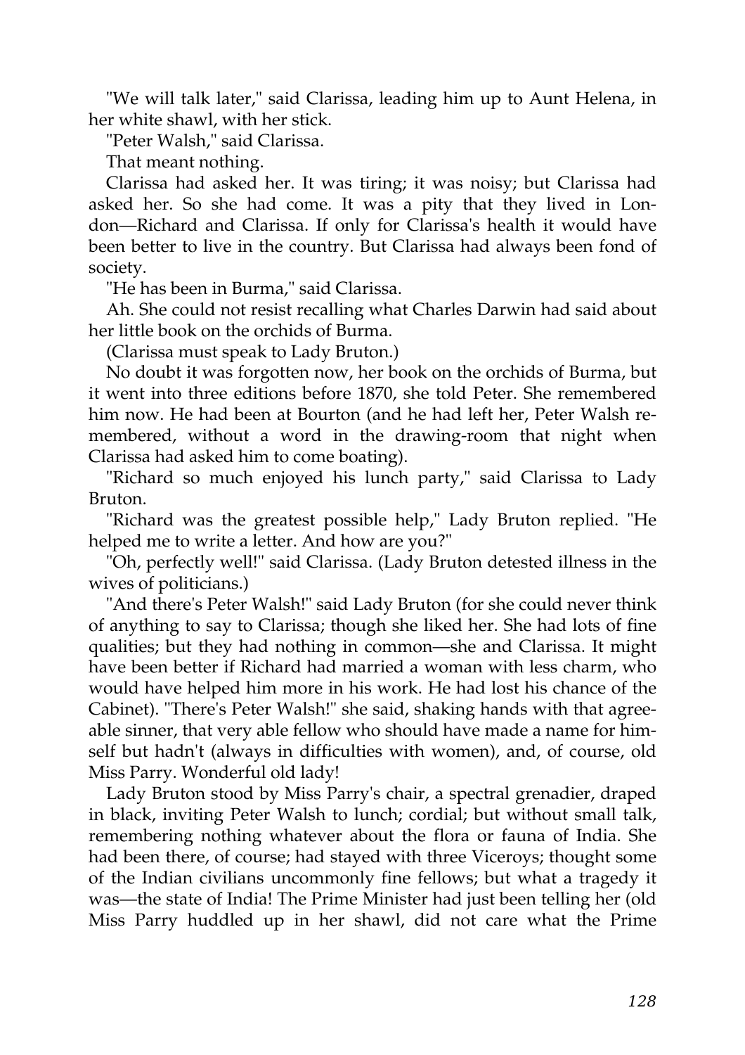"We will talk later," said Clarissa, leading him up to Aunt Helena, in her white shawl, with her stick.

"Peter Walsh," said Clarissa.

That meant nothing.

Clarissa had asked her. It was tiring; it was noisy; but Clarissa had asked her. So she had come. It was a pity that they lived in London—Richard and Clarissa. If only for Clarissa's health it would have been better to live in the country. But Clarissa had always been fond of society.

"He has been in Burma," said Clarissa.

Ah. She could not resist recalling what Charles Darwin had said about her little book on the orchids of Burma.

(Clarissa must speak to Lady Bruton.)

No doubt it was forgotten now, her book on the orchids of Burma, but it went into three editions before 1870, she told Peter. She remembered him now. He had been at Bourton (and he had left her, Peter Walsh remembered, without a word in the drawing-room that night when Clarissa had asked him to come boating).

"Richard so much enjoyed his lunch party," said Clarissa to Lady Bruton.

"Richard was the greatest possible help," Lady Bruton replied. "He helped me to write a letter. And how are you?"

"Oh, perfectly well!" said Clarissa. (Lady Bruton detested illness in the wives of politicians.)

"And there's Peter Walsh!" said Lady Bruton (for she could never think of anything to say to Clarissa; though she liked her. She had lots of fine qualities; but they had nothing in common—she and Clarissa. It might have been better if Richard had married a woman with less charm, who would have helped him more in his work. He had lost his chance of the Cabinet). "There's Peter Walsh!" she said, shaking hands with that agreeable sinner, that very able fellow who should have made a name for himself but hadn't (always in difficulties with women), and, of course, old Miss Parry. Wonderful old lady!

Lady Bruton stood by Miss Parry's chair, a spectral grenadier, draped in black, inviting Peter Walsh to lunch; cordial; but without small talk, remembering nothing whatever about the flora or fauna of India. She had been there, of course; had stayed with three Viceroys; thought some of the Indian civilians uncommonly fine fellows; but what a tragedy it was—the state of India! The Prime Minister had just been telling her (old Miss Parry huddled up in her shawl, did not care what the Prime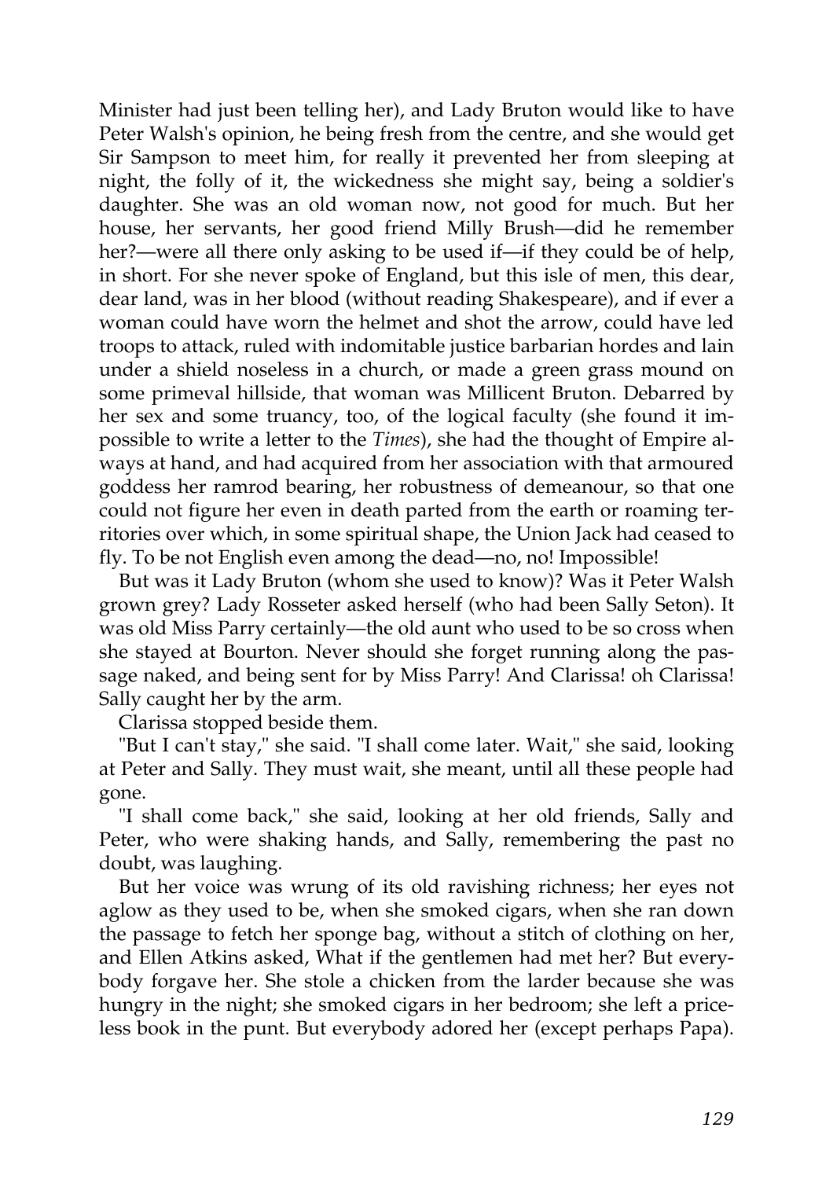Minister had just been telling her), and Lady Bruton would like to have Peter Walsh's opinion, he being fresh from the centre, and she would get Sir Sampson to meet him, for really it prevented her from sleeping at night, the folly of it, the wickedness she might say, being a soldier's daughter. She was an old woman now, not good for much. But her house, her servants, her good friend Milly Brush—did he remember her?—were all there only asking to be used if—if they could be of help, in short. For she never spoke of England, but this isle of men, this dear, dear land, was in her blood (without reading Shakespeare), and if ever a woman could have worn the helmet and shot the arrow, could have led troops to attack, ruled with indomitable justice barbarian hordes and lain under a shield noseless in a church, or made a green grass mound on some primeval hillside, that woman was Millicent Bruton. Debarred by her sex and some truancy, too, of the logical faculty (she found it impossible to write a letter to the *Times*), she had the thought of Empire always at hand, and had acquired from her association with that armoured goddess her ramrod bearing, her robustness of demeanour, so that one could not figure her even in death parted from the earth or roaming territories over which, in some spiritual shape, the Union Jack had ceased to fly. To be not English even among the dead—no, no! Impossible!

But was it Lady Bruton (whom she used to know)? Was it Peter Walsh grown grey? Lady Rosseter asked herself (who had been Sally Seton). It was old Miss Parry certainly—the old aunt who used to be so cross when she stayed at Bourton. Never should she forget running along the passage naked, and being sent for by Miss Parry! And Clarissa! oh Clarissa! Sally caught her by the arm.

Clarissa stopped beside them.

"But I can't stay," she said. "I shall come later. Wait," she said, looking at Peter and Sally. They must wait, she meant, until all these people had gone.

"I shall come back," she said, looking at her old friends, Sally and Peter, who were shaking hands, and Sally, remembering the past no doubt, was laughing.

But her voice was wrung of its old ravishing richness; her eyes not aglow as they used to be, when she smoked cigars, when she ran down the passage to fetch her sponge bag, without a stitch of clothing on her, and Ellen Atkins asked, What if the gentlemen had met her? But everybody forgave her. She stole a chicken from the larder because she was hungry in the night; she smoked cigars in her bedroom; she left a priceless book in the punt. But everybody adored her (except perhaps Papa).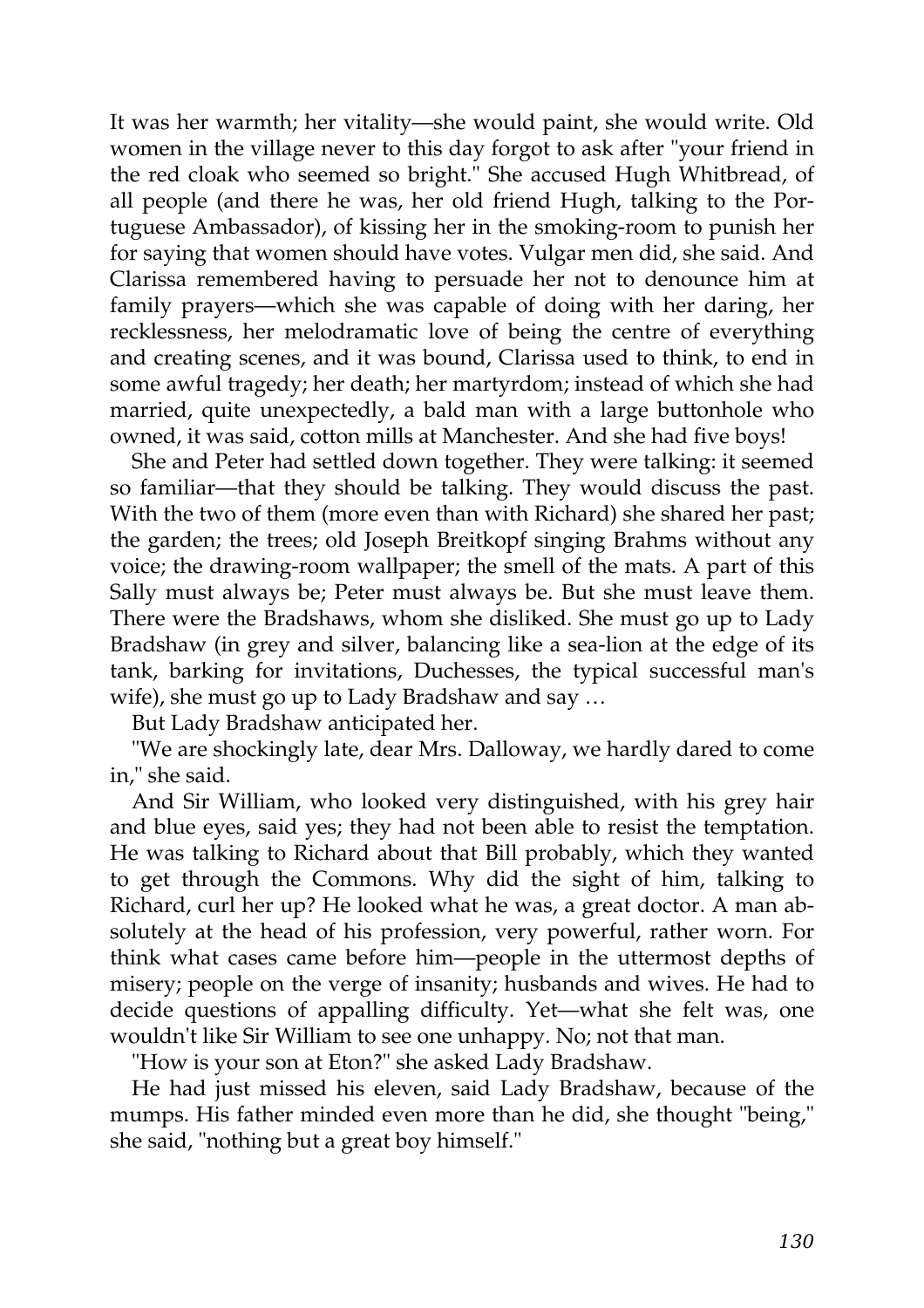It was her warmth; her vitality—she would paint, she would write. Old women in the village never to this day forgot to ask after "your friend in the red cloak who seemed so bright." She accused Hugh Whitbread, of all people (and there he was, her old friend Hugh, talking to the Portuguese Ambassador), of kissing her in the smoking-room to punish her for saying that women should have votes. Vulgar men did, she said. And Clarissa remembered having to persuade her not to denounce him at family prayers—which she was capable of doing with her daring, her recklessness, her melodramatic love of being the centre of everything and creating scenes, and it was bound, Clarissa used to think, to end in some awful tragedy; her death; her martyrdom; instead of which she had married, quite unexpectedly, a bald man with a large buttonhole who owned, it was said, cotton mills at Manchester. And she had five boys!

She and Peter had settled down together. They were talking: it seemed so familiar—that they should be talking. They would discuss the past. With the two of them (more even than with Richard) she shared her past; the garden; the trees; old Joseph Breitkopf singing Brahms without any voice; the drawing-room wallpaper; the smell of the mats. A part of this Sally must always be; Peter must always be. But she must leave them. There were the Bradshaws, whom she disliked. She must go up to Lady Bradshaw (in grey and silver, balancing like a sea-lion at the edge of its tank, barking for invitations, Duchesses, the typical successful man's wife), she must go up to Lady Bradshaw and say …

But Lady Bradshaw anticipated her.

"We are shockingly late, dear Mrs. Dalloway, we hardly dared to come in," she said.

And Sir William, who looked very distinguished, with his grey hair and blue eyes, said yes; they had not been able to resist the temptation. He was talking to Richard about that Bill probably, which they wanted to get through the Commons. Why did the sight of him, talking to Richard, curl her up? He looked what he was, a great doctor. A man absolutely at the head of his profession, very powerful, rather worn. For think what cases came before him—people in the uttermost depths of misery; people on the verge of insanity; husbands and wives. He had to decide questions of appalling difficulty. Yet—what she felt was, one wouldn't like Sir William to see one unhappy. No; not that man.

"How is your son at Eton?" she asked Lady Bradshaw.

He had just missed his eleven, said Lady Bradshaw, because of the mumps. His father minded even more than he did, she thought "being," she said, "nothing but a great boy himself."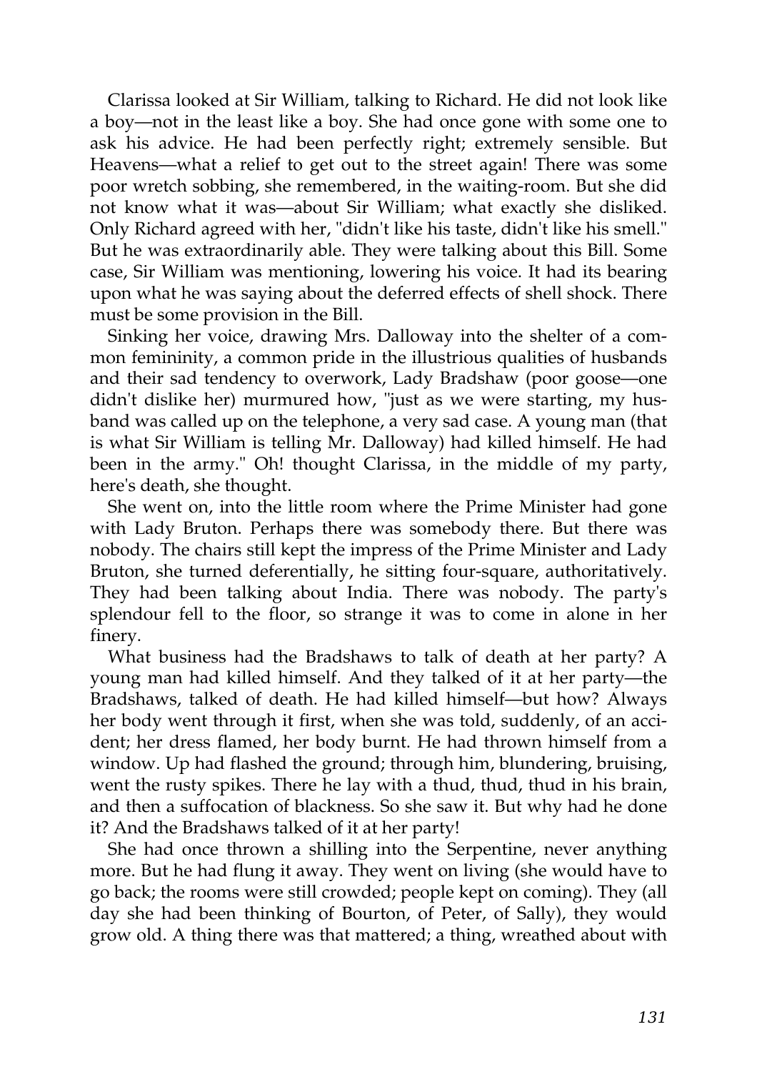Clarissa looked at Sir William, talking to Richard. He did not look like a boy—not in the least like a boy. She had once gone with some one to ask his advice. He had been perfectly right; extremely sensible. But Heavens—what a relief to get out to the street again! There was some poor wretch sobbing, she remembered, in the waiting-room. But she did not know what it was—about Sir William; what exactly she disliked. Only Richard agreed with her, "didn't like his taste, didn't like his smell." But he was extraordinarily able. They were talking about this Bill. Some case, Sir William was mentioning, lowering his voice. It had its bearing upon what he was saying about the deferred effects of shell shock. There must be some provision in the Bill.

Sinking her voice, drawing Mrs. Dalloway into the shelter of a common femininity, a common pride in the illustrious qualities of husbands and their sad tendency to overwork, Lady Bradshaw (poor goose—one didn't dislike her) murmured how, "just as we were starting, my husband was called up on the telephone, a very sad case. A young man (that is what Sir William is telling Mr. Dalloway) had killed himself. He had been in the army." Oh! thought Clarissa, in the middle of my party, here's death, she thought.

She went on, into the little room where the Prime Minister had gone with Lady Bruton. Perhaps there was somebody there. But there was nobody. The chairs still kept the impress of the Prime Minister and Lady Bruton, she turned deferentially, he sitting four-square, authoritatively. They had been talking about India. There was nobody. The party's splendour fell to the floor, so strange it was to come in alone in her finery.

What business had the Bradshaws to talk of death at her party? A young man had killed himself. And they talked of it at her party—the Bradshaws, talked of death. He had killed himself—but how? Always her body went through it first, when she was told, suddenly, of an accident; her dress flamed, her body burnt. He had thrown himself from a window. Up had flashed the ground; through him, blundering, bruising, went the rusty spikes. There he lay with a thud, thud, thud in his brain, and then a suffocation of blackness. So she saw it. But why had he done it? And the Bradshaws talked of it at her party!

She had once thrown a shilling into the Serpentine, never anything more. But he had flung it away. They went on living (she would have to go back; the rooms were still crowded; people kept on coming). They (all day she had been thinking of Bourton, of Peter, of Sally), they would grow old. A thing there was that mattered; a thing, wreathed about with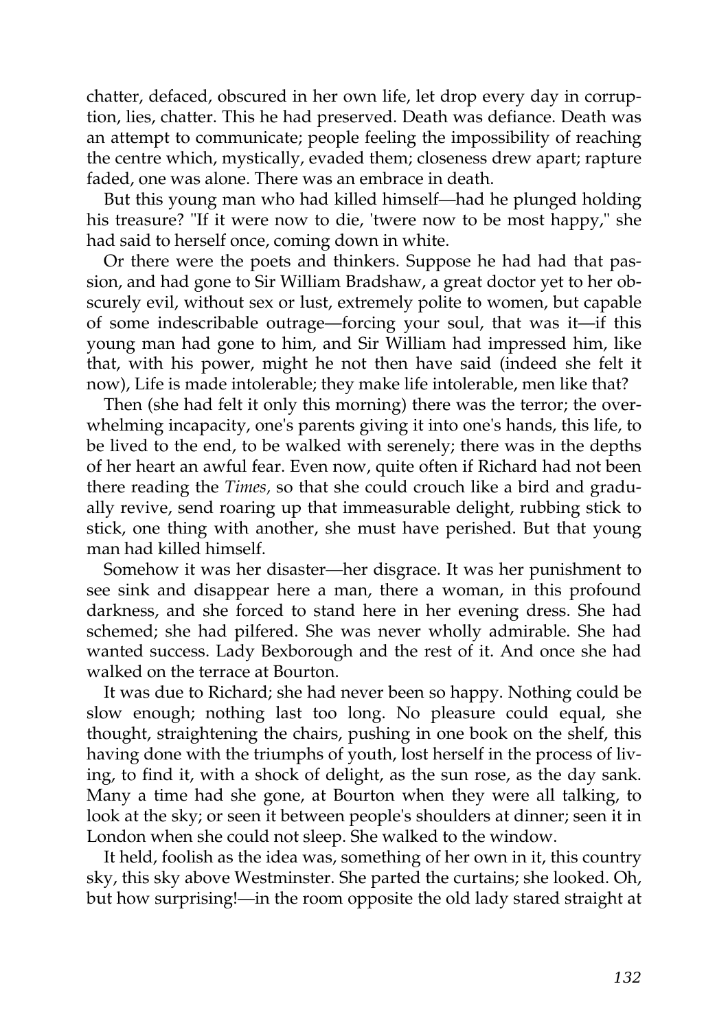chatter, defaced, obscured in her own life, let drop every day in corruption, lies, chatter. This he had preserved. Death was defiance. Death was an attempt to communicate; people feeling the impossibility of reaching the centre which, mystically, evaded them; closeness drew apart; rapture faded, one was alone. There was an embrace in death.

But this young man who had killed himself—had he plunged holding his treasure? "If it were now to die, 'twere now to be most happy," she had said to herself once, coming down in white.

Or there were the poets and thinkers. Suppose he had had that passion, and had gone to Sir William Bradshaw, a great doctor yet to her obscurely evil, without sex or lust, extremely polite to women, but capable of some indescribable outrage—forcing your soul, that was it—if this young man had gone to him, and Sir William had impressed him, like that, with his power, might he not then have said (indeed she felt it now), Life is made intolerable; they make life intolerable, men like that?

Then (she had felt it only this morning) there was the terror; the overwhelming incapacity, one's parents giving it into one's hands, this life, to be lived to the end, to be walked with serenely; there was in the depths of her heart an awful fear. Even now, quite often if Richard had not been there reading the *Times,* so that she could crouch like a bird and gradually revive, send roaring up that immeasurable delight, rubbing stick to stick, one thing with another, she must have perished. But that young man had killed himself.

Somehow it was her disaster—her disgrace. It was her punishment to see sink and disappear here a man, there a woman, in this profound darkness, and she forced to stand here in her evening dress. She had schemed; she had pilfered. She was never wholly admirable. She had wanted success. Lady Bexborough and the rest of it. And once she had walked on the terrace at Bourton.

It was due to Richard; she had never been so happy. Nothing could be slow enough; nothing last too long. No pleasure could equal, she thought, straightening the chairs, pushing in one book on the shelf, this having done with the triumphs of youth, lost herself in the process of living, to find it, with a shock of delight, as the sun rose, as the day sank. Many a time had she gone, at Bourton when they were all talking, to look at the sky; or seen it between people's shoulders at dinner; seen it in London when she could not sleep. She walked to the window.

It held, foolish as the idea was, something of her own in it, this country sky, this sky above Westminster. She parted the curtains; she looked. Oh, but how surprising!—in the room opposite the old lady stared straight at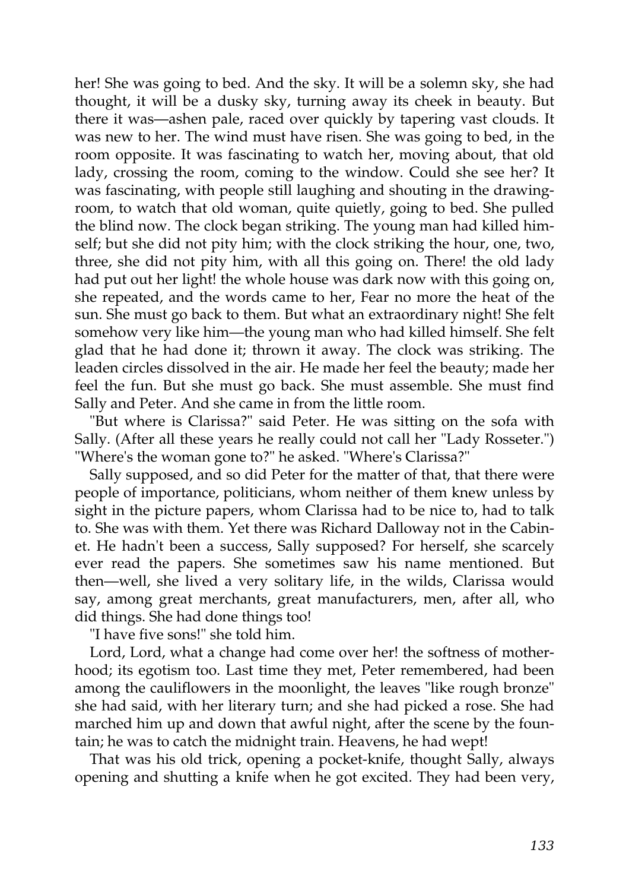her! She was going to bed. And the sky. It will be a solemn sky, she had thought, it will be a dusky sky, turning away its cheek in beauty. But there it was—ashen pale, raced over quickly by tapering vast clouds. It was new to her. The wind must have risen. She was going to bed, in the room opposite. It was fascinating to watch her, moving about, that old lady, crossing the room, coming to the window. Could she see her? It was fascinating, with people still laughing and shouting in the drawing-room, to watch that old woman, quite quietly, going to bed. She pulled the blind now. The clock began striking. The young man had killed himself; but she did not pity him; with the clock striking the hour, one, two, three, she did not pity him, with all this going on. There! the old lady had put out her light! the whole house was dark now with this going on, she repeated, and the words came to her, Fear no more the heat of the sun. She must go back to them. But what an extraordinary night! She felt somehow very like him—the young man who had killed himself. She felt glad that he had done it; thrown it away. The clock was striking. The leaden circles dissolved in the air. He made her feel the beauty; made her feel the fun. But she must go back. She must assemble. She must find Sally and Peter. And she came in from the little room.

"But where is Clarissa?" said Peter. He was sitting on the sofa with Sally. (After all these years he really could not call her "Lady Rosseter.") "Where's the woman gone to?" he asked. "Where's Clarissa?"

Sally supposed, and so did Peter for the matter of that, that there were people of importance, politicians, whom neither of them knew unless by sight in the picture papers, whom Clarissa had to be nice to, had to talk to. She was with them. Yet there was Richard Dalloway not in the Cabinet. He hadn't been a success, Sally supposed? For herself, she scarcely ever read the papers. She sometimes saw his name mentioned. But then—well, she lived a very solitary life, in the wilds, Clarissa would say, among great merchants, great manufacturers, men, after all, who did things. She had done things too!

"I have five sons!" she told him.

Lord, Lord, what a change had come over her! the softness of motherhood; its egotism too. Last time they met, Peter remembered, had been among the cauliflowers in the moonlight, the leaves "like rough bronze" she had said, with her literary turn; and she had picked a rose. She had marched him up and down that awful night, after the scene by the fountain; he was to catch the midnight train. Heavens, he had wept!

That was his old trick, opening a pocket-knife, thought Sally, always opening and shutting a knife when he got excited. They had been very,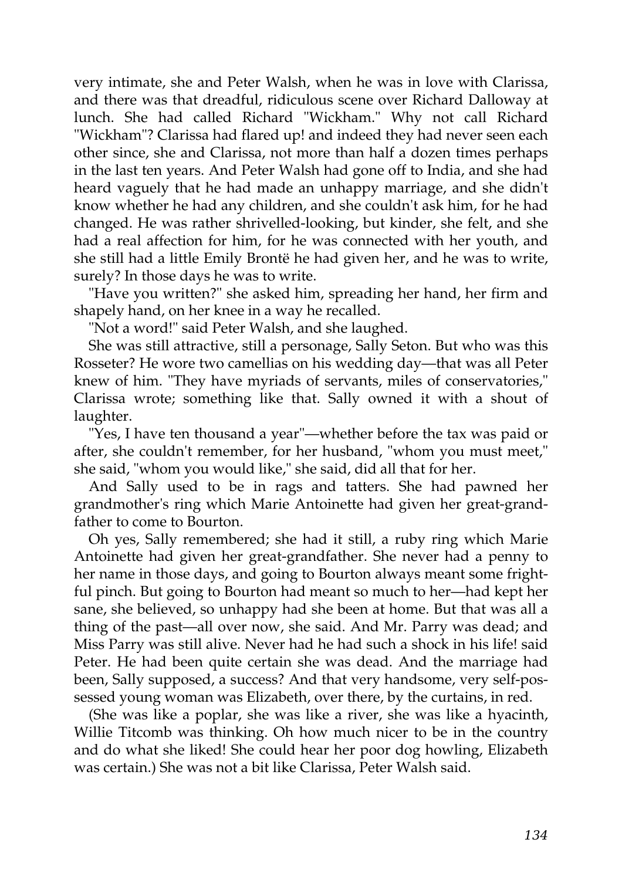very intimate, she and Peter Walsh, when he was in love with Clarissa, and there was that dreadful, ridiculous scene over Richard Dalloway at lunch. She had called Richard "Wickham." Why not call Richard "Wickham"? Clarissa had flared up! and indeed they had never seen each other since, she and Clarissa, not more than half a dozen times perhaps in the last ten years. And Peter Walsh had gone off to India, and she had heard vaguely that he had made an unhappy marriage, and she didn't know whether he had any children, and she couldn't ask him, for he had changed. He was rather shrivelled-looking, but kinder, she felt, and she had a real affection for him, for he was connected with her youth, and she still had a little Emily Brontë he had given her, and he was to write, surely? In those days he was to write.

"Have you written?" she asked him, spreading her hand, her firm and shapely hand, on her knee in a way he recalled.

"Not a word!" said Peter Walsh, and she laughed.

She was still attractive, still a personage, Sally Seton. But who was this Rosseter? He wore two camellias on his wedding day—that was all Peter knew of him. "They have myriads of servants, miles of conservatories," Clarissa wrote; something like that. Sally owned it with a shout of laughter.

"Yes, I have ten thousand a year"—whether before the tax was paid or after, she couldn't remember, for her husband, "whom you must meet," she said, "whom you would like," she said, did all that for her.

And Sally used to be in rags and tatters. She had pawned her grandmother's ring which Marie Antoinette had given her great-grandfather to come to Bourton.

Oh yes, Sally remembered; she had it still, a ruby ring which Marie Antoinette had given her great-grandfather. She never had a penny to her name in those days, and going to Bourton always meant some frightful pinch. But going to Bourton had meant so much to her—had kept her sane, she believed, so unhappy had she been at home. But that was all a thing of the past—all over now, she said. And Mr. Parry was dead; and Miss Parry was still alive. Never had he had such a shock in his life! said Peter. He had been quite certain she was dead. And the marriage had been, Sally supposed, a success? And that very handsome, very self-possessed young woman was Elizabeth, over there, by the curtains, in red.

(She was like a poplar, she was like a river, she was like a hyacinth, Willie Titcomb was thinking. Oh how much nicer to be in the country and do what she liked! She could hear her poor dog howling, Elizabeth was certain.) She was not a bit like Clarissa, Peter Walsh said.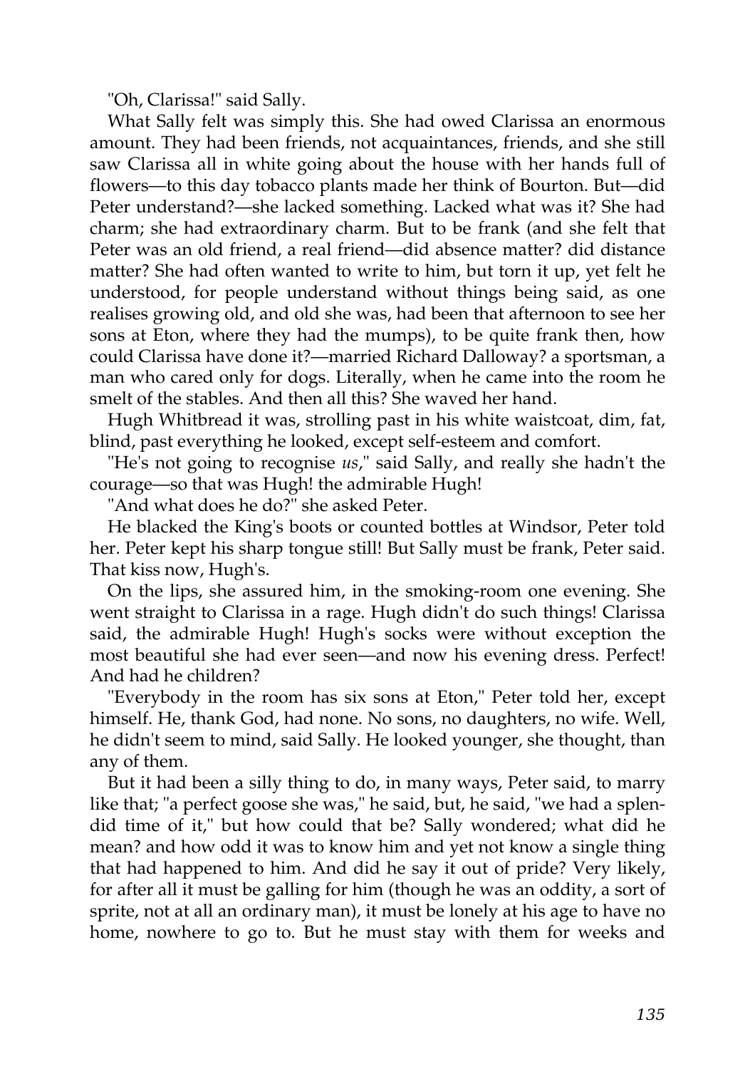"Oh, Clarissa!" said Sally.

What Sally felt was simply this. She had owed Clarissa an enormous amount. They had been friends, not acquaintances, friends, and she still saw Clarissa all in white going about the house with her hands full of flowers—to this day tobacco plants made her think of Bourton. But—did Peter understand?—she lacked something. Lacked what was it? She had charm; she had extraordinary charm. But to be frank (and she felt that Peter was an old friend, a real friend—did absence matter? did distance matter? She had often wanted to write to him, but torn it up, yet felt he understood, for people understand without things being said, as one realises growing old, and old she was, had been that afternoon to see her sons at Eton, where they had the mumps), to be quite frank then, how could Clarissa have done it?—married Richard Dalloway? a sportsman, a man who cared only for dogs. Literally, when he came into the room he smelt of the stables. And then all this? She waved her hand.

Hugh Whitbread it was, strolling past in his white waistcoat, dim, fat, blind, past everything he looked, except self-esteem and comfort.

"He's not going to recognise *us*," said Sally, and really she hadn't the courage—so that was Hugh! the admirable Hugh!

"And what does he do?" she asked Peter.

He blacked the King's boots or counted bottles at Windsor, Peter told her. Peter kept his sharp tongue still! But Sally must be frank, Peter said. That kiss now, Hugh's.

On the lips, she assured him, in the smoking-room one evening. She went straight to Clarissa in a rage. Hugh didn't do such things! Clarissa said, the admirable Hugh! Hugh's socks were without exception the most beautiful she had ever seen—and now his evening dress. Perfect! And had he children?

"Everybody in the room has six sons at Eton," Peter told her, except himself. He, thank God, had none. No sons, no daughters, no wife. Well, he didn't seem to mind, said Sally. He looked younger, she thought, than any of them.

But it had been a silly thing to do, in many ways, Peter said, to marry like that; "a perfect goose she was," he said, but, he said, "we had a splendid time of it," but how could that be? Sally wondered; what did he mean? and how odd it was to know him and yet not know a single thing that had happened to him. And did he say it out of pride? Very likely, for after all it must be galling for him (though he was an oddity, a sort of sprite, not at all an ordinary man), it must be lonely at his age to have no home, nowhere to go to. But he must stay with them for weeks and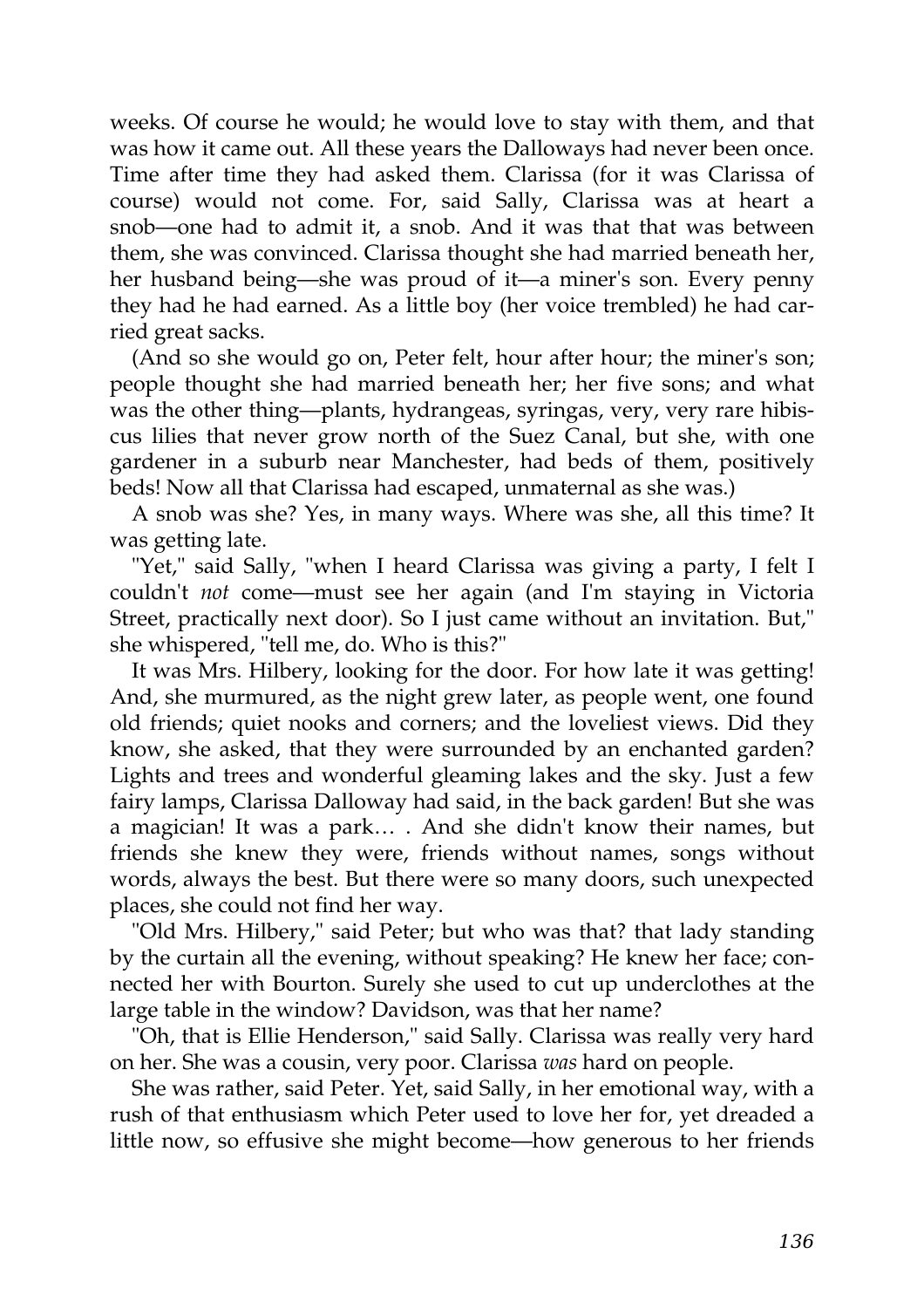weeks. Of course he would; he would love to stay with them, and that was how it came out. All these years the Dalloways had never been once. Time after time they had asked them. Clarissa (for it was Clarissa of course) would not come. For, said Sally, Clarissa was at heart a snob—one had to admit it, a snob. And it was that that was between them, she was convinced. Clarissa thought she had married beneath her, her husband being—she was proud of it—a miner's son. Every penny they had he had earned. As a little boy (her voice trembled) he had carried great sacks.

(And so she would go on, Peter felt, hour after hour; the miner's son; people thought she had married beneath her; her five sons; and what was the other thing—plants, hydrangeas, syringas, very, very rare hibiscus lilies that never grow north of the Suez Canal, but she, with one gardener in a suburb near Manchester, had beds of them, positively beds! Now all that Clarissa had escaped, unmaternal as she was.)

A snob was she? Yes, in many ways. Where was she, all this time? It was getting late.

"Yet," said Sally, "when I heard Clarissa was giving a party, I felt I couldn't *not* come—must see her again (and I'm staying in Victoria Street, practically next door). So I just came without an invitation. But," she whispered, "tell me, do. Who is this?"

It was Mrs. Hilbery, looking for the door. For how late it was getting! And, she murmured, as the night grew later, as people went, one found old friends; quiet nooks and corners; and the loveliest views. Did they know, she asked, that they were surrounded by an enchanted garden? Lights and trees and wonderful gleaming lakes and the sky. Just a few fairy lamps, Clarissa Dalloway had said, in the back garden! But she was a magician! It was a park… . And she didn't know their names, but friends she knew they were, friends without names, songs without words, always the best. But there were so many doors, such unexpected places, she could not find her way.

"Old Mrs. Hilbery," said Peter; but who was that? that lady standing by the curtain all the evening, without speaking? He knew her face; connected her with Bourton. Surely she used to cut up underclothes at the large table in the window? Davidson, was that her name?

"Oh, that is Ellie Henderson," said Sally. Clarissa was really very hard on her. She was a cousin, very poor. Clarissa *was* hard on people.

She was rather, said Peter. Yet, said Sally, in her emotional way, with a rush of that enthusiasm which Peter used to love her for, yet dreaded a little now, so effusive she might become—how generous to her friends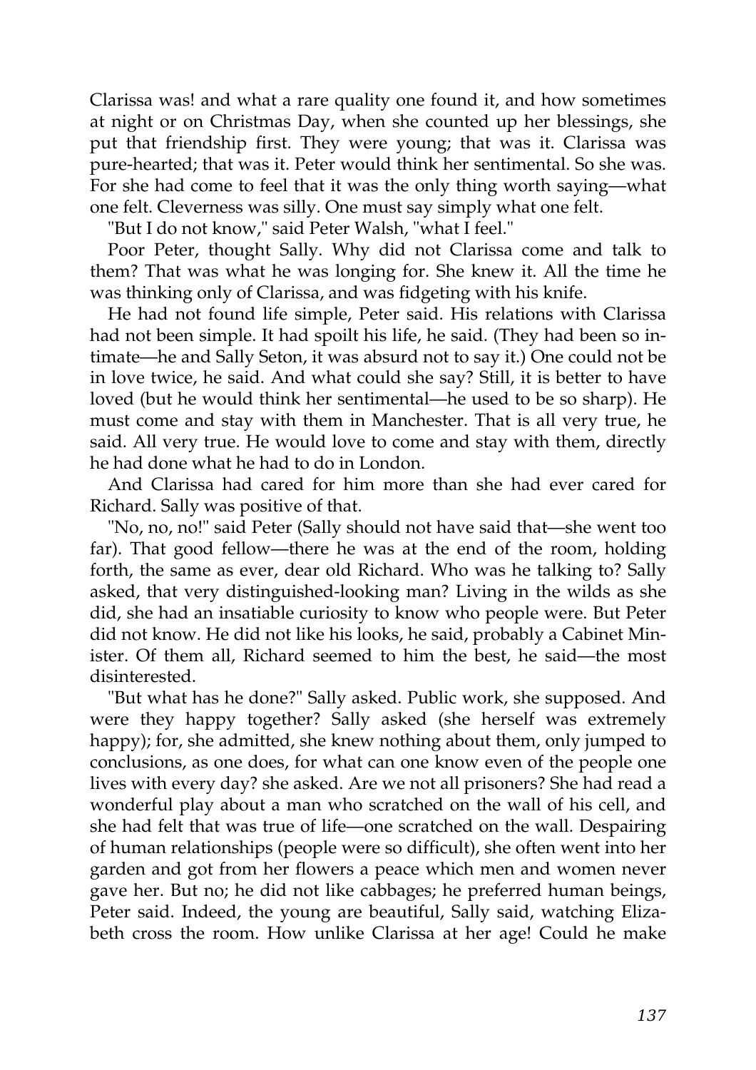Clarissa was! and what a rare quality one found it, and how sometimes at night or on Christmas Day, when she counted up her blessings, she put that friendship first. They were young; that was it. Clarissa was pure-hearted; that was it. Peter would think her sentimental. So she was. For she had come to feel that it was the only thing worth saying—what one felt. Cleverness was silly. One must say simply what one felt.

"But I do not know," said Peter Walsh, "what I feel."

Poor Peter, thought Sally. Why did not Clarissa come and talk to them? That was what he was longing for. She knew it. All the time he was thinking only of Clarissa, and was fidgeting with his knife.

He had not found life simple, Peter said. His relations with Clarissa had not been simple. It had spoilt his life, he said. (They had been so intimate—he and Sally Seton, it was absurd not to say it.) One could not be in love twice, he said. And what could she say? Still, it is better to have loved (but he would think her sentimental—he used to be so sharp). He must come and stay with them in Manchester. That is all very true, he said. All very true. He would love to come and stay with them, directly he had done what he had to do in London.

And Clarissa had cared for him more than she had ever cared for Richard. Sally was positive of that.

"No, no, no!" said Peter (Sally should not have said that—she went too far). That good fellow—there he was at the end of the room, holding forth, the same as ever, dear old Richard. Who was he talking to? Sally asked, that very distinguished-looking man? Living in the wilds as she did, she had an insatiable curiosity to know who people were. But Peter did not know. He did not like his looks, he said, probably a Cabinet Minister. Of them all, Richard seemed to him the best, he said—the most disinterested.

"But what has he done?" Sally asked. Public work, she supposed. And were they happy together? Sally asked (she herself was extremely happy); for, she admitted, she knew nothing about them, only jumped to conclusions, as one does, for what can one know even of the people one lives with every day? she asked. Are we not all prisoners? She had read a wonderful play about a man who scratched on the wall of his cell, and she had felt that was true of life—one scratched on the wall. Despairing of human relationships (people were so difficult), she often went into her garden and got from her flowers a peace which men and women never gave her. But no; he did not like cabbages; he preferred human beings, Peter said. Indeed, the young are beautiful, Sally said, watching Elizabeth cross the room. How unlike Clarissa at her age! Could he make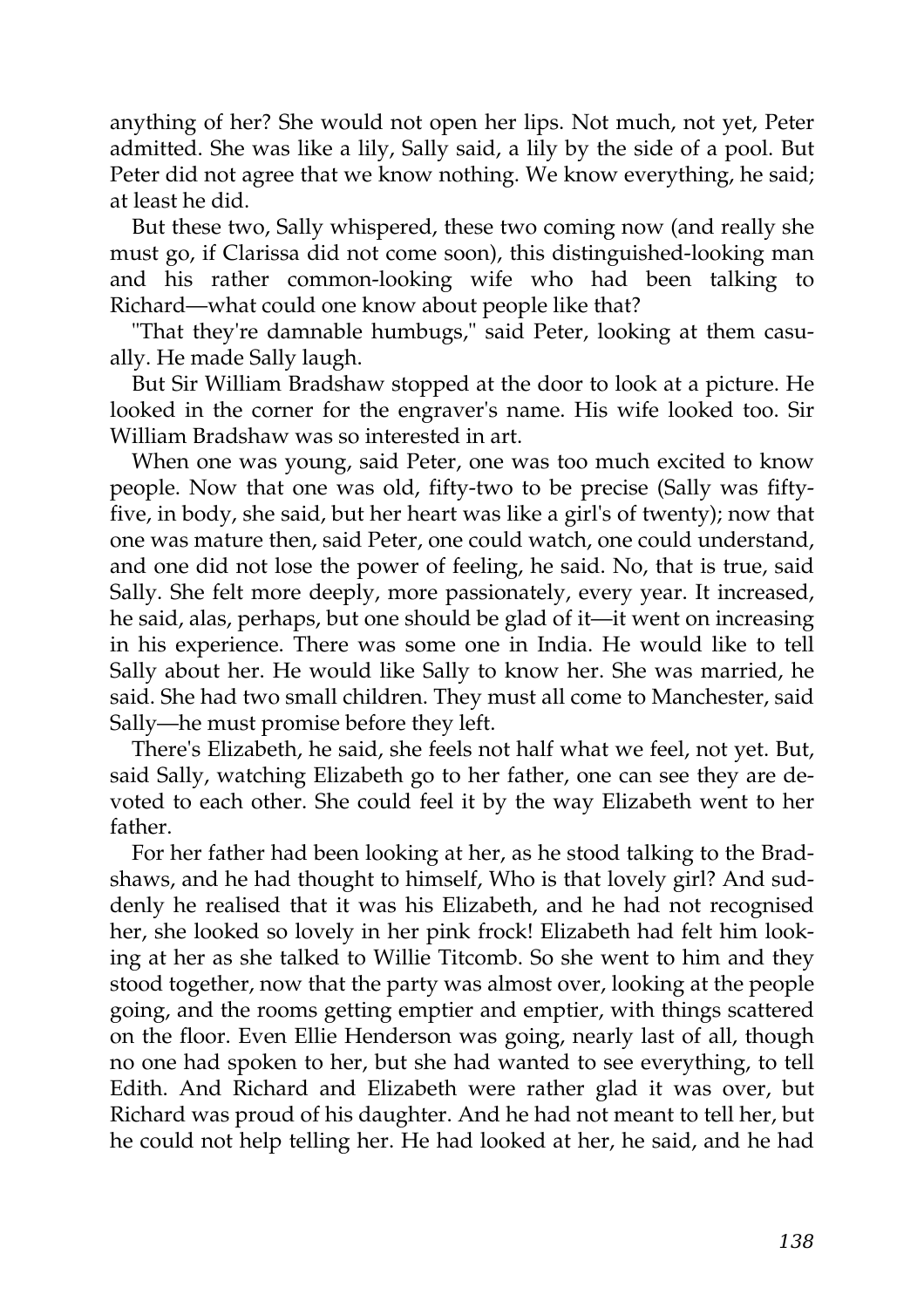anything of her? She would not open her lips. Not much, not yet, Peter admitted. She was like a lily, Sally said, a lily by the side of a pool. But Peter did not agree that we know nothing. We know everything, he said; at least he did.

But these two, Sally whispered, these two coming now (and really she must go, if Clarissa did not come soon), this distinguished-looking man and his rather common-looking wife who had been talking to Richard—what could one know about people like that?

"That they're damnable humbugs," said Peter, looking at them casually. He made Sally laugh.

But Sir William Bradshaw stopped at the door to look at a picture. He looked in the corner for the engraver's name. His wife looked too. Sir William Bradshaw was so interested in art.

When one was young, said Peter, one was too much excited to know people. Now that one was old, fifty-two to be precise (Sally was fifty-five, in body, she said, but her heart was like a girl's of twenty); now that one was mature then, said Peter, one could watch, one could understand, and one did not lose the power of feeling, he said. No, that is true, said Sally. She felt more deeply, more passionately, every year. It increased, he said, alas, perhaps, but one should be glad of it—it went on increasing in his experience. There was some one in India. He would like to tell Sally about her. He would like Sally to know her. She was married, he said. She had two small children. They must all come to Manchester, said Sally—he must promise before they left.

There's Elizabeth, he said, she feels not half what we feel, not yet. But, said Sally, watching Elizabeth go to her father, one can see they are devoted to each other. She could feel it by the way Elizabeth went to her father.

For her father had been looking at her, as he stood talking to the Bradshaws, and he had thought to himself, Who is that lovely girl? And suddenly he realised that it was his Elizabeth, and he had not recognised her, she looked so lovely in her pink frock! Elizabeth had felt him looking at her as she talked to Willie Titcomb. So she went to him and they stood together, now that the party was almost over, looking at the people going, and the rooms getting emptier and emptier, with things scattered on the floor. Even Ellie Henderson was going, nearly last of all, though no one had spoken to her, but she had wanted to see everything, to tell Edith. And Richard and Elizabeth were rather glad it was over, but Richard was proud of his daughter. And he had not meant to tell her, but he could not help telling her. He had looked at her, he said, and he had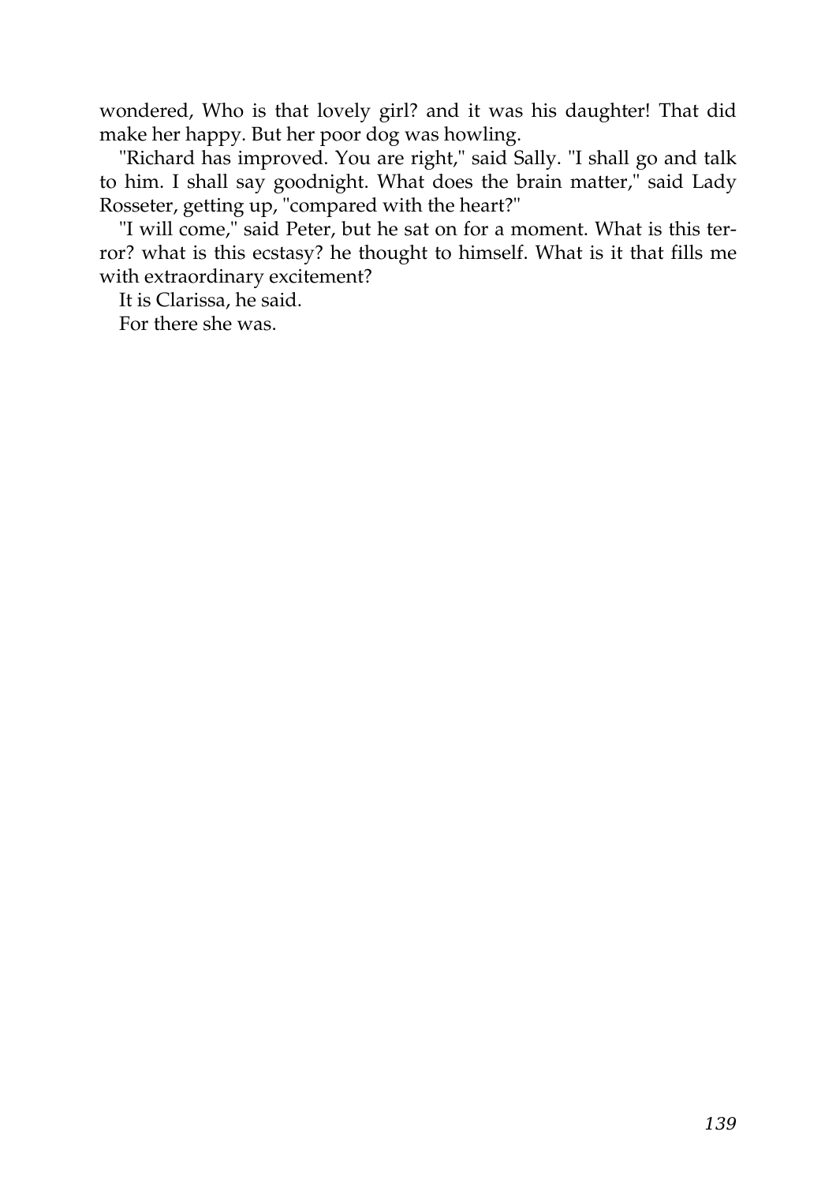wondered, Who is that lovely girl? and it was his daughter! That did make her happy. But her poor dog was howling.

"Richard has improved. You are right," said Sally. "I shall go and talk to him. I shall say goodnight. What does the brain matter," said Lady Rosseter, getting up, "compared with the heart?"

"I will come," said Peter, but he sat on for a moment. What is this terror? what is this ecstasy? he thought to himself. What is it that fills me with extraordinary excitement?

It is Clarissa, he said.

For there she was.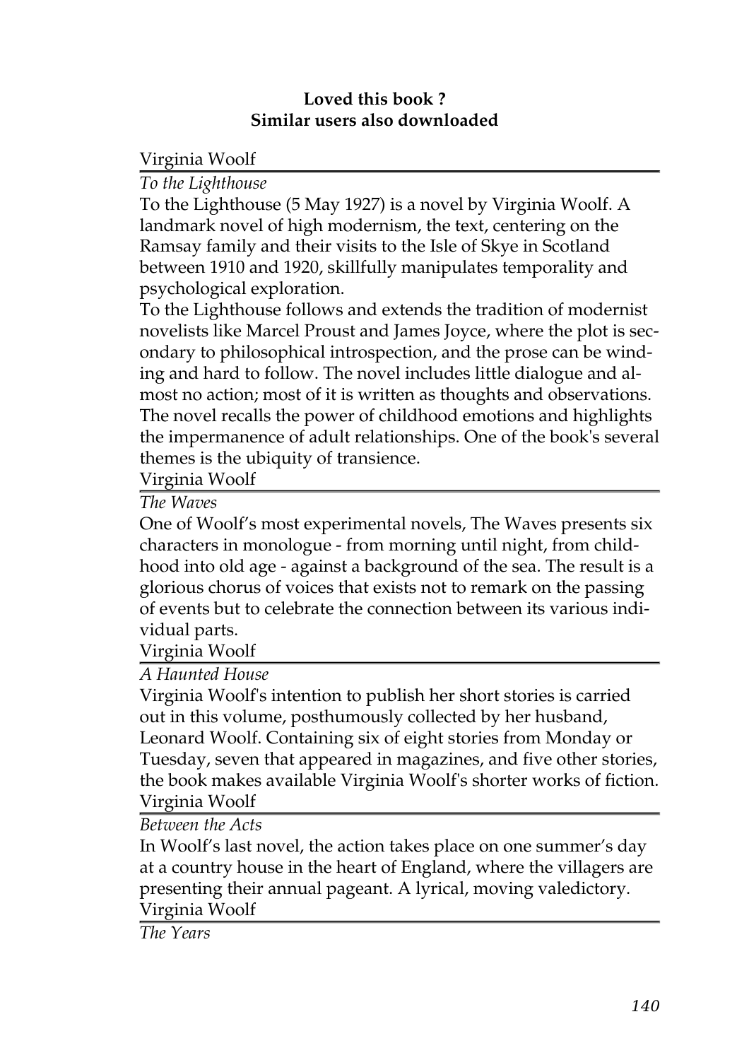**Loved this book ?**
**Similar users also downloaded**

Virginia Woolf

*To the Lighthouse*

To the Lighthouse (5 May 1927) is a novel by Virginia Woolf. A landmark novel of high modernism, the text, centering on the Ramsay family and their visits to the Isle of Skye in Scotland between 1910 and 1920, skillfully manipulates temporality and psychological exploration.

To the Lighthouse follows and extends the tradition of modernist novelists like Marcel Proust and James Joyce, where the plot is secondary to philosophical introspection, and the prose can be winding and hard to follow. The novel includes little dialogue and almost no action; most of it is written as thoughts and observations. The novel recalls the power of childhood emotions and highlights the impermanence of adult relationships. One of the book's several themes is the ubiquity of transience.

Virginia Woolf

*The Waves*

One of Woolf's most experimental novels, The Waves presents six characters in monologue - from morning until night, from childhood into old age - against a background of the sea. The result is a glorious chorus of voices that exists not to remark on the passing of events but to celebrate the connection between its various individual parts.

Virginia Woolf

*A Haunted House*

Virginia Woolf's intention to publish her short stories is carried out in this volume, posthumously collected by her husband, Leonard Woolf. Containing six of eight stories from Monday or Tuesday, seven that appeared in magazines, and five other stories, the book makes available Virginia Woolf's shorter works of fiction.

Virginia Woolf

*Between the Acts*

In Woolf's last novel, the action takes place on one summer's day at a country house in the heart of England, where the villagers are presenting their annual pageant. A lyrical, moving valedictory.

Virginia Woolf

*The Years*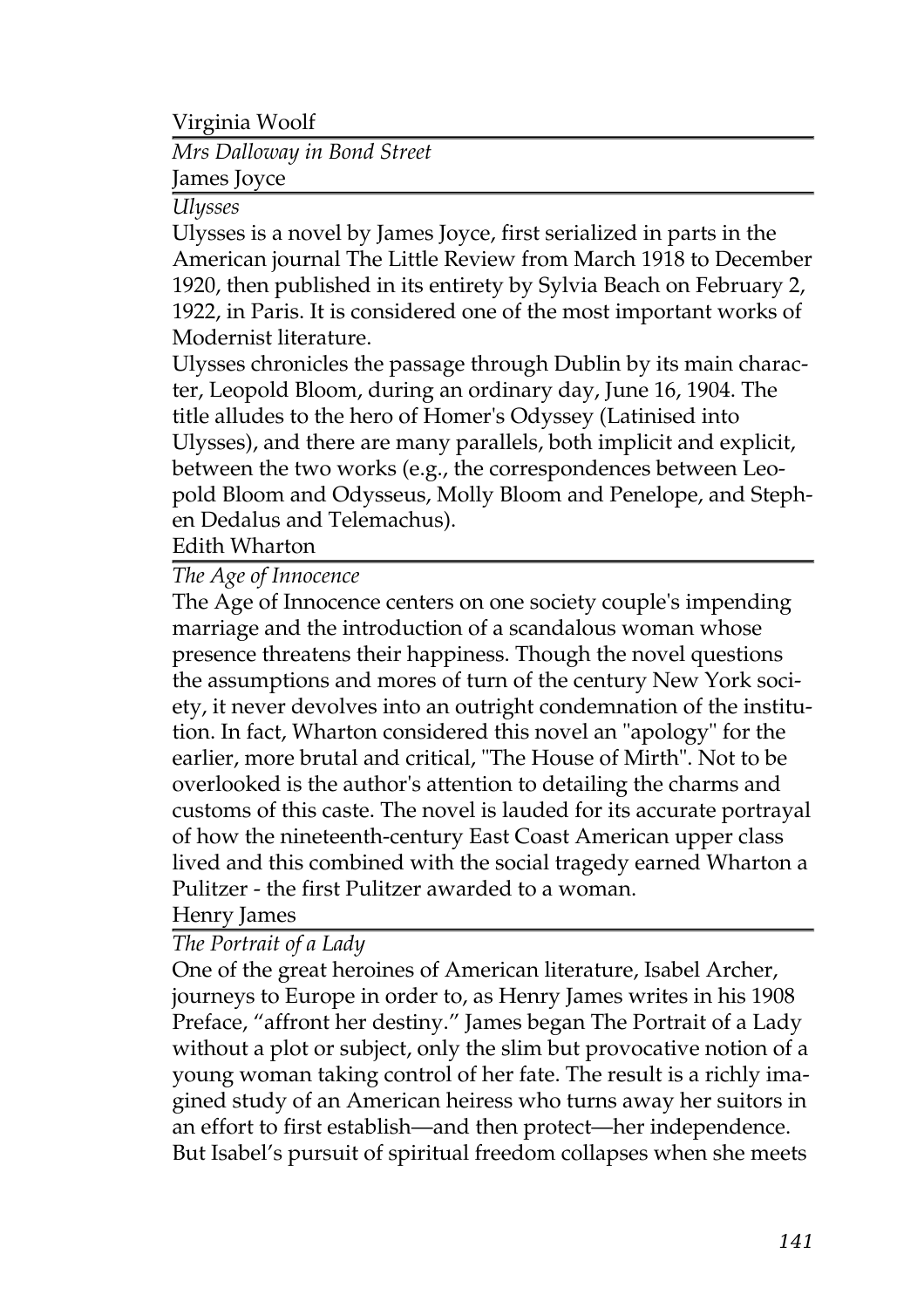Virginia Woolf

*Mrs Dalloway in Bond Street*

James Joyce

*Ulysses*

Ulysses is a novel by James Joyce, first serialized in parts in the American journal The Little Review from March 1918 to December 1920, then published in its entirety by Sylvia Beach on February 2, 1922, in Paris. It is considered one of the most important works of Modernist literature.

Ulysses chronicles the passage through Dublin by its main character, Leopold Bloom, during an ordinary day, June 16, 1904. The title alludes to the hero of Homer's Odyssey (Latinised into Ulysses), and there are many parallels, both implicit and explicit, between the two works (e.g., the correspondences between Leopold Bloom and Odysseus, Molly Bloom and Penelope, and Stephen Dedalus and Telemachus).

Edith Wharton

*The Age of Innocence*

The Age of Innocence centers on one society couple's impending marriage and the introduction of a scandalous woman whose presence threatens their happiness. Though the novel questions the assumptions and mores of turn of the century New York society, it never devolves into an outright condemnation of the institution. In fact, Wharton considered this novel an "apology" for the earlier, more brutal and critical, "The House of Mirth". Not to be overlooked is the author's attention to detailing the charms and customs of this caste. The novel is lauded for its accurate portrayal of how the nineteenth-century East Coast American upper class lived and this combined with the social tragedy earned Wharton a Pulitzer - the first Pulitzer awarded to a woman.

Henry James

*The Portrait of a Lady*

One of the great heroines of American literature, Isabel Archer, journeys to Europe in order to, as Henry James writes in his 1908 Preface, “affront her destiny.” James began The Portrait of a Lady without a plot or subject, only the slim but provocative notion of a young woman taking control of her fate. The result is a richly imagined study of an American heiress who turns away her suitors in an effort to first establish—and then protect—her independence. But Isabel’s pursuit of spiritual freedom collapses when she meets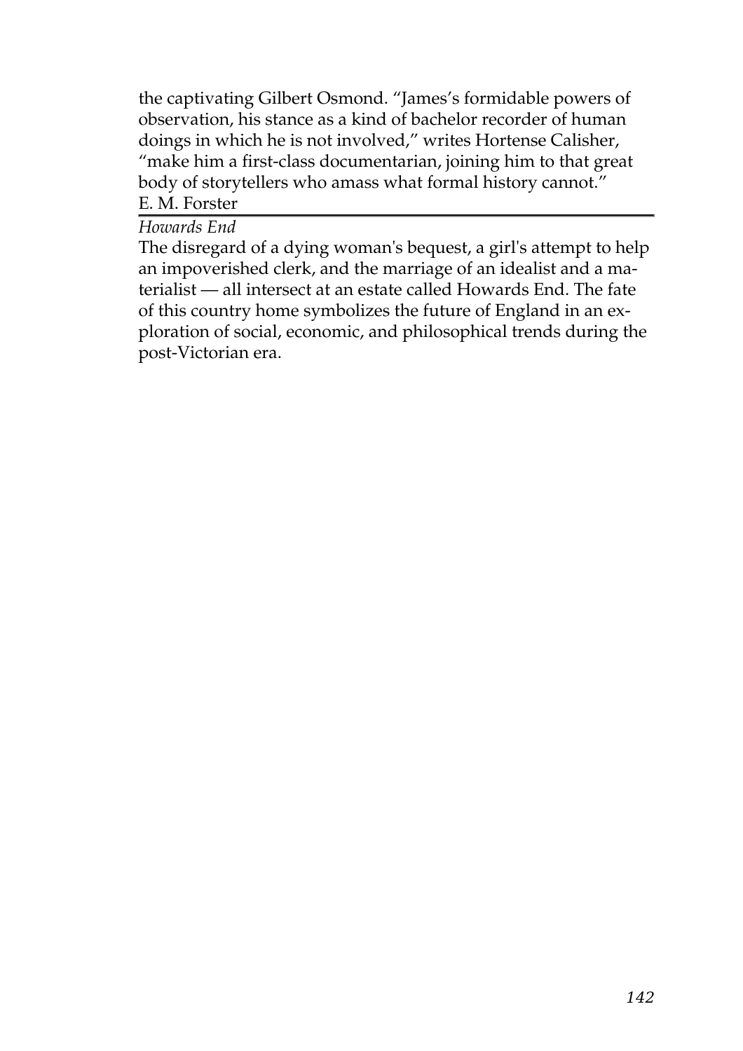the captivating Gilbert Osmond. "James's formidable powers of observation, his stance as a kind of bachelor recorder of human doings in which he is not involved," writes Hortense Calisher, "make him a first-class documentarian, joining him to that great body of storytellers who amass what formal history cannot."

## E. M. Forster

*Howards End*

The disregard of a dying woman's bequest, a girl's attempt to help an impoverished clerk, and the marriage of an idealist and a materialist — all intersect at an estate called Howards End. The fate of this country home symbolizes the future of England in an exploration of social, economic, and philosophical trends during the post-Victorian era.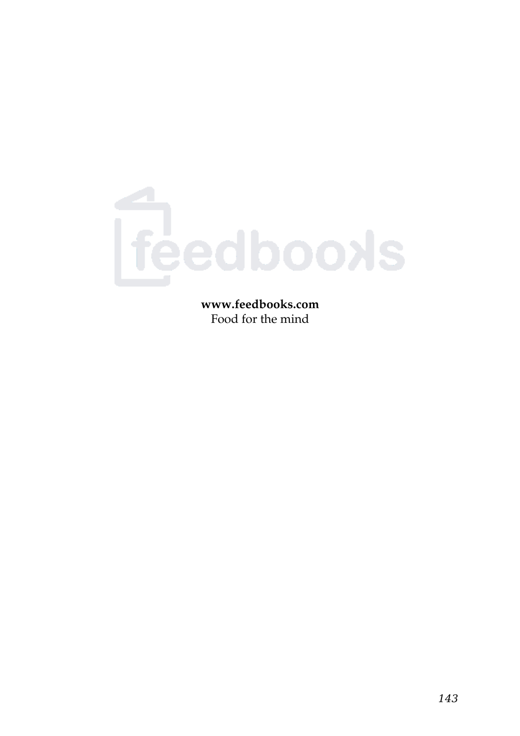**www.feedbooks.com**
Food for the mind